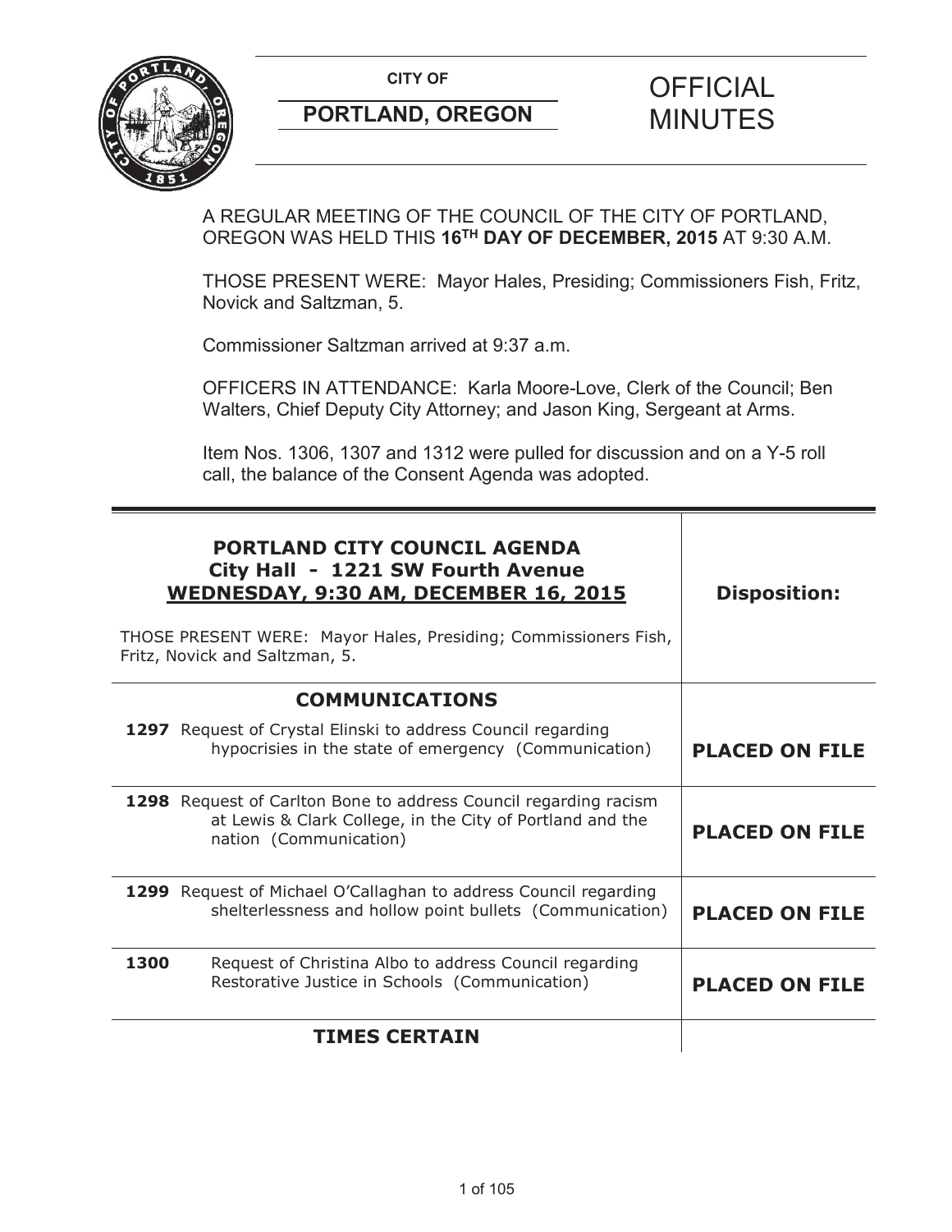**CITY OF**

**PORTLAND, OREGON**

# OFFICIAL MINUTES

A REGULAR MEETING OF THE COUNCIL OF THE CITY OF PORTLAND, OREGON WAS HELD THIS **16TH DAY OF DECEMBER, 2015** AT 9:30 A.M.

THOSE PRESENT WERE: Mayor Hales, Presiding; Commissioners Fish, Fritz, Novick and Saltzman, 5.

Commissioner Saltzman arrived at 9:37 a.m.

OFFICERS IN ATTENDANCE: Karla Moore-Love, Clerk of the Council; Ben Walters, Chief Deputy City Attorney; and Jason King, Sergeant at Arms.

Item Nos. 1306, 1307 and 1312 were pulled for discussion and on a Y-5 roll call, the balance of the Consent Agenda was adopted.

| **PORTLAND CITY COUNCIL AGENDA**<br>**City Hall - 1221 SW Fourth Avenue**<br>**WEDNESDAY, 9:30 AM, DECEMBER 16, 2015**<br><br>THOSE PRESENT WERE: Mayor Hales, Presiding; Commissioners Fish, Fritz, Novick and Saltzman, 5. | **Disposition:** |
|---|---|
| **COMMUNICATIONS** | |
| **1297** Request of Crystal Elinski to address Council regarding hypocrisies in the state of emergency (Communication) | **PLACED ON FILE** |
| **1298** Request of Carlton Bone to address Council regarding racism at Lewis & Clark College, in the City of Portland and the nation (Communication) | **PLACED ON FILE** |
| **1299** Request of Michael O'Callaghan to address Council regarding shelterlessness and hollow point bullets (Communication) | **PLACED ON FILE** |
| **1300** Request of Christina Albo to address Council regarding Restorative Justice in Schools (Communication) | **PLACED ON FILE** |
| **TIMES CERTAIN** | |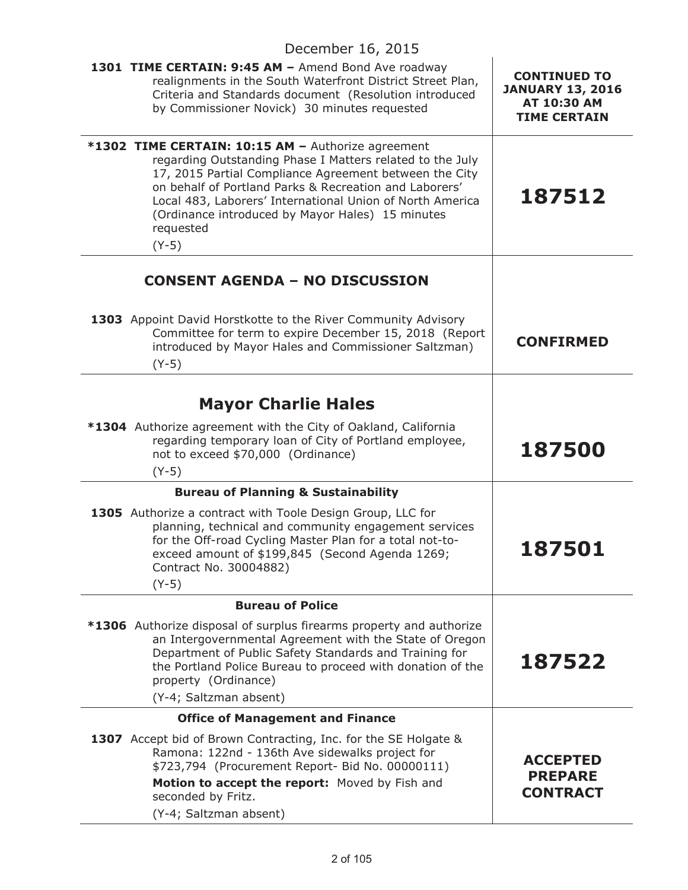December 16, 2015

| | |
|---|---|
| **1301 TIME CERTAIN: 9:45 AM –** Amend Bond Ave roadway realignments in the South Waterfront District Street Plan, Criteria and Standards document (Resolution introduced by Commissioner Novick) 30 minutes requested | **CONTINUED TO JANUARY 13, 2016 AT 10:30 AM TIME CERTAIN** |
| ***1302 TIME CERTAIN: 10:15 AM –** Authorize agreement regarding Outstanding Phase I Matters related to the July 17, 2015 Partial Compliance Agreement between the City on behalf of Portland Parks & Recreation and Laborers' Local 483, Laborers' International Union of North America (Ordinance introduced by Mayor Hales) 15 minutes requested<br>(Y-5) | **187512** |

## CONSENT AGENDA – NO DISCUSSION

| | |
|---|---|
| **1303** Appoint David Horstkotte to the River Community Advisory Committee for term to expire December 15, 2018 (Report introduced by Mayor Hales and Commissioner Saltzman)<br>(Y-5) | **CONFIRMED** |

## Mayor Charlie Hales

| | |
|---|---|
| ***1304** Authorize agreement with the City of Oakland, California regarding temporary loan of City of Portland employee, not to exceed $70,000 (Ordinance)<br>(Y-5) | **187500** |

**Bureau of Planning & Sustainability**

| | |
|---|---|
| **1305** Authorize a contract with Toole Design Group, LLC for planning, technical and community engagement services for the Off-road Cycling Master Plan for a total not-to-exceed amount of $199,845 (Second Agenda 1269; Contract No. 30004882)<br>(Y-5) | **187501** |

**Bureau of Police**

| | |
|---|---|
| ***1306** Authorize disposal of surplus firearms property and authorize an Intergovernmental Agreement with the State of Oregon Department of Public Safety Standards and Training for the Portland Police Bureau to proceed with donation of the property (Ordinance)<br>(Y-4; Saltzman absent) | **187522** |

**Office of Management and Finance**

| | |
|---|---|
| **1307** Accept bid of Brown Contracting, Inc. for the SE Holgate & Ramona: 122nd - 136th Ave sidewalks project for $723,794 (Procurement Report- Bid No. 00000111)<br>**Motion to accept the report:** Moved by Fish and seconded by Fritz.<br>(Y-4; Saltzman absent) | **ACCEPTED PREPARE CONTRACT** |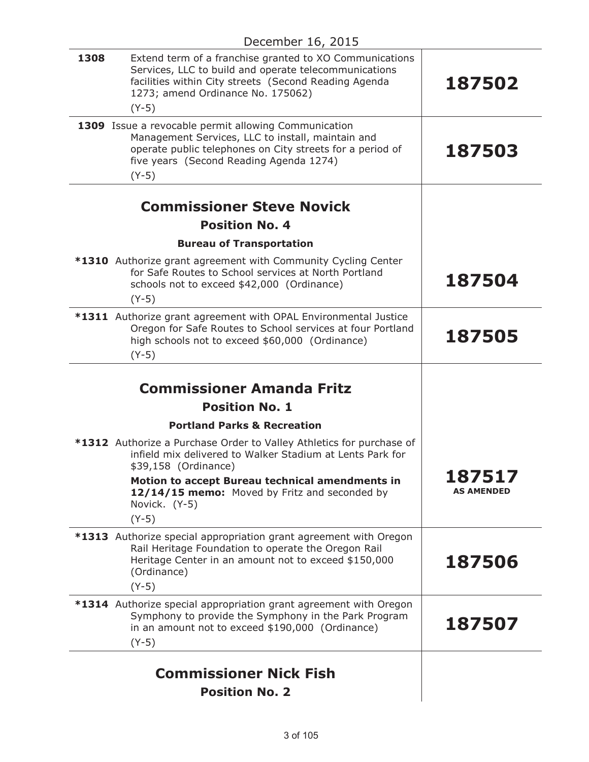December 16, 2015

| | |
|---|---|
| **1308** Extend term of a franchise granted to XO Communications Services, LLC to build and operate telecommunications facilities within City streets (Second Reading Agenda 1273; amend Ordinance No. 175062) (Y-5) | **187502** |
| **1309** Issue a revocable permit allowing Communication Management Services, LLC to install, maintain and operate public telephones on City streets for a period of five years (Second Reading Agenda 1274) (Y-5) | **187503** |

## Commissioner Steve Novick

### Position No. 4

**Bureau of Transportation**

| | |
|---|---|
| **\*1310** Authorize grant agreement with Community Cycling Center for Safe Routes to School services at North Portland schools not to exceed $42,000 (Ordinance) (Y-5) | **187504** |
| **\*1311** Authorize grant agreement with OPAL Environmental Justice Oregon for Safe Routes to School services at four Portland high schools not to exceed $60,000 (Ordinance) (Y-5) | **187505** |

## Commissioner Amanda Fritz

### Position No. 1

**Portland Parks & Recreation**

| | |
|---|---|
| **\*1312** Authorize a Purchase Order to Valley Athletics for purchase of infield mix delivered to Walker Stadium at Lents Park for $39,158 (Ordinance)<br>**Motion to accept Bureau technical amendments in 12/14/15 memo:** Moved by Fritz and seconded by Novick. (Y-5)<br>(Y-5) | **187517 AS AMENDED** |
| **\*1313** Authorize special appropriation grant agreement with Oregon Rail Heritage Foundation to operate the Oregon Rail Heritage Center in an amount not to exceed $150,000 (Ordinance) (Y-5) | **187506** |
| **\*1314** Authorize special appropriation grant agreement with Oregon Symphony to provide the Symphony in the Park Program in an amount not to exceed $190,000 (Ordinance) (Y-5) | **187507** |

## Commissioner Nick Fish

### Position No. 2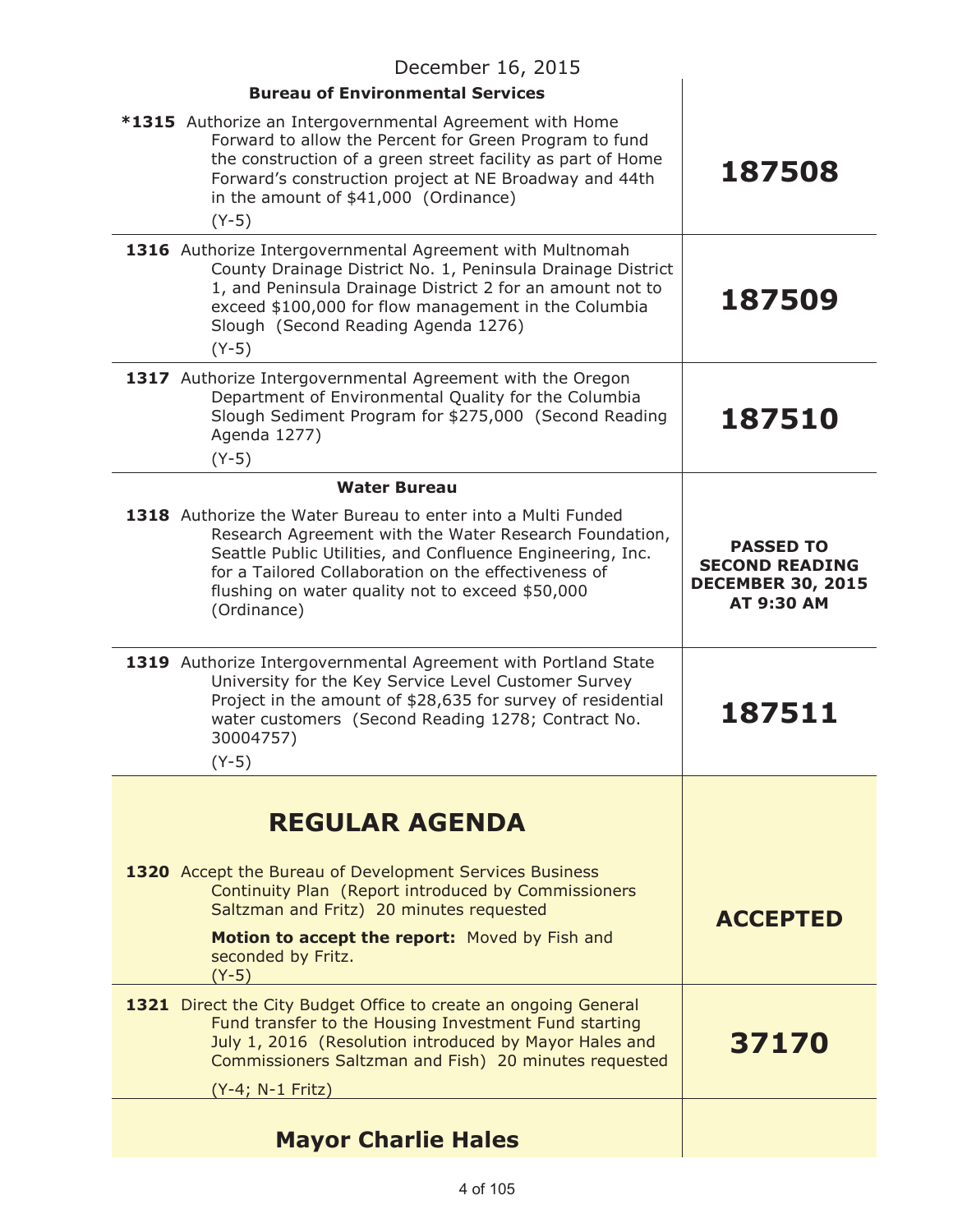December 16, 2015

| | |
|---|---|
| **Bureau of Environmental Services** | |
| ***1315** Authorize an Intergovernmental Agreement with Home Forward to allow the Percent for Green Program to fund the construction of a green street facility as part of Home Forward's construction project at NE Broadway and 44th in the amount of $41,000 (Ordinance)<br>(Y-5) | **187508** |
| **1316** Authorize Intergovernmental Agreement with Multnomah County Drainage District No. 1, Peninsula Drainage District 1, and Peninsula Drainage District 2 for an amount not to exceed $100,000 for flow management in the Columbia Slough (Second Reading Agenda 1276)<br>(Y-5) | **187509** |
| **1317** Authorize Intergovernmental Agreement with the Oregon Department of Environmental Quality for the Columbia Slough Sediment Program for $275,000 (Second Reading Agenda 1277)<br>(Y-5) | **187510** |
| **Water Bureau** | |
| **1318** Authorize the Water Bureau to enter into a Multi Funded Research Agreement with the Water Research Foundation, Seattle Public Utilities, and Confluence Engineering, Inc. for a Tailored Collaboration on the effectiveness of flushing on water quality not to exceed $50,000 (Ordinance) | **PASSED TO SECOND READING DECEMBER 30, 2015 AT 9:30 AM** |
| **1319** Authorize Intergovernmental Agreement with Portland State University for the Key Service Level Customer Survey Project in the amount of $28,635 for survey of residential water customers (Second Reading 1278; Contract No. 30004757)<br>(Y-5) | **187511** |

## REGULAR AGENDA

| | |
|---|---|
| **1320** Accept the Bureau of Development Services Business Continuity Plan (Report introduced by Commissioners Saltzman and Fritz) 20 minutes requested<br>**Motion to accept the report:** Moved by Fish and seconded by Fritz.<br>(Y-5) | **ACCEPTED** |
| **1321** Direct the City Budget Office to create an ongoing General Fund transfer to the Housing Investment Fund starting July 1, 2016 (Resolution introduced by Mayor Hales and Commissioners Saltzman and Fish) 20 minutes requested<br>(Y-4; N-1 Fritz) | **37170** |

### Mayor Charlie Hales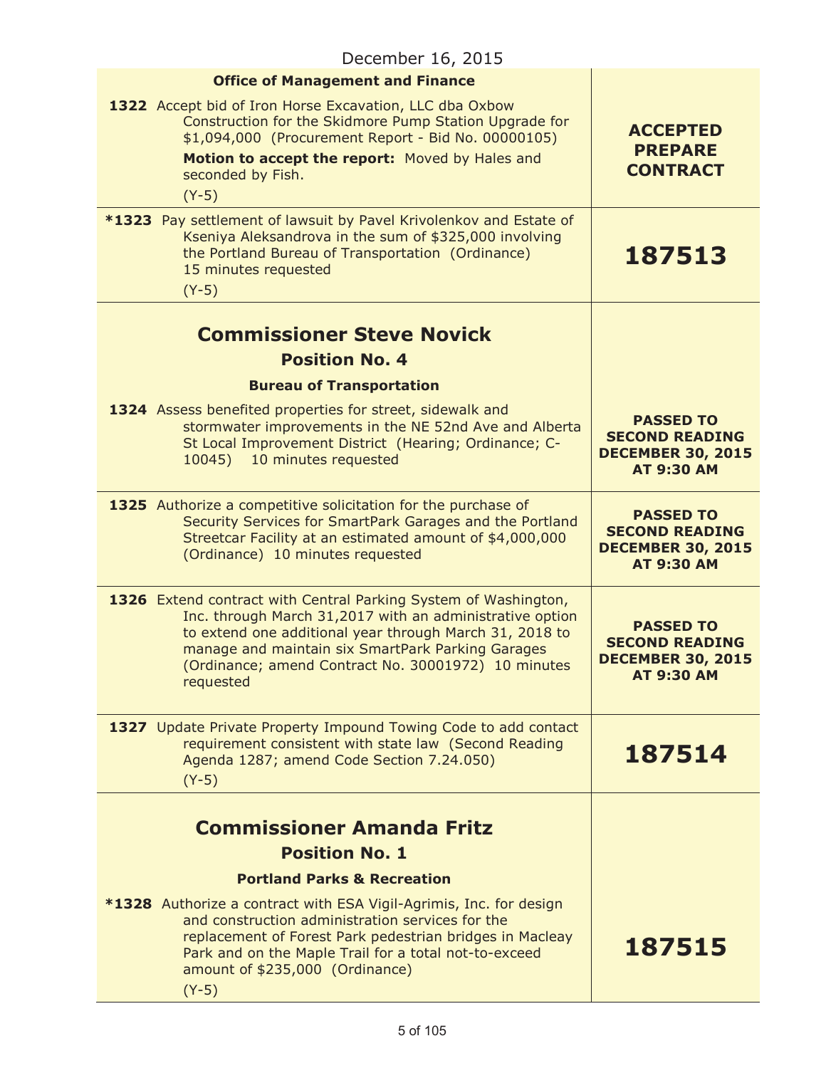December 16, 2015

| | |
|---|---|
| **Office of Management and Finance** | |
| **1322** Accept bid of Iron Horse Excavation, LLC dba Oxbow Construction for the Skidmore Pump Station Upgrade for $1,094,000 (Procurement Report - Bid No. 00000105)<br>**Motion to accept the report:** Moved by Hales and seconded by Fish.<br>(Y-5) | **ACCEPTED PREPARE CONTRACT** |
| ***1323** Pay settlement of lawsuit by Pavel Krivolenkov and Estate of Kseniya Aleksandrova in the sum of $325,000 involving the Portland Bureau of Transportation (Ordinance) 15 minutes requested<br>(Y-5) | **187513** |
| **Commissioner Steve Novick**<br>**Position No. 4**<br>**Bureau of Transportation** | |
| **1324** Assess benefited properties for street, sidewalk and stormwater improvements in the NE 52nd Ave and Alberta St Local Improvement District (Hearing; Ordinance; C-10045) 10 minutes requested | **PASSED TO SECOND READING DECEMBER 30, 2015 AT 9:30 AM** |
| **1325** Authorize a competitive solicitation for the purchase of Security Services for SmartPark Garages and the Portland Streetcar Facility at an estimated amount of $4,000,000 (Ordinance) 10 minutes requested | **PASSED TO SECOND READING DECEMBER 30, 2015 AT 9:30 AM** |
| **1326** Extend contract with Central Parking System of Washington, Inc. through March 31,2017 with an administrative option to extend one additional year through March 31, 2018 to manage and maintain six SmartPark Parking Garages (Ordinance; amend Contract No. 30001972) 10 minutes requested | **PASSED TO SECOND READING DECEMBER 30, 2015 AT 9:30 AM** |
| **1327** Update Private Property Impound Towing Code to add contact requirement consistent with state law (Second Reading Agenda 1287; amend Code Section 7.24.050)<br>(Y-5) | **187514** |
| **Commissioner Amanda Fritz**<br>**Position No. 1**<br>**Portland Parks & Recreation** | |
| ***1328** Authorize a contract with ESA Vigil-Agrimis, Inc. for design and construction administration services for the replacement of Forest Park pedestrian bridges in Macleay Park and on the Maple Trail for a total not-to-exceed amount of $235,000 (Ordinance)<br>(Y-5) | **187515** |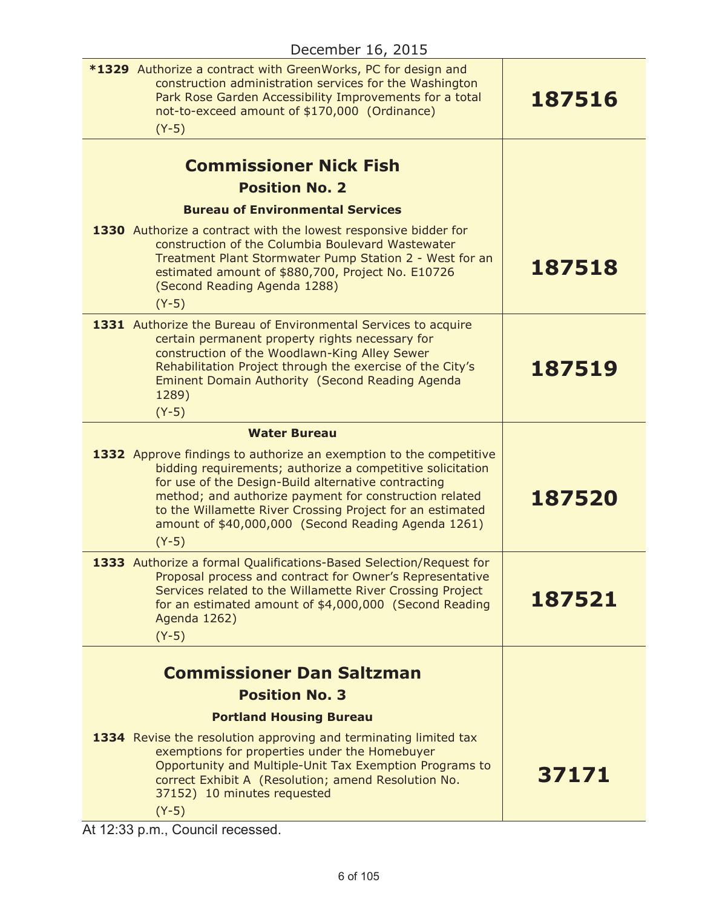December 16, 2015

| | |
|---|---|
| ***1329** Authorize a contract with GreenWorks, PC for design and construction administration services for the Washington Park Rose Garden Accessibility Improvements for a total not-to-exceed amount of $170,000 (Ordinance)<br>(Y-5) | **187516** |
| **Commissioner Nick Fish**<br>**Position No. 2**<br>**Bureau of Environmental Services**<br>**1330** Authorize a contract with the lowest responsive bidder for construction of the Columbia Boulevard Wastewater Treatment Plant Stormwater Pump Station 2 - West for an estimated amount of $880,700, Project No. E10726 (Second Reading Agenda 1288)<br>(Y-5) | **187518** |
| **1331** Authorize the Bureau of Environmental Services to acquire certain permanent property rights necessary for construction of the Woodlawn-King Alley Sewer Rehabilitation Project through the exercise of the City's Eminent Domain Authority (Second Reading Agenda 1289)<br>(Y-5) | **187519** |
| **Water Bureau**<br>**1332** Approve findings to authorize an exemption to the competitive bidding requirements; authorize a competitive solicitation for use of the Design-Build alternative contracting method; and authorize payment for construction related to the Willamette River Crossing Project for an estimated amount of $40,000,000 (Second Reading Agenda 1261)<br>(Y-5) | **187520** |
| **1333** Authorize a formal Qualifications-Based Selection/Request for Proposal process and contract for Owner's Representative Services related to the Willamette River Crossing Project for an estimated amount of $4,000,000 (Second Reading Agenda 1262)<br>(Y-5) | **187521** |
| **Commissioner Dan Saltzman**<br>**Position No. 3**<br>**Portland Housing Bureau**<br>**1334** Revise the resolution approving and terminating limited tax exemptions for properties under the Homebuyer Opportunity and Multiple-Unit Tax Exemption Programs to correct Exhibit A (Resolution; amend Resolution No. 37152) 10 minutes requested<br>(Y-5) | **37171** |

At 12:33 p.m., Council recessed.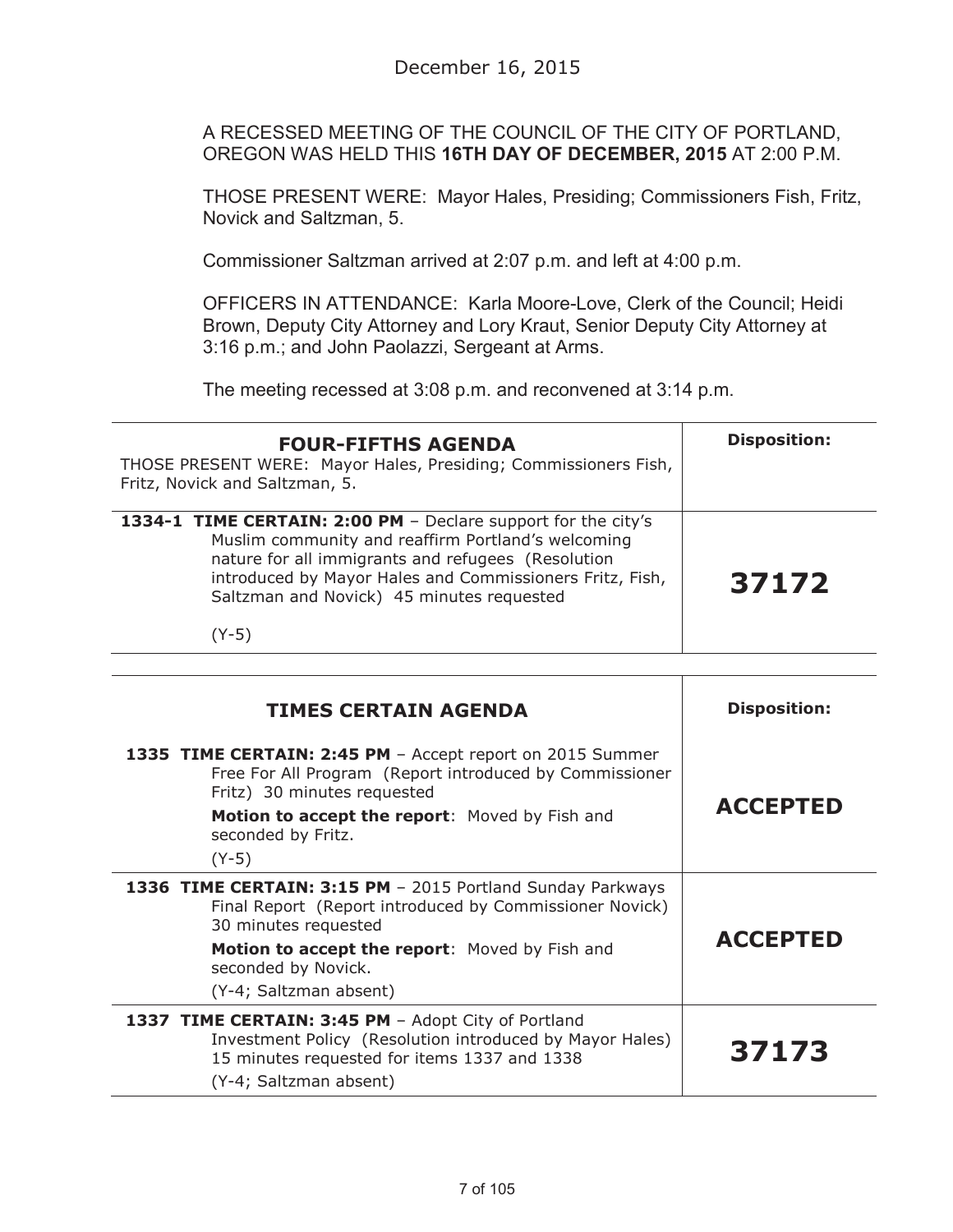December 16, 2015

A RECESSED MEETING OF THE COUNCIL OF THE CITY OF PORTLAND, OREGON WAS HELD THIS **16TH DAY OF DECEMBER, 2015** AT 2:00 P.M.

THOSE PRESENT WERE: Mayor Hales, Presiding; Commissioners Fish, Fritz, Novick and Saltzman, 5.

Commissioner Saltzman arrived at 2:07 p.m. and left at 4:00 p.m.

OFFICERS IN ATTENDANCE: Karla Moore-Love, Clerk of the Council; Heidi Brown, Deputy City Attorney and Lory Kraut, Senior Deputy City Attorney at 3:16 p.m.; and John Paolazzi, Sergeant at Arms.

The meeting recessed at 3:08 p.m. and reconvened at 3:14 p.m.

| **FOUR-FIFTHS AGENDA**<br>THOSE PRESENT WERE: Mayor Hales, Presiding; Commissioners Fish, Fritz, Novick and Saltzman, 5. | **Disposition:** |
|---|---|
| **1334-1 TIME CERTAIN: 2:00 PM** – Declare support for the city's Muslim community and reaffirm Portland's welcoming nature for all immigrants and refugees (Resolution introduced by Mayor Hales and Commissioners Fritz, Fish, Saltzman and Novick) 45 minutes requested<br>(Y-5) | **37172** |

| **TIMES CERTAIN AGENDA** | **Disposition:** |
|---|---|
| **1335 TIME CERTAIN: 2:45 PM** – Accept report on 2015 Summer Free For All Program (Report introduced by Commissioner Fritz) 30 minutes requested<br>**Motion to accept the report**: Moved by Fish and seconded by Fritz.<br>(Y-5) | **ACCEPTED** |
| **1336 TIME CERTAIN: 3:15 PM** – 2015 Portland Sunday Parkways Final Report (Report introduced by Commissioner Novick) 30 minutes requested<br>**Motion to accept the report**: Moved by Fish and seconded by Novick.<br>(Y-4; Saltzman absent) | **ACCEPTED** |
| **1337 TIME CERTAIN: 3:45 PM** – Adopt City of Portland Investment Policy (Resolution introduced by Mayor Hales) 15 minutes requested for items 1337 and 1338<br>(Y-4; Saltzman absent) | **37173** |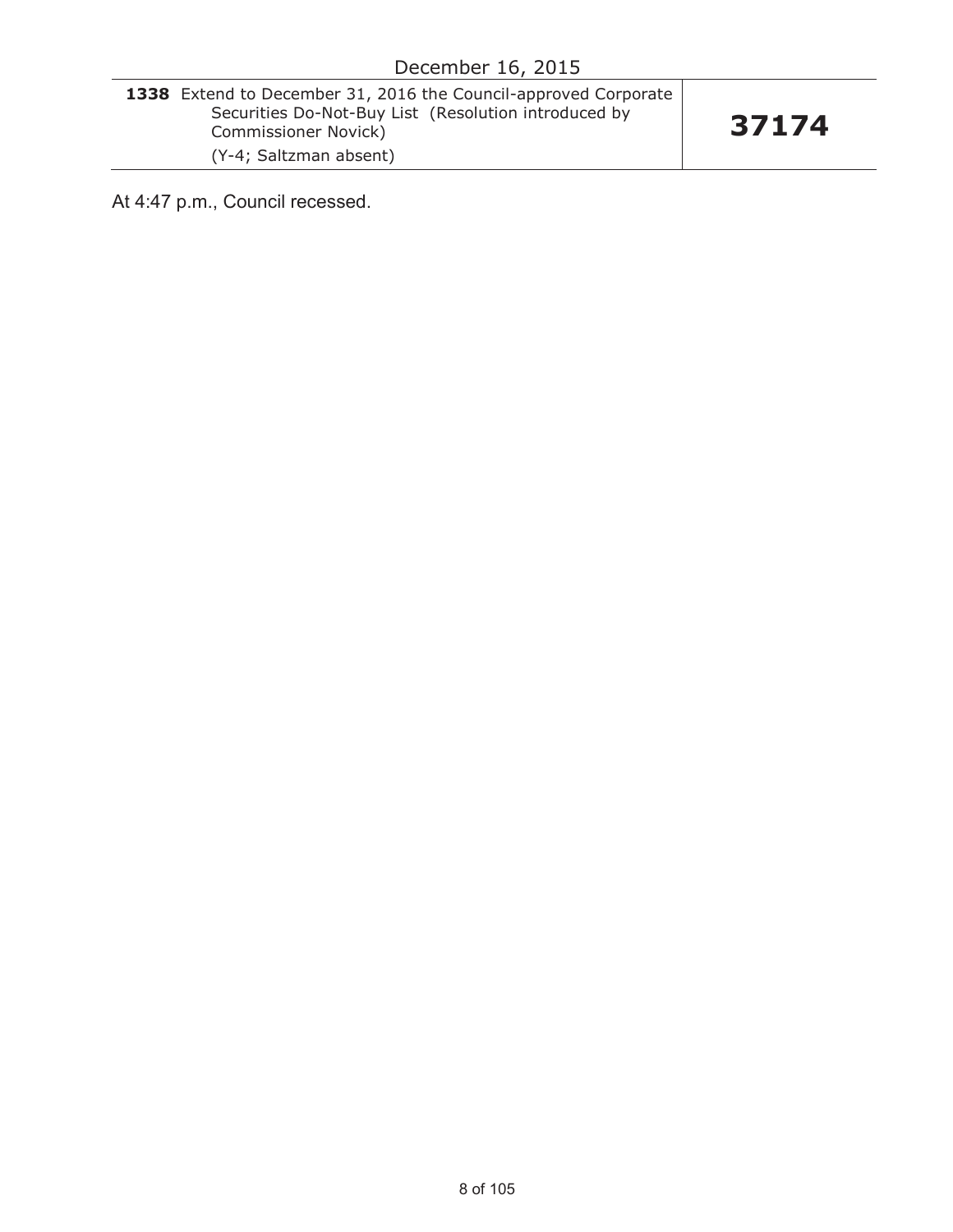December 16, 2015

| | |
|---|---|
| **1338** Extend to December 31, 2016 the Council-approved Corporate Securities Do-Not-Buy List (Resolution introduced by Commissioner Novick)<br>(Y-4; Saltzman absent) | **37174** |

At 4:47 p.m., Council recessed.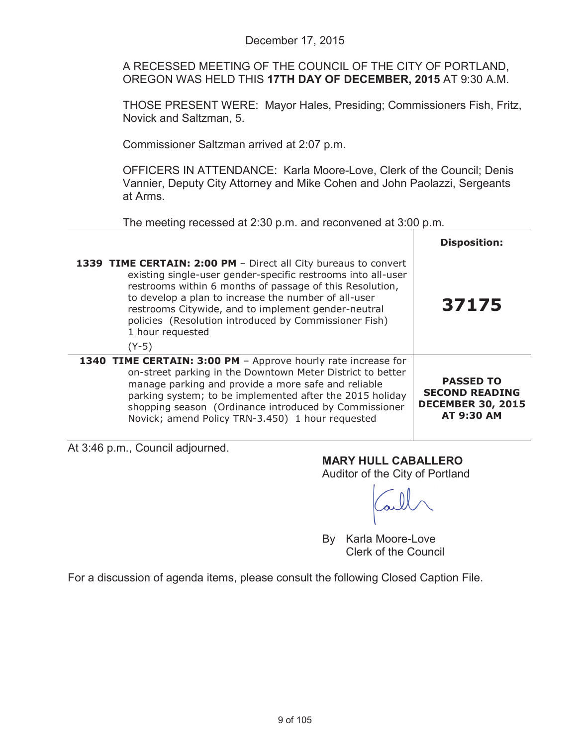December 17, 2015

A RECESSED MEETING OF THE COUNCIL OF THE CITY OF PORTLAND, OREGON WAS HELD THIS **17TH DAY OF DECEMBER, 2015** AT 9:30 A.M.

THOSE PRESENT WERE: Mayor Hales, Presiding; Commissioners Fish, Fritz, Novick and Saltzman, 5.

Commissioner Saltzman arrived at 2:07 p.m.

OFFICERS IN ATTENDANCE: Karla Moore-Love, Clerk of the Council; Denis Vannier, Deputy City Attorney and Mike Cohen and John Paolazzi, Sergeants at Arms.

The meeting recessed at 2:30 p.m. and reconvened at 3:00 p.m.

| | **Disposition:** |
|---|---|
| **1339 TIME CERTAIN: 2:00 PM** – Direct all City bureaus to convert existing single-user gender-specific restrooms into all-user restrooms within 6 months of passage of this Resolution, to develop a plan to increase the number of all-user restrooms Citywide, and to implement gender-neutral policies (Resolution introduced by Commissioner Fish) 1 hour requested (Y-5) | **37175** |
| **1340 TIME CERTAIN: 3:00 PM** – Approve hourly rate increase for on-street parking in the Downtown Meter District to better manage parking and provide a more safe and reliable parking system; to be implemented after the 2015 holiday shopping season (Ordinance introduced by Commissioner Novick; amend Policy TRN-3.450) 1 hour requested | **PASSED TO SECOND READING DECEMBER 30, 2015 AT 9:30 AM** |

At 3:46 p.m., Council adjourned.

**MARY HULL CABALLERO**
Auditor of the City of Portland

By Karla Moore-Love
Clerk of the Council

For a discussion of agenda items, please consult the following Closed Caption File.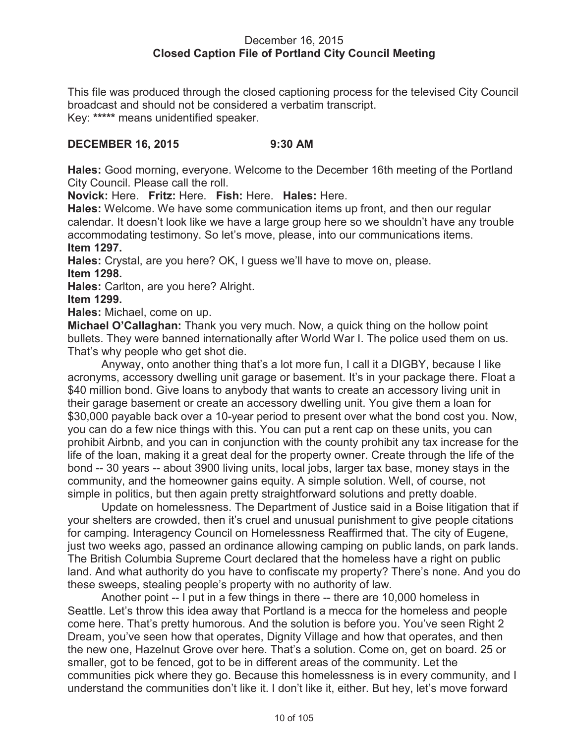December 16, 2015
**Closed Caption File of Portland City Council Meeting**

This file was produced through the closed captioning process for the televised City Council broadcast and should not be considered a verbatim transcript.
Key: ***** means unidentified speaker.

**DECEMBER 16, 2015 9:30 AM**

**Hales:** Good morning, everyone. Welcome to the December 16th meeting of the Portland City Council. Please call the roll.

**Novick:** Here. **Fritz:** Here. **Fish:** Here. **Hales:** Here.

**Hales:** Welcome. We have some communication items up front, and then our regular calendar. It doesn't look like we have a large group here so we shouldn't have any trouble accommodating testimony. So let's move, please, into our communications items.

**Item 1297.**

**Hales:** Crystal, are you here? OK, I guess we'll have to move on, please.

**Item 1298.**

**Hales:** Carlton, are you here? Alright.

**Item 1299.**

**Hales:** Michael, come on up.

**Michael O'Callaghan:** Thank you very much. Now, a quick thing on the hollow point bullets. They were banned internationally after World War I. The police used them on us. That's why people who get shot die.

Anyway, onto another thing that's a lot more fun, I call it a DIGBY, because I like acronyms, accessory dwelling unit garage or basement. It's in your package there. Float a $40 million bond. Give loans to anybody that wants to create an accessory living unit in their garage basement or create an accessory dwelling unit. You give them a loan for $30,000 payable back over a 10-year period to present over what the bond cost you. Now, you can do a few nice things with this. You can put a rent cap on these units, you can prohibit Airbnb, and you can in conjunction with the county prohibit any tax increase for the life of the loan, making it a great deal for the property owner. Create through the life of the bond -- 30 years -- about 3900 living units, local jobs, larger tax base, money stays in the community, and the homeowner gains equity. A simple solution. Well, of course, not simple in politics, but then again pretty straightforward solutions and pretty doable.

Update on homelessness. The Department of Justice said in a Boise litigation that if your shelters are crowded, then it's cruel and unusual punishment to give people citations for camping. Interagency Council on Homelessness Reaffirmed that. The city of Eugene, just two weeks ago, passed an ordinance allowing camping on public lands, on park lands. The British Columbia Supreme Court declared that the homeless have a right on public land. And what authority do you have to confiscate my property? There's none. And you do these sweeps, stealing people's property with no authority of law.

Another point -- I put in a few things in there -- there are 10,000 homeless in Seattle. Let's throw this idea away that Portland is a mecca for the homeless and people come here. That's pretty humorous. And the solution is before you. You've seen Right 2 Dream, you've seen how that operates, Dignity Village and how that operates, and then the new one, Hazelnut Grove over here. That's a solution. Come on, get on board. 25 or smaller, got to be fenced, got to be in different areas of the community. Let the communities pick where they go. Because this homelessness is in every community, and I understand the communities don't like it. I don't like it, either. But hey, let's move forward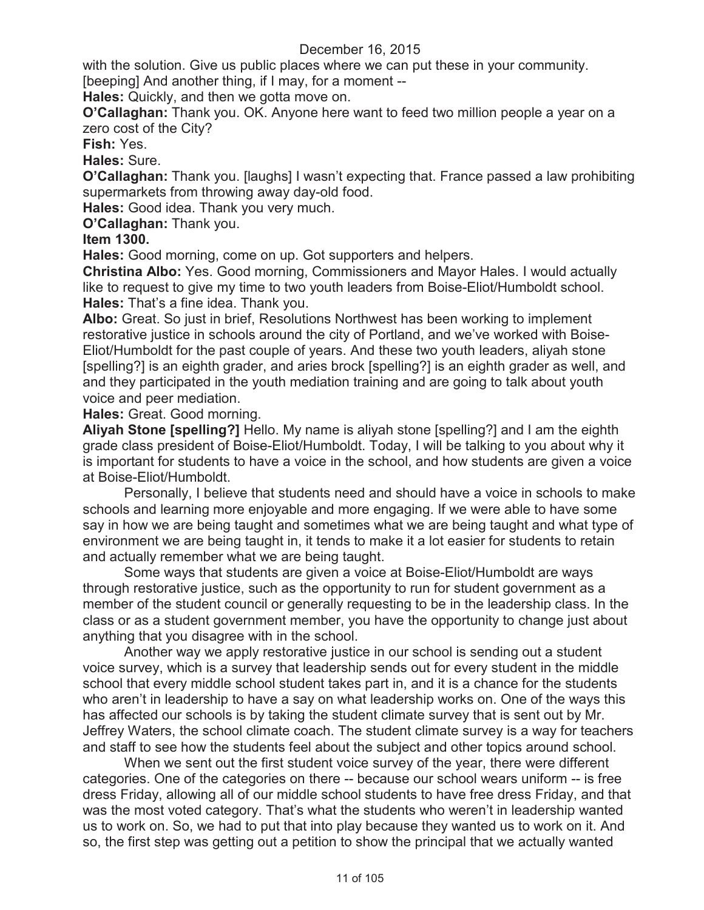with the solution. Give us public places where we can put these in your community. [beeping] And another thing, if I may, for a moment --

**Hales:** Quickly, and then we gotta move on.

**O'Callaghan:** Thank you. OK. Anyone here want to feed two million people a year on a zero cost of the City?

**Fish:** Yes.

**Hales:** Sure.

**O'Callaghan:** Thank you. [laughs] I wasn't expecting that. France passed a law prohibiting supermarkets from throwing away day-old food.

**Hales:** Good idea. Thank you very much.

**O'Callaghan:** Thank you.

**Item 1300.**

**Hales:** Good morning, come on up. Got supporters and helpers.

**Christina Albo:** Yes. Good morning, Commissioners and Mayor Hales. I would actually like to request to give my time to two youth leaders from Boise-Eliot/Humboldt school.

**Hales:** That's a fine idea. Thank you.

**Albo:** Great. So just in brief, Resolutions Northwest has been working to implement restorative justice in schools around the city of Portland, and we've worked with Boise-Eliot/Humboldt for the past couple of years. And these two youth leaders, aliyah stone [spelling?] is an eighth grader, and aries brock [spelling?] is an eighth grader as well, and and they participated in the youth mediation training and are going to talk about youth voice and peer mediation.

**Hales:** Great. Good morning.

**Aliyah Stone [spelling?]** Hello. My name is aliyah stone [spelling?] and I am the eighth grade class president of Boise-Eliot/Humboldt. Today, I will be talking to you about why it is important for students to have a voice in the school, and how students are given a voice at Boise-Eliot/Humboldt.

Personally, I believe that students need and should have a voice in schools to make schools and learning more enjoyable and more engaging. If we were able to have some say in how we are being taught and sometimes what we are being taught and what type of environment we are being taught in, it tends to make it a lot easier for students to retain and actually remember what we are being taught.

Some ways that students are given a voice at Boise-Eliot/Humboldt are ways through restorative justice, such as the opportunity to run for student government as a member of the student council or generally requesting to be in the leadership class. In the class or as a student government member, you have the opportunity to change just about anything that you disagree with in the school.

Another way we apply restorative justice in our school is sending out a student voice survey, which is a survey that leadership sends out for every student in the middle school that every middle school student takes part in, and it is a chance for the students who aren't in leadership to have a say on what leadership works on. One of the ways this has affected our schools is by taking the student climate survey that is sent out by Mr. Jeffrey Waters, the school climate coach. The student climate survey is a way for teachers and staff to see how the students feel about the subject and other topics around school.

When we sent out the first student voice survey of the year, there were different categories. One of the categories on there -- because our school wears uniform -- is free dress Friday, allowing all of our middle school students to have free dress Friday, and that was the most voted category. That's what the students who weren't in leadership wanted us to work on. So, we had to put that into play because they wanted us to work on it. And so, the first step was getting out a petition to show the principal that we actually wanted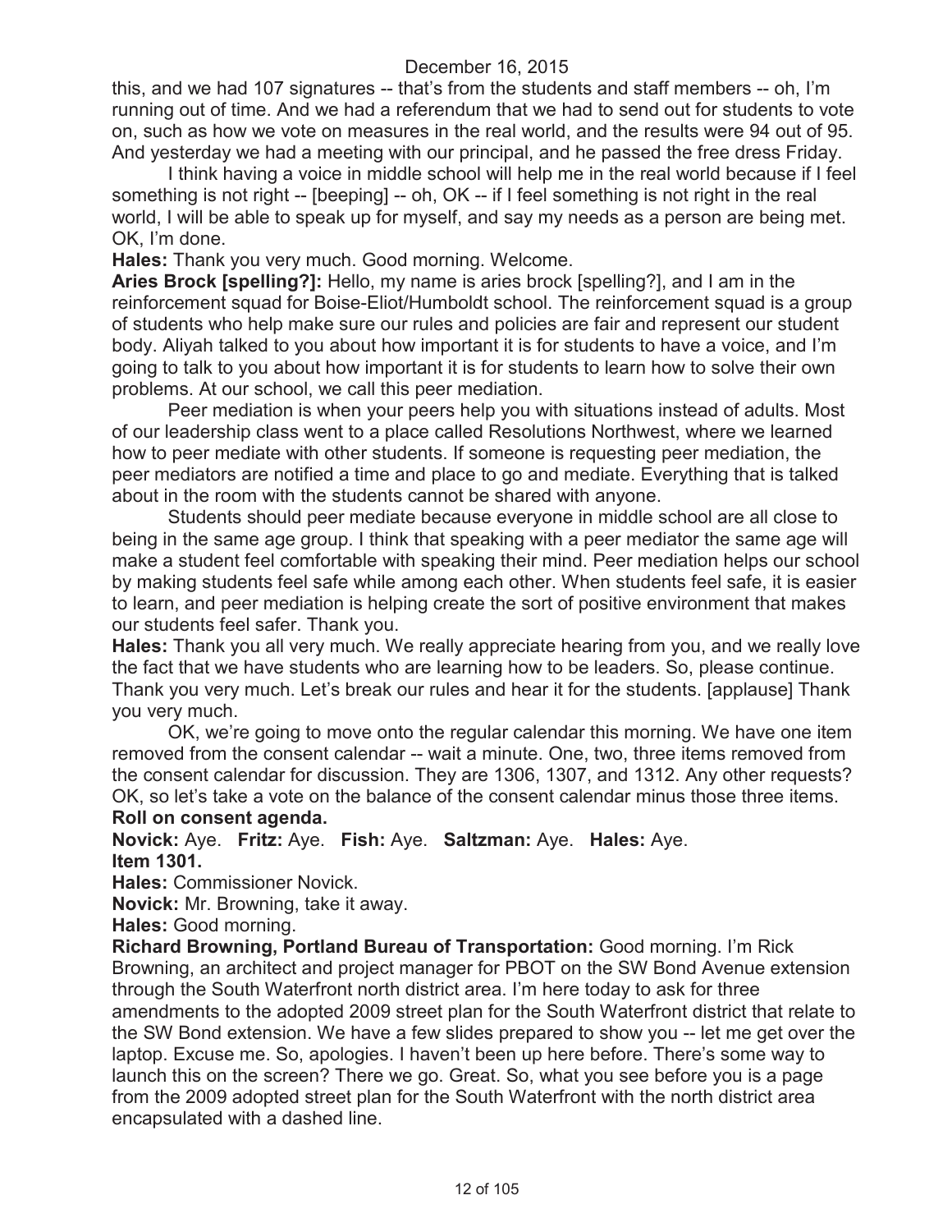this, and we had 107 signatures -- that's from the students and staff members -- oh, I'm running out of time. And we had a referendum that we had to send out for students to vote on, such as how we vote on measures in the real world, and the results were 94 out of 95. And yesterday we had a meeting with our principal, and he passed the free dress Friday.

I think having a voice in middle school will help me in the real world because if I feel something is not right -- [beeping] -- oh, OK -- if I feel something is not right in the real world, I will be able to speak up for myself, and say my needs as a person are being met. OK, I'm done.

**Hales:** Thank you very much. Good morning. Welcome.

**Aries Brock [spelling?]:** Hello, my name is aries brock [spelling?], and I am in the reinforcement squad for Boise-Eliot/Humboldt school. The reinforcement squad is a group of students who help make sure our rules and policies are fair and represent our student body. Aliyah talked to you about how important it is for students to have a voice, and I'm going to talk to you about how important it is for students to learn how to solve their own problems. At our school, we call this peer mediation.

Peer mediation is when your peers help you with situations instead of adults. Most of our leadership class went to a place called Resolutions Northwest, where we learned how to peer mediate with other students. If someone is requesting peer mediation, the peer mediators are notified a time and place to go and mediate. Everything that is talked about in the room with the students cannot be shared with anyone.

Students should peer mediate because everyone in middle school are all close to being in the same age group. I think that speaking with a peer mediator the same age will make a student feel comfortable with speaking their mind. Peer mediation helps our school by making students feel safe while among each other. When students feel safe, it is easier to learn, and peer mediation is helping create the sort of positive environment that makes our students feel safer. Thank you.

**Hales:** Thank you all very much. We really appreciate hearing from you, and we really love the fact that we have students who are learning how to be leaders. So, please continue. Thank you very much. Let's break our rules and hear it for the students. [applause] Thank you very much.

OK, we're going to move onto the regular calendar this morning. We have one item removed from the consent calendar -- wait a minute. One, two, three items removed from the consent calendar for discussion. They are 1306, 1307, and 1312. Any other requests? OK, so let's take a vote on the balance of the consent calendar minus those three items.

**Roll on consent agenda.**

**Novick:** Aye. **Fritz:** Aye. **Fish:** Aye. **Saltzman:** Aye. **Hales:** Aye.

**Item 1301.**

**Hales:** Commissioner Novick.

**Novick:** Mr. Browning, take it away.

**Hales:** Good morning.

**Richard Browning, Portland Bureau of Transportation:** Good morning. I'm Rick Browning, an architect and project manager for PBOT on the SW Bond Avenue extension through the South Waterfront north district area. I'm here today to ask for three amendments to the adopted 2009 street plan for the South Waterfront district that relate to the SW Bond extension. We have a few slides prepared to show you -- let me get over the laptop. Excuse me. So, apologies. I haven't been up here before. There's some way to launch this on the screen? There we go. Great. So, what you see before you is a page from the 2009 adopted street plan for the South Waterfront with the north district area encapsulated with a dashed line.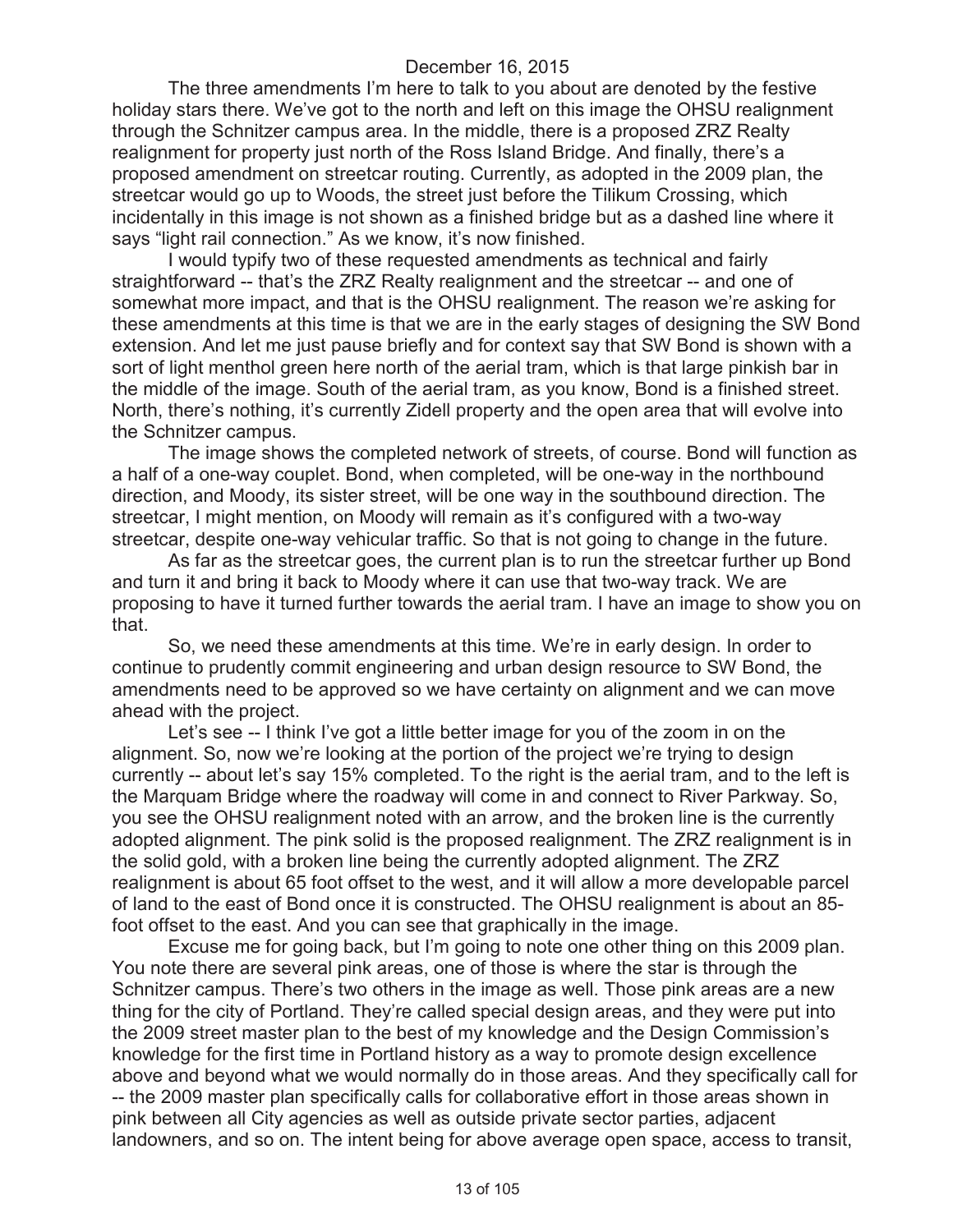The three amendments I'm here to talk to you about are denoted by the festive holiday stars there. We've got to the north and left on this image the OHSU realignment through the Schnitzer campus area. In the middle, there is a proposed ZRZ Realty realignment for property just north of the Ross Island Bridge. And finally, there's a proposed amendment on streetcar routing. Currently, as adopted in the 2009 plan, the streetcar would go up to Woods, the street just before the Tilikum Crossing, which incidentally in this image is not shown as a finished bridge but as a dashed line where it says "light rail connection." As we know, it's now finished.

I would typify two of these requested amendments as technical and fairly straightforward -- that's the ZRZ Realty realignment and the streetcar -- and one of somewhat more impact, and that is the OHSU realignment. The reason we're asking for these amendments at this time is that we are in the early stages of designing the SW Bond extension. And let me just pause briefly and for context say that SW Bond is shown with a sort of light menthol green here north of the aerial tram, which is that large pinkish bar in the middle of the image. South of the aerial tram, as you know, Bond is a finished street. North, there's nothing, it's currently Zidell property and the open area that will evolve into the Schnitzer campus.

The image shows the completed network of streets, of course. Bond will function as a half of a one-way couplet. Bond, when completed, will be one-way in the northbound direction, and Moody, its sister street, will be one way in the southbound direction. The streetcar, I might mention, on Moody will remain as it's configured with a two-way streetcar, despite one-way vehicular traffic. So that is not going to change in the future.

As far as the streetcar goes, the current plan is to run the streetcar further up Bond and turn it and bring it back to Moody where it can use that two-way track. We are proposing to have it turned further towards the aerial tram. I have an image to show you on that.

So, we need these amendments at this time. We're in early design. In order to continue to prudently commit engineering and urban design resource to SW Bond, the amendments need to be approved so we have certainty on alignment and we can move ahead with the project.

Let's see -- I think I've got a little better image for you of the zoom in on the alignment. So, now we're looking at the portion of the project we're trying to design currently -- about let's say 15% completed. To the right is the aerial tram, and to the left is the Marquam Bridge where the roadway will come in and connect to River Parkway. So, you see the OHSU realignment noted with an arrow, and the broken line is the currently adopted alignment. The pink solid is the proposed realignment. The ZRZ realignment is in the solid gold, with a broken line being the currently adopted alignment. The ZRZ realignment is about 65 foot offset to the west, and it will allow a more developable parcel of land to the east of Bond once it is constructed. The OHSU realignment is about an 85-foot offset to the east. And you can see that graphically in the image.

Excuse me for going back, but I'm going to note one other thing on this 2009 plan. You note there are several pink areas, one of those is where the star is through the Schnitzer campus. There's two others in the image as well. Those pink areas are a new thing for the city of Portland. They're called special design areas, and they were put into the 2009 street master plan to the best of my knowledge and the Design Commission's knowledge for the first time in Portland history as a way to promote design excellence above and beyond what we would normally do in those areas. And they specifically call for -- the 2009 master plan specifically calls for collaborative effort in those areas shown in pink between all City agencies as well as outside private sector parties, adjacent landowners, and so on. The intent being for above average open space, access to transit,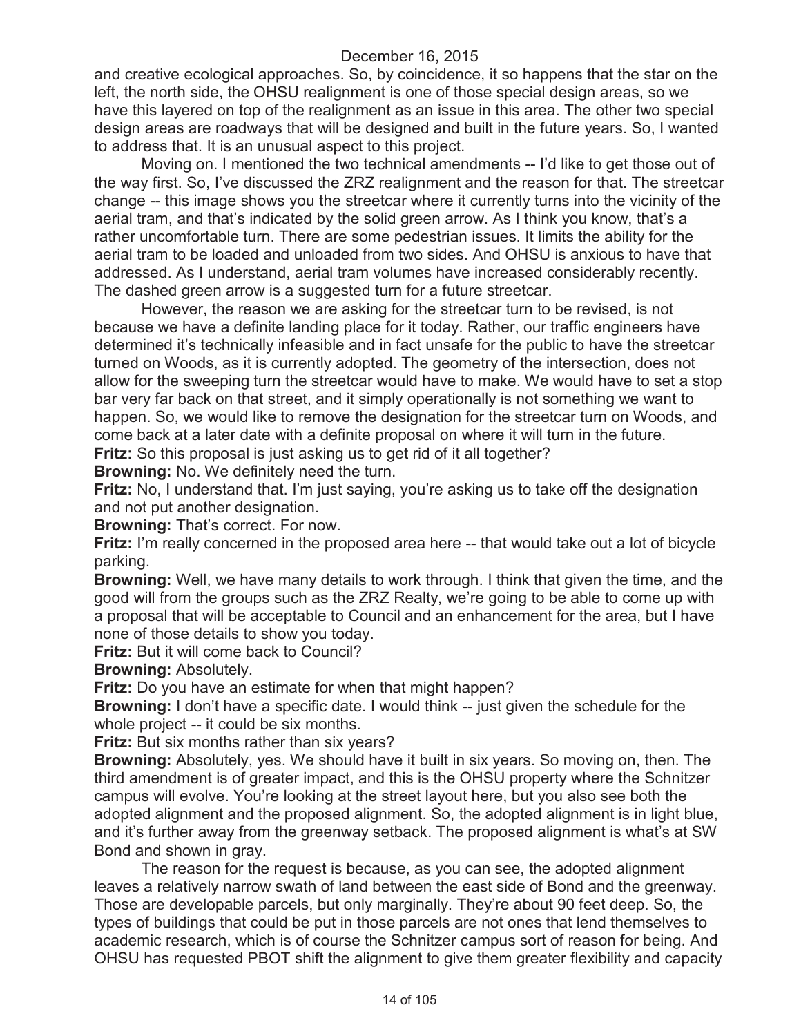and creative ecological approaches. So, by coincidence, it so happens that the star on the left, the north side, the OHSU realignment is one of those special design areas, so we have this layered on top of the realignment as an issue in this area. The other two special design areas are roadways that will be designed and built in the future years. So, I wanted to address that. It is an unusual aspect to this project.

Moving on. I mentioned the two technical amendments -- I'd like to get those out of the way first. So, I've discussed the ZRZ realignment and the reason for that. The streetcar change -- this image shows you the streetcar where it currently turns into the vicinity of the aerial tram, and that's indicated by the solid green arrow. As I think you know, that's a rather uncomfortable turn. There are some pedestrian issues. It limits the ability for the aerial tram to be loaded and unloaded from two sides. And OHSU is anxious to have that addressed. As I understand, aerial tram volumes have increased considerably recently. The dashed green arrow is a suggested turn for a future streetcar.

However, the reason we are asking for the streetcar turn to be revised, is not because we have a definite landing place for it today. Rather, our traffic engineers have determined it's technically infeasible and in fact unsafe for the public to have the streetcar turned on Woods, as it is currently adopted. The geometry of the intersection, does not allow for the sweeping turn the streetcar would have to make. We would have to set a stop bar very far back on that street, and it simply operationally is not something we want to happen. So, we would like to remove the designation for the streetcar turn on Woods, and come back at a later date with a definite proposal on where it will turn in the future.

**Fritz:** So this proposal is just asking us to get rid of it all together?

**Browning:** No. We definitely need the turn.

**Fritz:** No, I understand that. I'm just saying, you're asking us to take off the designation and not put another designation.

**Browning:** That's correct. For now.

**Fritz:** I'm really concerned in the proposed area here -- that would take out a lot of bicycle parking.

**Browning:** Well, we have many details to work through. I think that given the time, and the good will from the groups such as the ZRZ Realty, we're going to be able to come up with a proposal that will be acceptable to Council and an enhancement for the area, but I have none of those details to show you today.

**Fritz:** But it will come back to Council?

**Browning:** Absolutely.

**Fritz:** Do you have an estimate for when that might happen?

**Browning:** I don't have a specific date. I would think -- just given the schedule for the whole project -- it could be six months.

**Fritz:** But six months rather than six years?

**Browning:** Absolutely, yes. We should have it built in six years. So moving on, then. The third amendment is of greater impact, and this is the OHSU property where the Schnitzer campus will evolve. You're looking at the street layout here, but you also see both the adopted alignment and the proposed alignment. So, the adopted alignment is in light blue, and it's further away from the greenway setback. The proposed alignment is what's at SW Bond and shown in gray.

The reason for the request is because, as you can see, the adopted alignment leaves a relatively narrow swath of land between the east side of Bond and the greenway. Those are developable parcels, but only marginally. They're about 90 feet deep. So, the types of buildings that could be put in those parcels are not ones that lend themselves to academic research, which is of course the Schnitzer campus sort of reason for being. And OHSU has requested PBOT shift the alignment to give them greater flexibility and capacity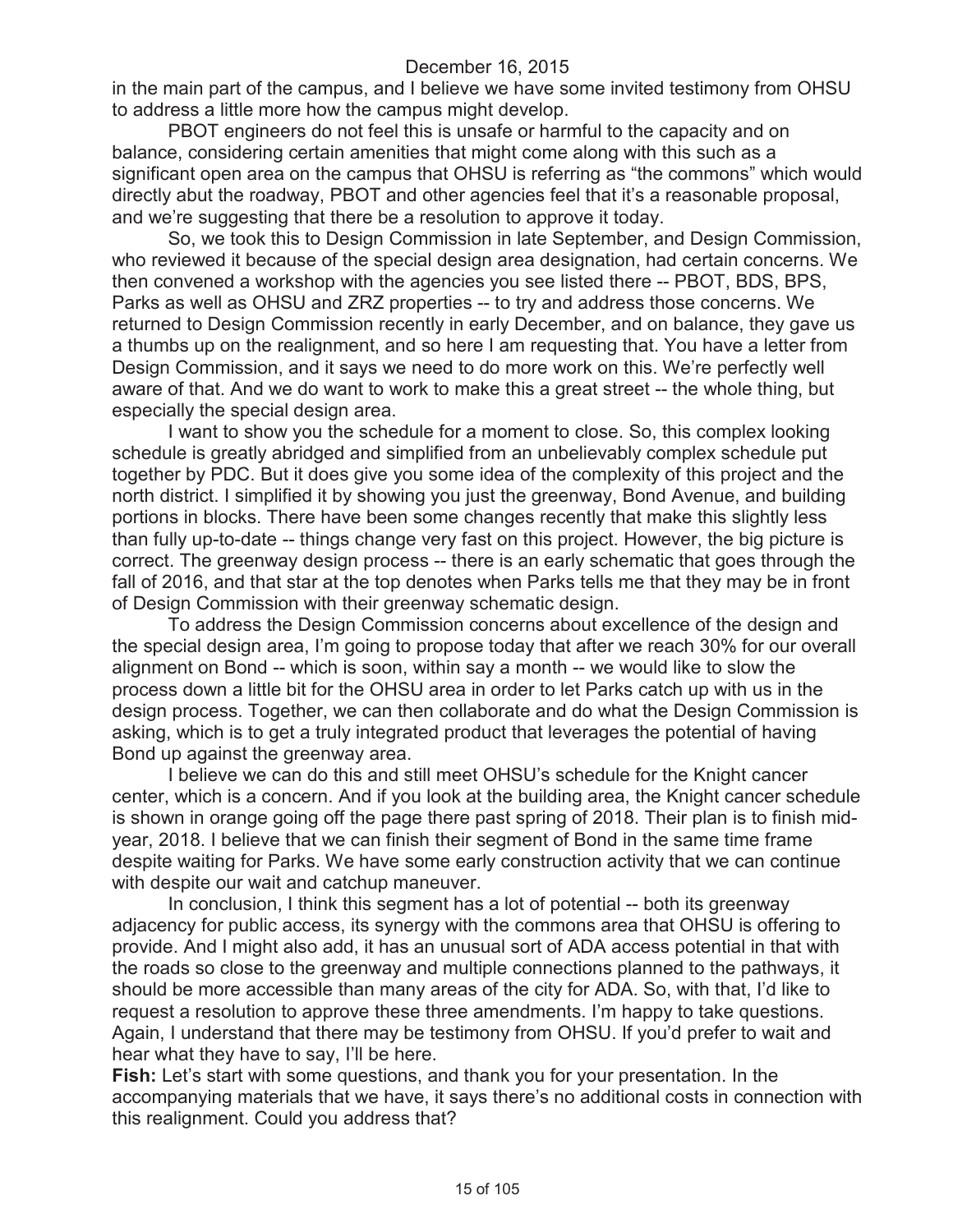in the main part of the campus, and I believe we have some invited testimony from OHSU to address a little more how the campus might develop.

PBOT engineers do not feel this is unsafe or harmful to the capacity and on balance, considering certain amenities that might come along with this such as a significant open area on the campus that OHSU is referring as "the commons" which would directly abut the roadway, PBOT and other agencies feel that it's a reasonable proposal, and we're suggesting that there be a resolution to approve it today.

So, we took this to Design Commission in late September, and Design Commission, who reviewed it because of the special design area designation, had certain concerns. We then convened a workshop with the agencies you see listed there -- PBOT, BDS, BPS, Parks as well as OHSU and ZRZ properties -- to try and address those concerns. We returned to Design Commission recently in early December, and on balance, they gave us a thumbs up on the realignment, and so here I am requesting that. You have a letter from Design Commission, and it says we need to do more work on this. We're perfectly well aware of that. And we do want to work to make this a great street -- the whole thing, but especially the special design area.

I want to show you the schedule for a moment to close. So, this complex looking schedule is greatly abridged and simplified from an unbelievably complex schedule put together by PDC. But it does give you some idea of the complexity of this project and the north district. I simplified it by showing you just the greenway, Bond Avenue, and building portions in blocks. There have been some changes recently that make this slightly less than fully up-to-date -- things change very fast on this project. However, the big picture is correct. The greenway design process -- there is an early schematic that goes through the fall of 2016, and that star at the top denotes when Parks tells me that they may be in front of Design Commission with their greenway schematic design.

To address the Design Commission concerns about excellence of the design and the special design area, I'm going to propose today that after we reach 30% for our overall alignment on Bond -- which is soon, within say a month -- we would like to slow the process down a little bit for the OHSU area in order to let Parks catch up with us in the design process. Together, we can then collaborate and do what the Design Commission is asking, which is to get a truly integrated product that leverages the potential of having Bond up against the greenway area.

I believe we can do this and still meet OHSU's schedule for the Knight cancer center, which is a concern. And if you look at the building area, the Knight cancer schedule is shown in orange going off the page there past spring of 2018. Their plan is to finish mid-year, 2018. I believe that we can finish their segment of Bond in the same time frame despite waiting for Parks. We have some early construction activity that we can continue with despite our wait and catchup maneuver.

In conclusion, I think this segment has a lot of potential -- both its greenway adjacency for public access, its synergy with the commons area that OHSU is offering to provide. And I might also add, it has an unusual sort of ADA access potential in that with the roads so close to the greenway and multiple connections planned to the pathways, it should be more accessible than many areas of the city for ADA. So, with that, I'd like to request a resolution to approve these three amendments. I'm happy to take questions. Again, I understand that there may be testimony from OHSU. If you'd prefer to wait and hear what they have to say, I'll be here.

**Fish:** Let's start with some questions, and thank you for your presentation. In the accompanying materials that we have, it says there's no additional costs in connection with this realignment. Could you address that?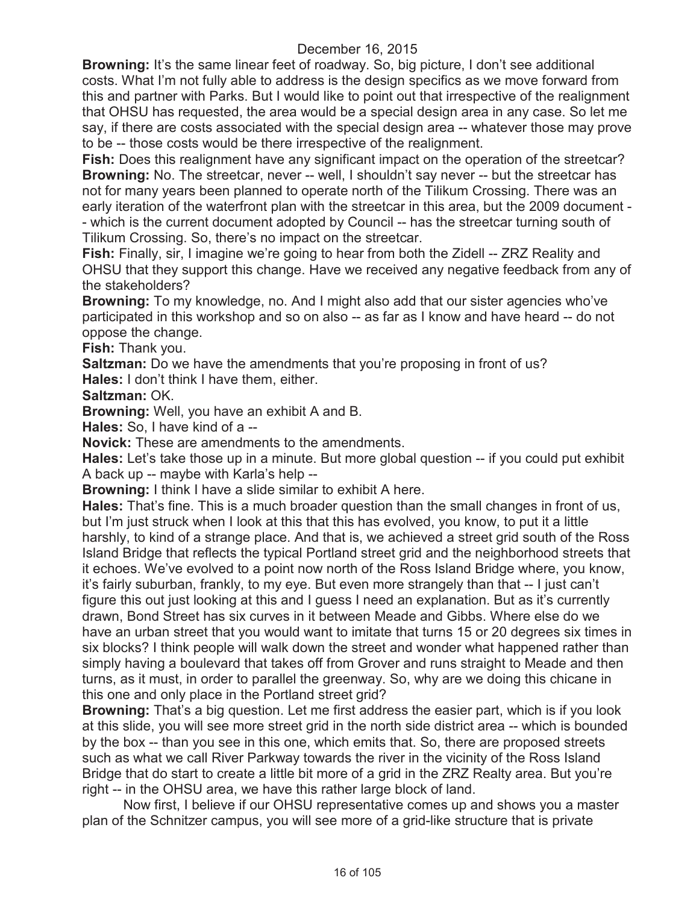**Browning:** It's the same linear feet of roadway. So, big picture, I don't see additional costs. What I'm not fully able to address is the design specifics as we move forward from this and partner with Parks. But I would like to point out that irrespective of the realignment that OHSU has requested, the area would be a special design area in any case. So let me say, if there are costs associated with the special design area -- whatever those may prove to be -- those costs would be there irrespective of the realignment.

**Fish:** Does this realignment have any significant impact on the operation of the streetcar?

**Browning:** No. The streetcar, never -- well, I shouldn't say never -- but the streetcar has not for many years been planned to operate north of the Tilikum Crossing. There was an early iteration of the waterfront plan with the streetcar in this area, but the 2009 document -- which is the current document adopted by Council -- has the streetcar turning south of Tilikum Crossing. So, there's no impact on the streetcar.

**Fish:** Finally, sir, I imagine we're going to hear from both the Zidell -- ZRZ Reality and OHSU that they support this change. Have we received any negative feedback from any of the stakeholders?

**Browning:** To my knowledge, no. And I might also add that our sister agencies who've participated in this workshop and so on also -- as far as I know and have heard -- do not oppose the change.

**Fish:** Thank you.

**Saltzman:** Do we have the amendments that you're proposing in front of us?

**Hales:** I don't think I have them, either.

**Saltzman:** OK.

**Browning:** Well, you have an exhibit A and B.

**Hales:** So, I have kind of a --

**Novick:** These are amendments to the amendments.

**Hales:** Let's take those up in a minute. But more global question -- if you could put exhibit A back up -- maybe with Karla's help --

**Browning:** I think I have a slide similar to exhibit A here.

**Hales:** That's fine. This is a much broader question than the small changes in front of us, but I'm just struck when I look at this that this has evolved, you know, to put it a little harshly, to kind of a strange place. And that is, we achieved a street grid south of the Ross Island Bridge that reflects the typical Portland street grid and the neighborhood streets that it echoes. We've evolved to a point now north of the Ross Island Bridge where, you know, it's fairly suburban, frankly, to my eye. But even more strangely than that -- I just can't figure this out just looking at this and I guess I need an explanation. But as it's currently drawn, Bond Street has six curves in it between Meade and Gibbs. Where else do we have an urban street that you would want to imitate that turns 15 or 20 degrees six times in six blocks? I think people will walk down the street and wonder what happened rather than simply having a boulevard that takes off from Grover and runs straight to Meade and then turns, as it must, in order to parallel the greenway. So, why are we doing this chicane in this one and only place in the Portland street grid?

**Browning:** That's a big question. Let me first address the easier part, which is if you look at this slide, you will see more street grid in the north side district area -- which is bounded by the box -- than you see in this one, which emits that. So, there are proposed streets such as what we call River Parkway towards the river in the vicinity of the Ross Island Bridge that do start to create a little bit more of a grid in the ZRZ Realty area. But you're right -- in the OHSU area, we have this rather large block of land.

Now first, I believe if our OHSU representative comes up and shows you a master plan of the Schnitzer campus, you will see more of a grid-like structure that is private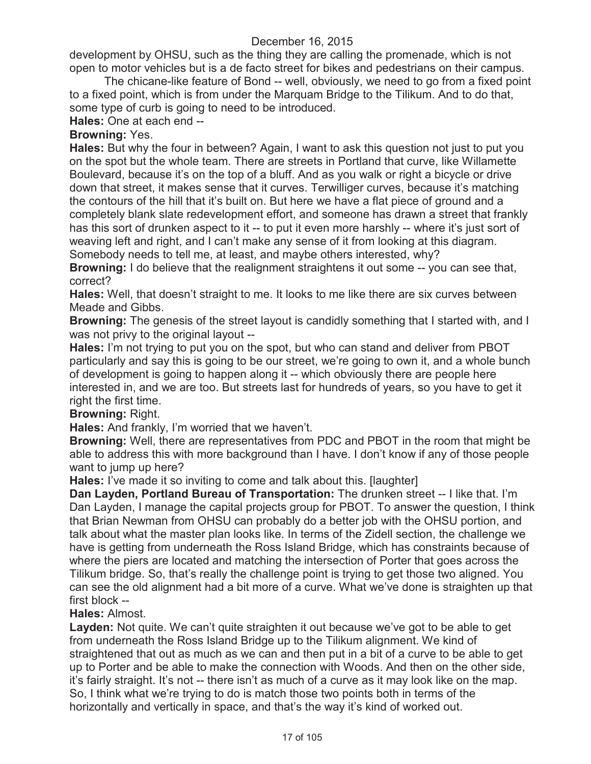development by OHSU, such as the thing they are calling the promenade, which is not open to motor vehicles but is a de facto street for bikes and pedestrians on their campus.

The chicane-like feature of Bond -- well, obviously, we need to go from a fixed point to a fixed point, which is from under the Marquam Bridge to the Tilikum. And to do that, some type of curb is going to need to be introduced.

**Hales:** One at each end --

**Browning:** Yes.

**Hales:** But why the four in between? Again, I want to ask this question not just to put you on the spot but the whole team. There are streets in Portland that curve, like Willamette Boulevard, because it's on the top of a bluff. And as you walk or right a bicycle or drive down that street, it makes sense that it curves. Terwilliger curves, because it's matching the contours of the hill that it's built on. But here we have a flat piece of ground and a completely blank slate redevelopment effort, and someone has drawn a street that frankly has this sort of drunken aspect to it -- to put it even more harshly -- where it's just sort of weaving left and right, and I can't make any sense of it from looking at this diagram. Somebody needs to tell me, at least, and maybe others interested, why?

**Browning:** I do believe that the realignment straightens it out some -- you can see that, correct?

**Hales:** Well, that doesn't straight to me. It looks to me like there are six curves between Meade and Gibbs.

**Browning:** The genesis of the street layout is candidly something that I started with, and I was not privy to the original layout --

**Hales:** I'm not trying to put you on the spot, but who can stand and deliver from PBOT particularly and say this is going to be our street, we're going to own it, and a whole bunch of development is going to happen along it -- which obviously there are people here interested in, and we are too. But streets last for hundreds of years, so you have to get it right the first time.

**Browning:** Right.

**Hales:** And frankly, I'm worried that we haven't.

**Browning:** Well, there are representatives from PDC and PBOT in the room that might be able to address this with more background than I have. I don't know if any of those people want to jump up here?

**Hales:** I've made it so inviting to come and talk about this. [laughter]

**Dan Layden, Portland Bureau of Transportation:** The drunken street -- I like that. I'm Dan Layden, I manage the capital projects group for PBOT. To answer the question, I think that Brian Newman from OHSU can probably do a better job with the OHSU portion, and talk about what the master plan looks like. In terms of the Zidell section, the challenge we have is getting from underneath the Ross Island Bridge, which has constraints because of where the piers are located and matching the intersection of Porter that goes across the Tilikum bridge. So, that's really the challenge point is trying to get those two aligned. You can see the old alignment had a bit more of a curve. What we've done is straighten up that first block --

**Hales:** Almost.

**Layden:** Not quite. We can't quite straighten it out because we've got to be able to get from underneath the Ross Island Bridge up to the Tilikum alignment. We kind of straightened that out as much as we can and then put in a bit of a curve to be able to get up to Porter and be able to make the connection with Woods. And then on the other side, it's fairly straight. It's not -- there isn't as much of a curve as it may look like on the map. So, I think what we're trying to do is match those two points both in terms of the horizontally and vertically in space, and that's the way it's kind of worked out.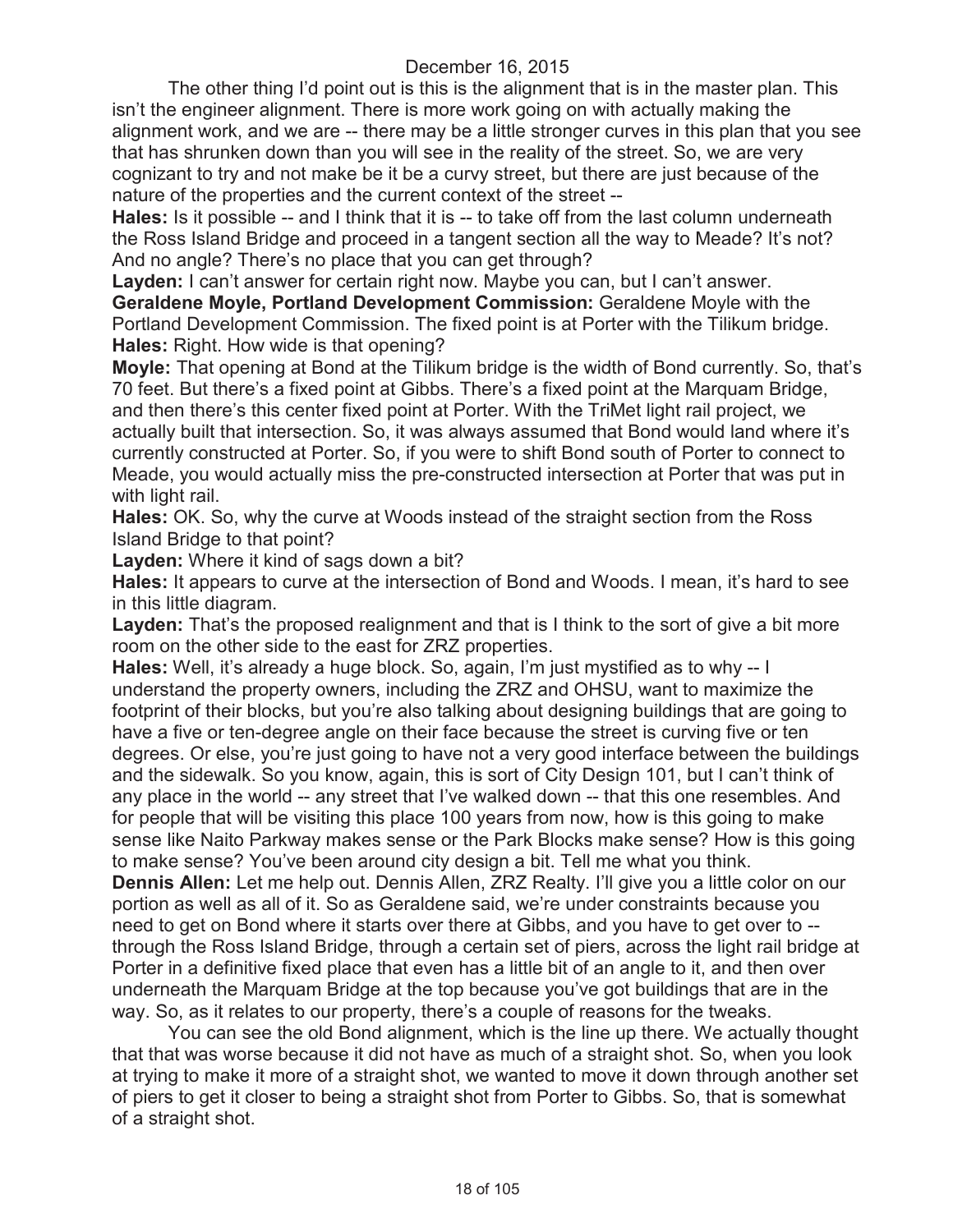The other thing I'd point out is this is the alignment that is in the master plan. This isn't the engineer alignment. There is more work going on with actually making the alignment work, and we are -- there may be a little stronger curves in this plan that you see that has shrunken down than you will see in the reality of the street. So, we are very cognizant to try and not make be it be a curvy street, but there are just because of the nature of the properties and the current context of the street --

**Hales:** Is it possible -- and I think that it is -- to take off from the last column underneath the Ross Island Bridge and proceed in a tangent section all the way to Meade? It's not? And no angle? There's no place that you can get through?

**Layden:** I can't answer for certain right now. Maybe you can, but I can't answer.

**Geraldene Moyle, Portland Development Commission:** Geraldene Moyle with the Portland Development Commission. The fixed point is at Porter with the Tilikum bridge.

**Hales:** Right. How wide is that opening?

**Moyle:** That opening at Bond at the Tilikum bridge is the width of Bond currently. So, that's 70 feet. But there's a fixed point at Gibbs. There's a fixed point at the Marquam Bridge, and then there's this center fixed point at Porter. With the TriMet light rail project, we actually built that intersection. So, it was always assumed that Bond would land where it's currently constructed at Porter. So, if you were to shift Bond south of Porter to connect to Meade, you would actually miss the pre-constructed intersection at Porter that was put in with light rail.

**Hales:** OK. So, why the curve at Woods instead of the straight section from the Ross Island Bridge to that point?

**Layden:** Where it kind of sags down a bit?

**Hales:** It appears to curve at the intersection of Bond and Woods. I mean, it's hard to see in this little diagram.

**Layden:** That's the proposed realignment and that is I think to the sort of give a bit more room on the other side to the east for ZRZ properties.

**Hales:** Well, it's already a huge block. So, again, I'm just mystified as to why -- I understand the property owners, including the ZRZ and OHSU, want to maximize the footprint of their blocks, but you're also talking about designing buildings that are going to have a five or ten-degree angle on their face because the street is curving five or ten degrees. Or else, you're just going to have not a very good interface between the buildings and the sidewalk. So you know, again, this is sort of City Design 101, but I can't think of any place in the world -- any street that I've walked down -- that this one resembles. And for people that will be visiting this place 100 years from now, how is this going to make sense like Naito Parkway makes sense or the Park Blocks make sense? How is this going to make sense? You've been around city design a bit. Tell me what you think.

**Dennis Allen:** Let me help out. Dennis Allen, ZRZ Realty. I'll give you a little color on our portion as well as all of it. So as Geraldene said, we're under constraints because you need to get on Bond where it starts over there at Gibbs, and you have to get over to -- through the Ross Island Bridge, through a certain set of piers, across the light rail bridge at Porter in a definitive fixed place that even has a little bit of an angle to it, and then over underneath the Marquam Bridge at the top because you've got buildings that are in the way. So, as it relates to our property, there's a couple of reasons for the tweaks.

You can see the old Bond alignment, which is the line up there. We actually thought that that was worse because it did not have as much of a straight shot. So, when you look at trying to make it more of a straight shot, we wanted to move it down through another set of piers to get it closer to being a straight shot from Porter to Gibbs. So, that is somewhat of a straight shot.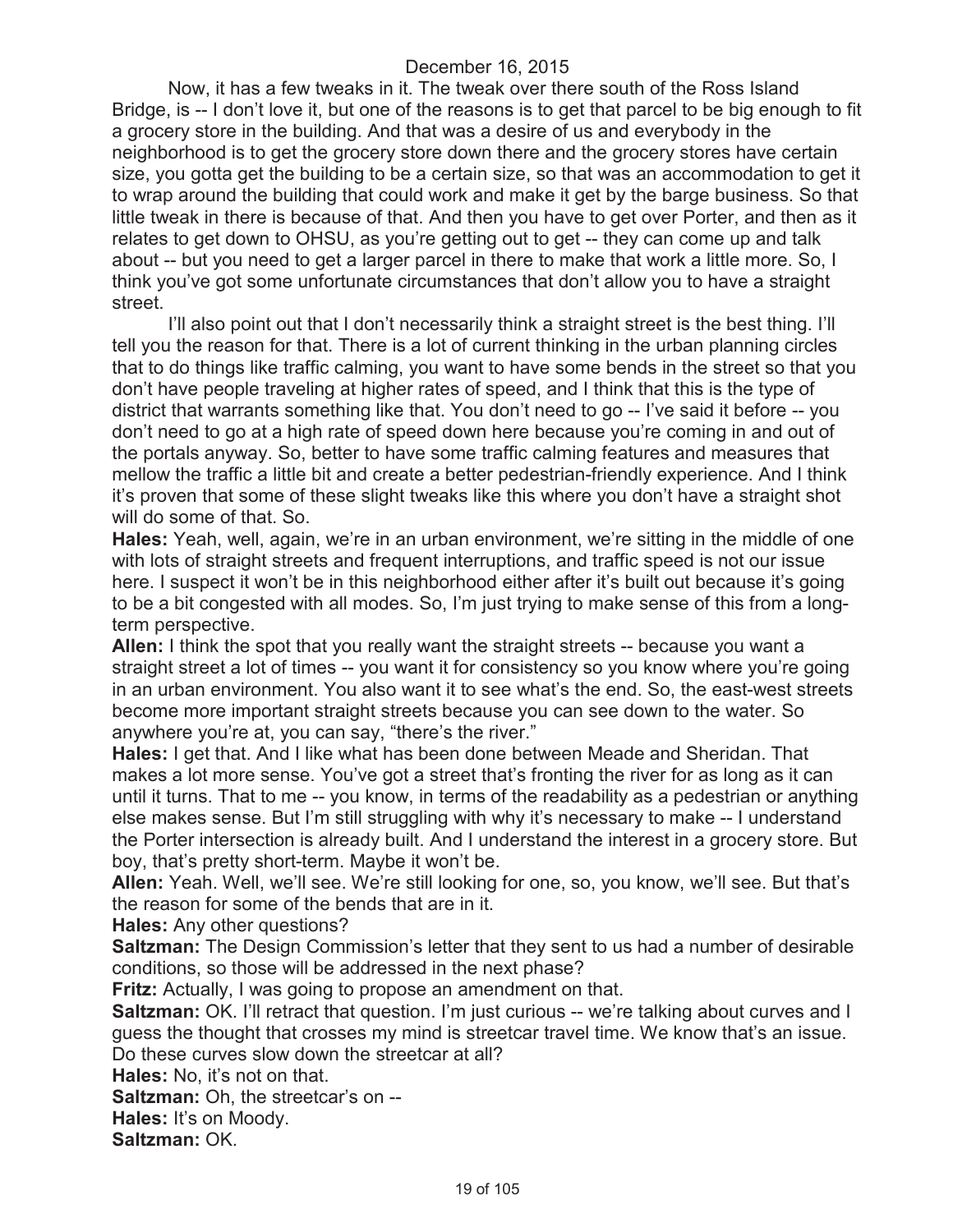Now, it has a few tweaks in it. The tweak over there south of the Ross Island Bridge, is -- I don't love it, but one of the reasons is to get that parcel to be big enough to fit a grocery store in the building. And that was a desire of us and everybody in the neighborhood is to get the grocery store down there and the grocery stores have certain size, you gotta get the building to be a certain size, so that was an accommodation to get it to wrap around the building that could work and make it get by the barge business. So that little tweak in there is because of that. And then you have to get over Porter, and then as it relates to get down to OHSU, as you're getting out to get -- they can come up and talk about -- but you need to get a larger parcel in there to make that work a little more. So, I think you've got some unfortunate circumstances that don't allow you to have a straight street.

I'll also point out that I don't necessarily think a straight street is the best thing. I'll tell you the reason for that. There is a lot of current thinking in the urban planning circles that to do things like traffic calming, you want to have some bends in the street so that you don't have people traveling at higher rates of speed, and I think that this is the type of district that warrants something like that. You don't need to go -- I've said it before -- you don't need to go at a high rate of speed down here because you're coming in and out of the portals anyway. So, better to have some traffic calming features and measures that mellow the traffic a little bit and create a better pedestrian-friendly experience. And I think it's proven that some of these slight tweaks like this where you don't have a straight shot will do some of that. So.

**Hales:** Yeah, well, again, we're in an urban environment, we're sitting in the middle of one with lots of straight streets and frequent interruptions, and traffic speed is not our issue here. I suspect it won't be in this neighborhood either after it's built out because it's going to be a bit congested with all modes. So, I'm just trying to make sense of this from a long-term perspective.

**Allen:** I think the spot that you really want the straight streets -- because you want a straight street a lot of times -- you want it for consistency so you know where you're going in an urban environment. You also want it to see what's the end. So, the east-west streets become more important straight streets because you can see down to the water. So anywhere you're at, you can say, "there's the river."

**Hales:** I get that. And I like what has been done between Meade and Sheridan. That makes a lot more sense. You've got a street that's fronting the river for as long as it can until it turns. That to me -- you know, in terms of the readability as a pedestrian or anything else makes sense. But I'm still struggling with why it's necessary to make -- I understand the Porter intersection is already built. And I understand the interest in a grocery store. But boy, that's pretty short-term. Maybe it won't be.

**Allen:** Yeah. Well, we'll see. We're still looking for one, so, you know, we'll see. But that's the reason for some of the bends that are in it.

**Hales:** Any other questions?

**Saltzman:** The Design Commission's letter that they sent to us had a number of desirable conditions, so those will be addressed in the next phase?

**Fritz:** Actually, I was going to propose an amendment on that.

**Saltzman:** OK. I'll retract that question. I'm just curious -- we're talking about curves and I guess the thought that crosses my mind is streetcar travel time. We know that's an issue. Do these curves slow down the streetcar at all?

**Hales:** No, it's not on that.

**Saltzman:** Oh, the streetcar's on --

**Hales:** It's on Moody.

**Saltzman:** OK.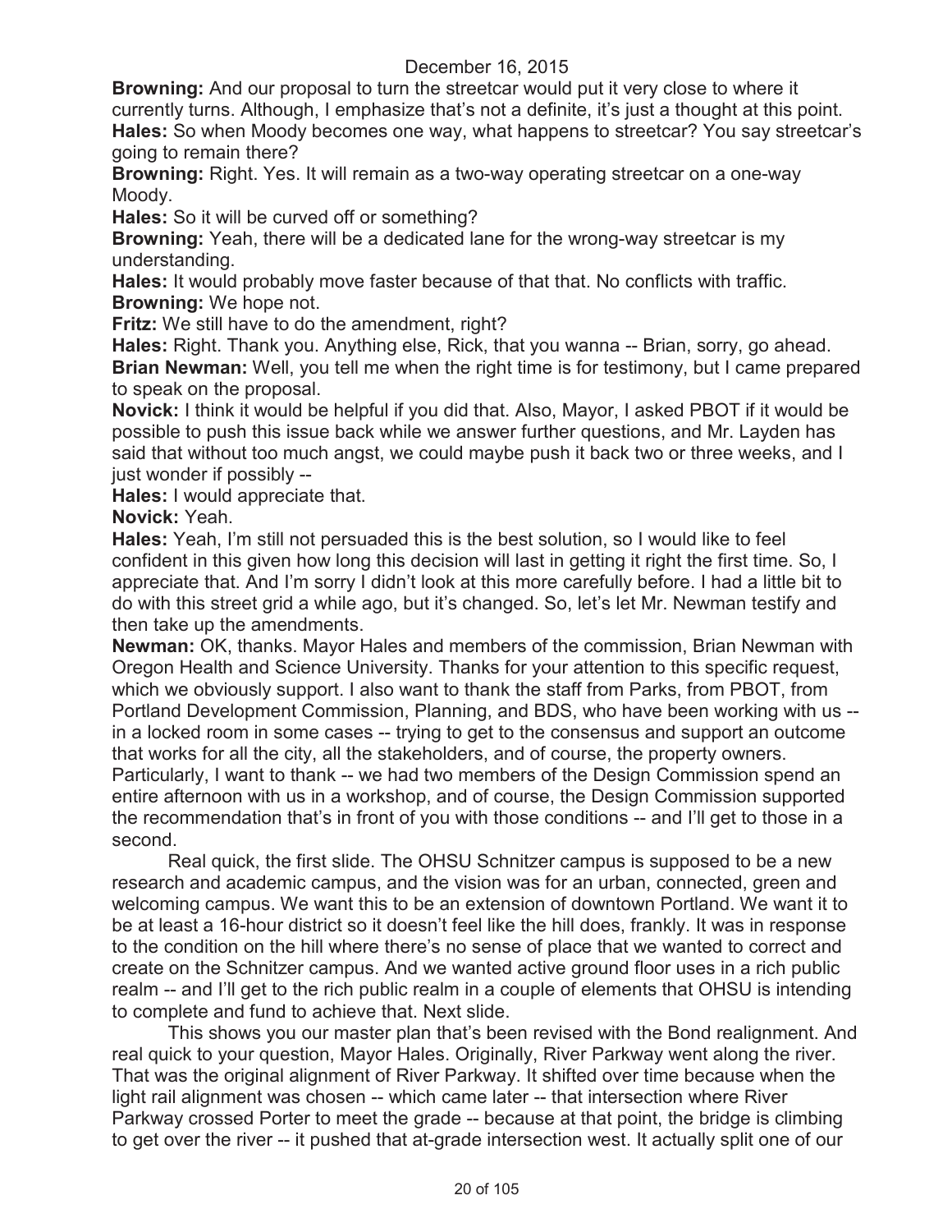**Browning:** And our proposal to turn the streetcar would put it very close to where it currently turns. Although, I emphasize that's not a definite, it's just a thought at this point.

**Hales:** So when Moody becomes one way, what happens to streetcar? You say streetcar's going to remain there?

**Browning:** Right. Yes. It will remain as a two-way operating streetcar on a one-way Moody.

**Hales:** So it will be curved off or something?

**Browning:** Yeah, there will be a dedicated lane for the wrong-way streetcar is my understanding.

**Hales:** It would probably move faster because of that that. No conflicts with traffic.

**Browning:** We hope not.

**Fritz:** We still have to do the amendment, right?

**Hales:** Right. Thank you. Anything else, Rick, that you wanna -- Brian, sorry, go ahead.

**Brian Newman:** Well, you tell me when the right time is for testimony, but I came prepared to speak on the proposal.

**Novick:** I think it would be helpful if you did that. Also, Mayor, I asked PBOT if it would be possible to push this issue back while we answer further questions, and Mr. Layden has said that without too much angst, we could maybe push it back two or three weeks, and I just wonder if possibly --

**Hales:** I would appreciate that.

**Novick:** Yeah.

**Hales:** Yeah, I'm still not persuaded this is the best solution, so I would like to feel confident in this given how long this decision will last in getting it right the first time. So, I appreciate that. And I'm sorry I didn't look at this more carefully before. I had a little bit to do with this street grid a while ago, but it's changed. So, let's let Mr. Newman testify and then take up the amendments.

**Newman:** OK, thanks. Mayor Hales and members of the commission, Brian Newman with Oregon Health and Science University. Thanks for your attention to this specific request, which we obviously support. I also want to thank the staff from Parks, from PBOT, from Portland Development Commission, Planning, and BDS, who have been working with us -- in a locked room in some cases -- trying to get to the consensus and support an outcome that works for all the city, all the stakeholders, and of course, the property owners. Particularly, I want to thank -- we had two members of the Design Commission spend an entire afternoon with us in a workshop, and of course, the Design Commission supported the recommendation that's in front of you with those conditions -- and I'll get to those in a second.

Real quick, the first slide. The OHSU Schnitzer campus is supposed to be a new research and academic campus, and the vision was for an urban, connected, green and welcoming campus. We want this to be an extension of downtown Portland. We want it to be at least a 16-hour district so it doesn't feel like the hill does, frankly. It was in response to the condition on the hill where there's no sense of place that we wanted to correct and create on the Schnitzer campus. And we wanted active ground floor uses in a rich public realm -- and I'll get to the rich public realm in a couple of elements that OHSU is intending to complete and fund to achieve that. Next slide.

This shows you our master plan that's been revised with the Bond realignment. And real quick to your question, Mayor Hales. Originally, River Parkway went along the river. That was the original alignment of River Parkway. It shifted over time because when the light rail alignment was chosen -- which came later -- that intersection where River Parkway crossed Porter to meet the grade -- because at that point, the bridge is climbing to get over the river -- it pushed that at-grade intersection west. It actually split one of our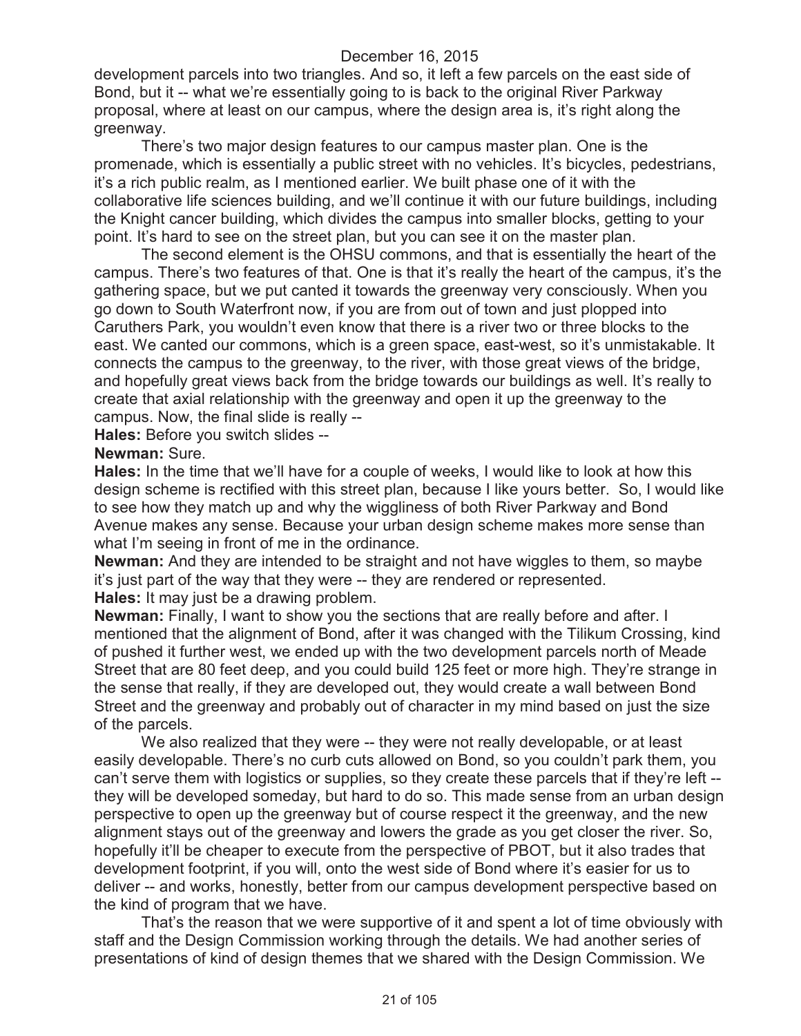development parcels into two triangles. And so, it left a few parcels on the east side of Bond, but it -- what we're essentially going to is back to the original River Parkway proposal, where at least on our campus, where the design area is, it's right along the greenway.

There's two major design features to our campus master plan. One is the promenade, which is essentially a public street with no vehicles. It's bicycles, pedestrians, it's a rich public realm, as I mentioned earlier. We built phase one of it with the collaborative life sciences building, and we'll continue it with our future buildings, including the Knight cancer building, which divides the campus into smaller blocks, getting to your point. It's hard to see on the street plan, but you can see it on the master plan.

The second element is the OHSU commons, and that is essentially the heart of the campus. There's two features of that. One is that it's really the heart of the campus, it's the gathering space, but we put canted it towards the greenway very consciously. When you go down to South Waterfront now, if you are from out of town and just plopped into Caruthers Park, you wouldn't even know that there is a river two or three blocks to the east. We canted our commons, which is a green space, east-west, so it's unmistakable. It connects the campus to the greenway, to the river, with those great views of the bridge, and hopefully great views back from the bridge towards our buildings as well. It's really to create that axial relationship with the greenway and open it up the greenway to the campus. Now, the final slide is really --

**Hales:** Before you switch slides --

**Newman:** Sure.

**Hales:** In the time that we'll have for a couple of weeks, I would like to look at how this design scheme is rectified with this street plan, because I like yours better. So, I would like to see how they match up and why the wiggliness of both River Parkway and Bond Avenue makes any sense. Because your urban design scheme makes more sense than what I'm seeing in front of me in the ordinance.

**Newman:** And they are intended to be straight and not have wiggles to them, so maybe it's just part of the way that they were -- they are rendered or represented.

**Hales:** It may just be a drawing problem.

**Newman:** Finally, I want to show you the sections that are really before and after. I mentioned that the alignment of Bond, after it was changed with the Tilikum Crossing, kind of pushed it further west, we ended up with the two development parcels north of Meade Street that are 80 feet deep, and you could build 125 feet or more high. They're strange in the sense that really, if they are developed out, they would create a wall between Bond Street and the greenway and probably out of character in my mind based on just the size of the parcels.

We also realized that they were -- they were not really developable, or at least easily developable. There's no curb cuts allowed on Bond, so you couldn't park them, you can't serve them with logistics or supplies, so they create these parcels that if they're left -- they will be developed someday, but hard to do so. This made sense from an urban design perspective to open up the greenway but of course respect it the greenway, and the new alignment stays out of the greenway and lowers the grade as you get closer the river. So, hopefully it'll be cheaper to execute from the perspective of PBOT, but it also trades that development footprint, if you will, onto the west side of Bond where it's easier for us to deliver -- and works, honestly, better from our campus development perspective based on the kind of program that we have.

That's the reason that we were supportive of it and spent a lot of time obviously with staff and the Design Commission working through the details. We had another series of presentations of kind of design themes that we shared with the Design Commission. We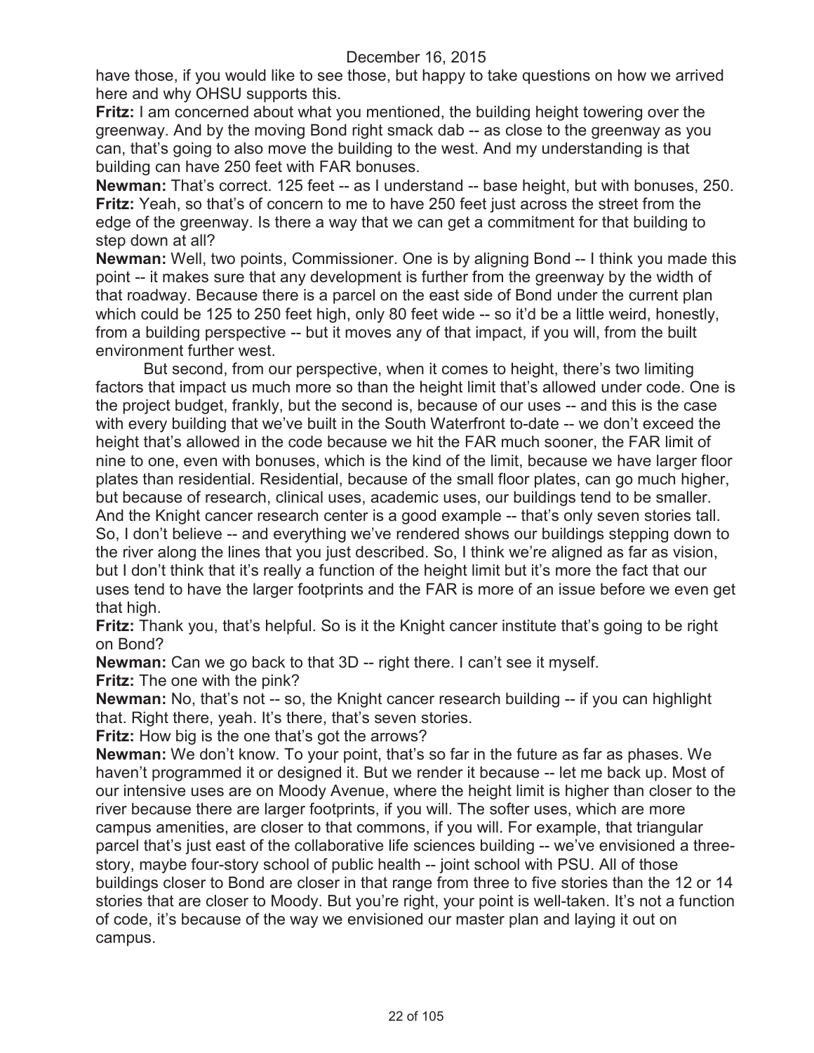have those, if you would like to see those, but happy to take questions on how we arrived here and why OHSU supports this.

**Fritz:** I am concerned about what you mentioned, the building height towering over the greenway. And by the moving Bond right smack dab -- as close to the greenway as you can, that's going to also move the building to the west. And my understanding is that building can have 250 feet with FAR bonuses.

**Newman:** That's correct. 125 feet -- as I understand -- base height, but with bonuses, 250.

**Fritz:** Yeah, so that's of concern to me to have 250 feet just across the street from the edge of the greenway. Is there a way that we can get a commitment for that building to step down at all?

**Newman:** Well, two points, Commissioner. One is by aligning Bond -- I think you made this point -- it makes sure that any development is further from the greenway by the width of that roadway. Because there is a parcel on the east side of Bond under the current plan which could be 125 to 250 feet high, only 80 feet wide -- so it'd be a little weird, honestly, from a building perspective -- but it moves any of that impact, if you will, from the built environment further west.

But second, from our perspective, when it comes to height, there's two limiting factors that impact us much more so than the height limit that's allowed under code. One is the project budget, frankly, but the second is, because of our uses -- and this is the case with every building that we've built in the South Waterfront to-date -- we don't exceed the height that's allowed in the code because we hit the FAR much sooner, the FAR limit of nine to one, even with bonuses, which is the kind of the limit, because we have larger floor plates than residential. Residential, because of the small floor plates, can go much higher, but because of research, clinical uses, academic uses, our buildings tend to be smaller. And the Knight cancer research center is a good example -- that's only seven stories tall. So, I don't believe -- and everything we've rendered shows our buildings stepping down to the river along the lines that you just described. So, I think we're aligned as far as vision, but I don't think that it's really a function of the height limit but it's more the fact that our uses tend to have the larger footprints and the FAR is more of an issue before we even get that high.

**Fritz:** Thank you, that's helpful. So is it the Knight cancer institute that's going to be right on Bond?

**Newman:** Can we go back to that 3D -- right there. I can't see it myself.

**Fritz:** The one with the pink?

**Newman:** No, that's not -- so, the Knight cancer research building -- if you can highlight that. Right there, yeah. It's there, that's seven stories.

**Fritz:** How big is the one that's got the arrows?

**Newman:** We don't know. To your point, that's so far in the future as far as phases. We haven't programmed it or designed it. But we render it because -- let me back up. Most of our intensive uses are on Moody Avenue, where the height limit is higher than closer to the river because there are larger footprints, if you will. The softer uses, which are more campus amenities, are closer to that commons, if you will. For example, that triangular parcel that's just east of the collaborative life sciences building -- we've envisioned a three-story, maybe four-story school of public health -- joint school with PSU. All of those buildings closer to Bond are closer in that range from three to five stories than the 12 or 14 stories that are closer to Moody. But you're right, your point is well-taken. It's not a function of code, it's because of the way we envisioned our master plan and laying it out on campus.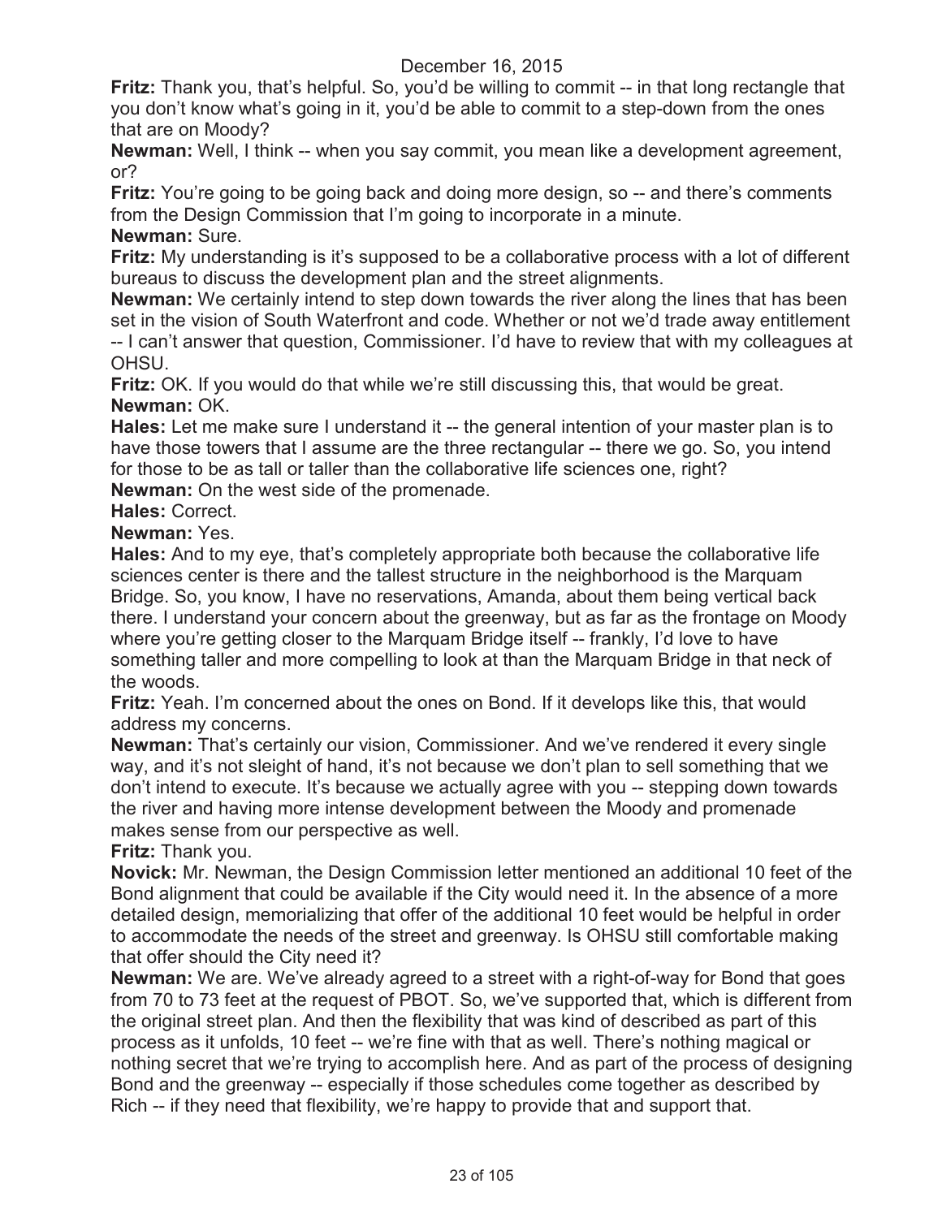December 16, 2015

**Fritz:** Thank you, that's helpful. So, you'd be willing to commit -- in that long rectangle that you don't know what's going in it, you'd be able to commit to a step-down from the ones that are on Moody?

**Newman:** Well, I think -- when you say commit, you mean like a development agreement, or?

**Fritz:** You're going to be going back and doing more design, so -- and there's comments from the Design Commission that I'm going to incorporate in a minute.

**Newman:** Sure.

**Fritz:** My understanding is it's supposed to be a collaborative process with a lot of different bureaus to discuss the development plan and the street alignments.

**Newman:** We certainly intend to step down towards the river along the lines that has been set in the vision of South Waterfront and code. Whether or not we'd trade away entitlement -- I can't answer that question, Commissioner. I'd have to review that with my colleagues at OHSU.

**Fritz:** OK. If you would do that while we're still discussing this, that would be great.

**Newman:** OK.

**Hales:** Let me make sure I understand it -- the general intention of your master plan is to have those towers that I assume are the three rectangular -- there we go. So, you intend for those to be as tall or taller than the collaborative life sciences one, right?

**Newman:** On the west side of the promenade.

**Hales:** Correct.

**Newman:** Yes.

**Hales:** And to my eye, that's completely appropriate both because the collaborative life sciences center is there and the tallest structure in the neighborhood is the Marquam Bridge. So, you know, I have no reservations, Amanda, about them being vertical back there. I understand your concern about the greenway, but as far as the frontage on Moody where you're getting closer to the Marquam Bridge itself -- frankly, I'd love to have something taller and more compelling to look at than the Marquam Bridge in that neck of the woods.

**Fritz:** Yeah. I'm concerned about the ones on Bond. If it develops like this, that would address my concerns.

**Newman:** That's certainly our vision, Commissioner. And we've rendered it every single way, and it's not sleight of hand, it's not because we don't plan to sell something that we don't intend to execute. It's because we actually agree with you -- stepping down towards the river and having more intense development between the Moody and promenade makes sense from our perspective as well.

**Fritz:** Thank you.

**Novick:** Mr. Newman, the Design Commission letter mentioned an additional 10 feet of the Bond alignment that could be available if the City would need it. In the absence of a more detailed design, memorializing that offer of the additional 10 feet would be helpful in order to accommodate the needs of the street and greenway. Is OHSU still comfortable making that offer should the City need it?

**Newman:** We are. We've already agreed to a street with a right-of-way for Bond that goes from 70 to 73 feet at the request of PBOT. So, we've supported that, which is different from the original street plan. And then the flexibility that was kind of described as part of this process as it unfolds, 10 feet -- we're fine with that as well. There's nothing magical or nothing secret that we're trying to accomplish here. And as part of the process of designing Bond and the greenway -- especially if those schedules come together as described by Rich -- if they need that flexibility, we're happy to provide that and support that.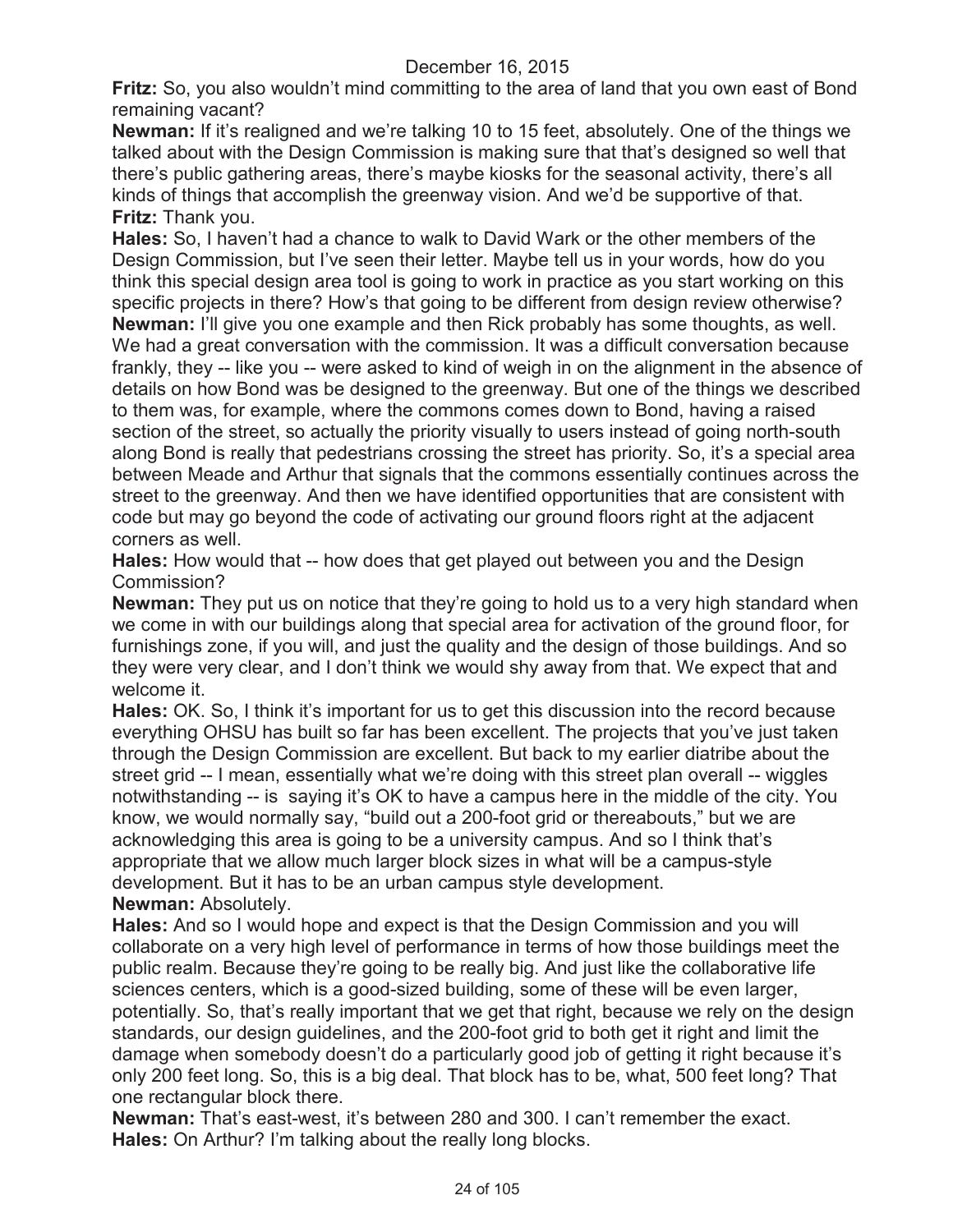**Fritz:** So, you also wouldn't mind committing to the area of land that you own east of Bond remaining vacant?

**Newman:** If it's realigned and we're talking 10 to 15 feet, absolutely. One of the things we talked about with the Design Commission is making sure that that's designed so well that there's public gathering areas, there's maybe kiosks for the seasonal activity, there's all kinds of things that accomplish the greenway vision. And we'd be supportive of that.

**Fritz:** Thank you.

**Hales:** So, I haven't had a chance to walk to David Wark or the other members of the Design Commission, but I've seen their letter. Maybe tell us in your words, how do you think this special design area tool is going to work in practice as you start working on this specific projects in there? How's that going to be different from design review otherwise?

**Newman:** I'll give you one example and then Rick probably has some thoughts, as well. We had a great conversation with the commission. It was a difficult conversation because frankly, they -- like you -- were asked to kind of weigh in on the alignment in the absence of details on how Bond was be designed to the greenway. But one of the things we described to them was, for example, where the commons comes down to Bond, having a raised section of the street, so actually the priority visually to users instead of going north-south along Bond is really that pedestrians crossing the street has priority. So, it's a special area between Meade and Arthur that signals that the commons essentially continues across the street to the greenway. And then we have identified opportunities that are consistent with code but may go beyond the code of activating our ground floors right at the adjacent corners as well.

**Hales:** How would that -- how does that get played out between you and the Design Commission?

**Newman:** They put us on notice that they're going to hold us to a very high standard when we come in with our buildings along that special area for activation of the ground floor, for furnishings zone, if you will, and just the quality and the design of those buildings. And so they were very clear, and I don't think we would shy away from that. We expect that and welcome it.

**Hales:** OK. So, I think it's important for us to get this discussion into the record because everything OHSU has built so far has been excellent. The projects that you've just taken through the Design Commission are excellent. But back to my earlier diatribe about the street grid -- I mean, essentially what we're doing with this street plan overall -- wiggles notwithstanding -- is saying it's OK to have a campus here in the middle of the city. You know, we would normally say, "build out a 200-foot grid or thereabouts," but we are acknowledging this area is going to be a university campus. And so I think that's appropriate that we allow much larger block sizes in what will be a campus-style development. But it has to be an urban campus style development.

**Newman:** Absolutely.

**Hales:** And so I would hope and expect is that the Design Commission and you will collaborate on a very high level of performance in terms of how those buildings meet the public realm. Because they're going to be really big. And just like the collaborative life sciences centers, which is a good-sized building, some of these will be even larger, potentially. So, that's really important that we get that right, because we rely on the design standards, our design guidelines, and the 200-foot grid to both get it right and limit the damage when somebody doesn't do a particularly good job of getting it right because it's only 200 feet long. So, this is a big deal. That block has to be, what, 500 feet long? That one rectangular block there.

**Newman:** That's east-west, it's between 280 and 300. I can't remember the exact.

**Hales:** On Arthur? I'm talking about the really long blocks.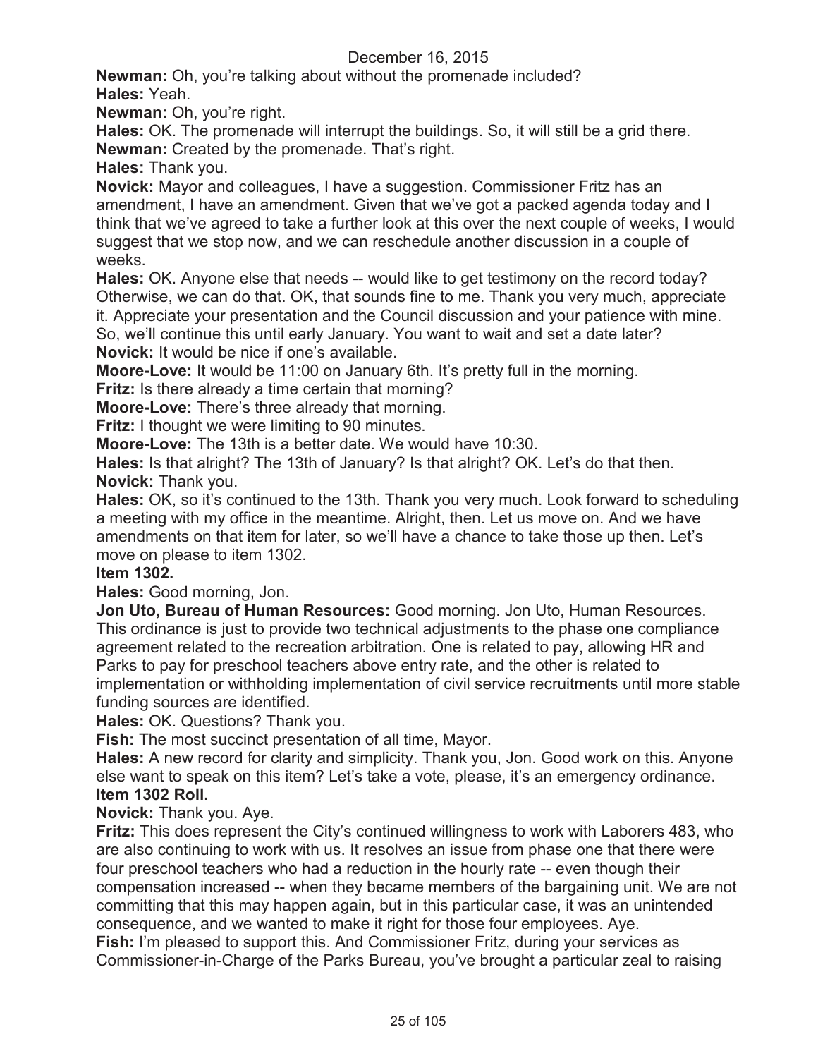**Newman:** Oh, you're talking about without the promenade included?

**Hales:** Yeah.

**Newman:** Oh, you're right.

**Hales:** OK. The promenade will interrupt the buildings. So, it will still be a grid there.

**Newman:** Created by the promenade. That's right.

**Hales:** Thank you.

**Novick:** Mayor and colleagues, I have a suggestion. Commissioner Fritz has an amendment, I have an amendment. Given that we've got a packed agenda today and I think that we've agreed to take a further look at this over the next couple of weeks, I would suggest that we stop now, and we can reschedule another discussion in a couple of weeks.

**Hales:** OK. Anyone else that needs -- would like to get testimony on the record today? Otherwise, we can do that. OK, that sounds fine to me. Thank you very much, appreciate it. Appreciate your presentation and the Council discussion and your patience with mine. So, we'll continue this until early January. You want to wait and set a date later?

**Novick:** It would be nice if one's available.

**Moore-Love:** It would be 11:00 on January 6th. It's pretty full in the morning.

**Fritz:** Is there already a time certain that morning?

**Moore-Love:** There's three already that morning.

**Fritz:** I thought we were limiting to 90 minutes.

**Moore-Love:** The 13th is a better date. We would have 10:30.

**Hales:** Is that alright? The 13th of January? Is that alright? OK. Let's do that then.

**Novick:** Thank you.

**Hales:** OK, so it's continued to the 13th. Thank you very much. Look forward to scheduling a meeting with my office in the meantime. Alright, then. Let us move on. And we have amendments on that item for later, so we'll have a chance to take those up then. Let's move on please to item 1302.

**Item 1302.**

**Hales:** Good morning, Jon.

**Jon Uto, Bureau of Human Resources:** Good morning. Jon Uto, Human Resources. This ordinance is just to provide two technical adjustments to the phase one compliance agreement related to the recreation arbitration. One is related to pay, allowing HR and Parks to pay for preschool teachers above entry rate, and the other is related to implementation or withholding implementation of civil service recruitments until more stable funding sources are identified.

**Hales:** OK. Questions? Thank you.

**Fish:** The most succinct presentation of all time, Mayor.

**Hales:** A new record for clarity and simplicity. Thank you, Jon. Good work on this. Anyone else want to speak on this item? Let's take a vote, please, it's an emergency ordinance.

**Item 1302 Roll.**

**Novick:** Thank you. Aye.

**Fritz:** This does represent the City's continued willingness to work with Laborers 483, who are also continuing to work with us. It resolves an issue from phase one that there were four preschool teachers who had a reduction in the hourly rate -- even though their compensation increased -- when they became members of the bargaining unit. We are not committing that this may happen again, but in this particular case, it was an unintended consequence, and we wanted to make it right for those four employees. Aye.

**Fish:** I'm pleased to support this. And Commissioner Fritz, during your services as Commissioner-in-Charge of the Parks Bureau, you've brought a particular zeal to raising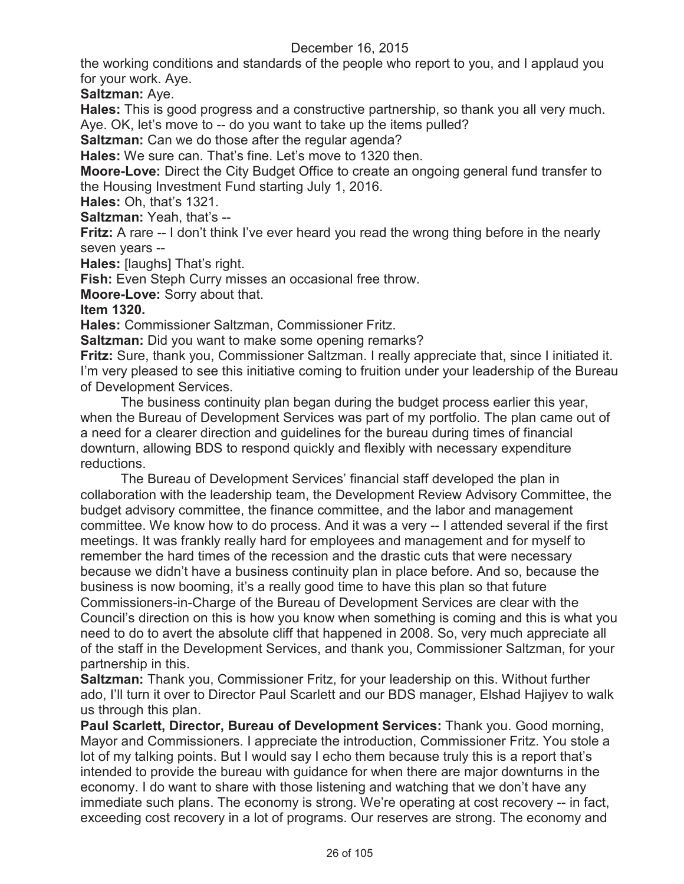the working conditions and standards of the people who report to you, and I applaud you for your work. Aye.

**Saltzman:** Aye.

**Hales:** This is good progress and a constructive partnership, so thank you all very much. Aye. OK, let's move to -- do you want to take up the items pulled?

**Saltzman:** Can we do those after the regular agenda?

**Hales:** We sure can. That's fine. Let's move to 1320 then.

**Moore-Love:** Direct the City Budget Office to create an ongoing general fund transfer to the Housing Investment Fund starting July 1, 2016.

**Hales:** Oh, that's 1321.

**Saltzman:** Yeah, that's --

**Fritz:** A rare -- I don't think I've ever heard you read the wrong thing before in the nearly seven years --

**Hales:** [laughs] That's right.

**Fish:** Even Steph Curry misses an occasional free throw.

**Moore-Love:** Sorry about that.

**Item 1320.**

**Hales:** Commissioner Saltzman, Commissioner Fritz.

**Saltzman:** Did you want to make some opening remarks?

**Fritz:** Sure, thank you, Commissioner Saltzman. I really appreciate that, since I initiated it. I'm very pleased to see this initiative coming to fruition under your leadership of the Bureau of Development Services.

The business continuity plan began during the budget process earlier this year, when the Bureau of Development Services was part of my portfolio. The plan came out of a need for a clearer direction and guidelines for the bureau during times of financial downturn, allowing BDS to respond quickly and flexibly with necessary expenditure reductions.

The Bureau of Development Services' financial staff developed the plan in collaboration with the leadership team, the Development Review Advisory Committee, the budget advisory committee, the finance committee, and the labor and management committee. We know how to do process. And it was a very -- I attended several if the first meetings. It was frankly really hard for employees and management and for myself to remember the hard times of the recession and the drastic cuts that were necessary because we didn't have a business continuity plan in place before. And so, because the business is now booming, it's a really good time to have this plan so that future Commissioners-in-Charge of the Bureau of Development Services are clear with the Council's direction on this is how you know when something is coming and this is what you need to do to avert the absolute cliff that happened in 2008. So, very much appreciate all of the staff in the Development Services, and thank you, Commissioner Saltzman, for your partnership in this.

**Saltzman:** Thank you, Commissioner Fritz, for your leadership on this. Without further ado, I'll turn it over to Director Paul Scarlett and our BDS manager, Elshad Hajiyev to walk us through this plan.

**Paul Scarlett, Director, Bureau of Development Services:** Thank you. Good morning, Mayor and Commissioners. I appreciate the introduction, Commissioner Fritz. You stole a lot of my talking points. But I would say I echo them because truly this is a report that's intended to provide the bureau with guidance for when there are major downturns in the economy. I do want to share with those listening and watching that we don't have any immediate such plans. The economy is strong. We're operating at cost recovery -- in fact, exceeding cost recovery in a lot of programs. Our reserves are strong. The economy and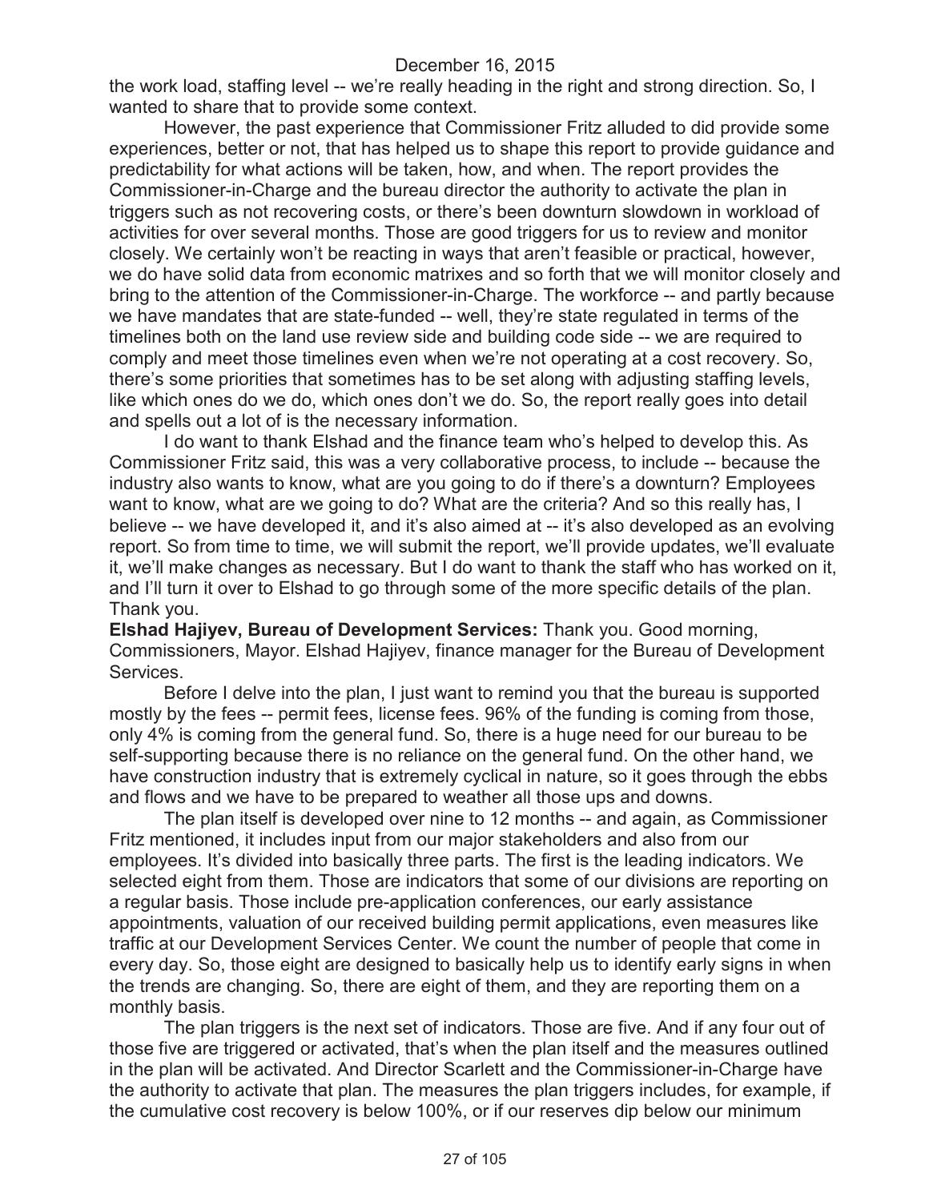the work load, staffing level -- we're really heading in the right and strong direction. So, I wanted to share that to provide some context.

However, the past experience that Commissioner Fritz alluded to did provide some experiences, better or not, that has helped us to shape this report to provide guidance and predictability for what actions will be taken, how, and when. The report provides the Commissioner-in-Charge and the bureau director the authority to activate the plan in triggers such as not recovering costs, or there's been downturn slowdown in workload of activities for over several months. Those are good triggers for us to review and monitor closely. We certainly won't be reacting in ways that aren't feasible or practical, however, we do have solid data from economic matrixes and so forth that we will monitor closely and bring to the attention of the Commissioner-in-Charge. The workforce -- and partly because we have mandates that are state-funded -- well, they're state regulated in terms of the timelines both on the land use review side and building code side -- we are required to comply and meet those timelines even when we're not operating at a cost recovery. So, there's some priorities that sometimes has to be set along with adjusting staffing levels, like which ones do we do, which ones don't we do. So, the report really goes into detail and spells out a lot of is the necessary information.

I do want to thank Elshad and the finance team who's helped to develop this. As Commissioner Fritz said, this was a very collaborative process, to include -- because the industry also wants to know, what are you going to do if there's a downturn? Employees want to know, what are we going to do? What are the criteria? And so this really has, I believe -- we have developed it, and it's also aimed at -- it's also developed as an evolving report. So from time to time, we will submit the report, we'll provide updates, we'll evaluate it, we'll make changes as necessary. But I do want to thank the staff who has worked on it, and I'll turn it over to Elshad to go through some of the more specific details of the plan. Thank you.

**Elshad Hajiyev, Bureau of Development Services:** Thank you. Good morning, Commissioners, Mayor. Elshad Hajiyev, finance manager for the Bureau of Development Services.

Before I delve into the plan, I just want to remind you that the bureau is supported mostly by the fees -- permit fees, license fees. 96% of the funding is coming from those, only 4% is coming from the general fund. So, there is a huge need for our bureau to be self-supporting because there is no reliance on the general fund. On the other hand, we have construction industry that is extremely cyclical in nature, so it goes through the ebbs and flows and we have to be prepared to weather all those ups and downs.

The plan itself is developed over nine to 12 months -- and again, as Commissioner Fritz mentioned, it includes input from our major stakeholders and also from our employees. It's divided into basically three parts. The first is the leading indicators. We selected eight from them. Those are indicators that some of our divisions are reporting on a regular basis. Those include pre-application conferences, our early assistance appointments, valuation of our received building permit applications, even measures like traffic at our Development Services Center. We count the number of people that come in every day. So, those eight are designed to basically help us to identify early signs in when the trends are changing. So, there are eight of them, and they are reporting them on a monthly basis.

The plan triggers is the next set of indicators. Those are five. And if any four out of those five are triggered or activated, that's when the plan itself and the measures outlined in the plan will be activated. And Director Scarlett and the Commissioner-in-Charge have the authority to activate that plan. The measures the plan triggers includes, for example, if the cumulative cost recovery is below 100%, or if our reserves dip below our minimum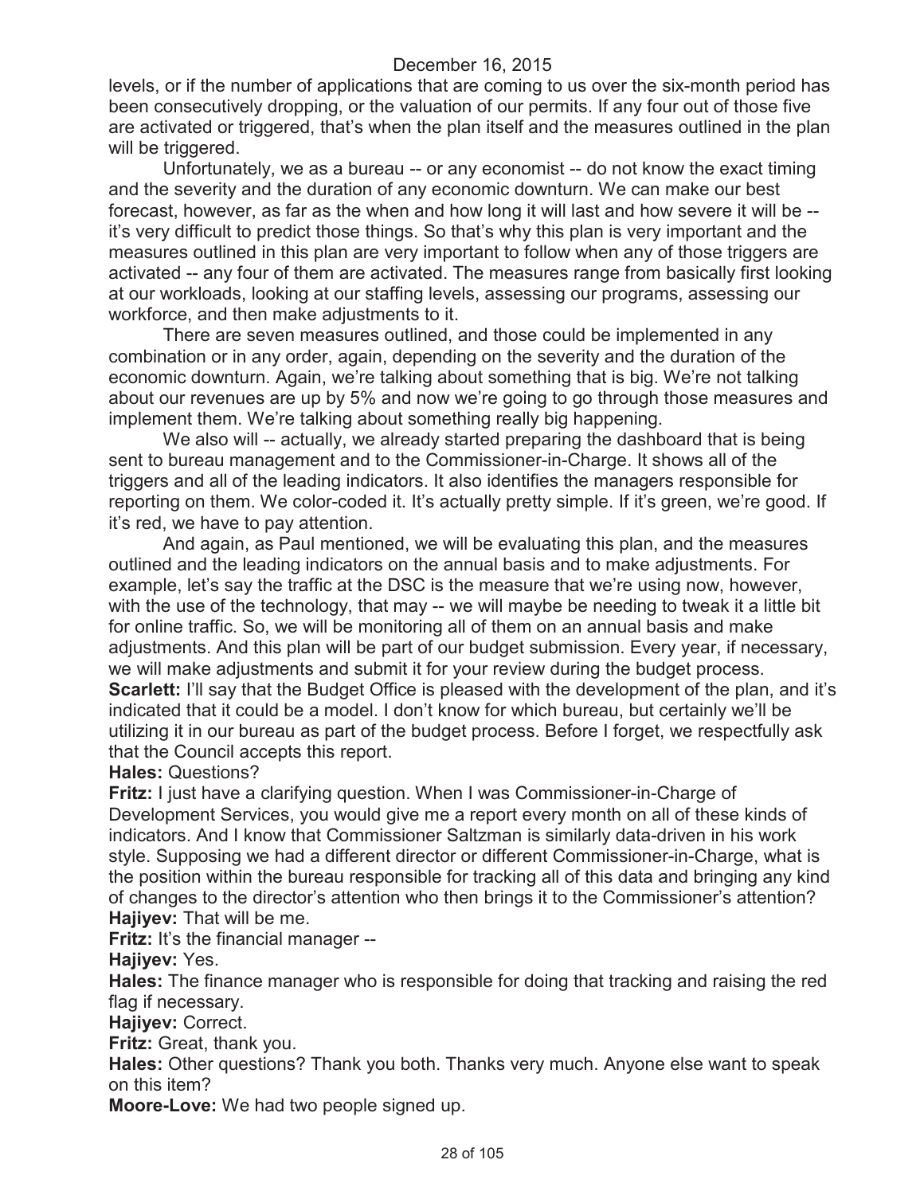levels, or if the number of applications that are coming to us over the six-month period has been consecutively dropping, or the valuation of our permits. If any four out of those five are activated or triggered, that's when the plan itself and the measures outlined in the plan will be triggered.

Unfortunately, we as a bureau -- or any economist -- do not know the exact timing and the severity and the duration of any economic downturn. We can make our best forecast, however, as far as the when and how long it will last and how severe it will be -- it's very difficult to predict those things. So that's why this plan is very important and the measures outlined in this plan are very important to follow when any of those triggers are activated -- any four of them are activated. The measures range from basically first looking at our workloads, looking at our staffing levels, assessing our programs, assessing our workforce, and then make adjustments to it.

There are seven measures outlined, and those could be implemented in any combination or in any order, again, depending on the severity and the duration of the economic downturn. Again, we're talking about something that is big. We're not talking about our revenues are up by 5% and now we're going to go through those measures and implement them. We're talking about something really big happening.

We also will -- actually, we already started preparing the dashboard that is being sent to bureau management and to the Commissioner-in-Charge. It shows all of the triggers and all of the leading indicators. It also identifies the managers responsible for reporting on them. We color-coded it. It's actually pretty simple. If it's green, we're good. If it's red, we have to pay attention.

And again, as Paul mentioned, we will be evaluating this plan, and the measures outlined and the leading indicators on the annual basis and to make adjustments. For example, let's say the traffic at the DSC is the measure that we're using now, however, with the use of the technology, that may -- we will maybe be needing to tweak it a little bit for online traffic. So, we will be monitoring all of them on an annual basis and make adjustments. And this plan will be part of our budget submission. Every year, if necessary, we will make adjustments and submit it for your review during the budget process.

**Scarlett:** I'll say that the Budget Office is pleased with the development of the plan, and it's indicated that it could be a model. I don't know for which bureau, but certainly we'll be utilizing it in our bureau as part of the budget process. Before I forget, we respectfully ask that the Council accepts this report.

**Hales:** Questions?

**Fritz:** I just have a clarifying question. When I was Commissioner-in-Charge of Development Services, you would give me a report every month on all of these kinds of indicators. And I know that Commissioner Saltzman is similarly data-driven in his work style. Supposing we had a different director or different Commissioner-in-Charge, what is the position within the bureau responsible for tracking all of this data and bringing any kind of changes to the director's attention who then brings it to the Commissioner's attention?

**Hajiyev:** That will be me.

**Fritz:** It's the financial manager --

**Hajiyev:** Yes.

**Hales:** The finance manager who is responsible for doing that tracking and raising the red flag if necessary.

**Hajiyev:** Correct.

**Fritz:** Great, thank you.

**Hales:** Other questions? Thank you both. Thanks very much. Anyone else want to speak on this item?

**Moore-Love:** We had two people signed up.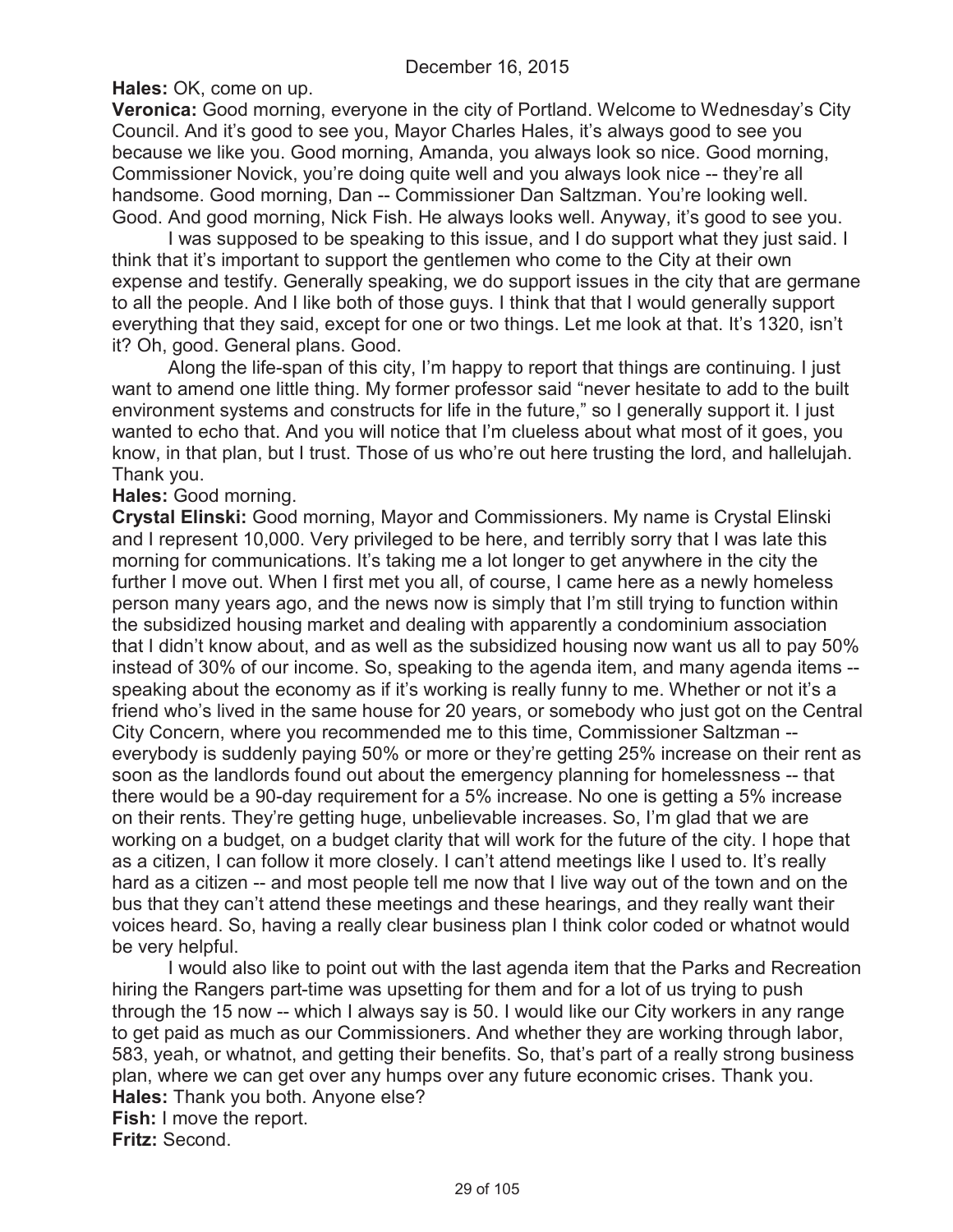**Hales:** OK, come on up.

**Veronica:** Good morning, everyone in the city of Portland. Welcome to Wednesday's City Council. And it's good to see you, Mayor Charles Hales, it's always good to see you because we like you. Good morning, Amanda, you always look so nice. Good morning, Commissioner Novick, you're doing quite well and you always look nice -- they're all handsome. Good morning, Dan -- Commissioner Dan Saltzman. You're looking well. Good. And good morning, Nick Fish. He always looks well. Anyway, it's good to see you.

I was supposed to be speaking to this issue, and I do support what they just said. I think that it's important to support the gentlemen who come to the City at their own expense and testify. Generally speaking, we do support issues in the city that are germane to all the people. And I like both of those guys. I think that that I would generally support everything that they said, except for one or two things. Let me look at that. It's 1320, isn't it? Oh, good. General plans. Good.

Along the life-span of this city, I'm happy to report that things are continuing. I just want to amend one little thing. My former professor said "never hesitate to add to the built environment systems and constructs for life in the future," so I generally support it. I just wanted to echo that. And you will notice that I'm clueless about what most of it goes, you know, in that plan, but I trust. Those of us who're out here trusting the lord, and hallelujah. Thank you.

**Hales:** Good morning.

**Crystal Elinski:** Good morning, Mayor and Commissioners. My name is Crystal Elinski and I represent 10,000. Very privileged to be here, and terribly sorry that I was late this morning for communications. It's taking me a lot longer to get anywhere in the city the further I move out. When I first met you all, of course, I came here as a newly homeless person many years ago, and the news now is simply that I'm still trying to function within the subsidized housing market and dealing with apparently a condominium association that I didn't know about, and as well as the subsidized housing now want us all to pay 50% instead of 30% of our income. So, speaking to the agenda item, and many agenda items -- speaking about the economy as if it's working is really funny to me. Whether or not it's a friend who's lived in the same house for 20 years, or somebody who just got on the Central City Concern, where you recommended me to this time, Commissioner Saltzman -- everybody is suddenly paying 50% or more or they're getting 25% increase on their rent as soon as the landlords found out about the emergency planning for homelessness -- that there would be a 90-day requirement for a 5% increase. No one is getting a 5% increase on their rents. They're getting huge, unbelievable increases. So, I'm glad that we are working on a budget, on a budget clarity that will work for the future of the city. I hope that as a citizen, I can follow it more closely. I can't attend meetings like I used to. It's really hard as a citizen -- and most people tell me now that I live way out of the town and on the bus that they can't attend these meetings and these hearings, and they really want their voices heard. So, having a really clear business plan I think color coded or whatnot would be very helpful.

I would also like to point out with the last agenda item that the Parks and Recreation hiring the Rangers part-time was upsetting for them and for a lot of us trying to push through the 15 now -- which I always say is 50. I would like our City workers in any range to get paid as much as our Commissioners. And whether they are working through labor, 583, yeah, or whatnot, and getting their benefits. So, that's part of a really strong business plan, where we can get over any humps over any future economic crises. Thank you.

**Hales:** Thank you both. Anyone else?

**Fish:** I move the report.

**Fritz:** Second.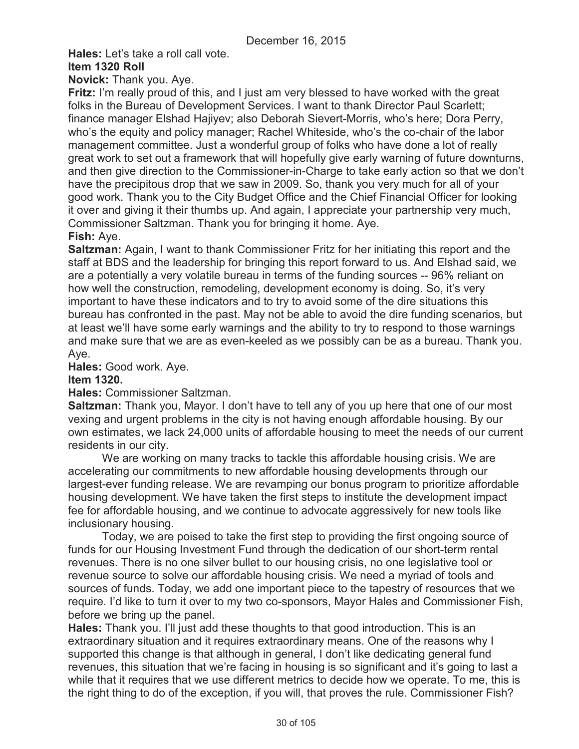**Hales:** Let's take a roll call vote.

**Item 1320 Roll**

**Novick:** Thank you. Aye.

**Fritz:** I'm really proud of this, and I just am very blessed to have worked with the great folks in the Bureau of Development Services. I want to thank Director Paul Scarlett; finance manager Elshad Hajiyev; also Deborah Sievert-Morris, who's here; Dora Perry, who's the equity and policy manager; Rachel Whiteside, who's the co-chair of the labor management committee. Just a wonderful group of folks who have done a lot of really great work to set out a framework that will hopefully give early warning of future downturns, and then give direction to the Commissioner-in-Charge to take early action so that we don't have the precipitous drop that we saw in 2009. So, thank you very much for all of your good work. Thank you to the City Budget Office and the Chief Financial Officer for looking it over and giving it their thumbs up. And again, I appreciate your partnership very much, Commissioner Saltzman. Thank you for bringing it home. Aye.

**Fish:** Aye.

**Saltzman:** Again, I want to thank Commissioner Fritz for her initiating this report and the staff at BDS and the leadership for bringing this report forward to us. And Elshad said, we are a potentially a very volatile bureau in terms of the funding sources -- 96% reliant on how well the construction, remodeling, development economy is doing. So, it's very important to have these indicators and to try to avoid some of the dire situations this bureau has confronted in the past. May not be able to avoid the dire funding scenarios, but at least we'll have some early warnings and the ability to try to respond to those warnings and make sure that we are as even-keeled as we possibly can be as a bureau. Thank you. Aye.

**Hales:** Good work. Aye.

**Item 1320.**

**Hales:** Commissioner Saltzman.

**Saltzman:** Thank you, Mayor. I don't have to tell any of you up here that one of our most vexing and urgent problems in the city is not having enough affordable housing. By our own estimates, we lack 24,000 units of affordable housing to meet the needs of our current residents in our city.

We are working on many tracks to tackle this affordable housing crisis. We are accelerating our commitments to new affordable housing developments through our largest-ever funding release. We are revamping our bonus program to prioritize affordable housing development. We have taken the first steps to institute the development impact fee for affordable housing, and we continue to advocate aggressively for new tools like inclusionary housing.

Today, we are poised to take the first step to providing the first ongoing source of funds for our Housing Investment Fund through the dedication of our short-term rental revenues. There is no one silver bullet to our housing crisis, no one legislative tool or revenue source to solve our affordable housing crisis. We need a myriad of tools and sources of funds. Today, we add one important piece to the tapestry of resources that we require. I'd like to turn it over to my two co-sponsors, Mayor Hales and Commissioner Fish, before we bring up the panel.

**Hales:** Thank you. I'll just add these thoughts to that good introduction. This is an extraordinary situation and it requires extraordinary means. One of the reasons why I supported this change is that although in general, I don't like dedicating general fund revenues, this situation that we're facing in housing is so significant and it's going to last a while that it requires that we use different metrics to decide how we operate. To me, this is the right thing to do of the exception, if you will, that proves the rule. Commissioner Fish?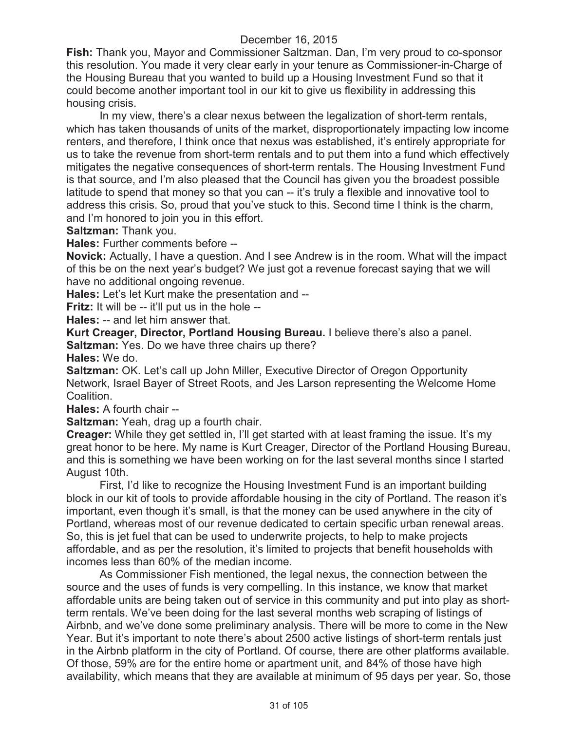December 16, 2015

**Fish:** Thank you, Mayor and Commissioner Saltzman. Dan, I'm very proud to co-sponsor this resolution. You made it very clear early in your tenure as Commissioner-in-Charge of the Housing Bureau that you wanted to build up a Housing Investment Fund so that it could become another important tool in our kit to give us flexibility in addressing this housing crisis.

In my view, there's a clear nexus between the legalization of short-term rentals, which has taken thousands of units of the market, disproportionately impacting low income renters, and therefore, I think once that nexus was established, it's entirely appropriate for us to take the revenue from short-term rentals and to put them into a fund which effectively mitigates the negative consequences of short-term rentals. The Housing Investment Fund is that source, and I'm also pleased that the Council has given you the broadest possible latitude to spend that money so that you can -- it's truly a flexible and innovative tool to address this crisis. So, proud that you've stuck to this. Second time I think is the charm, and I'm honored to join you in this effort.

**Saltzman:** Thank you.

**Hales:** Further comments before --

**Novick:** Actually, I have a question. And I see Andrew is in the room. What will the impact of this be on the next year's budget? We just got a revenue forecast saying that we will have no additional ongoing revenue.

**Hales:** Let's let Kurt make the presentation and --

**Fritz:** It will be -- it'll put us in the hole --

**Hales:** -- and let him answer that.

**Kurt Creager, Director, Portland Housing Bureau.** I believe there's also a panel.

**Saltzman:** Yes. Do we have three chairs up there?

**Hales:** We do.

**Saltzman:** OK. Let's call up John Miller, Executive Director of Oregon Opportunity Network, Israel Bayer of Street Roots, and Jes Larson representing the Welcome Home Coalition.

**Hales:** A fourth chair --

**Saltzman:** Yeah, drag up a fourth chair.

**Creager:** While they get settled in, I'll get started with at least framing the issue. It's my great honor to be here. My name is Kurt Creager, Director of the Portland Housing Bureau, and this is something we have been working on for the last several months since I started August 10th.

First, I'd like to recognize the Housing Investment Fund is an important building block in our kit of tools to provide affordable housing in the city of Portland. The reason it's important, even though it's small, is that the money can be used anywhere in the city of Portland, whereas most of our revenue dedicated to certain specific urban renewal areas. So, this is jet fuel that can be used to underwrite projects, to help to make projects affordable, and as per the resolution, it's limited to projects that benefit households with incomes less than 60% of the median income.

As Commissioner Fish mentioned, the legal nexus, the connection between the source and the uses of funds is very compelling. In this instance, we know that market affordable units are being taken out of service in this community and put into play as short-term rentals. We've been doing for the last several months web scraping of listings of Airbnb, and we've done some preliminary analysis. There will be more to come in the New Year. But it's important to note there's about 2500 active listings of short-term rentals just in the Airbnb platform in the city of Portland. Of course, there are other platforms available. Of those, 59% are for the entire home or apartment unit, and 84% of those have high availability, which means that they are available at minimum of 95 days per year. So, those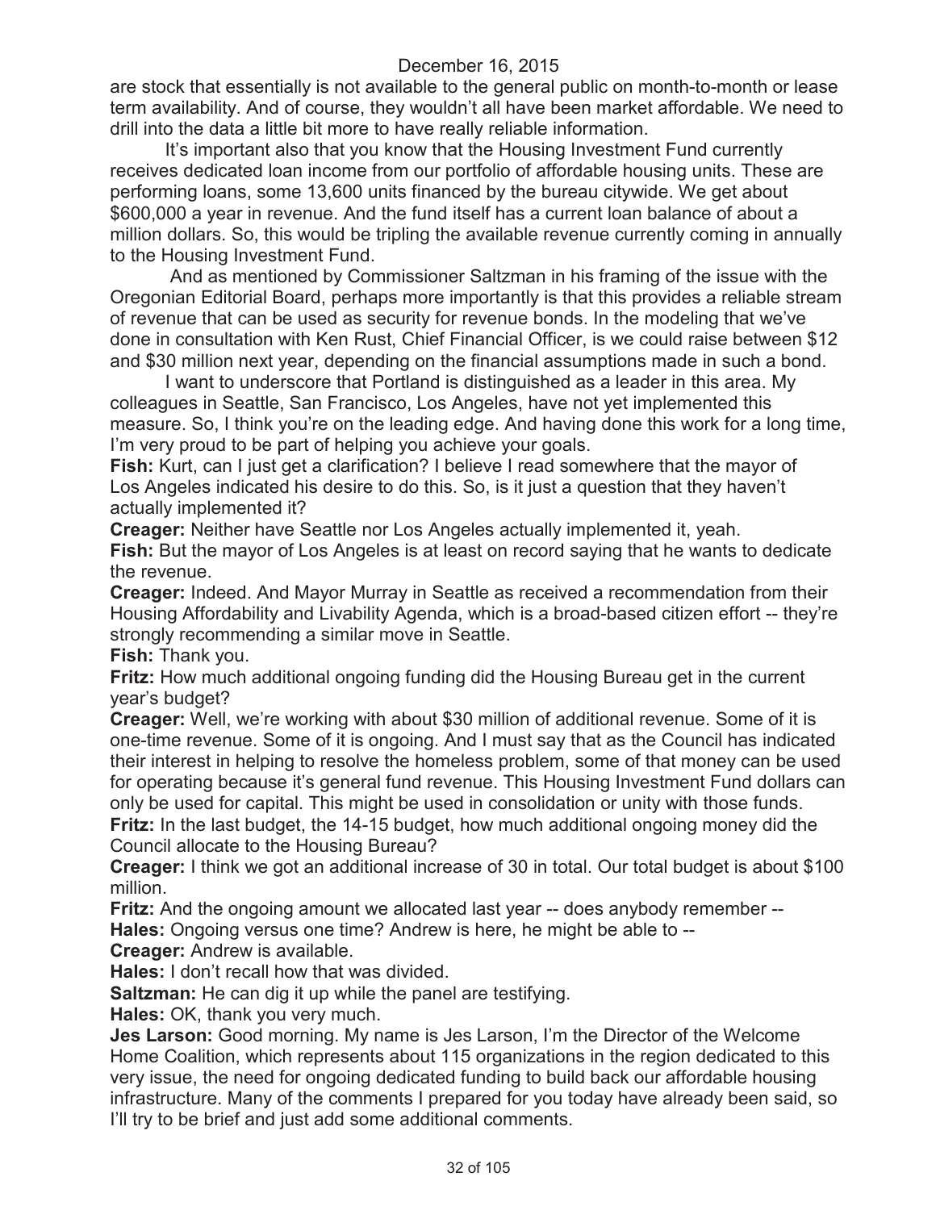are stock that essentially is not available to the general public on month-to-month or lease term availability. And of course, they wouldn't all have been market affordable. We need to drill into the data a little bit more to have really reliable information.

It's important also that you know that the Housing Investment Fund currently receives dedicated loan income from our portfolio of affordable housing units. These are performing loans, some 13,600 units financed by the bureau citywide. We get about $600,000 a year in revenue. And the fund itself has a current loan balance of about a million dollars. So, this would be tripling the available revenue currently coming in annually to the Housing Investment Fund.

And as mentioned by Commissioner Saltzman in his framing of the issue with the Oregonian Editorial Board, perhaps more importantly is that this provides a reliable stream of revenue that can be used as security for revenue bonds. In the modeling that we've done in consultation with Ken Rust, Chief Financial Officer, is we could raise between $12 and $30 million next year, depending on the financial assumptions made in such a bond.

I want to underscore that Portland is distinguished as a leader in this area. My colleagues in Seattle, San Francisco, Los Angeles, have not yet implemented this measure. So, I think you're on the leading edge. And having done this work for a long time, I'm very proud to be part of helping you achieve your goals.

**Fish:** Kurt, can I just get a clarification? I believe I read somewhere that the mayor of Los Angeles indicated his desire to do this. So, is it just a question that they haven't actually implemented it?

**Creager:** Neither have Seattle nor Los Angeles actually implemented it, yeah.

**Fish:** But the mayor of Los Angeles is at least on record saying that he wants to dedicate the revenue.

**Creager:** Indeed. And Mayor Murray in Seattle as received a recommendation from their Housing Affordability and Livability Agenda, which is a broad-based citizen effort -- they're strongly recommending a similar move in Seattle.

**Fish:** Thank you.

**Fritz:** How much additional ongoing funding did the Housing Bureau get in the current year's budget?

**Creager:** Well, we're working with about $30 million of additional revenue. Some of it is one-time revenue. Some of it is ongoing. And I must say that as the Council has indicated their interest in helping to resolve the homeless problem, some of that money can be used for operating because it's general fund revenue. This Housing Investment Fund dollars can only be used for capital. This might be used in consolidation or unity with those funds.

**Fritz:** In the last budget, the 14-15 budget, how much additional ongoing money did the Council allocate to the Housing Bureau?

**Creager:** I think we got an additional increase of 30 in total. Our total budget is about $100 million.

**Fritz:** And the ongoing amount we allocated last year -- does anybody remember --

**Hales:** Ongoing versus one time? Andrew is here, he might be able to --

**Creager:** Andrew is available.

**Hales:** I don't recall how that was divided.

**Saltzman:** He can dig it up while the panel are testifying.

**Hales:** OK, thank you very much.

**Jes Larson:** Good morning. My name is Jes Larson, I'm the Director of the Welcome Home Coalition, which represents about 115 organizations in the region dedicated to this very issue, the need for ongoing dedicated funding to build back our affordable housing infrastructure. Many of the comments I prepared for you today have already been said, so I'll try to be brief and just add some additional comments.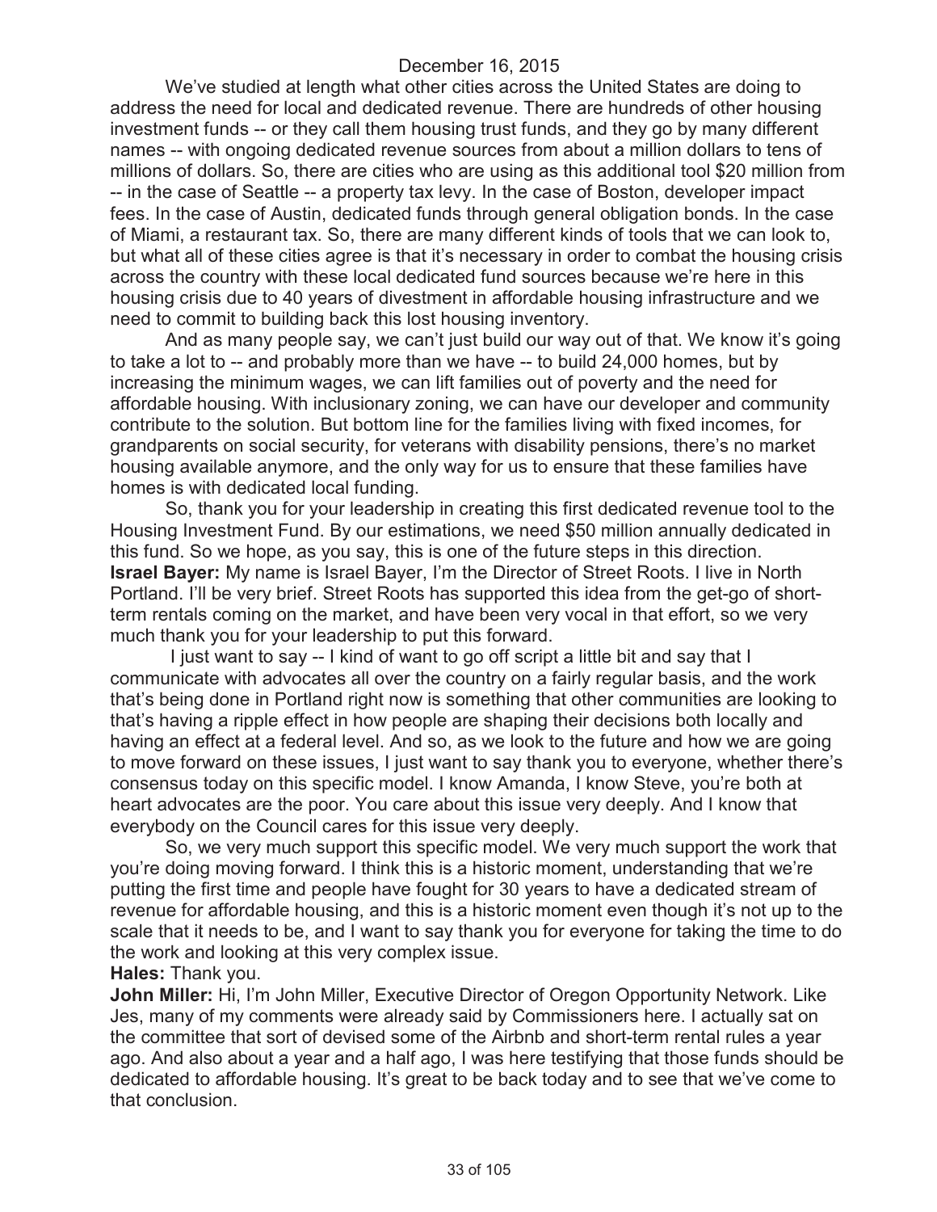We've studied at length what other cities across the United States are doing to address the need for local and dedicated revenue. There are hundreds of other housing investment funds -- or they call them housing trust funds, and they go by many different names -- with ongoing dedicated revenue sources from about a million dollars to tens of millions of dollars. So, there are cities who are using as this additional tool $20 million from -- in the case of Seattle -- a property tax levy. In the case of Boston, developer impact fees. In the case of Austin, dedicated funds through general obligation bonds. In the case of Miami, a restaurant tax. So, there are many different kinds of tools that we can look to, but what all of these cities agree is that it's necessary in order to combat the housing crisis across the country with these local dedicated fund sources because we're here in this housing crisis due to 40 years of divestment in affordable housing infrastructure and we need to commit to building back this lost housing inventory.

And as many people say, we can't just build our way out of that. We know it's going to take a lot to -- and probably more than we have -- to build 24,000 homes, but by increasing the minimum wages, we can lift families out of poverty and the need for affordable housing. With inclusionary zoning, we can have our developer and community contribute to the solution. But bottom line for the families living with fixed incomes, for grandparents on social security, for veterans with disability pensions, there's no market housing available anymore, and the only way for us to ensure that these families have homes is with dedicated local funding.

So, thank you for your leadership in creating this first dedicated revenue tool to the Housing Investment Fund. By our estimations, we need $50 million annually dedicated in this fund. So we hope, as you say, this is one of the future steps in this direction.

**Israel Bayer:** My name is Israel Bayer, I'm the Director of Street Roots. I live in North Portland. I'll be very brief. Street Roots has supported this idea from the get-go of short-term rentals coming on the market, and have been very vocal in that effort, so we very much thank you for your leadership to put this forward.

I just want to say -- I kind of want to go off script a little bit and say that I communicate with advocates all over the country on a fairly regular basis, and the work that's being done in Portland right now is something that other communities are looking to that's having a ripple effect in how people are shaping their decisions both locally and having an effect at a federal level. And so, as we look to the future and how we are going to move forward on these issues, I just want to say thank you to everyone, whether there's consensus today on this specific model. I know Amanda, I know Steve, you're both at heart advocates are the poor. You care about this issue very deeply. And I know that everybody on the Council cares for this issue very deeply.

So, we very much support this specific model. We very much support the work that you're doing moving forward. I think this is a historic moment, understanding that we're putting the first time and people have fought for 30 years to have a dedicated stream of revenue for affordable housing, and this is a historic moment even though it's not up to the scale that it needs to be, and I want to say thank you for everyone for taking the time to do the work and looking at this very complex issue.

**Hales:** Thank you.

**John Miller:** Hi, I'm John Miller, Executive Director of Oregon Opportunity Network. Like Jes, many of my comments were already said by Commissioners here. I actually sat on the committee that sort of devised some of the Airbnb and short-term rental rules a year ago. And also about a year and a half ago, I was here testifying that those funds should be dedicated to affordable housing. It's great to be back today and to see that we've come to that conclusion.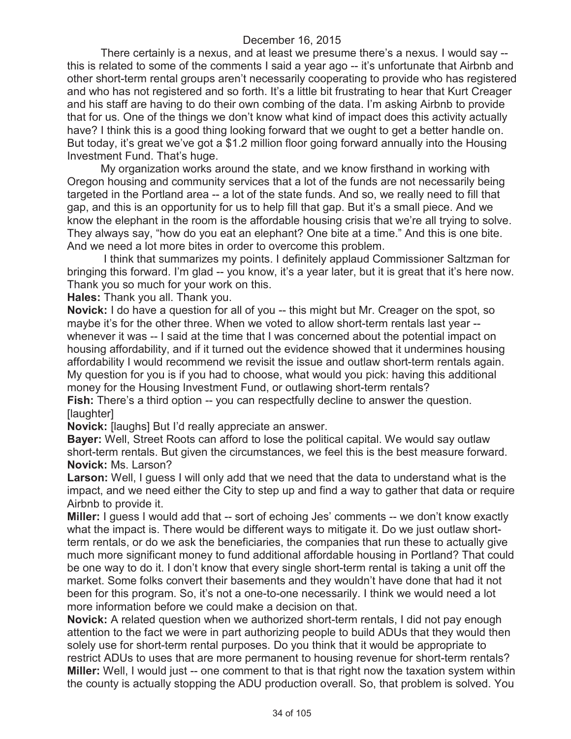There certainly is a nexus, and at least we presume there's a nexus. I would say -- this is related to some of the comments I said a year ago -- it's unfortunate that Airbnb and other short-term rental groups aren't necessarily cooperating to provide who has registered and who has not registered and so forth. It's a little bit frustrating to hear that Kurt Creager and his staff are having to do their own combing of the data. I'm asking Airbnb to provide that for us. One of the things we don't know what kind of impact does this activity actually have? I think this is a good thing looking forward that we ought to get a better handle on. But today, it's great we've got a $1.2 million floor going forward annually into the Housing Investment Fund. That's huge.

My organization works around the state, and we know firsthand in working with Oregon housing and community services that a lot of the funds are not necessarily being targeted in the Portland area -- a lot of the state funds. And so, we really need to fill that gap, and this is an opportunity for us to help fill that gap. But it's a small piece. And we know the elephant in the room is the affordable housing crisis that we're all trying to solve. They always say, "how do you eat an elephant? One bite at a time." And this is one bite. And we need a lot more bites in order to overcome this problem.

I think that summarizes my points. I definitely applaud Commissioner Saltzman for bringing this forward. I'm glad -- you know, it's a year later, but it is great that it's here now. Thank you so much for your work on this.

**Hales:** Thank you all. Thank you.

**Novick:** I do have a question for all of you -- this might but Mr. Creager on the spot, so maybe it's for the other three. When we voted to allow short-term rentals last year -- whenever it was -- I said at the time that I was concerned about the potential impact on housing affordability, and if it turned out the evidence showed that it undermines housing affordability I would recommend we revisit the issue and outlaw short-term rentals again. My question for you is if you had to choose, what would you pick: having this additional money for the Housing Investment Fund, or outlawing short-term rentals?

**Fish:** There's a third option -- you can respectfully decline to answer the question. [laughter]

**Novick:** [laughs] But I'd really appreciate an answer.

**Bayer:** Well, Street Roots can afford to lose the political capital. We would say outlaw short-term rentals. But given the circumstances, we feel this is the best measure forward.

**Novick:** Ms. Larson?

**Larson:** Well, I guess I will only add that we need that the data to understand what is the impact, and we need either the City to step up and find a way to gather that data or require Airbnb to provide it.

**Miller:** I guess I would add that -- sort of echoing Jes' comments -- we don't know exactly what the impact is. There would be different ways to mitigate it. Do we just outlaw short-term rentals, or do we ask the beneficiaries, the companies that run these to actually give much more significant money to fund additional affordable housing in Portland? That could be one way to do it. I don't know that every single short-term rental is taking a unit off the market. Some folks convert their basements and they wouldn't have done that had it not been for this program. So, it's not a one-to-one necessarily. I think we would need a lot more information before we could make a decision on that.

**Novick:** A related question when we authorized short-term rentals, I did not pay enough attention to the fact we were in part authorizing people to build ADUs that they would then solely use for short-term rental purposes. Do you think that it would be appropriate to restrict ADUs to uses that are more permanent to housing revenue for short-term rentals?

**Miller:** Well, I would just -- one comment to that is that right now the taxation system within the county is actually stopping the ADU production overall. So, that problem is solved. You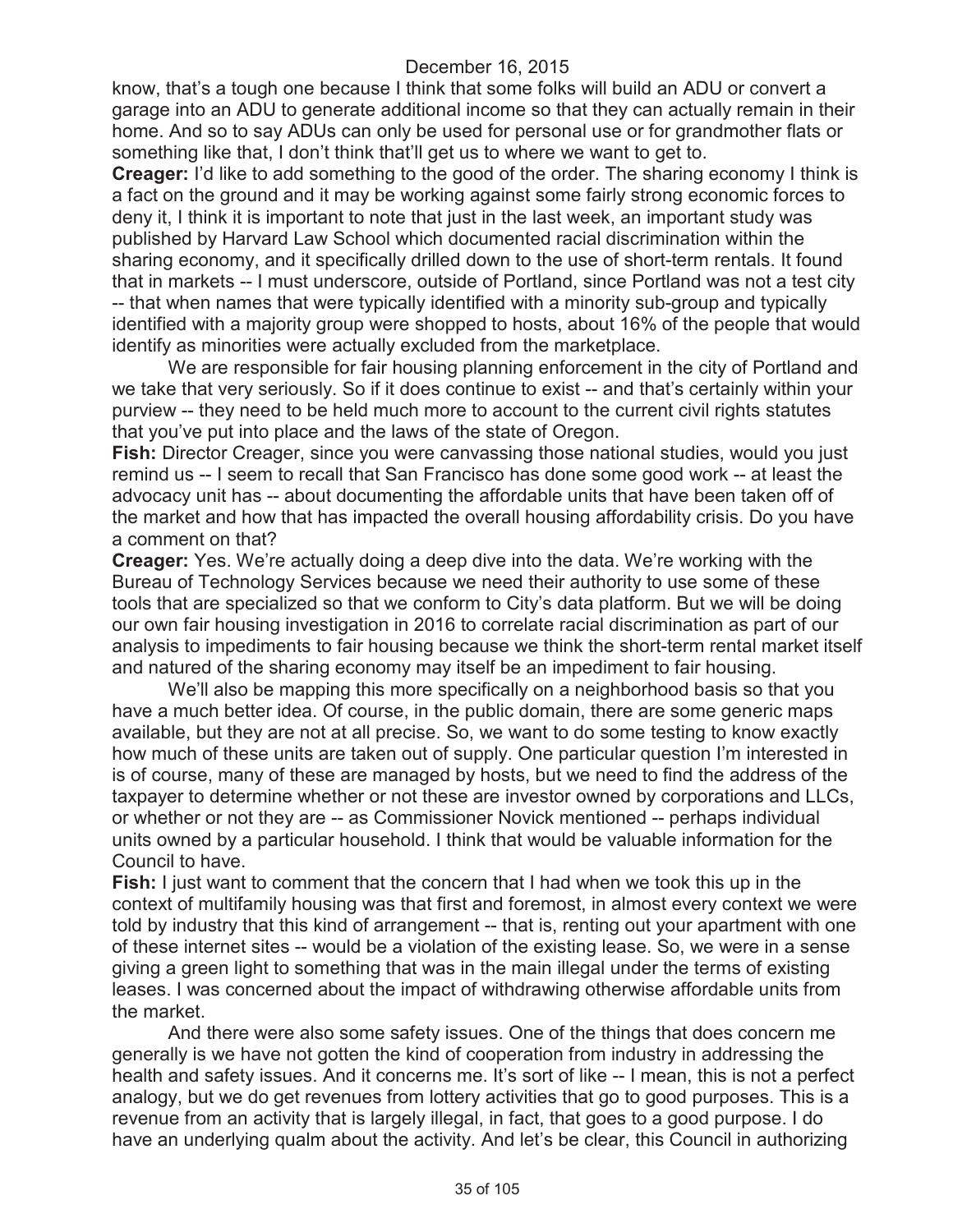know, that's a tough one because I think that some folks will build an ADU or convert a garage into an ADU to generate additional income so that they can actually remain in their home. And so to say ADUs can only be used for personal use or for grandmother flats or something like that, I don't think that'll get us to where we want to get to.

**Creager:** I'd like to add something to the good of the order. The sharing economy I think is a fact on the ground and it may be working against some fairly strong economic forces to deny it, I think it is important to note that just in the last week, an important study was published by Harvard Law School which documented racial discrimination within the sharing economy, and it specifically drilled down to the use of short-term rentals. It found that in markets -- I must underscore, outside of Portland, since Portland was not a test city -- that when names that were typically identified with a minority sub-group and typically identified with a majority group were shopped to hosts, about 16% of the people that would identify as minorities were actually excluded from the marketplace.

We are responsible for fair housing planning enforcement in the city of Portland and we take that very seriously. So if it does continue to exist -- and that's certainly within your purview -- they need to be held much more to account to the current civil rights statutes that you've put into place and the laws of the state of Oregon.

**Fish:** Director Creager, since you were canvassing those national studies, would you just remind us -- I seem to recall that San Francisco has done some good work -- at least the advocacy unit has -- about documenting the affordable units that have been taken off of the market and how that has impacted the overall housing affordability crisis. Do you have a comment on that?

**Creager:** Yes. We're actually doing a deep dive into the data. We're working with the Bureau of Technology Services because we need their authority to use some of these tools that are specialized so that we conform to City's data platform. But we will be doing our own fair housing investigation in 2016 to correlate racial discrimination as part of our analysis to impediments to fair housing because we think the short-term rental market itself and natured of the sharing economy may itself be an impediment to fair housing.

We'll also be mapping this more specifically on a neighborhood basis so that you have a much better idea. Of course, in the public domain, there are some generic maps available, but they are not at all precise. So, we want to do some testing to know exactly how much of these units are taken out of supply. One particular question I'm interested in is of course, many of these are managed by hosts, but we need to find the address of the taxpayer to determine whether or not these are investor owned by corporations and LLCs, or whether or not they are -- as Commissioner Novick mentioned -- perhaps individual units owned by a particular household. I think that would be valuable information for the Council to have.

**Fish:** I just want to comment that the concern that I had when we took this up in the context of multifamily housing was that first and foremost, in almost every context we were told by industry that this kind of arrangement -- that is, renting out your apartment with one of these internet sites -- would be a violation of the existing lease. So, we were in a sense giving a green light to something that was in the main illegal under the terms of existing leases. I was concerned about the impact of withdrawing otherwise affordable units from the market.

And there were also some safety issues. One of the things that does concern me generally is we have not gotten the kind of cooperation from industry in addressing the health and safety issues. And it concerns me. It's sort of like -- I mean, this is not a perfect analogy, but we do get revenues from lottery activities that go to good purposes. This is a revenue from an activity that is largely illegal, in fact, that goes to a good purpose. I do have an underlying qualm about the activity. And let's be clear, this Council in authorizing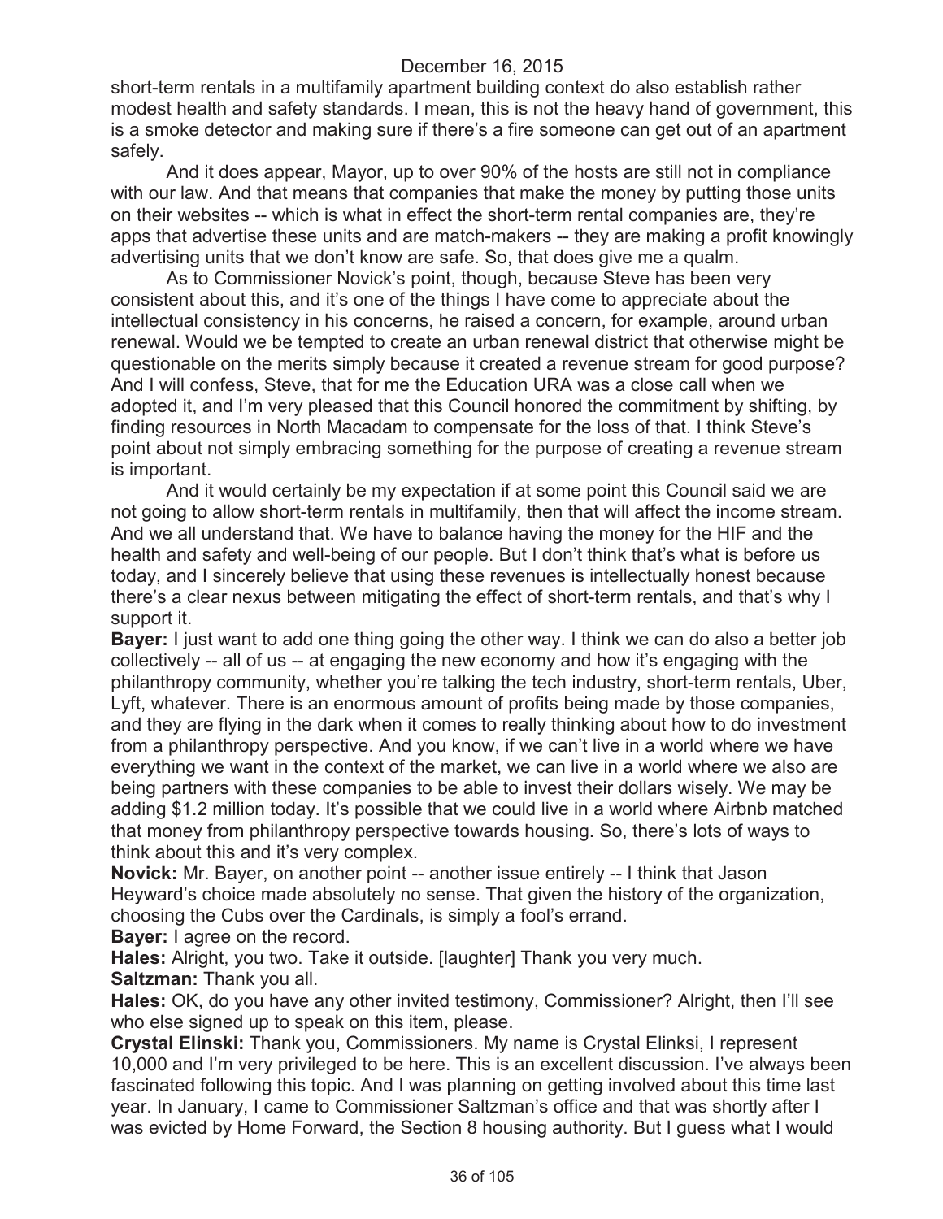short-term rentals in a multifamily apartment building context do also establish rather modest health and safety standards. I mean, this is not the heavy hand of government, this is a smoke detector and making sure if there's a fire someone can get out of an apartment safely.

And it does appear, Mayor, up to over 90% of the hosts are still not in compliance with our law. And that means that companies that make the money by putting those units on their websites -- which is what in effect the short-term rental companies are, they're apps that advertise these units and are match-makers -- they are making a profit knowingly advertising units that we don't know are safe. So, that does give me a qualm.

As to Commissioner Novick's point, though, because Steve has been very consistent about this, and it's one of the things I have come to appreciate about the intellectual consistency in his concerns, he raised a concern, for example, around urban renewal. Would we be tempted to create an urban renewal district that otherwise might be questionable on the merits simply because it created a revenue stream for good purpose? And I will confess, Steve, that for me the Education URA was a close call when we adopted it, and I'm very pleased that this Council honored the commitment by shifting, by finding resources in North Macadam to compensate for the loss of that. I think Steve's point about not simply embracing something for the purpose of creating a revenue stream is important.

And it would certainly be my expectation if at some point this Council said we are not going to allow short-term rentals in multifamily, then that will affect the income stream. And we all understand that. We have to balance having the money for the HIF and the health and safety and well-being of our people. But I don't think that's what is before us today, and I sincerely believe that using these revenues is intellectually honest because there's a clear nexus between mitigating the effect of short-term rentals, and that's why I support it.

**Bayer:** I just want to add one thing going the other way. I think we can do also a better job collectively -- all of us -- at engaging the new economy and how it's engaging with the philanthropy community, whether you're talking the tech industry, short-term rentals, Uber, Lyft, whatever. There is an enormous amount of profits being made by those companies, and they are flying in the dark when it comes to really thinking about how to do investment from a philanthropy perspective. And you know, if we can't live in a world where we have everything we want in the context of the market, we can live in a world where we also are being partners with these companies to be able to invest their dollars wisely. We may be adding $1.2 million today. It's possible that we could live in a world where Airbnb matched that money from philanthropy perspective towards housing. So, there's lots of ways to think about this and it's very complex.

**Novick:** Mr. Bayer, on another point -- another issue entirely -- I think that Jason Heyward's choice made absolutely no sense. That given the history of the organization, choosing the Cubs over the Cardinals, is simply a fool's errand.

**Bayer:** I agree on the record.

**Hales:** Alright, you two. Take it outside. [laughter] Thank you very much.

**Saltzman:** Thank you all.

**Hales:** OK, do you have any other invited testimony, Commissioner? Alright, then I'll see who else signed up to speak on this item, please.

**Crystal Elinski:** Thank you, Commissioners. My name is Crystal Elinksi, I represent 10,000 and I'm very privileged to be here. This is an excellent discussion. I've always been fascinated following this topic. And I was planning on getting involved about this time last year. In January, I came to Commissioner Saltzman's office and that was shortly after I was evicted by Home Forward, the Section 8 housing authority. But I guess what I would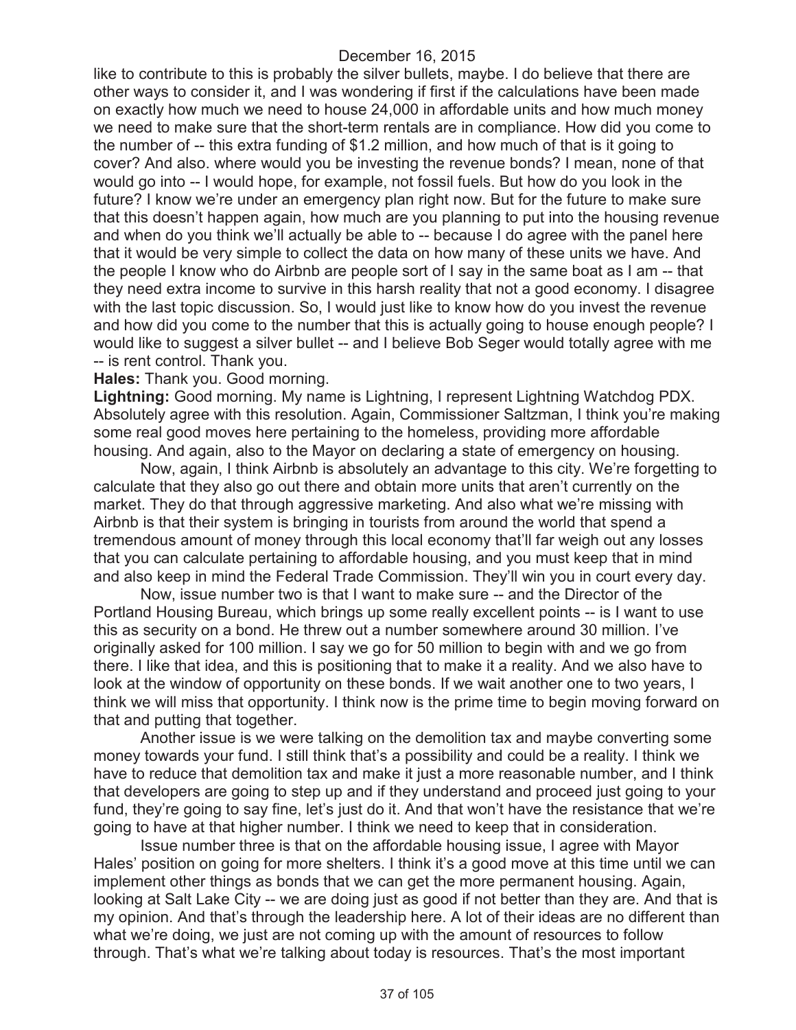like to contribute to this is probably the silver bullets, maybe. I do believe that there are other ways to consider it, and I was wondering if first if the calculations have been made on exactly how much we need to house 24,000 in affordable units and how much money we need to make sure that the short-term rentals are in compliance. How did you come to the number of -- this extra funding of $1.2 million, and how much of that is it going to cover? And also. where would you be investing the revenue bonds? I mean, none of that would go into -- I would hope, for example, not fossil fuels. But how do you look in the future? I know we're under an emergency plan right now. But for the future to make sure that this doesn't happen again, how much are you planning to put into the housing revenue and when do you think we'll actually be able to -- because I do agree with the panel here that it would be very simple to collect the data on how many of these units we have. And the people I know who do Airbnb are people sort of I say in the same boat as I am -- that they need extra income to survive in this harsh reality that not a good economy. I disagree with the last topic discussion. So, I would just like to know how do you invest the revenue and how did you come to the number that this is actually going to house enough people? I would like to suggest a silver bullet -- and I believe Bob Seger would totally agree with me -- is rent control. Thank you.

**Hales:** Thank you. Good morning.

**Lightning:** Good morning. My name is Lightning, I represent Lightning Watchdog PDX. Absolutely agree with this resolution. Again, Commissioner Saltzman, I think you're making some real good moves here pertaining to the homeless, providing more affordable housing. And again, also to the Mayor on declaring a state of emergency on housing.

Now, again, I think Airbnb is absolutely an advantage to this city. We're forgetting to calculate that they also go out there and obtain more units that aren't currently on the market. They do that through aggressive marketing. And also what we're missing with Airbnb is that their system is bringing in tourists from around the world that spend a tremendous amount of money through this local economy that'll far weigh out any losses that you can calculate pertaining to affordable housing, and you must keep that in mind and also keep in mind the Federal Trade Commission. They'll win you in court every day.

Now, issue number two is that I want to make sure -- and the Director of the Portland Housing Bureau, which brings up some really excellent points -- is I want to use this as security on a bond. He threw out a number somewhere around 30 million. I've originally asked for 100 million. I say we go for 50 million to begin with and we go from there. I like that idea, and this is positioning that to make it a reality. And we also have to look at the window of opportunity on these bonds. If we wait another one to two years, I think we will miss that opportunity. I think now is the prime time to begin moving forward on that and putting that together.

Another issue is we were talking on the demolition tax and maybe converting some money towards your fund. I still think that's a possibility and could be a reality. I think we have to reduce that demolition tax and make it just a more reasonable number, and I think that developers are going to step up and if they understand and proceed just going to your fund, they're going to say fine, let's just do it. And that won't have the resistance that we're going to have at that higher number. I think we need to keep that in consideration.

Issue number three is that on the affordable housing issue, I agree with Mayor Hales' position on going for more shelters. I think it's a good move at this time until we can implement other things as bonds that we can get the more permanent housing. Again, looking at Salt Lake City -- we are doing just as good if not better than they are. And that is my opinion. And that's through the leadership here. A lot of their ideas are no different than what we're doing, we just are not coming up with the amount of resources to follow through. That's what we're talking about today is resources. That's the most important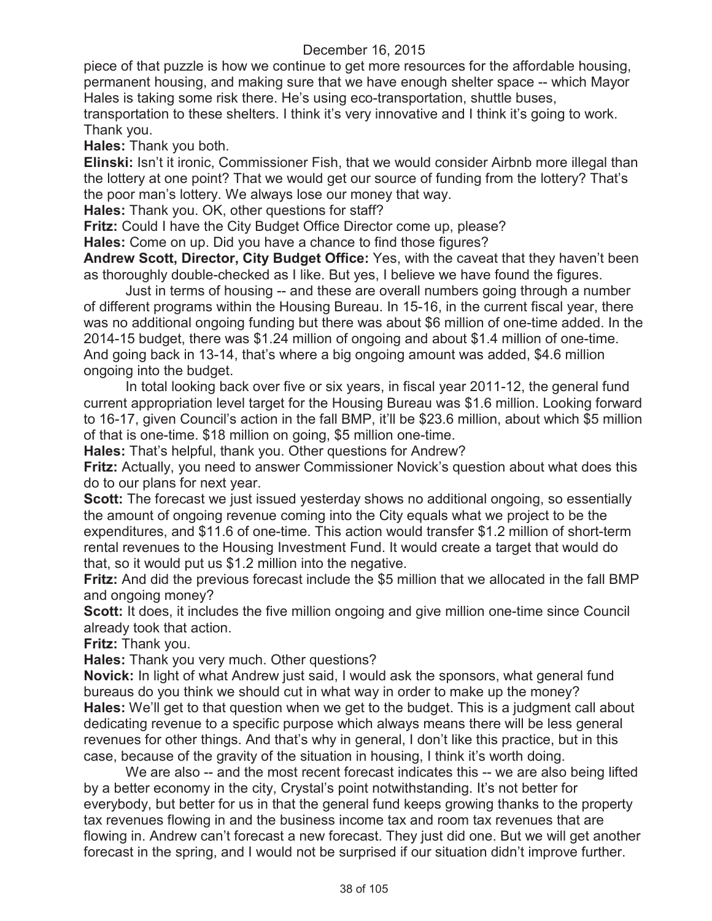piece of that puzzle is how we continue to get more resources for the affordable housing, permanent housing, and making sure that we have enough shelter space -- which Mayor Hales is taking some risk there. He's using eco-transportation, shuttle buses, transportation to these shelters. I think it's very innovative and I think it's going to work. Thank you.

**Hales:** Thank you both.

**Elinski:** Isn't it ironic, Commissioner Fish, that we would consider Airbnb more illegal than the lottery at one point? That we would get our source of funding from the lottery? That's the poor man's lottery. We always lose our money that way.

**Hales:** Thank you. OK, other questions for staff?

**Fritz:** Could I have the City Budget Office Director come up, please?

**Hales:** Come on up. Did you have a chance to find those figures?

**Andrew Scott, Director, City Budget Office:** Yes, with the caveat that they haven't been as thoroughly double-checked as I like. But yes, I believe we have found the figures.

Just in terms of housing -- and these are overall numbers going through a number of different programs within the Housing Bureau. In 15-16, in the current fiscal year, there was no additional ongoing funding but there was about $6 million of one-time added. In the 2014-15 budget, there was $1.24 million of ongoing and about $1.4 million of one-time. And going back in 13-14, that's where a big ongoing amount was added, $4.6 million ongoing into the budget.

In total looking back over five or six years, in fiscal year 2011-12, the general fund current appropriation level target for the Housing Bureau was $1.6 million. Looking forward to 16-17, given Council's action in the fall BMP, it'll be $23.6 million, about which $5 million of that is one-time. $18 million on going, $5 million one-time.

**Hales:** That's helpful, thank you. Other questions for Andrew?

**Fritz:** Actually, you need to answer Commissioner Novick's question about what does this do to our plans for next year.

**Scott:** The forecast we just issued yesterday shows no additional ongoing, so essentially the amount of ongoing revenue coming into the City equals what we project to be the expenditures, and $11.6 of one-time. This action would transfer $1.2 million of short-term rental revenues to the Housing Investment Fund. It would create a target that would do that, so it would put us $1.2 million into the negative.

**Fritz:** And did the previous forecast include the $5 million that we allocated in the fall BMP and ongoing money?

**Scott:** It does, it includes the five million ongoing and give million one-time since Council already took that action.

**Fritz:** Thank you.

**Hales:** Thank you very much. Other questions?

**Novick:** In light of what Andrew just said, I would ask the sponsors, what general fund bureaus do you think we should cut in what way in order to make up the money?

**Hales:** We'll get to that question when we get to the budget. This is a judgment call about dedicating revenue to a specific purpose which always means there will be less general revenues for other things. And that's why in general, I don't like this practice, but in this case, because of the gravity of the situation in housing, I think it's worth doing.

We are also -- and the most recent forecast indicates this -- we are also being lifted by a better economy in the city, Crystal's point notwithstanding. It's not better for everybody, but better for us in that the general fund keeps growing thanks to the property tax revenues flowing in and the business income tax and room tax revenues that are flowing in. Andrew can't forecast a new forecast. They just did one. But we will get another forecast in the spring, and I would not be surprised if our situation didn't improve further.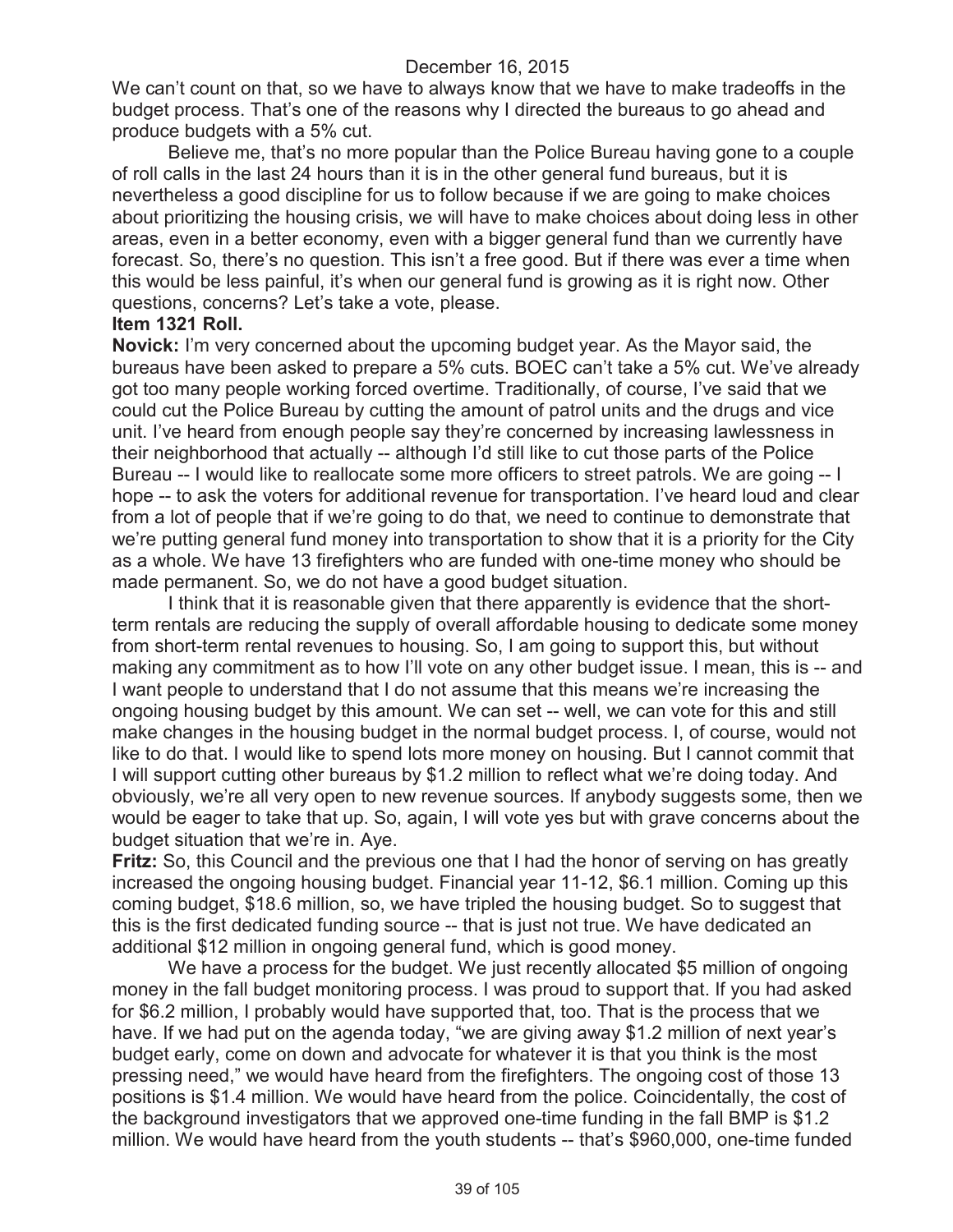We can't count on that, so we have to always know that we have to make tradeoffs in the budget process. That's one of the reasons why I directed the bureaus to go ahead and produce budgets with a 5% cut.

Believe me, that's no more popular than the Police Bureau having gone to a couple of roll calls in the last 24 hours than it is in the other general fund bureaus, but it is nevertheless a good discipline for us to follow because if we are going to make choices about prioritizing the housing crisis, we will have to make choices about doing less in other areas, even in a better economy, even with a bigger general fund than we currently have forecast. So, there's no question. This isn't a free good. But if there was ever a time when this would be less painful, it's when our general fund is growing as it is right now. Other questions, concerns? Let's take a vote, please.

**Item 1321 Roll.**

**Novick:** I'm very concerned about the upcoming budget year. As the Mayor said, the bureaus have been asked to prepare a 5% cuts. BOEC can't take a 5% cut. We've already got too many people working forced overtime. Traditionally, of course, I've said that we could cut the Police Bureau by cutting the amount of patrol units and the drugs and vice unit. I've heard from enough people say they're concerned by increasing lawlessness in their neighborhood that actually -- although I'd still like to cut those parts of the Police Bureau -- I would like to reallocate some more officers to street patrols. We are going -- I hope -- to ask the voters for additional revenue for transportation. I've heard loud and clear from a lot of people that if we're going to do that, we need to continue to demonstrate that we're putting general fund money into transportation to show that it is a priority for the City as a whole. We have 13 firefighters who are funded with one-time money who should be made permanent. So, we do not have a good budget situation.

I think that it is reasonable given that there apparently is evidence that the short-term rentals are reducing the supply of overall affordable housing to dedicate some money from short-term rental revenues to housing. So, I am going to support this, but without making any commitment as to how I'll vote on any other budget issue. I mean, this is -- and I want people to understand that I do not assume that this means we're increasing the ongoing housing budget by this amount. We can set -- well, we can vote for this and still make changes in the housing budget in the normal budget process. I, of course, would not like to do that. I would like to spend lots more money on housing. But I cannot commit that I will support cutting other bureaus by $1.2 million to reflect what we're doing today. And obviously, we're all very open to new revenue sources. If anybody suggests some, then we would be eager to take that up. So, again, I will vote yes but with grave concerns about the budget situation that we're in. Aye.

**Fritz:** So, this Council and the previous one that I had the honor of serving on has greatly increased the ongoing housing budget. Financial year 11-12, $6.1 million. Coming up this coming budget, $18.6 million, so, we have tripled the housing budget. So to suggest that this is the first dedicated funding source -- that is just not true. We have dedicated an additional $12 million in ongoing general fund, which is good money.

We have a process for the budget. We just recently allocated $5 million of ongoing money in the fall budget monitoring process. I was proud to support that. If you had asked for $6.2 million, I probably would have supported that, too. That is the process that we have. If we had put on the agenda today, "we are giving away $1.2 million of next year's budget early, come on down and advocate for whatever it is that you think is the most pressing need," we would have heard from the firefighters. The ongoing cost of those 13 positions is $1.4 million. We would have heard from the police. Coincidentally, the cost of the background investigators that we approved one-time funding in the fall BMP is $1.2 million. We would have heard from the youth students -- that's $960,000, one-time funded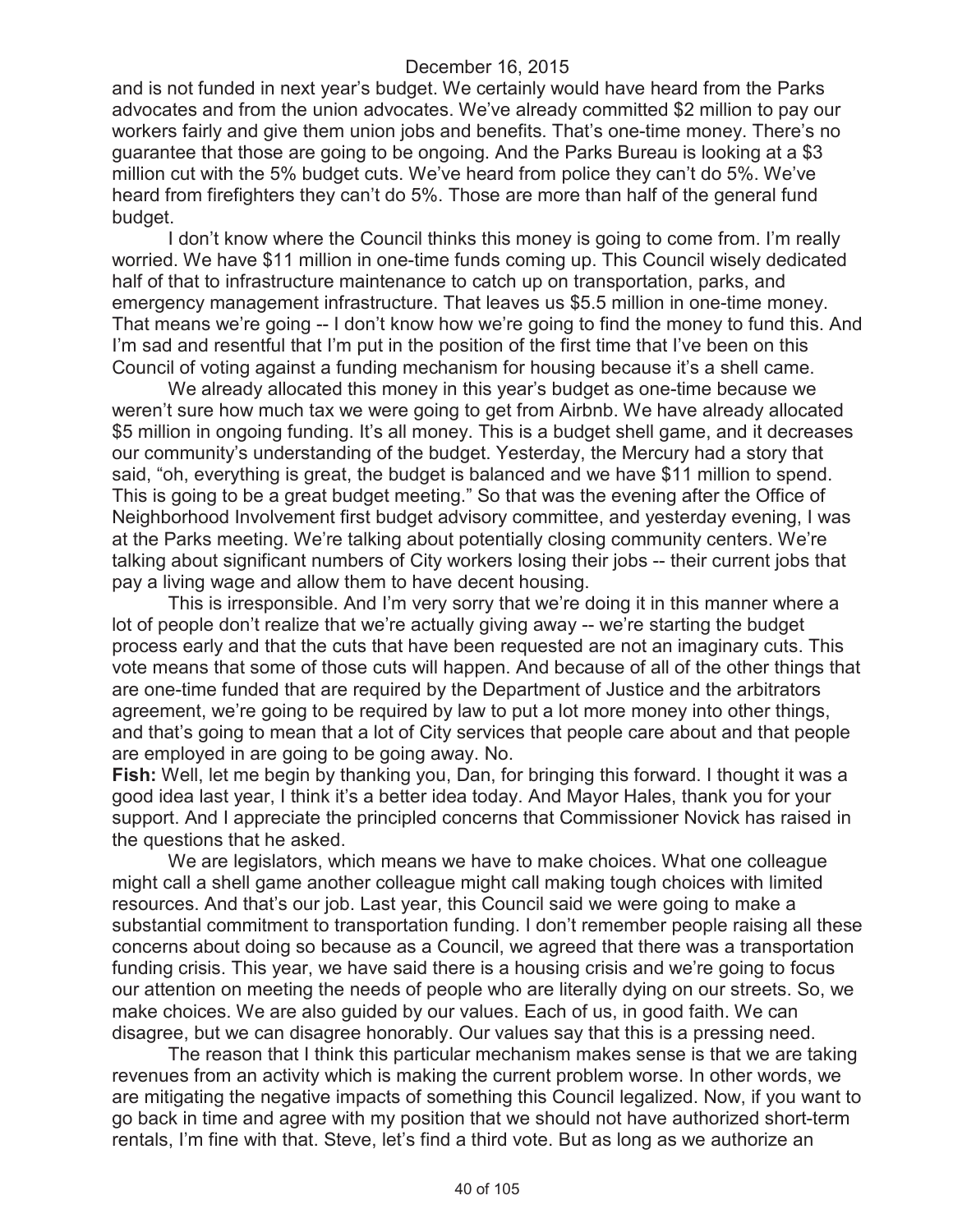and is not funded in next year's budget. We certainly would have heard from the Parks advocates and from the union advocates. We've already committed $2 million to pay our workers fairly and give them union jobs and benefits. That's one-time money. There's no guarantee that those are going to be ongoing. And the Parks Bureau is looking at a $3 million cut with the 5% budget cuts. We've heard from police they can't do 5%. We've heard from firefighters they can't do 5%. Those are more than half of the general fund budget.

I don't know where the Council thinks this money is going to come from. I'm really worried. We have $11 million in one-time funds coming up. This Council wisely dedicated half of that to infrastructure maintenance to catch up on transportation, parks, and emergency management infrastructure. That leaves us $5.5 million in one-time money. That means we're going -- I don't know how we're going to find the money to fund this. And I'm sad and resentful that I'm put in the position of the first time that I've been on this Council of voting against a funding mechanism for housing because it's a shell came.

We already allocated this money in this year's budget as one-time because we weren't sure how much tax we were going to get from Airbnb. We have already allocated $5 million in ongoing funding. It's all money. This is a budget shell game, and it decreases our community's understanding of the budget. Yesterday, the Mercury had a story that said, "oh, everything is great, the budget is balanced and we have $11 million to spend. This is going to be a great budget meeting." So that was the evening after the Office of Neighborhood Involvement first budget advisory committee, and yesterday evening, I was at the Parks meeting. We're talking about potentially closing community centers. We're talking about significant numbers of City workers losing their jobs -- their current jobs that pay a living wage and allow them to have decent housing.

This is irresponsible. And I'm very sorry that we're doing it in this manner where a lot of people don't realize that we're actually giving away -- we're starting the budget process early and that the cuts that have been requested are not an imaginary cuts. This vote means that some of those cuts will happen. And because of all of the other things that are one-time funded that are required by the Department of Justice and the arbitrators agreement, we're going to be required by law to put a lot more money into other things, and that's going to mean that a lot of City services that people care about and that people are employed in are going to be going away. No.

**Fish:** Well, let me begin by thanking you, Dan, for bringing this forward. I thought it was a good idea last year, I think it's a better idea today. And Mayor Hales, thank you for your support. And I appreciate the principled concerns that Commissioner Novick has raised in the questions that he asked.

We are legislators, which means we have to make choices. What one colleague might call a shell game another colleague might call making tough choices with limited resources. And that's our job. Last year, this Council said we were going to make a substantial commitment to transportation funding. I don't remember people raising all these concerns about doing so because as a Council, we agreed that there was a transportation funding crisis. This year, we have said there is a housing crisis and we're going to focus our attention on meeting the needs of people who are literally dying on our streets. So, we make choices. We are also guided by our values. Each of us, in good faith. We can disagree, but we can disagree honorably. Our values say that this is a pressing need.

The reason that I think this particular mechanism makes sense is that we are taking revenues from an activity which is making the current problem worse. In other words, we are mitigating the negative impacts of something this Council legalized. Now, if you want to go back in time and agree with my position that we should not have authorized short-term rentals, I'm fine with that. Steve, let's find a third vote. But as long as we authorize an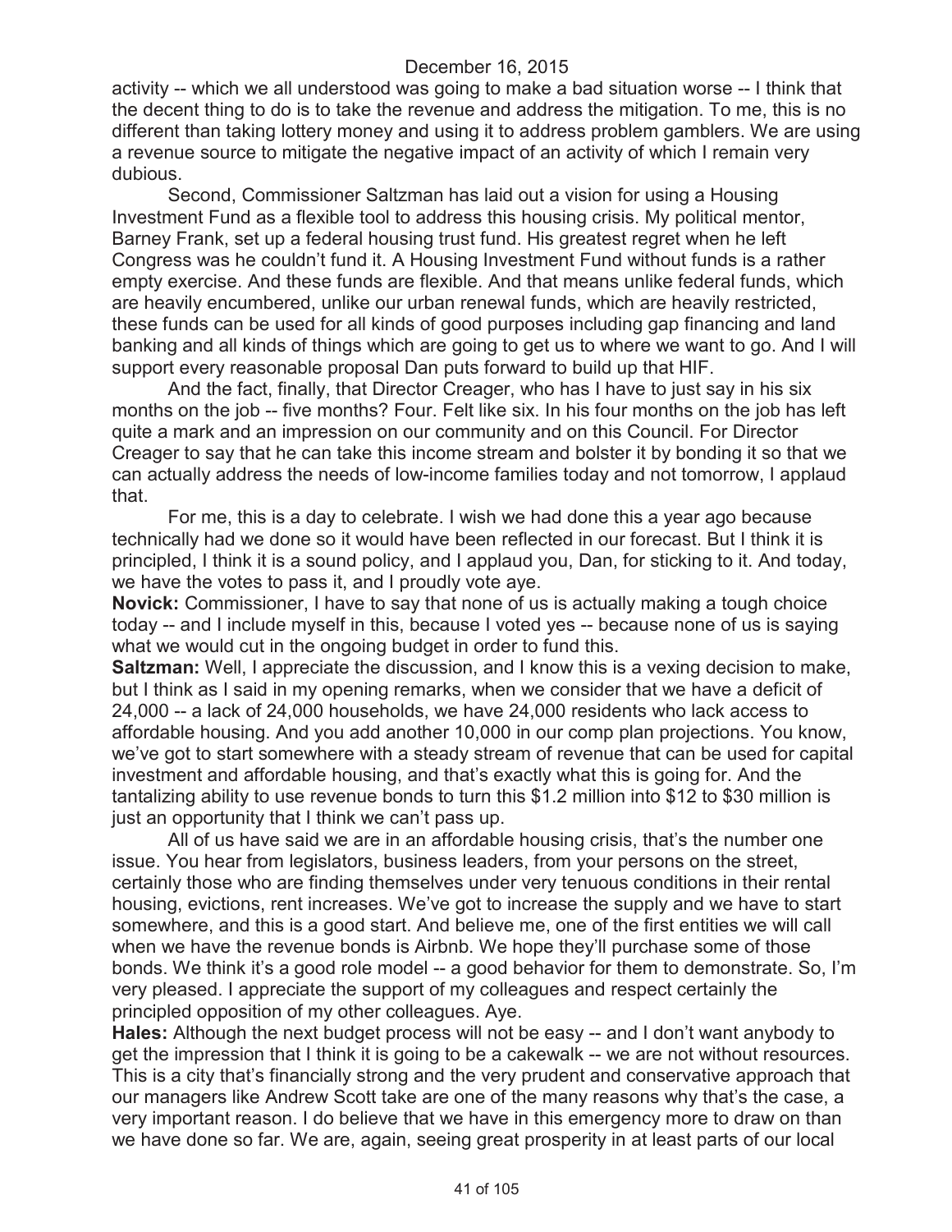activity -- which we all understood was going to make a bad situation worse -- I think that the decent thing to do is to take the revenue and address the mitigation. To me, this is no different than taking lottery money and using it to address problem gamblers. We are using a revenue source to mitigate the negative impact of an activity of which I remain very dubious.

Second, Commissioner Saltzman has laid out a vision for using a Housing Investment Fund as a flexible tool to address this housing crisis. My political mentor, Barney Frank, set up a federal housing trust fund. His greatest regret when he left Congress was he couldn't fund it. A Housing Investment Fund without funds is a rather empty exercise. And these funds are flexible. And that means unlike federal funds, which are heavily encumbered, unlike our urban renewal funds, which are heavily restricted, these funds can be used for all kinds of good purposes including gap financing and land banking and all kinds of things which are going to get us to where we want to go. And I will support every reasonable proposal Dan puts forward to build up that HIF.

And the fact, finally, that Director Creager, who has I have to just say in his six months on the job -- five months? Four. Felt like six. In his four months on the job has left quite a mark and an impression on our community and on this Council. For Director Creager to say that he can take this income stream and bolster it by bonding it so that we can actually address the needs of low-income families today and not tomorrow, I applaud that.

For me, this is a day to celebrate. I wish we had done this a year ago because technically had we done so it would have been reflected in our forecast. But I think it is principled, I think it is a sound policy, and I applaud you, Dan, for sticking to it. And today, we have the votes to pass it, and I proudly vote aye.

**Novick:** Commissioner, I have to say that none of us is actually making a tough choice today -- and I include myself in this, because I voted yes -- because none of us is saying what we would cut in the ongoing budget in order to fund this.

**Saltzman:** Well, I appreciate the discussion, and I know this is a vexing decision to make, but I think as I said in my opening remarks, when we consider that we have a deficit of 24,000 -- a lack of 24,000 households, we have 24,000 residents who lack access to affordable housing. And you add another 10,000 in our comp plan projections. You know, we've got to start somewhere with a steady stream of revenue that can be used for capital investment and affordable housing, and that's exactly what this is going for. And the tantalizing ability to use revenue bonds to turn this $1.2 million into $12 to $30 million is just an opportunity that I think we can't pass up.

All of us have said we are in an affordable housing crisis, that's the number one issue. You hear from legislators, business leaders, from your persons on the street, certainly those who are finding themselves under very tenuous conditions in their rental housing, evictions, rent increases. We've got to increase the supply and we have to start somewhere, and this is a good start. And believe me, one of the first entities we will call when we have the revenue bonds is Airbnb. We hope they'll purchase some of those bonds. We think it's a good role model -- a good behavior for them to demonstrate. So, I'm very pleased. I appreciate the support of my colleagues and respect certainly the principled opposition of my other colleagues. Aye.

**Hales:** Although the next budget process will not be easy -- and I don't want anybody to get the impression that I think it is going to be a cakewalk -- we are not without resources. This is a city that's financially strong and the very prudent and conservative approach that our managers like Andrew Scott take are one of the many reasons why that's the case, a very important reason. I do believe that we have in this emergency more to draw on than we have done so far. We are, again, seeing great prosperity in at least parts of our local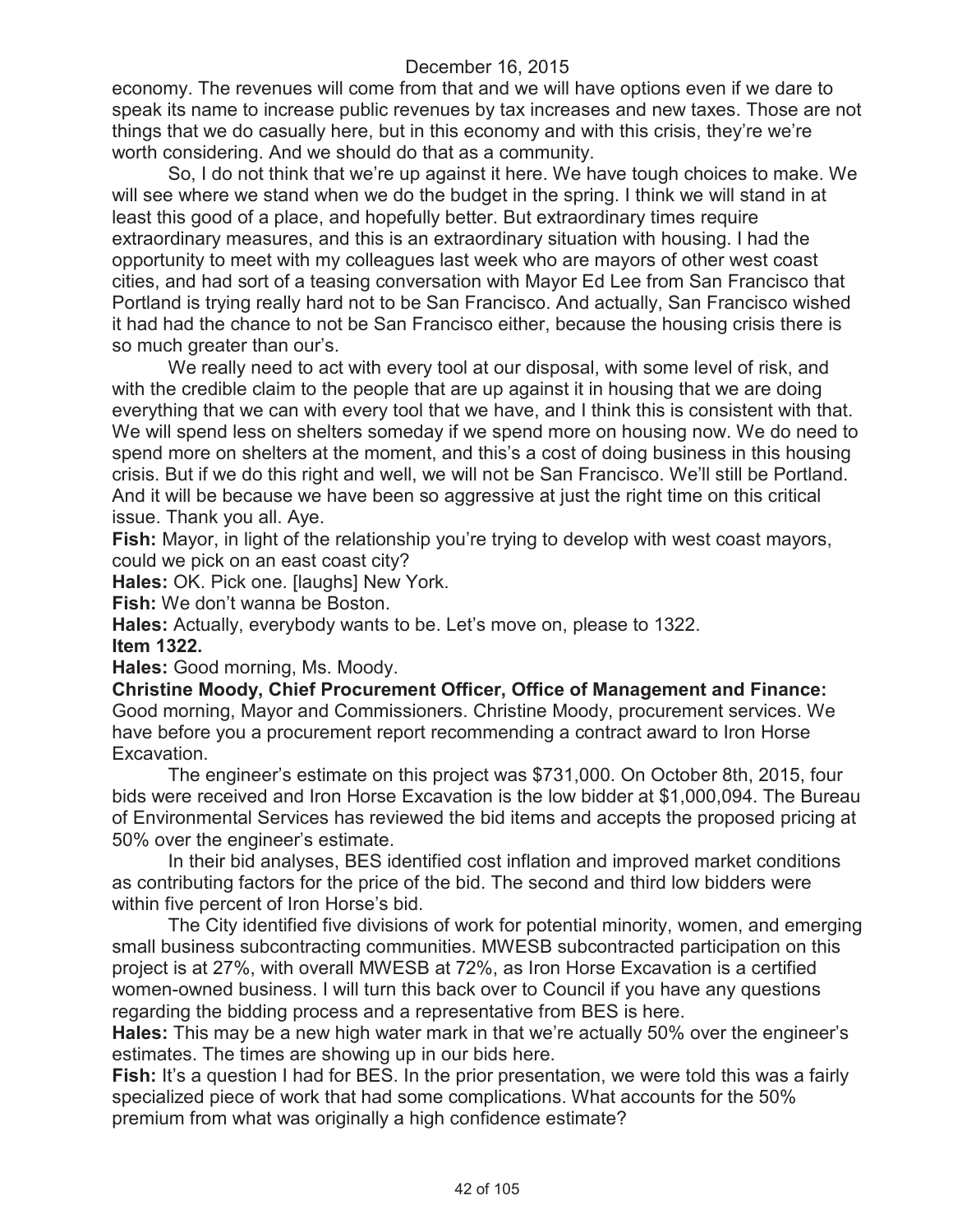economy. The revenues will come from that and we will have options even if we dare to speak its name to increase public revenues by tax increases and new taxes. Those are not things that we do casually here, but in this economy and with this crisis, they're we're worth considering. And we should do that as a community.

So, I do not think that we're up against it here. We have tough choices to make. We will see where we stand when we do the budget in the spring. I think we will stand in at least this good of a place, and hopefully better. But extraordinary times require extraordinary measures, and this is an extraordinary situation with housing. I had the opportunity to meet with my colleagues last week who are mayors of other west coast cities, and had sort of a teasing conversation with Mayor Ed Lee from San Francisco that Portland is trying really hard not to be San Francisco. And actually, San Francisco wished it had had the chance to not be San Francisco either, because the housing crisis there is so much greater than our's.

We really need to act with every tool at our disposal, with some level of risk, and with the credible claim to the people that are up against it in housing that we are doing everything that we can with every tool that we have, and I think this is consistent with that. We will spend less on shelters someday if we spend more on housing now. We do need to spend more on shelters at the moment, and this's a cost of doing business in this housing crisis. But if we do this right and well, we will not be San Francisco. We'll still be Portland. And it will be because we have been so aggressive at just the right time on this critical issue. Thank you all. Aye.

**Fish:** Mayor, in light of the relationship you're trying to develop with west coast mayors, could we pick on an east coast city?

**Hales:** OK. Pick one. [laughs] New York.

**Fish:** We don't wanna be Boston.

**Hales:** Actually, everybody wants to be. Let's move on, please to 1322.

**Item 1322.**

**Hales:** Good morning, Ms. Moody.

**Christine Moody, Chief Procurement Officer, Office of Management and Finance:** Good morning, Mayor and Commissioners. Christine Moody, procurement services. We have before you a procurement report recommending a contract award to Iron Horse Excavation.

The engineer's estimate on this project was $731,000. On October 8th, 2015, four bids were received and Iron Horse Excavation is the low bidder at $1,000,094. The Bureau of Environmental Services has reviewed the bid items and accepts the proposed pricing at 50% over the engineer's estimate.

In their bid analyses, BES identified cost inflation and improved market conditions as contributing factors for the price of the bid. The second and third low bidders were within five percent of Iron Horse's bid.

The City identified five divisions of work for potential minority, women, and emerging small business subcontracting communities. MWESB subcontracted participation on this project is at 27%, with overall MWESB at 72%, as Iron Horse Excavation is a certified women-owned business. I will turn this back over to Council if you have any questions regarding the bidding process and a representative from BES is here.

**Hales:** This may be a new high water mark in that we're actually 50% over the engineer's estimates. The times are showing up in our bids here.

**Fish:** It's a question I had for BES. In the prior presentation, we were told this was a fairly specialized piece of work that had some complications. What accounts for the 50% premium from what was originally a high confidence estimate?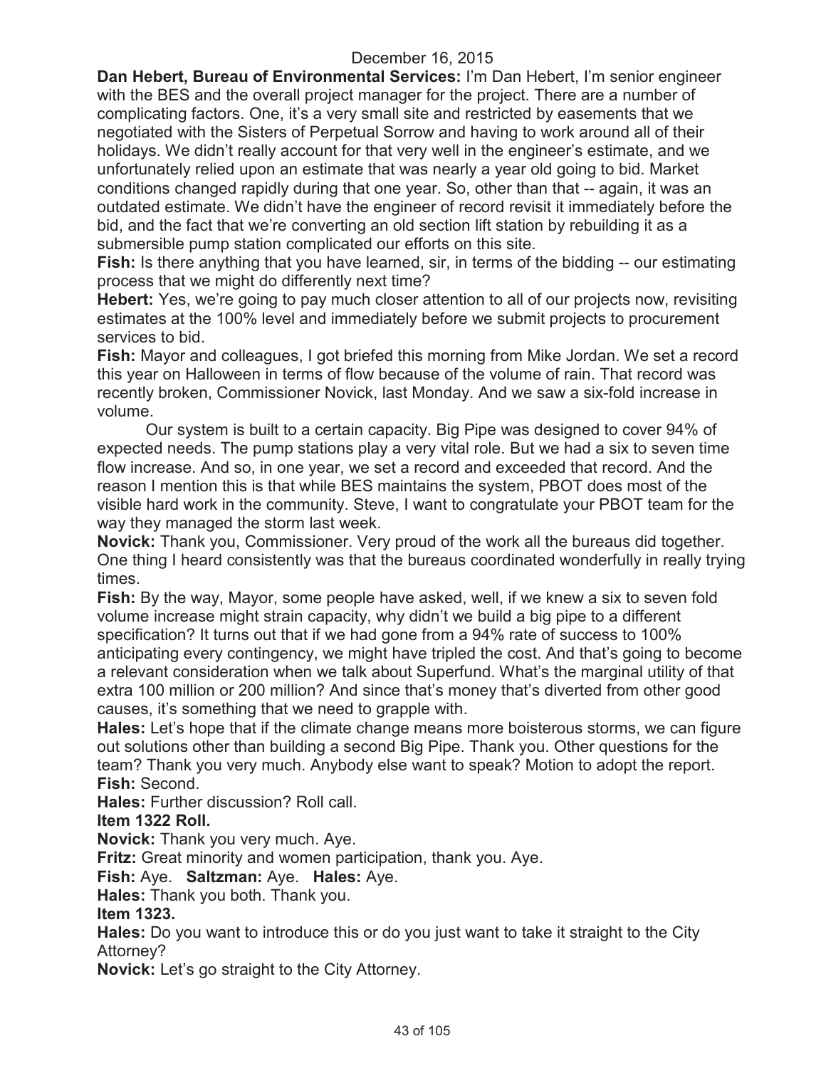December 16, 2015

**Dan Hebert, Bureau of Environmental Services:** I'm Dan Hebert, I'm senior engineer with the BES and the overall project manager for the project. There are a number of complicating factors. One, it's a very small site and restricted by easements that we negotiated with the Sisters of Perpetual Sorrow and having to work around all of their holidays. We didn't really account for that very well in the engineer's estimate, and we unfortunately relied upon an estimate that was nearly a year old going to bid. Market conditions changed rapidly during that one year. So, other than that -- again, it was an outdated estimate. We didn't have the engineer of record revisit it immediately before the bid, and the fact that we're converting an old section lift station by rebuilding it as a submersible pump station complicated our efforts on this site.

**Fish:** Is there anything that you have learned, sir, in terms of the bidding -- our estimating process that we might do differently next time?

**Hebert:** Yes, we're going to pay much closer attention to all of our projects now, revisiting estimates at the 100% level and immediately before we submit projects to procurement services to bid.

**Fish:** Mayor and colleagues, I got briefed this morning from Mike Jordan. We set a record this year on Halloween in terms of flow because of the volume of rain. That record was recently broken, Commissioner Novick, last Monday. And we saw a six-fold increase in volume.

Our system is built to a certain capacity. Big Pipe was designed to cover 94% of expected needs. The pump stations play a very vital role. But we had a six to seven time flow increase. And so, in one year, we set a record and exceeded that record. And the reason I mention this is that while BES maintains the system, PBOT does most of the visible hard work in the community. Steve, I want to congratulate your PBOT team for the way they managed the storm last week.

**Novick:** Thank you, Commissioner. Very proud of the work all the bureaus did together. One thing I heard consistently was that the bureaus coordinated wonderfully in really trying times.

**Fish:** By the way, Mayor, some people have asked, well, if we knew a six to seven fold volume increase might strain capacity, why didn't we build a big pipe to a different specification? It turns out that if we had gone from a 94% rate of success to 100% anticipating every contingency, we might have tripled the cost. And that's going to become a relevant consideration when we talk about Superfund. What's the marginal utility of that extra 100 million or 200 million? And since that's money that's diverted from other good causes, it's something that we need to grapple with.

**Hales:** Let's hope that if the climate change means more boisterous storms, we can figure out solutions other than building a second Big Pipe. Thank you. Other questions for the team? Thank you very much. Anybody else want to speak? Motion to adopt the report.

**Fish:** Second.

**Hales:** Further discussion? Roll call.

**Item 1322 Roll.**

**Novick:** Thank you very much. Aye.

**Fritz:** Great minority and women participation, thank you. Aye.

**Fish:** Aye. **Saltzman:** Aye. **Hales:** Aye.

**Hales:** Thank you both. Thank you.

**Item 1323.**

**Hales:** Do you want to introduce this or do you just want to take it straight to the City Attorney?

**Novick:** Let's go straight to the City Attorney.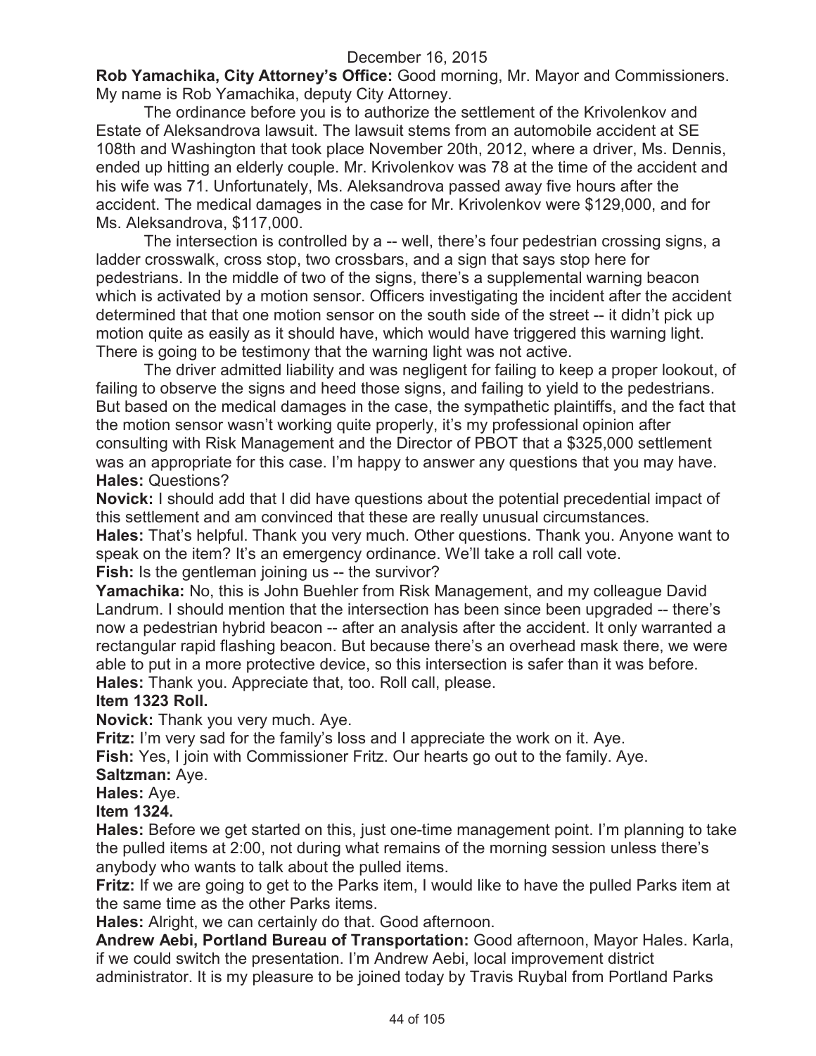**Rob Yamachika, City Attorney's Office:** Good morning, Mr. Mayor and Commissioners. My name is Rob Yamachika, deputy City Attorney.

The ordinance before you is to authorize the settlement of the Krivolenkov and Estate of Aleksandrova lawsuit. The lawsuit stems from an automobile accident at SE 108th and Washington that took place November 20th, 2012, where a driver, Ms. Dennis, ended up hitting an elderly couple. Mr. Krivolenkov was 78 at the time of the accident and his wife was 71. Unfortunately, Ms. Aleksandrova passed away five hours after the accident. The medical damages in the case for Mr. Krivolenkov were $129,000, and for Ms. Aleksandrova, $117,000.

The intersection is controlled by a -- well, there's four pedestrian crossing signs, a ladder crosswalk, cross stop, two crossbars, and a sign that says stop here for pedestrians. In the middle of two of the signs, there's a supplemental warning beacon which is activated by a motion sensor. Officers investigating the incident after the accident determined that that one motion sensor on the south side of the street -- it didn't pick up motion quite as easily as it should have, which would have triggered this warning light. There is going to be testimony that the warning light was not active.

The driver admitted liability and was negligent for failing to keep a proper lookout, of failing to observe the signs and heed those signs, and failing to yield to the pedestrians. But based on the medical damages in the case, the sympathetic plaintiffs, and the fact that the motion sensor wasn't working quite properly, it's my professional opinion after consulting with Risk Management and the Director of PBOT that a $325,000 settlement was an appropriate for this case. I'm happy to answer any questions that you may have.

**Hales:** Questions?

**Novick:** I should add that I did have questions about the potential precedential impact of this settlement and am convinced that these are really unusual circumstances.

**Hales:** That's helpful. Thank you very much. Other questions. Thank you. Anyone want to speak on the item? It's an emergency ordinance. We'll take a roll call vote.

**Fish:** Is the gentleman joining us -- the survivor?

**Yamachika:** No, this is John Buehler from Risk Management, and my colleague David Landrum. I should mention that the intersection has been since been upgraded -- there's now a pedestrian hybrid beacon -- after an analysis after the accident. It only warranted a rectangular rapid flashing beacon. But because there's an overhead mask there, we were able to put in a more protective device, so this intersection is safer than it was before.

**Hales:** Thank you. Appreciate that, too. Roll call, please.

**Item 1323 Roll.**

**Novick:** Thank you very much. Aye.

**Fritz:** I'm very sad for the family's loss and I appreciate the work on it. Aye.

**Fish:** Yes, I join with Commissioner Fritz. Our hearts go out to the family. Aye.

**Saltzman:** Aye.

**Hales:** Aye.

**Item 1324.**

**Hales:** Before we get started on this, just one-time management point. I'm planning to take the pulled items at 2:00, not during what remains of the morning session unless there's anybody who wants to talk about the pulled items.

**Fritz:** If we are going to get to the Parks item, I would like to have the pulled Parks item at the same time as the other Parks items.

**Hales:** Alright, we can certainly do that. Good afternoon.

**Andrew Aebi, Portland Bureau of Transportation:** Good afternoon, Mayor Hales. Karla, if we could switch the presentation. I'm Andrew Aebi, local improvement district administrator. It is my pleasure to be joined today by Travis Ruybal from Portland Parks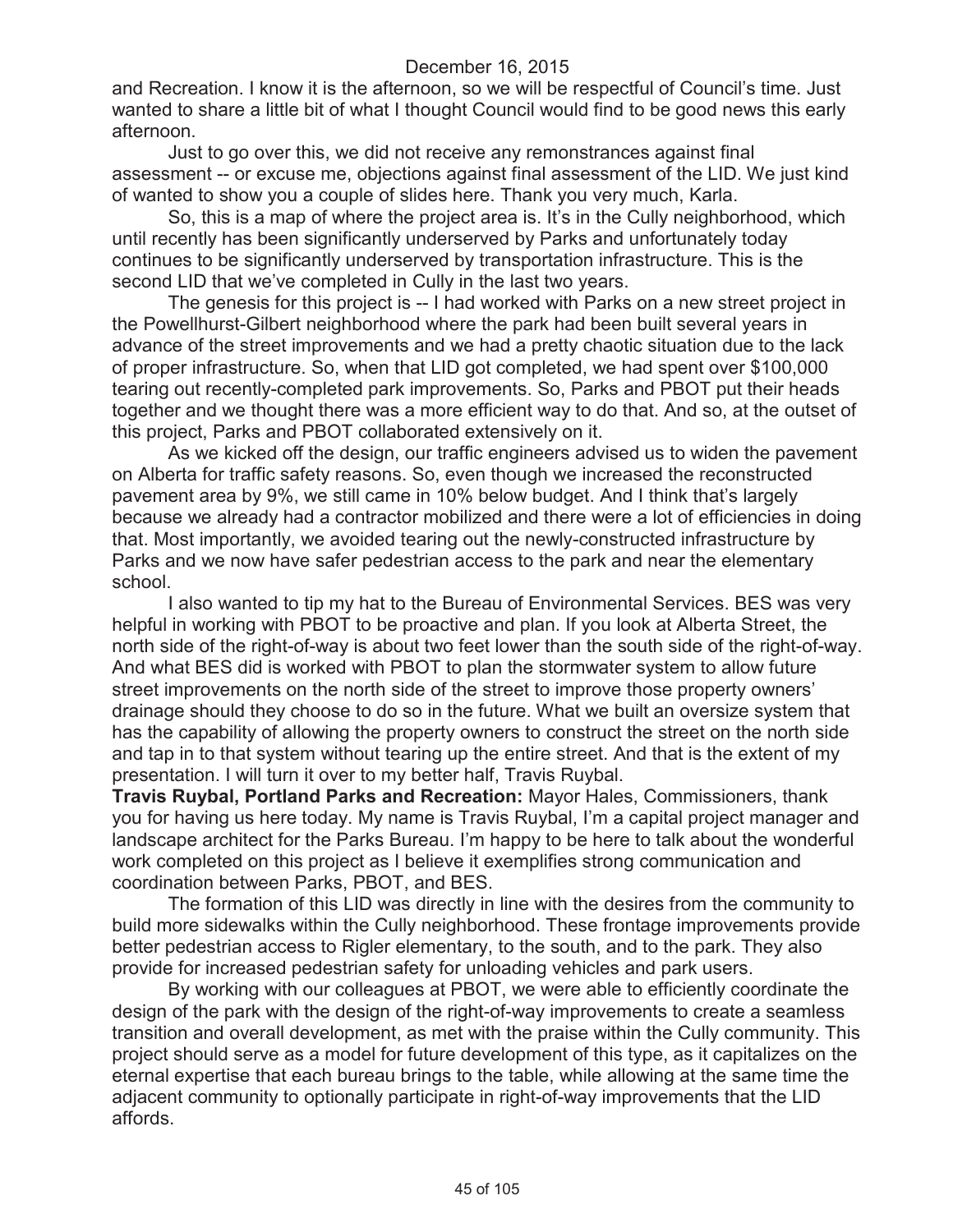and Recreation. I know it is the afternoon, so we will be respectful of Council's time. Just wanted to share a little bit of what I thought Council would find to be good news this early afternoon.

Just to go over this, we did not receive any remonstrances against final assessment -- or excuse me, objections against final assessment of the LID. We just kind of wanted to show you a couple of slides here. Thank you very much, Karla.

So, this is a map of where the project area is. It's in the Cully neighborhood, which until recently has been significantly underserved by Parks and unfortunately today continues to be significantly underserved by transportation infrastructure. This is the second LID that we've completed in Cully in the last two years.

The genesis for this project is -- I had worked with Parks on a new street project in the Powellhurst-Gilbert neighborhood where the park had been built several years in advance of the street improvements and we had a pretty chaotic situation due to the lack of proper infrastructure. So, when that LID got completed, we had spent over $100,000 tearing out recently-completed park improvements. So, Parks and PBOT put their heads together and we thought there was a more efficient way to do that. And so, at the outset of this project, Parks and PBOT collaborated extensively on it.

As we kicked off the design, our traffic engineers advised us to widen the pavement on Alberta for traffic safety reasons. So, even though we increased the reconstructed pavement area by 9%, we still came in 10% below budget. And I think that's largely because we already had a contractor mobilized and there were a lot of efficiencies in doing that. Most importantly, we avoided tearing out the newly-constructed infrastructure by Parks and we now have safer pedestrian access to the park and near the elementary school.

I also wanted to tip my hat to the Bureau of Environmental Services. BES was very helpful in working with PBOT to be proactive and plan. If you look at Alberta Street, the north side of the right-of-way is about two feet lower than the south side of the right-of-way. And what BES did is worked with PBOT to plan the stormwater system to allow future street improvements on the north side of the street to improve those property owners' drainage should they choose to do so in the future. What we built an oversize system that has the capability of allowing the property owners to construct the street on the north side and tap in to that system without tearing up the entire street. And that is the extent of my presentation. I will turn it over to my better half, Travis Ruybal.

**Travis Ruybal, Portland Parks and Recreation:** Mayor Hales, Commissioners, thank you for having us here today. My name is Travis Ruybal, I'm a capital project manager and landscape architect for the Parks Bureau. I'm happy to be here to talk about the wonderful work completed on this project as I believe it exemplifies strong communication and coordination between Parks, PBOT, and BES.

The formation of this LID was directly in line with the desires from the community to build more sidewalks within the Cully neighborhood. These frontage improvements provide better pedestrian access to Rigler elementary, to the south, and to the park. They also provide for increased pedestrian safety for unloading vehicles and park users.

By working with our colleagues at PBOT, we were able to efficiently coordinate the design of the park with the design of the right-of-way improvements to create a seamless transition and overall development, as met with the praise within the Cully community. This project should serve as a model for future development of this type, as it capitalizes on the eternal expertise that each bureau brings to the table, while allowing at the same time the adjacent community to optionally participate in right-of-way improvements that the LID affords.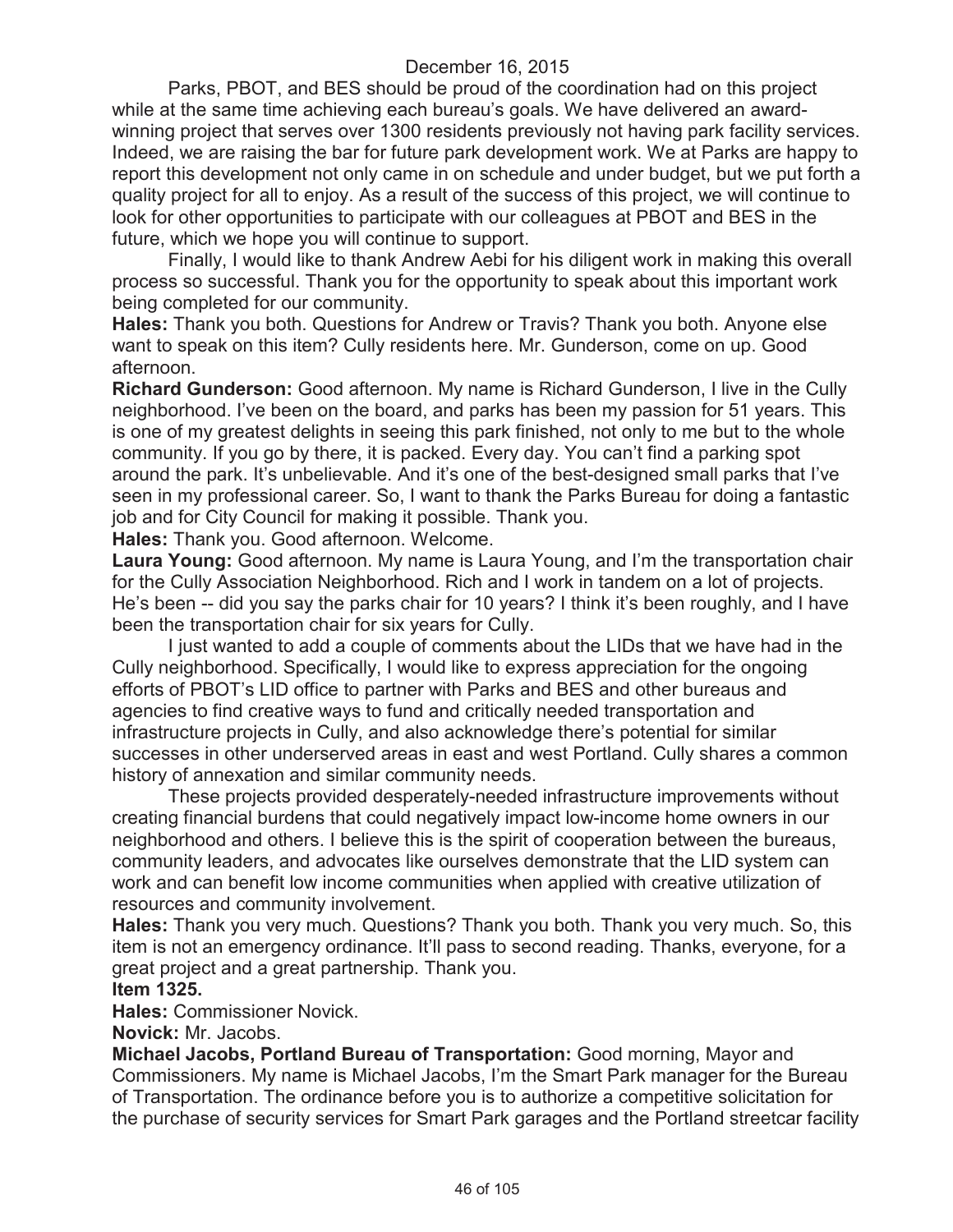Parks, PBOT, and BES should be proud of the coordination had on this project while at the same time achieving each bureau's goals. We have delivered an award-winning project that serves over 1300 residents previously not having park facility services. Indeed, we are raising the bar for future park development work. We at Parks are happy to report this development not only came in on schedule and under budget, but we put forth a quality project for all to enjoy. As a result of the success of this project, we will continue to look for other opportunities to participate with our colleagues at PBOT and BES in the future, which we hope you will continue to support.

Finally, I would like to thank Andrew Aebi for his diligent work in making this overall process so successful. Thank you for the opportunity to speak about this important work being completed for our community.

**Hales:** Thank you both. Questions for Andrew or Travis? Thank you both. Anyone else want to speak on this item? Cully residents here. Mr. Gunderson, come on up. Good afternoon.

**Richard Gunderson:** Good afternoon. My name is Richard Gunderson, I live in the Cully neighborhood. I've been on the board, and parks has been my passion for 51 years. This is one of my greatest delights in seeing this park finished, not only to me but to the whole community. If you go by there, it is packed. Every day. You can't find a parking spot around the park. It's unbelievable. And it's one of the best-designed small parks that I've seen in my professional career. So, I want to thank the Parks Bureau for doing a fantastic job and for City Council for making it possible. Thank you.

**Hales:** Thank you. Good afternoon. Welcome.

**Laura Young:** Good afternoon. My name is Laura Young, and I'm the transportation chair for the Cully Association Neighborhood. Rich and I work in tandem on a lot of projects. He's been -- did you say the parks chair for 10 years? I think it's been roughly, and I have been the transportation chair for six years for Cully.

I just wanted to add a couple of comments about the LIDs that we have had in the Cully neighborhood. Specifically, I would like to express appreciation for the ongoing efforts of PBOT's LID office to partner with Parks and BES and other bureaus and agencies to find creative ways to fund and critically needed transportation and infrastructure projects in Cully, and also acknowledge there's potential for similar successes in other underserved areas in east and west Portland. Cully shares a common history of annexation and similar community needs.

These projects provided desperately-needed infrastructure improvements without creating financial burdens that could negatively impact low-income home owners in our neighborhood and others. I believe this is the spirit of cooperation between the bureaus, community leaders, and advocates like ourselves demonstrate that the LID system can work and can benefit low income communities when applied with creative utilization of resources and community involvement.

**Hales:** Thank you very much. Questions? Thank you both. Thank you very much. So, this item is not an emergency ordinance. It'll pass to second reading. Thanks, everyone, for a great project and a great partnership. Thank you.

**Item 1325.**

**Hales:** Commissioner Novick.

**Novick:** Mr. Jacobs.

**Michael Jacobs, Portland Bureau of Transportation:** Good morning, Mayor and Commissioners. My name is Michael Jacobs, I'm the Smart Park manager for the Bureau of Transportation. The ordinance before you is to authorize a competitive solicitation for the purchase of security services for Smart Park garages and the Portland streetcar facility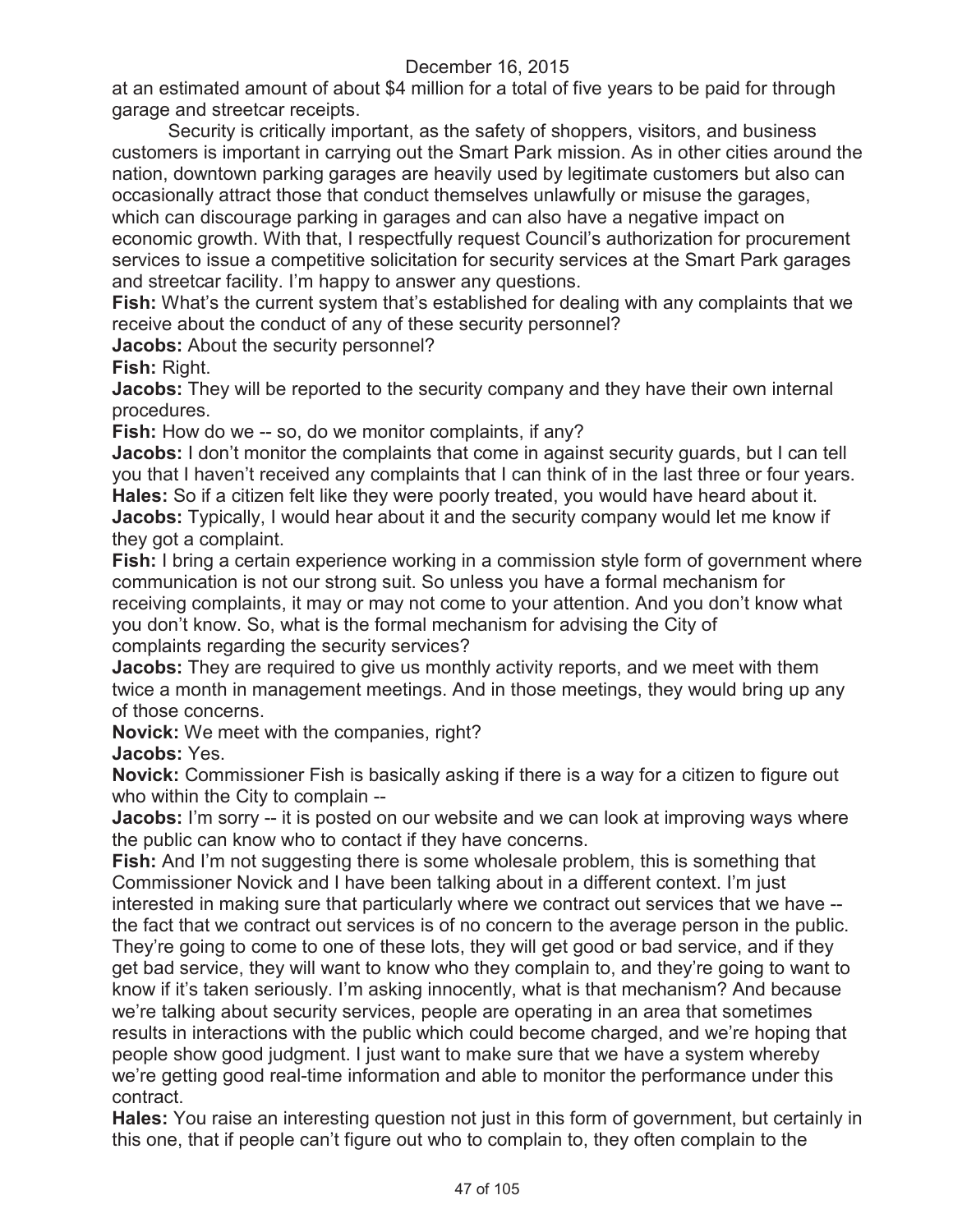at an estimated amount of about $4 million for a total of five years to be paid for through garage and streetcar receipts.

Security is critically important, as the safety of shoppers, visitors, and business customers is important in carrying out the Smart Park mission. As in other cities around the nation, downtown parking garages are heavily used by legitimate customers but also can occasionally attract those that conduct themselves unlawfully or misuse the garages, which can discourage parking in garages and can also have a negative impact on economic growth. With that, I respectfully request Council's authorization for procurement services to issue a competitive solicitation for security services at the Smart Park garages and streetcar facility. I'm happy to answer any questions.

**Fish:** What's the current system that's established for dealing with any complaints that we receive about the conduct of any of these security personnel?

**Jacobs:** About the security personnel?

**Fish:** Right.

**Jacobs:** They will be reported to the security company and they have their own internal procedures.

**Fish:** How do we -- so, do we monitor complaints, if any?

**Jacobs:** I don't monitor the complaints that come in against security guards, but I can tell you that I haven't received any complaints that I can think of in the last three or four years.

**Hales:** So if a citizen felt like they were poorly treated, you would have heard about it.

**Jacobs:** Typically, I would hear about it and the security company would let me know if they got a complaint.

**Fish:** I bring a certain experience working in a commission style form of government where communication is not our strong suit. So unless you have a formal mechanism for receiving complaints, it may or may not come to your attention. And you don't know what you don't know. So, what is the formal mechanism for advising the City of complaints regarding the security services?

**Jacobs:** They are required to give us monthly activity reports, and we meet with them twice a month in management meetings. And in those meetings, they would bring up any of those concerns.

**Novick:** We meet with the companies, right?

**Jacobs:** Yes.

**Novick:** Commissioner Fish is basically asking if there is a way for a citizen to figure out who within the City to complain --

**Jacobs:** I'm sorry -- it is posted on our website and we can look at improving ways where the public can know who to contact if they have concerns.

**Fish:** And I'm not suggesting there is some wholesale problem, this is something that Commissioner Novick and I have been talking about in a different context. I'm just interested in making sure that particularly where we contract out services that we have -- the fact that we contract out services is of no concern to the average person in the public. They're going to come to one of these lots, they will get good or bad service, and if they get bad service, they will want to know who they complain to, and they're going to want to know if it's taken seriously. I'm asking innocently, what is that mechanism? And because we're talking about security services, people are operating in an area that sometimes results in interactions with the public which could become charged, and we're hoping that people show good judgment. I just want to make sure that we have a system whereby we're getting good real-time information and able to monitor the performance under this contract.

**Hales:** You raise an interesting question not just in this form of government, but certainly in this one, that if people can't figure out who to complain to, they often complain to the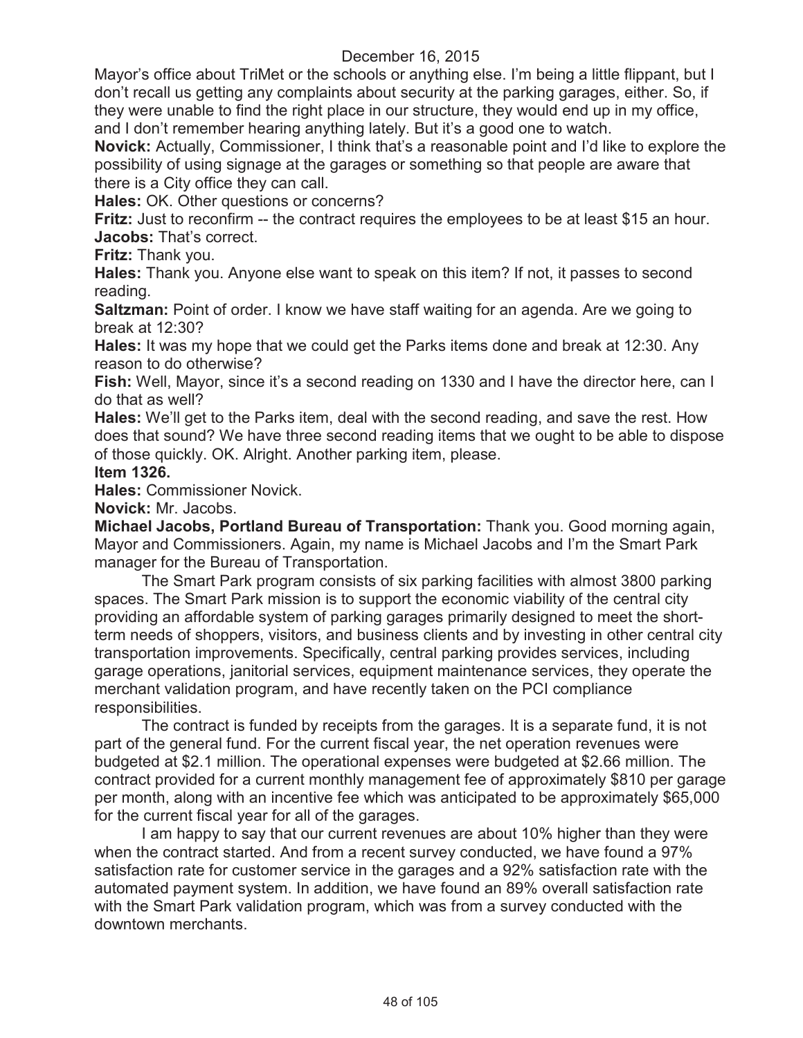Mayor's office about TriMet or the schools or anything else. I'm being a little flippant, but I don't recall us getting any complaints about security at the parking garages, either. So, if they were unable to find the right place in our structure, they would end up in my office, and I don't remember hearing anything lately. But it's a good one to watch.

**Novick:** Actually, Commissioner, I think that's a reasonable point and I'd like to explore the possibility of using signage at the garages or something so that people are aware that there is a City office they can call.

**Hales:** OK. Other questions or concerns?

**Fritz:** Just to reconfirm -- the contract requires the employees to be at least $15 an hour.

**Jacobs:** That's correct.

**Fritz:** Thank you.

**Hales:** Thank you. Anyone else want to speak on this item? If not, it passes to second reading.

**Saltzman:** Point of order. I know we have staff waiting for an agenda. Are we going to break at 12:30?

**Hales:** It was my hope that we could get the Parks items done and break at 12:30. Any reason to do otherwise?

**Fish:** Well, Mayor, since it's a second reading on 1330 and I have the director here, can I do that as well?

**Hales:** We'll get to the Parks item, deal with the second reading, and save the rest. How does that sound? We have three second reading items that we ought to be able to dispose of those quickly. OK. Alright. Another parking item, please.

**Item 1326.**

**Hales:** Commissioner Novick.

**Novick:** Mr. Jacobs.

**Michael Jacobs, Portland Bureau of Transportation:** Thank you. Good morning again, Mayor and Commissioners. Again, my name is Michael Jacobs and I'm the Smart Park manager for the Bureau of Transportation.

The Smart Park program consists of six parking facilities with almost 3800 parking spaces. The Smart Park mission is to support the economic viability of the central city providing an affordable system of parking garages primarily designed to meet the short-term needs of shoppers, visitors, and business clients and by investing in other central city transportation improvements. Specifically, central parking provides services, including garage operations, janitorial services, equipment maintenance services, they operate the merchant validation program, and have recently taken on the PCI compliance responsibilities.

The contract is funded by receipts from the garages. It is a separate fund, it is not part of the general fund. For the current fiscal year, the net operation revenues were budgeted at $2.1 million. The operational expenses were budgeted at $2.66 million. The contract provided for a current monthly management fee of approximately $810 per garage per month, along with an incentive fee which was anticipated to be approximately $65,000 for the current fiscal year for all of the garages.

I am happy to say that our current revenues are about 10% higher than they were when the contract started. And from a recent survey conducted, we have found a 97% satisfaction rate for customer service in the garages and a 92% satisfaction rate with the automated payment system. In addition, we have found an 89% overall satisfaction rate with the Smart Park validation program, which was from a survey conducted with the downtown merchants.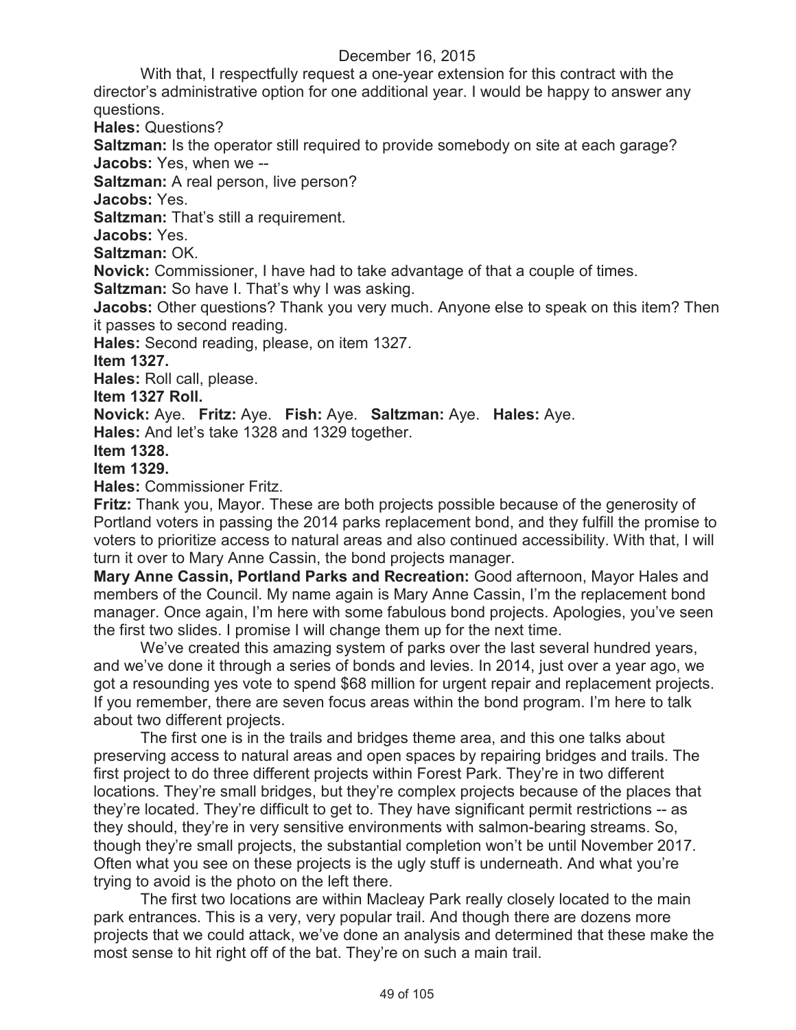December 16, 2015

With that, I respectfully request a one-year extension for this contract with the director's administrative option for one additional year. I would be happy to answer any questions.

**Hales:** Questions?

**Saltzman:** Is the operator still required to provide somebody on site at each garage?

**Jacobs:** Yes, when we --

**Saltzman:** A real person, live person?

**Jacobs:** Yes.

**Saltzman:** That's still a requirement.

**Jacobs:** Yes.

**Saltzman:** OK.

**Novick:** Commissioner, I have had to take advantage of that a couple of times.

**Saltzman:** So have I. That's why I was asking.

**Jacobs:** Other questions? Thank you very much. Anyone else to speak on this item? Then it passes to second reading.

**Hales:** Second reading, please, on item 1327.

**Item 1327.**

**Hales:** Roll call, please.

**Item 1327 Roll.**

**Novick:** Aye. **Fritz:** Aye. **Fish:** Aye. **Saltzman:** Aye. **Hales:** Aye.

**Hales:** And let's take 1328 and 1329 together.

**Item 1328.**

**Item 1329.**

**Hales:** Commissioner Fritz.

**Fritz:** Thank you, Mayor. These are both projects possible because of the generosity of Portland voters in passing the 2014 parks replacement bond, and they fulfill the promise to voters to prioritize access to natural areas and also continued accessibility. With that, I will turn it over to Mary Anne Cassin, the bond projects manager.

**Mary Anne Cassin, Portland Parks and Recreation:** Good afternoon, Mayor Hales and members of the Council. My name again is Mary Anne Cassin, I'm the replacement bond manager. Once again, I'm here with some fabulous bond projects. Apologies, you've seen the first two slides. I promise I will change them up for the next time.

We've created this amazing system of parks over the last several hundred years, and we've done it through a series of bonds and levies. In 2014, just over a year ago, we got a resounding yes vote to spend $68 million for urgent repair and replacement projects. If you remember, there are seven focus areas within the bond program. I'm here to talk about two different projects.

The first one is in the trails and bridges theme area, and this one talks about preserving access to natural areas and open spaces by repairing bridges and trails. The first project to do three different projects within Forest Park. They're in two different locations. They're small bridges, but they're complex projects because of the places that they're located. They're difficult to get to. They have significant permit restrictions -- as they should, they're in very sensitive environments with salmon-bearing streams. So, though they're small projects, the substantial completion won't be until November 2017. Often what you see on these projects is the ugly stuff is underneath. And what you're trying to avoid is the photo on the left there.

The first two locations are within Macleay Park really closely located to the main park entrances. This is a very, very popular trail. And though there are dozens more projects that we could attack, we've done an analysis and determined that these make the most sense to hit right off of the bat. They're on such a main trail.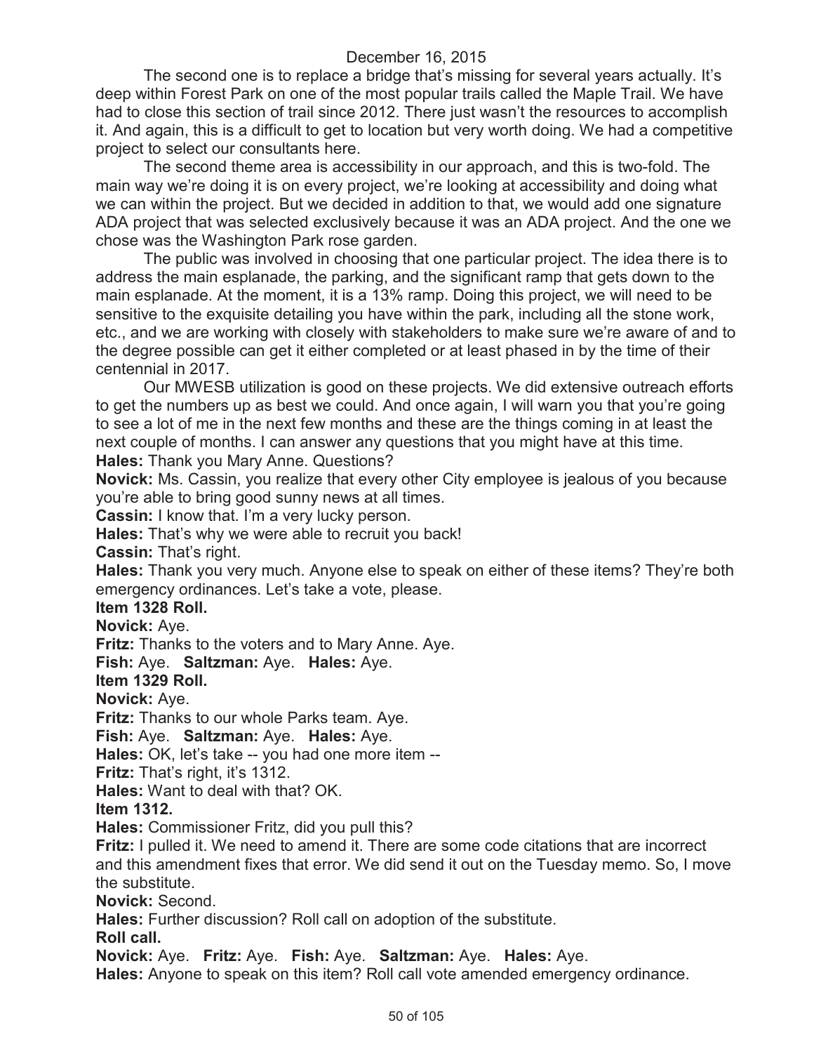The second one is to replace a bridge that's missing for several years actually. It's deep within Forest Park on one of the most popular trails called the Maple Trail. We have had to close this section of trail since 2012. There just wasn't the resources to accomplish it. And again, this is a difficult to get to location but very worth doing. We had a competitive project to select our consultants here.

The second theme area is accessibility in our approach, and this is two-fold. The main way we're doing it is on every project, we're looking at accessibility and doing what we can within the project. But we decided in addition to that, we would add one signature ADA project that was selected exclusively because it was an ADA project. And the one we chose was the Washington Park rose garden.

The public was involved in choosing that one particular project. The idea there is to address the main esplanade, the parking, and the significant ramp that gets down to the main esplanade. At the moment, it is a 13% ramp. Doing this project, we will need to be sensitive to the exquisite detailing you have within the park, including all the stone work, etc., and we are working with closely with stakeholders to make sure we're aware of and to the degree possible can get it either completed or at least phased in by the time of their centennial in 2017.

Our MWESB utilization is good on these projects. We did extensive outreach efforts to get the numbers up as best we could. And once again, I will warn you that you're going to see a lot of me in the next few months and these are the things coming in at least the next couple of months. I can answer any questions that you might have at this time.

**Hales:** Thank you Mary Anne. Questions?

**Novick:** Ms. Cassin, you realize that every other City employee is jealous of you because you're able to bring good sunny news at all times.

**Cassin:** I know that. I'm a very lucky person.

**Hales:** That's why we were able to recruit you back!

**Cassin:** That's right.

**Hales:** Thank you very much. Anyone else to speak on either of these items? They're both emergency ordinances. Let's take a vote, please.

**Item 1328 Roll.**

**Novick:** Aye.

**Fritz:** Thanks to the voters and to Mary Anne. Aye.

**Fish:** Aye. **Saltzman:** Aye. **Hales:** Aye.

**Item 1329 Roll.**

**Novick:** Aye.

**Fritz:** Thanks to our whole Parks team. Aye.

**Fish:** Aye. **Saltzman:** Aye. **Hales:** Aye.

**Hales:** OK, let's take -- you had one more item --

**Fritz:** That's right, it's 1312.

**Hales:** Want to deal with that? OK.

**Item 1312.**

**Hales:** Commissioner Fritz, did you pull this?

**Fritz:** I pulled it. We need to amend it. There are some code citations that are incorrect and this amendment fixes that error. We did send it out on the Tuesday memo. So, I move the substitute.

**Novick:** Second.

**Hales:** Further discussion? Roll call on adoption of the substitute.

**Roll call.**

**Novick:** Aye. **Fritz:** Aye. **Fish:** Aye. **Saltzman:** Aye. **Hales:** Aye.

**Hales:** Anyone to speak on this item? Roll call vote amended emergency ordinance.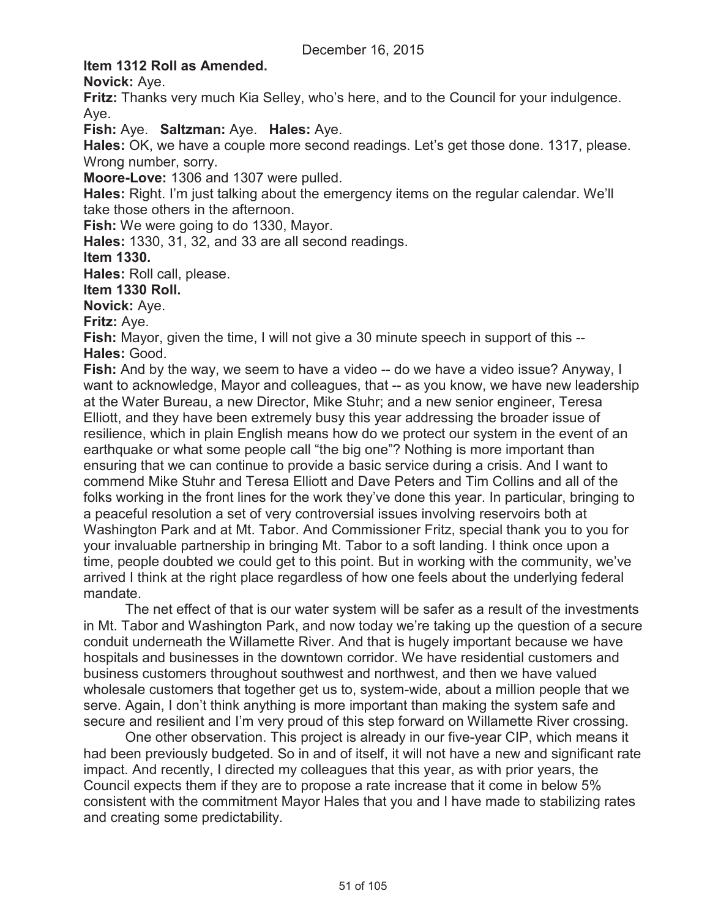December 16, 2015

**Item 1312 Roll as Amended.**

**Novick:** Aye.

**Fritz:** Thanks very much Kia Selley, who's here, and to the Council for your indulgence. Aye.

**Fish:** Aye. **Saltzman:** Aye. **Hales:** Aye.

**Hales:** OK, we have a couple more second readings. Let's get those done. 1317, please. Wrong number, sorry.

**Moore-Love:** 1306 and 1307 were pulled.

**Hales:** Right. I'm just talking about the emergency items on the regular calendar. We'll take those others in the afternoon.

**Fish:** We were going to do 1330, Mayor.

**Hales:** 1330, 31, 32, and 33 are all second readings.

**Item 1330.**

**Hales:** Roll call, please.

**Item 1330 Roll.**

**Novick:** Aye.

**Fritz:** Aye.

**Fish:** Mayor, given the time, I will not give a 30 minute speech in support of this --

**Hales:** Good.

**Fish:** And by the way, we seem to have a video -- do we have a video issue? Anyway, I want to acknowledge, Mayor and colleagues, that -- as you know, we have new leadership at the Water Bureau, a new Director, Mike Stuhr; and a new senior engineer, Teresa Elliott, and they have been extremely busy this year addressing the broader issue of resilience, which in plain English means how do we protect our system in the event of an earthquake or what some people call "the big one"? Nothing is more important than ensuring that we can continue to provide a basic service during a crisis. And I want to commend Mike Stuhr and Teresa Elliott and Dave Peters and Tim Collins and all of the folks working in the front lines for the work they've done this year. In particular, bringing to a peaceful resolution a set of very controversial issues involving reservoirs both at Washington Park and at Mt. Tabor. And Commissioner Fritz, special thank you to you for your invaluable partnership in bringing Mt. Tabor to a soft landing. I think once upon a time, people doubted we could get to this point. But in working with the community, we've arrived I think at the right place regardless of how one feels about the underlying federal mandate.

The net effect of that is our water system will be safer as a result of the investments in Mt. Tabor and Washington Park, and now today we're taking up the question of a secure conduit underneath the Willamette River. And that is hugely important because we have hospitals and businesses in the downtown corridor. We have residential customers and business customers throughout southwest and northwest, and then we have valued wholesale customers that together get us to, system-wide, about a million people that we serve. Again, I don't think anything is more important than making the system safe and secure and resilient and I'm very proud of this step forward on Willamette River crossing.

One other observation. This project is already in our five-year CIP, which means it had been previously budgeted. So in and of itself, it will not have a new and significant rate impact. And recently, I directed my colleagues that this year, as with prior years, the Council expects them if they are to propose a rate increase that it come in below 5% consistent with the commitment Mayor Hales that you and I have made to stabilizing rates and creating some predictability.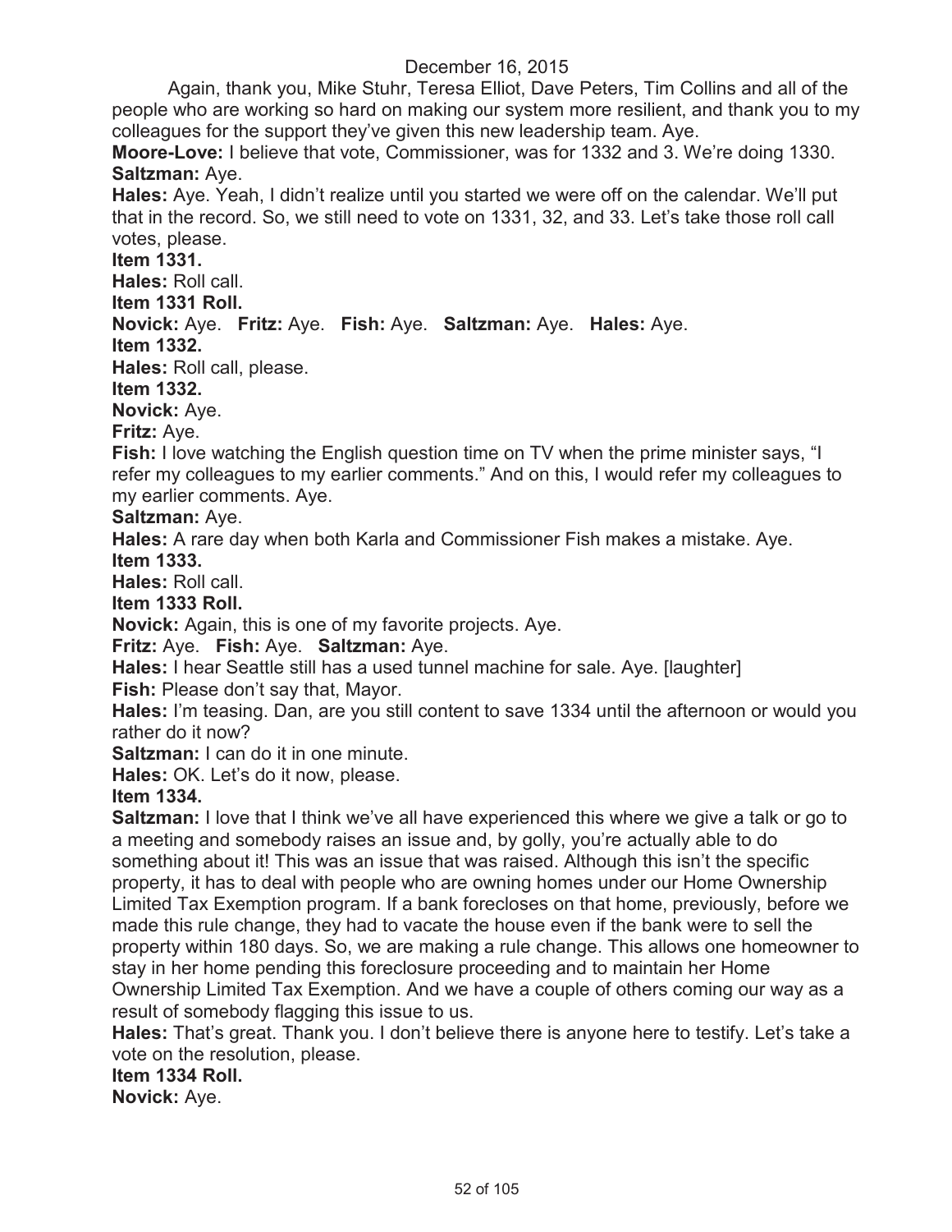December 16, 2015

Again, thank you, Mike Stuhr, Teresa Elliot, Dave Peters, Tim Collins and all of the people who are working so hard on making our system more resilient, and thank you to my colleagues for the support they've given this new leadership team. Aye.

**Moore-Love:** I believe that vote, Commissioner, was for 1332 and 3. We're doing 1330.

**Saltzman:** Aye.

**Hales:** Aye. Yeah, I didn't realize until you started we were off on the calendar. We'll put that in the record. So, we still need to vote on 1331, 32, and 33. Let's take those roll call votes, please.

**Item 1331.**

**Hales:** Roll call.

**Item 1331 Roll.**

**Novick:** Aye. **Fritz:** Aye. **Fish:** Aye. **Saltzman:** Aye. **Hales:** Aye.

**Item 1332.**

**Hales:** Roll call, please.

**Item 1332.**

**Novick:** Aye.

**Fritz:** Aye.

**Fish:** I love watching the English question time on TV when the prime minister says, "I refer my colleagues to my earlier comments." And on this, I would refer my colleagues to my earlier comments. Aye.

**Saltzman:** Aye.

**Hales:** A rare day when both Karla and Commissioner Fish makes a mistake. Aye.

**Item 1333.**

**Hales:** Roll call.

**Item 1333 Roll.**

**Novick:** Again, this is one of my favorite projects. Aye.

**Fritz:** Aye. **Fish:** Aye. **Saltzman:** Aye.

**Hales:** I hear Seattle still has a used tunnel machine for sale. Aye. [laughter]

**Fish:** Please don't say that, Mayor.

**Hales:** I'm teasing. Dan, are you still content to save 1334 until the afternoon or would you rather do it now?

**Saltzman:** I can do it in one minute.

**Hales:** OK. Let's do it now, please.

**Item 1334.**

**Saltzman:** I love that I think we've all have experienced this where we give a talk or go to a meeting and somebody raises an issue and, by golly, you're actually able to do something about it! This was an issue that was raised. Although this isn't the specific property, it has to deal with people who are owning homes under our Home Ownership Limited Tax Exemption program. If a bank forecloses on that home, previously, before we made this rule change, they had to vacate the house even if the bank were to sell the property within 180 days. So, we are making a rule change. This allows one homeowner to stay in her home pending this foreclosure proceeding and to maintain her Home Ownership Limited Tax Exemption. And we have a couple of others coming our way as a result of somebody flagging this issue to us.

**Hales:** That's great. Thank you. I don't believe there is anyone here to testify. Let's take a vote on the resolution, please.

**Item 1334 Roll.**

**Novick:** Aye.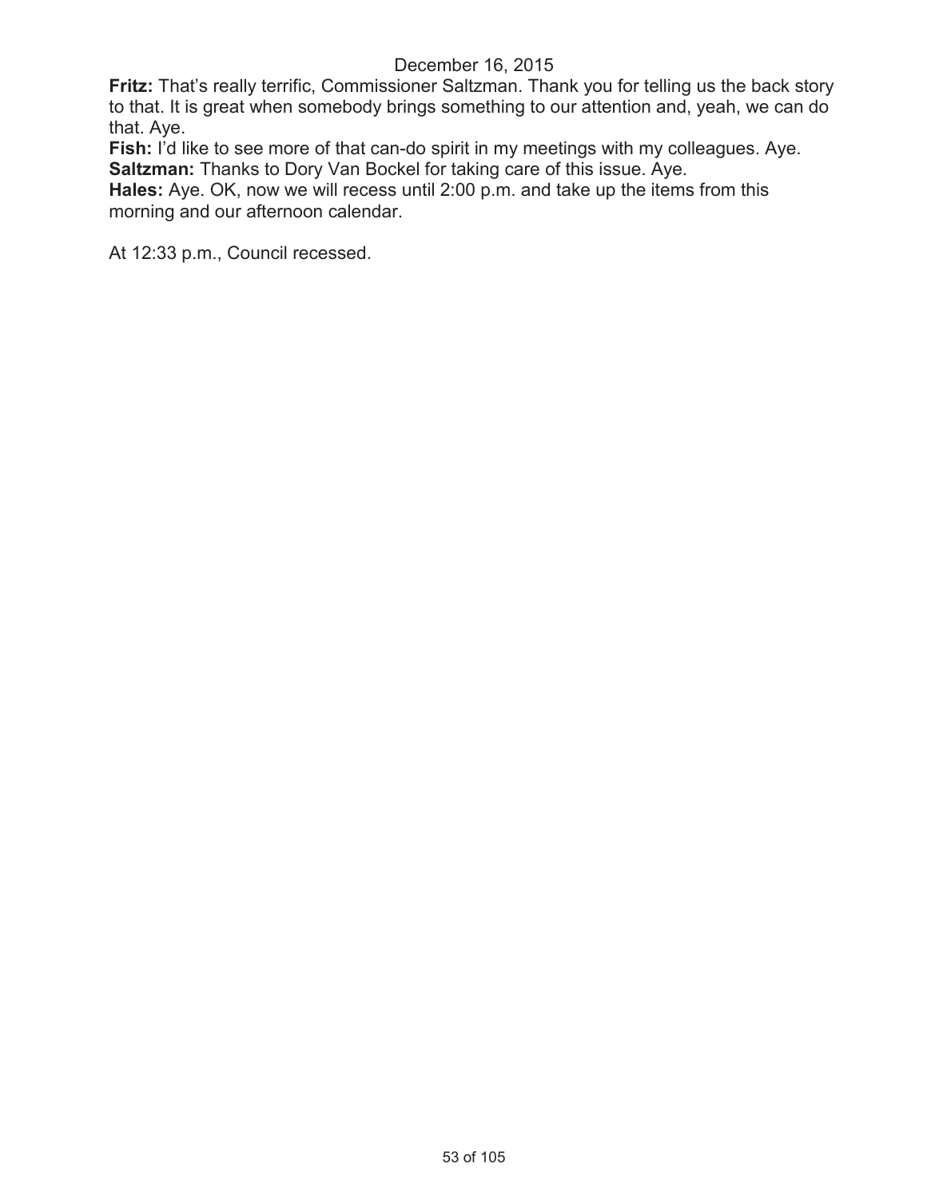**Fritz:** That's really terrific, Commissioner Saltzman. Thank you for telling us the back story to that. It is great when somebody brings something to our attention and, yeah, we can do that. Aye.

**Fish:** I'd like to see more of that can-do spirit in my meetings with my colleagues. Aye.

**Saltzman:** Thanks to Dory Van Bockel for taking care of this issue. Aye.

**Hales:** Aye. OK, now we will recess until 2:00 p.m. and take up the items from this morning and our afternoon calendar.

At 12:33 p.m., Council recessed.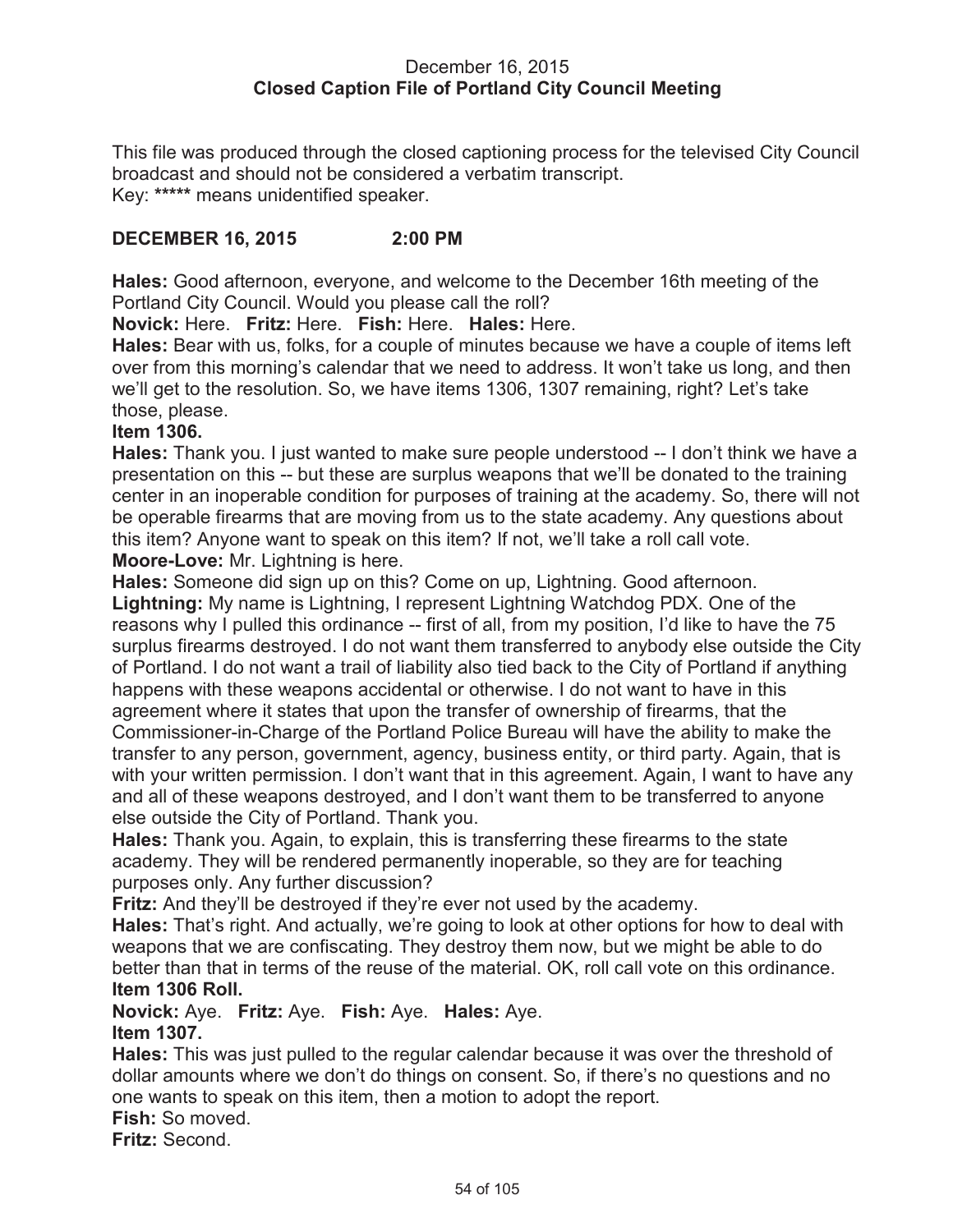December 16, 2015
**Closed Caption File of Portland City Council Meeting**

This file was produced through the closed captioning process for the televised City Council broadcast and should not be considered a verbatim transcript.
Key: ***** means unidentified speaker.

**DECEMBER 16, 2015 2:00 PM**

**Hales:** Good afternoon, everyone, and welcome to the December 16th meeting of the Portland City Council. Would you please call the roll?
**Novick:** Here. **Fritz:** Here. **Fish:** Here. **Hales:** Here.
**Hales:** Bear with us, folks, for a couple of minutes because we have a couple of items left over from this morning's calendar that we need to address. It won't take us long, and then we'll get to the resolution. So, we have items 1306, 1307 remaining, right? Let's take those, please.
**Item 1306.**
**Hales:** Thank you. I just wanted to make sure people understood -- I don't think we have a presentation on this -- but these are surplus weapons that we'll be donated to the training center in an inoperable condition for purposes of training at the academy. So, there will not be operable firearms that are moving from us to the state academy. Any questions about this item? Anyone want to speak on this item? If not, we'll take a roll call vote.
**Moore-Love:** Mr. Lightning is here.
**Hales:** Someone did sign up on this? Come on up, Lightning. Good afternoon.
**Lightning:** My name is Lightning, I represent Lightning Watchdog PDX. One of the reasons why I pulled this ordinance -- first of all, from my position, I'd like to have the 75 surplus firearms destroyed. I do not want them transferred to anybody else outside the City of Portland. I do not want a trail of liability also tied back to the City of Portland if anything happens with these weapons accidental or otherwise. I do not want to have in this agreement where it states that upon the transfer of ownership of firearms, that the Commissioner-in-Charge of the Portland Police Bureau will have the ability to make the transfer to any person, government, agency, business entity, or third party. Again, that is with your written permission. I don't want that in this agreement. Again, I want to have any and all of these weapons destroyed, and I don't want them to be transferred to anyone else outside the City of Portland. Thank you.
**Hales:** Thank you. Again, to explain, this is transferring these firearms to the state academy. They will be rendered permanently inoperable, so they are for teaching purposes only. Any further discussion?
**Fritz:** And they'll be destroyed if they're ever not used by the academy.
**Hales:** That's right. And actually, we're going to look at other options for how to deal with weapons that we are confiscating. They destroy them now, but we might be able to do better than that in terms of the reuse of the material. OK, roll call vote on this ordinance.
**Item 1306 Roll.**
**Novick:** Aye. **Fritz:** Aye. **Fish:** Aye. **Hales:** Aye.
**Item 1307.**
**Hales:** This was just pulled to the regular calendar because it was over the threshold of dollar amounts where we don't do things on consent. So, if there's no questions and no one wants to speak on this item, then a motion to adopt the report.
**Fish:** So moved.
**Fritz:** Second.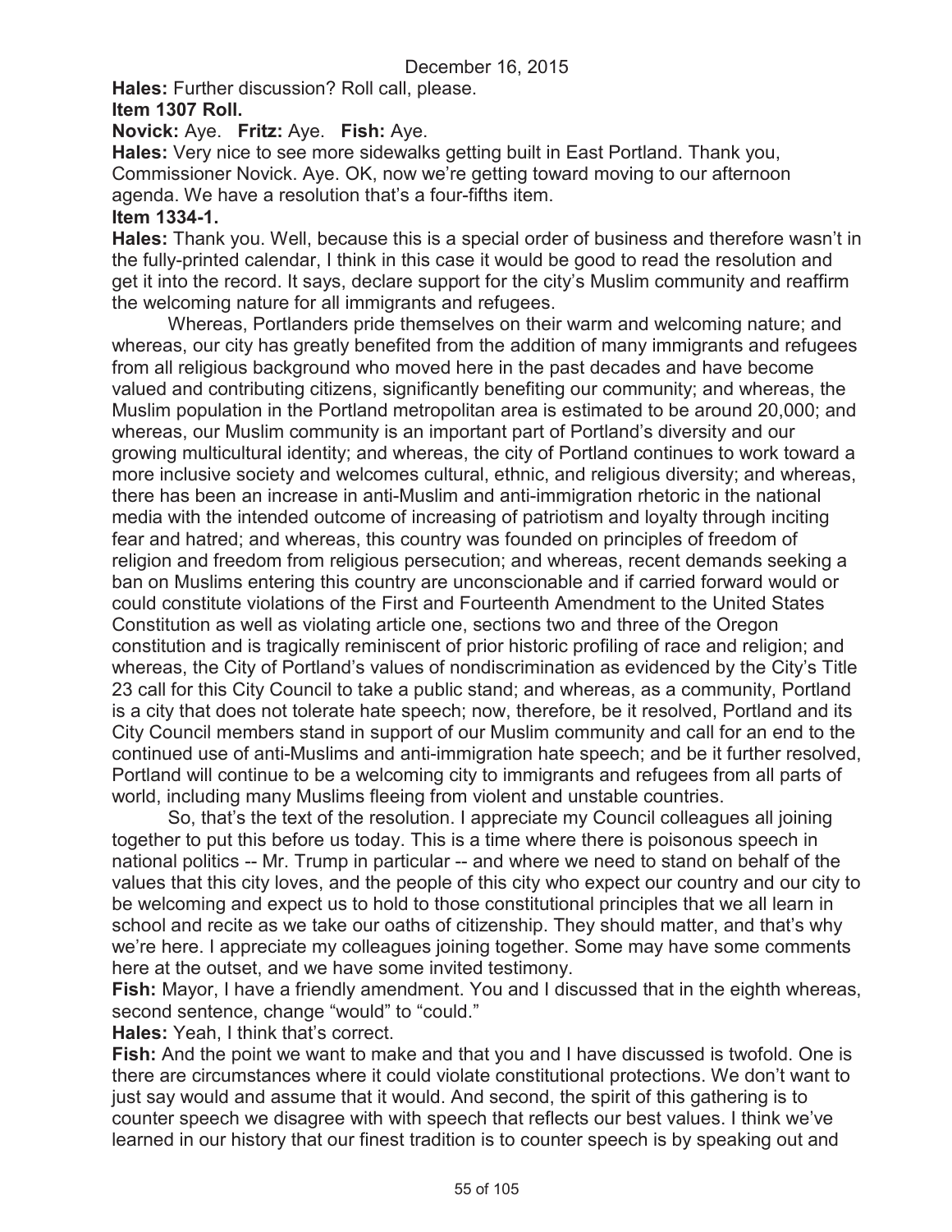December 16, 2015

**Hales:** Further discussion? Roll call, please.

**Item 1307 Roll.**

**Novick:** Aye. **Fritz:** Aye. **Fish:** Aye.

**Hales:** Very nice to see more sidewalks getting built in East Portland. Thank you, Commissioner Novick. Aye. OK, now we're getting toward moving to our afternoon agenda. We have a resolution that's a four-fifths item.

**Item 1334-1.**

**Hales:** Thank you. Well, because this is a special order of business and therefore wasn't in the fully-printed calendar, I think in this case it would be good to read the resolution and get it into the record. It says, declare support for the city's Muslim community and reaffirm the welcoming nature for all immigrants and refugees.

Whereas, Portlanders pride themselves on their warm and welcoming nature; and whereas, our city has greatly benefited from the addition of many immigrants and refugees from all religious background who moved here in the past decades and have become valued and contributing citizens, significantly benefiting our community; and whereas, the Muslim population in the Portland metropolitan area is estimated to be around 20,000; and whereas, our Muslim community is an important part of Portland's diversity and our growing multicultural identity; and whereas, the city of Portland continues to work toward a more inclusive society and welcomes cultural, ethnic, and religious diversity; and whereas, there has been an increase in anti-Muslim and anti-immigration rhetoric in the national media with the intended outcome of increasing of patriotism and loyalty through inciting fear and hatred; and whereas, this country was founded on principles of freedom of religion and freedom from religious persecution; and whereas, recent demands seeking a ban on Muslims entering this country are unconscionable and if carried forward would or could constitute violations of the First and Fourteenth Amendment to the United States Constitution as well as violating article one, sections two and three of the Oregon constitution and is tragically reminiscent of prior historic profiling of race and religion; and whereas, the City of Portland's values of nondiscrimination as evidenced by the City's Title 23 call for this City Council to take a public stand; and whereas, as a community, Portland is a city that does not tolerate hate speech; now, therefore, be it resolved, Portland and its City Council members stand in support of our Muslim community and call for an end to the continued use of anti-Muslims and anti-immigration hate speech; and be it further resolved, Portland will continue to be a welcoming city to immigrants and refugees from all parts of world, including many Muslims fleeing from violent and unstable countries.

So, that's the text of the resolution. I appreciate my Council colleagues all joining together to put this before us today. This is a time where there is poisonous speech in national politics -- Mr. Trump in particular -- and where we need to stand on behalf of the values that this city loves, and the people of this city who expect our country and our city to be welcoming and expect us to hold to those constitutional principles that we all learn in school and recite as we take our oaths of citizenship. They should matter, and that's why we're here. I appreciate my colleagues joining together. Some may have some comments here at the outset, and we have some invited testimony.

**Fish:** Mayor, I have a friendly amendment. You and I discussed that in the eighth whereas, second sentence, change "would" to "could."

**Hales:** Yeah, I think that's correct.

**Fish:** And the point we want to make and that you and I have discussed is twofold. One is there are circumstances where it could violate constitutional protections. We don't want to just say would and assume that it would. And second, the spirit of this gathering is to counter speech we disagree with with speech that reflects our best values. I think we've learned in our history that our finest tradition is to counter speech is by speaking out and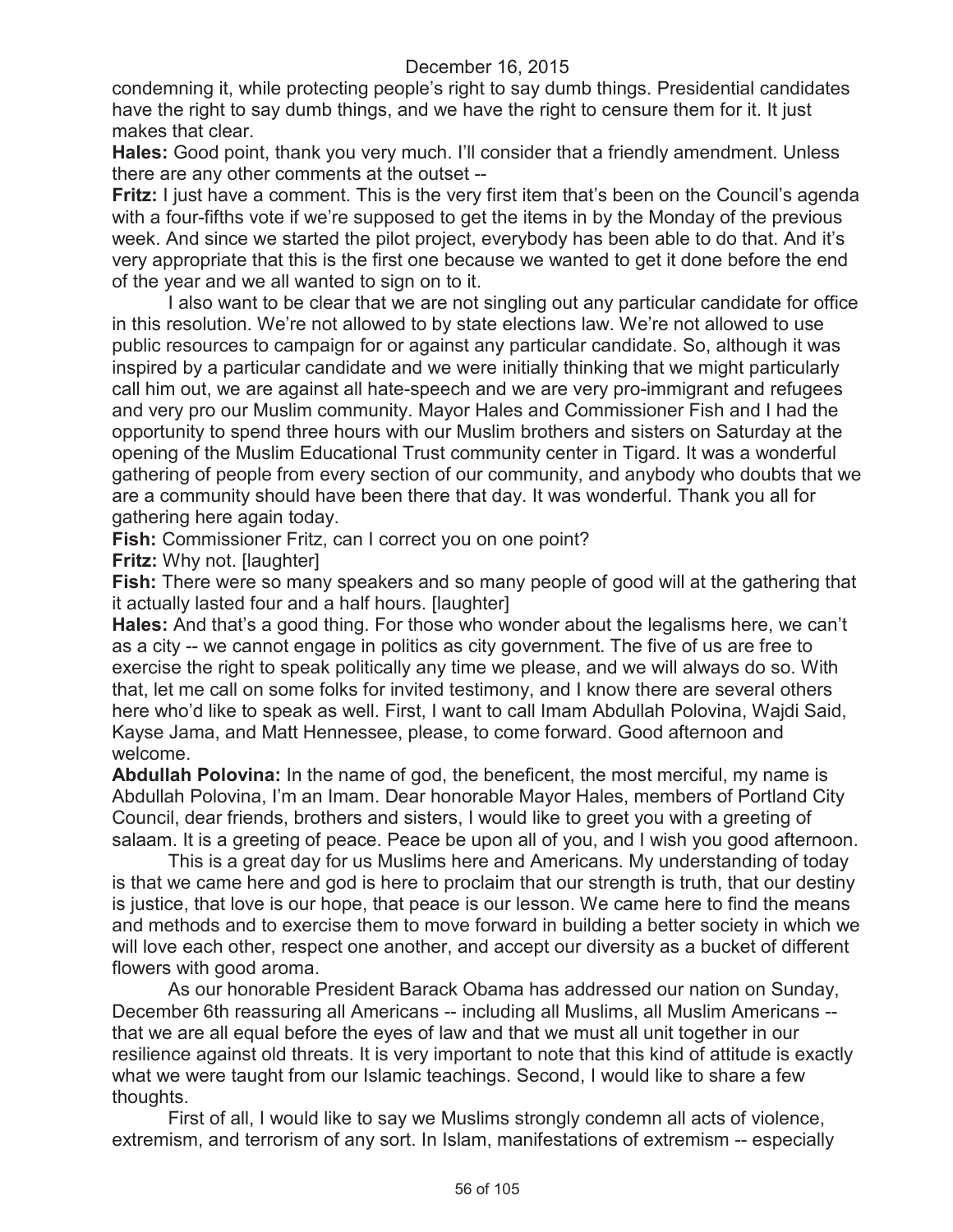condemning it, while protecting people's right to say dumb things. Presidential candidates have the right to say dumb things, and we have the right to censure them for it. It just makes that clear.

**Hales:** Good point, thank you very much. I'll consider that a friendly amendment. Unless there are any other comments at the outset --

**Fritz:** I just have a comment. This is the very first item that's been on the Council's agenda with a four-fifths vote if we're supposed to get the items in by the Monday of the previous week. And since we started the pilot project, everybody has been able to do that. And it's very appropriate that this is the first one because we wanted to get it done before the end of the year and we all wanted to sign on to it.

I also want to be clear that we are not singling out any particular candidate for office in this resolution. We're not allowed to by state elections law. We're not allowed to use public resources to campaign for or against any particular candidate. So, although it was inspired by a particular candidate and we were initially thinking that we might particularly call him out, we are against all hate-speech and we are very pro-immigrant and refugees and very pro our Muslim community. Mayor Hales and Commissioner Fish and I had the opportunity to spend three hours with our Muslim brothers and sisters on Saturday at the opening of the Muslim Educational Trust community center in Tigard. It was a wonderful gathering of people from every section of our community, and anybody who doubts that we are a community should have been there that day. It was wonderful. Thank you all for gathering here again today.

**Fish:** Commissioner Fritz, can I correct you on one point?

**Fritz:** Why not. [laughter]

**Fish:** There were so many speakers and so many people of good will at the gathering that it actually lasted four and a half hours. [laughter]

**Hales:** And that's a good thing. For those who wonder about the legalisms here, we can't as a city -- we cannot engage in politics as city government. The five of us are free to exercise the right to speak politically any time we please, and we will always do so. With that, let me call on some folks for invited testimony, and I know there are several others here who'd like to speak as well. First, I want to call Imam Abdullah Polovina, Wajdi Said, Kayse Jama, and Matt Hennessee, please, to come forward. Good afternoon and welcome.

**Abdullah Polovina:** In the name of god, the beneficent, the most merciful, my name is Abdullah Polovina, I'm an Imam. Dear honorable Mayor Hales, members of Portland City Council, dear friends, brothers and sisters, I would like to greet you with a greeting of salaam. It is a greeting of peace. Peace be upon all of you, and I wish you good afternoon.

This is a great day for us Muslims here and Americans. My understanding of today is that we came here and god is here to proclaim that our strength is truth, that our destiny is justice, that love is our hope, that peace is our lesson. We came here to find the means and methods and to exercise them to move forward in building a better society in which we will love each other, respect one another, and accept our diversity as a bucket of different flowers with good aroma.

As our honorable President Barack Obama has addressed our nation on Sunday, December 6th reassuring all Americans -- including all Muslims, all Muslim Americans -- that we are all equal before the eyes of law and that we must all unit together in our resilience against old threats. It is very important to note that this kind of attitude is exactly what we were taught from our Islamic teachings. Second, I would like to share a few thoughts.

First of all, I would like to say we Muslims strongly condemn all acts of violence, extremism, and terrorism of any sort. In Islam, manifestations of extremism -- especially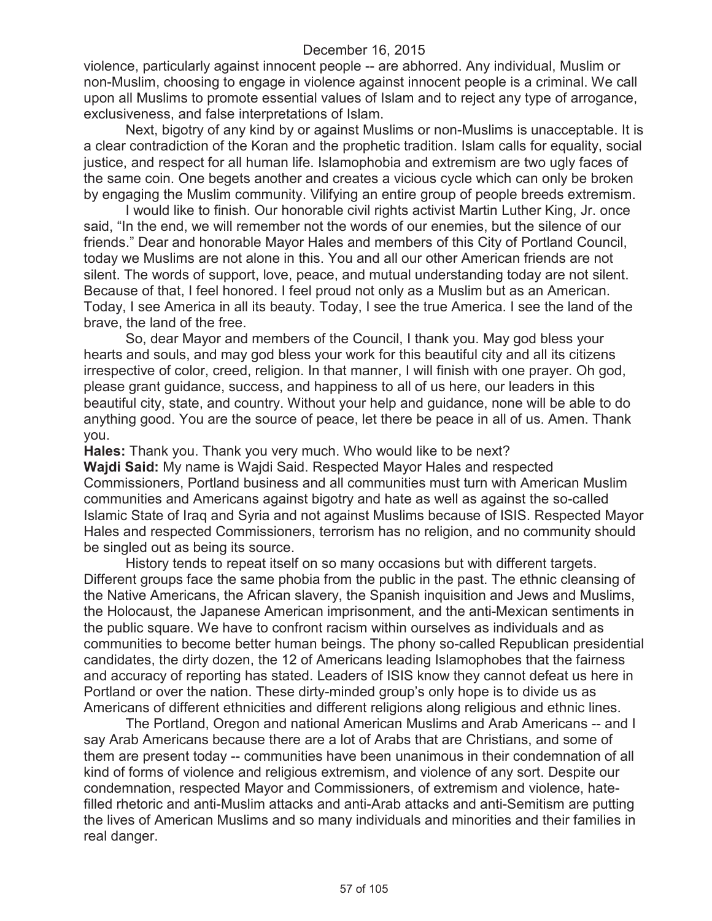violence, particularly against innocent people -- are abhorred. Any individual, Muslim or non-Muslim, choosing to engage in violence against innocent people is a criminal. We call upon all Muslims to promote essential values of Islam and to reject any type of arrogance, exclusiveness, and false interpretations of Islam.

Next, bigotry of any kind by or against Muslims or non-Muslims is unacceptable. It is a clear contradiction of the Koran and the prophetic tradition. Islam calls for equality, social justice, and respect for all human life. Islamophobia and extremism are two ugly faces of the same coin. One begets another and creates a vicious cycle which can only be broken by engaging the Muslim community. Vilifying an entire group of people breeds extremism.

I would like to finish. Our honorable civil rights activist Martin Luther King, Jr. once said, "In the end, we will remember not the words of our enemies, but the silence of our friends." Dear and honorable Mayor Hales and members of this City of Portland Council, today we Muslims are not alone in this. You and all our other American friends are not silent. The words of support, love, peace, and mutual understanding today are not silent. Because of that, I feel honored. I feel proud not only as a Muslim but as an American. Today, I see America in all its beauty. Today, I see the true America. I see the land of the brave, the land of the free.

So, dear Mayor and members of the Council, I thank you. May god bless your hearts and souls, and may god bless your work for this beautiful city and all its citizens irrespective of color, creed, religion. In that manner, I will finish with one prayer. Oh god, please grant guidance, success, and happiness to all of us here, our leaders in this beautiful city, state, and country. Without your help and guidance, none will be able to do anything good. You are the source of peace, let there be peace in all of us. Amen. Thank you.

**Hales:** Thank you. Thank you very much. Who would like to be next?

**Wajdi Said:** My name is Wajdi Said. Respected Mayor Hales and respected Commissioners, Portland business and all communities must turn with American Muslim communities and Americans against bigotry and hate as well as against the so-called Islamic State of Iraq and Syria and not against Muslims because of ISIS. Respected Mayor Hales and respected Commissioners, terrorism has no religion, and no community should be singled out as being its source.

History tends to repeat itself on so many occasions but with different targets. Different groups face the same phobia from the public in the past. The ethnic cleansing of the Native Americans, the African slavery, the Spanish inquisition and Jews and Muslims, the Holocaust, the Japanese American imprisonment, and the anti-Mexican sentiments in the public square. We have to confront racism within ourselves as individuals and as communities to become better human beings. The phony so-called Republican presidential candidates, the dirty dozen, the 12 of Americans leading Islamophobes that the fairness and accuracy of reporting has stated. Leaders of ISIS know they cannot defeat us here in Portland or over the nation. These dirty-minded group's only hope is to divide us as Americans of different ethnicities and different religions along religious and ethnic lines.

The Portland, Oregon and national American Muslims and Arab Americans -- and I say Arab Americans because there are a lot of Arabs that are Christians, and some of them are present today -- communities have been unanimous in their condemnation of all kind of forms of violence and religious extremism, and violence of any sort. Despite our condemnation, respected Mayor and Commissioners, of extremism and violence, hate-filled rhetoric and anti-Muslim attacks and anti-Arab attacks and anti-Semitism are putting the lives of American Muslims and so many individuals and minorities and their families in real danger.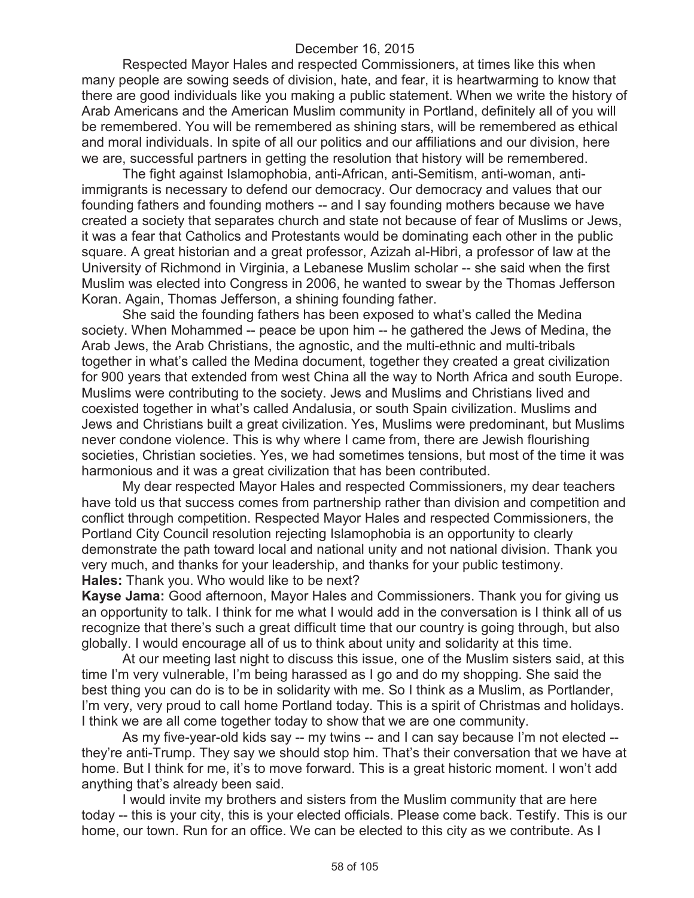December 16, 2015

Respected Mayor Hales and respected Commissioners, at times like this when many people are sowing seeds of division, hate, and fear, it is heartwarming to know that there are good individuals like you making a public statement. When we write the history of Arab Americans and the American Muslim community in Portland, definitely all of you will be remembered. You will be remembered as shining stars, will be remembered as ethical and moral individuals. In spite of all our politics and our affiliations and our division, here we are, successful partners in getting the resolution that history will be remembered.

The fight against Islamophobia, anti-African, anti-Semitism, anti-woman, anti-immigrants is necessary to defend our democracy. Our democracy and values that our founding fathers and founding mothers -- and I say founding mothers because we have created a society that separates church and state not because of fear of Muslims or Jews, it was a fear that Catholics and Protestants would be dominating each other in the public square. A great historian and a great professor, Azizah al-Hibri, a professor of law at the University of Richmond in Virginia, a Lebanese Muslim scholar -- she said when the first Muslim was elected into Congress in 2006, he wanted to swear by the Thomas Jefferson Koran. Again, Thomas Jefferson, a shining founding father.

She said the founding fathers has been exposed to what's called the Medina society. When Mohammed -- peace be upon him -- he gathered the Jews of Medina, the Arab Jews, the Arab Christians, the agnostic, and the multi-ethnic and multi-tribals together in what's called the Medina document, together they created a great civilization for 900 years that extended from west China all the way to North Africa and south Europe. Muslims were contributing to the society. Jews and Muslims and Christians lived and coexisted together in what's called Andalusia, or south Spain civilization. Muslims and Jews and Christians built a great civilization. Yes, Muslims were predominant, but Muslims never condone violence. This is why where I came from, there are Jewish flourishing societies, Christian societies. Yes, we had sometimes tensions, but most of the time it was harmonious and it was a great civilization that has been contributed.

My dear respected Mayor Hales and respected Commissioners, my dear teachers have told us that success comes from partnership rather than division and competition and conflict through competition. Respected Mayor Hales and respected Commissioners, the Portland City Council resolution rejecting Islamophobia is an opportunity to clearly demonstrate the path toward local and national unity and not national division. Thank you very much, and thanks for your leadership, and thanks for your public testimony.

**Hales:** Thank you. Who would like to be next?

**Kayse Jama:** Good afternoon, Mayor Hales and Commissioners. Thank you for giving us an opportunity to talk. I think for me what I would add in the conversation is I think all of us recognize that there's such a great difficult time that our country is going through, but also globally. I would encourage all of us to think about unity and solidarity at this time.

At our meeting last night to discuss this issue, one of the Muslim sisters said, at this time I'm very vulnerable, I'm being harassed as I go and do my shopping. She said the best thing you can do is to be in solidarity with me. So I think as a Muslim, as Portlander, I'm very, very proud to call home Portland today. This is a spirit of Christmas and holidays. I think we are all come together today to show that we are one community.

As my five-year-old kids say -- my twins -- and I can say because I'm not elected -- they're anti-Trump. They say we should stop him. That's their conversation that we have at home. But I think for me, it's to move forward. This is a great historic moment. I won't add anything that's already been said.

I would invite my brothers and sisters from the Muslim community that are here today -- this is your city, this is your elected officials. Please come back. Testify. This is our home, our town. Run for an office. We can be elected to this city as we contribute. As I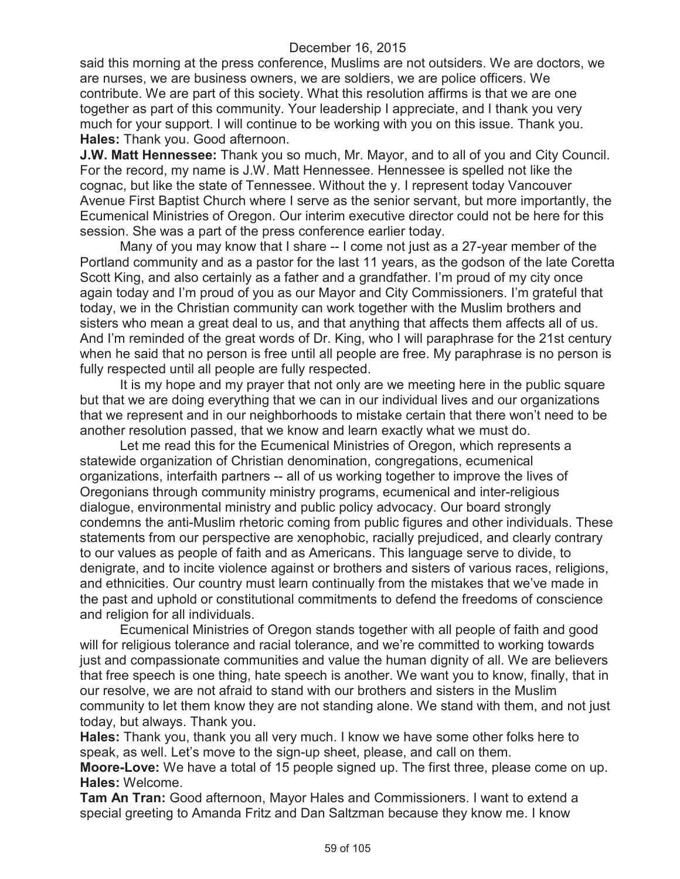said this morning at the press conference, Muslims are not outsiders. We are doctors, we are nurses, we are business owners, we are soldiers, we are police officers. We contribute. We are part of this society. What this resolution affirms is that we are one together as part of this community. Your leadership I appreciate, and I thank you very much for your support. I will continue to be working with you on this issue. Thank you.

**Hales:** Thank you. Good afternoon.

**J.W. Matt Hennessee:** Thank you so much, Mr. Mayor, and to all of you and City Council. For the record, my name is J.W. Matt Hennessee. Hennessee is spelled not like the cognac, but like the state of Tennessee. Without the y. I represent today Vancouver Avenue First Baptist Church where I serve as the senior servant, but more importantly, the Ecumenical Ministries of Oregon. Our interim executive director could not be here for this session. She was a part of the press conference earlier today.

Many of you may know that I share -- I come not just as a 27-year member of the Portland community and as a pastor for the last 11 years, as the godson of the late Coretta Scott King, and also certainly as a father and a grandfather. I'm proud of my city once again today and I'm proud of you as our Mayor and City Commissioners. I'm grateful that today, we in the Christian community can work together with the Muslim brothers and sisters who mean a great deal to us, and that anything that affects them affects all of us. And I'm reminded of the great words of Dr. King, who I will paraphrase for the 21st century when he said that no person is free until all people are free. My paraphrase is no person is fully respected until all people are fully respected.

It is my hope and my prayer that not only are we meeting here in the public square but that we are doing everything that we can in our individual lives and our organizations that we represent and in our neighborhoods to mistake certain that there won't need to be another resolution passed, that we know and learn exactly what we must do.

Let me read this for the Ecumenical Ministries of Oregon, which represents a statewide organization of Christian denomination, congregations, ecumenical organizations, interfaith partners -- all of us working together to improve the lives of Oregonians through community ministry programs, ecumenical and inter-religious dialogue, environmental ministry and public policy advocacy. Our board strongly condemns the anti-Muslim rhetoric coming from public figures and other individuals. These statements from our perspective are xenophobic, racially prejudiced, and clearly contrary to our values as people of faith and as Americans. This language serve to divide, to denigrate, and to incite violence against or brothers and sisters of various races, religions, and ethnicities. Our country must learn continually from the mistakes that we've made in the past and uphold or constitutional commitments to defend the freedoms of conscience and religion for all individuals.

Ecumenical Ministries of Oregon stands together with all people of faith and good will for religious tolerance and racial tolerance, and we're committed to working towards just and compassionate communities and value the human dignity of all. We are believers that free speech is one thing, hate speech is another. We want you to know, finally, that in our resolve, we are not afraid to stand with our brothers and sisters in the Muslim community to let them know they are not standing alone. We stand with them, and not just today, but always. Thank you.

**Hales:** Thank you, thank you all very much. I know we have some other folks here to speak, as well. Let's move to the sign-up sheet, please, and call on them.

**Moore-Love:** We have a total of 15 people signed up. The first three, please come on up.

**Hales:** Welcome.

**Tam An Tran:** Good afternoon, Mayor Hales and Commissioners. I want to extend a special greeting to Amanda Fritz and Dan Saltzman because they know me. I know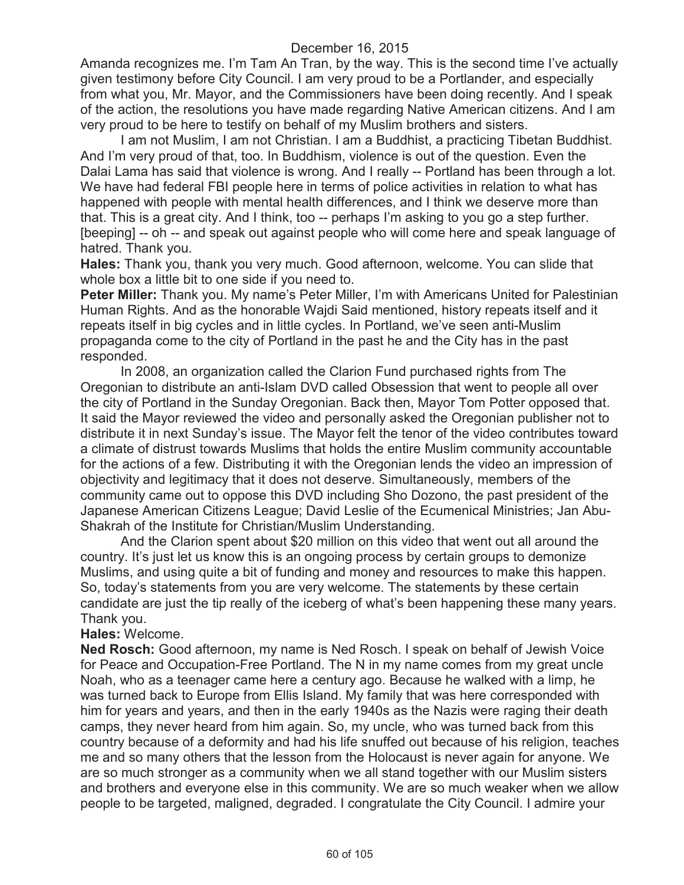Amanda recognizes me. I'm Tam An Tran, by the way. This is the second time I've actually given testimony before City Council. I am very proud to be a Portlander, and especially from what you, Mr. Mayor, and the Commissioners have been doing recently. And I speak of the action, the resolutions you have made regarding Native American citizens. And I am very proud to be here to testify on behalf of my Muslim brothers and sisters.

I am not Muslim, I am not Christian. I am a Buddhist, a practicing Tibetan Buddhist. And I'm very proud of that, too. In Buddhism, violence is out of the question. Even the Dalai Lama has said that violence is wrong. And I really -- Portland has been through a lot. We have had federal FBI people here in terms of police activities in relation to what has happened with people with mental health differences, and I think we deserve more than that. This is a great city. And I think, too -- perhaps I'm asking to you go a step further. [beeping] -- oh -- and speak out against people who will come here and speak language of hatred. Thank you.

**Hales:** Thank you, thank you very much. Good afternoon, welcome. You can slide that whole box a little bit to one side if you need to.

**Peter Miller:** Thank you. My name's Peter Miller, I'm with Americans United for Palestinian Human Rights. And as the honorable Wajdi Said mentioned, history repeats itself and it repeats itself in big cycles and in little cycles. In Portland, we've seen anti-Muslim propaganda come to the city of Portland in the past he and the City has in the past responded.

In 2008, an organization called the Clarion Fund purchased rights from The Oregonian to distribute an anti-Islam DVD called Obsession that went to people all over the city of Portland in the Sunday Oregonian. Back then, Mayor Tom Potter opposed that. It said the Mayor reviewed the video and personally asked the Oregonian publisher not to distribute it in next Sunday's issue. The Mayor felt the tenor of the video contributes toward a climate of distrust towards Muslims that holds the entire Muslim community accountable for the actions of a few. Distributing it with the Oregonian lends the video an impression of objectivity and legitimacy that it does not deserve. Simultaneously, members of the community came out to oppose this DVD including Sho Dozono, the past president of the Japanese American Citizens League; David Leslie of the Ecumenical Ministries; Jan Abu-Shakrah of the Institute for Christian/Muslim Understanding.

And the Clarion spent about $20 million on this video that went out all around the country. It's just let us know this is an ongoing process by certain groups to demonize Muslims, and using quite a bit of funding and money and resources to make this happen. So, today's statements from you are very welcome. The statements by these certain candidate are just the tip really of the iceberg of what's been happening these many years. Thank you.

**Hales:** Welcome.

**Ned Rosch:** Good afternoon, my name is Ned Rosch. I speak on behalf of Jewish Voice for Peace and Occupation-Free Portland. The N in my name comes from my great uncle Noah, who as a teenager came here a century ago. Because he walked with a limp, he was turned back to Europe from Ellis Island. My family that was here corresponded with him for years and years, and then in the early 1940s as the Nazis were raging their death camps, they never heard from him again. So, my uncle, who was turned back from this country because of a deformity and had his life snuffed out because of his religion, teaches me and so many others that the lesson from the Holocaust is never again for anyone. We are so much stronger as a community when we all stand together with our Muslim sisters and brothers and everyone else in this community. We are so much weaker when we allow people to be targeted, maligned, degraded. I congratulate the City Council. I admire your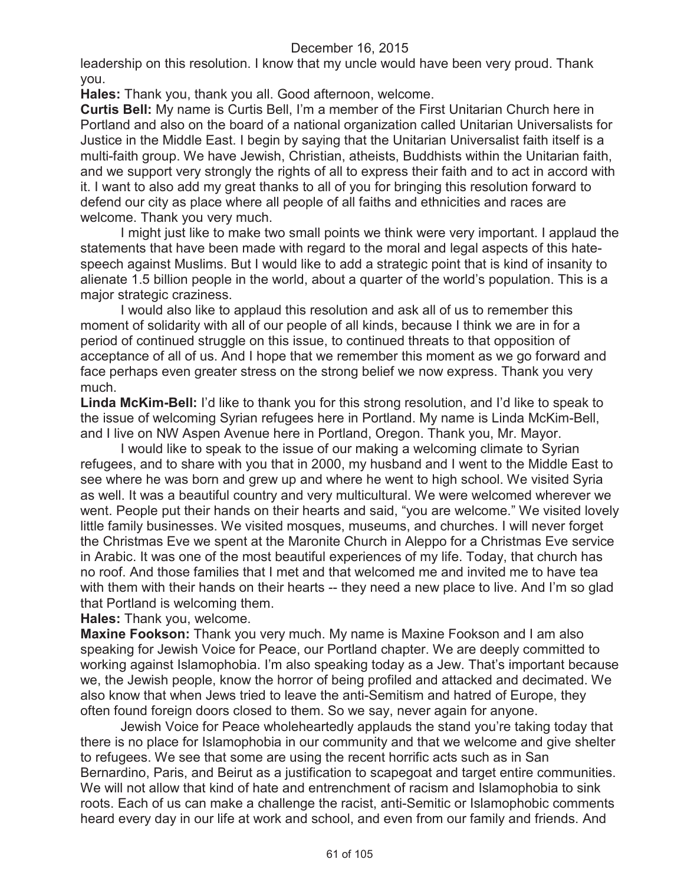leadership on this resolution. I know that my uncle would have been very proud. Thank you.

**Hales:** Thank you, thank you all. Good afternoon, welcome.

**Curtis Bell:** My name is Curtis Bell, I'm a member of the First Unitarian Church here in Portland and also on the board of a national organization called Unitarian Universalists for Justice in the Middle East. I begin by saying that the Unitarian Universalist faith itself is a multi-faith group. We have Jewish, Christian, atheists, Buddhists within the Unitarian faith, and we support very strongly the rights of all to express their faith and to act in accord with it. I want to also add my great thanks to all of you for bringing this resolution forward to defend our city as place where all people of all faiths and ethnicities and races are welcome. Thank you very much.

I might just like to make two small points we think were very important. I applaud the statements that have been made with regard to the moral and legal aspects of this hate-speech against Muslims. But I would like to add a strategic point that is kind of insanity to alienate 1.5 billion people in the world, about a quarter of the world's population. This is a major strategic craziness.

I would also like to applaud this resolution and ask all of us to remember this moment of solidarity with all of our people of all kinds, because I think we are in for a period of continued struggle on this issue, to continued threats to that opposition of acceptance of all of us. And I hope that we remember this moment as we go forward and face perhaps even greater stress on the strong belief we now express. Thank you very much.

**Linda McKim-Bell:** I'd like to thank you for this strong resolution, and I'd like to speak to the issue of welcoming Syrian refugees here in Portland. My name is Linda McKim-Bell, and I live on NW Aspen Avenue here in Portland, Oregon. Thank you, Mr. Mayor.

I would like to speak to the issue of our making a welcoming climate to Syrian refugees, and to share with you that in 2000, my husband and I went to the Middle East to see where he was born and grew up and where he went to high school. We visited Syria as well. It was a beautiful country and very multicultural. We were welcomed wherever we went. People put their hands on their hearts and said, "you are welcome." We visited lovely little family businesses. We visited mosques, museums, and churches. I will never forget the Christmas Eve we spent at the Maronite Church in Aleppo for a Christmas Eve service in Arabic. It was one of the most beautiful experiences of my life. Today, that church has no roof. And those families that I met and that welcomed me and invited me to have tea with them with their hands on their hearts -- they need a new place to live. And I'm so glad that Portland is welcoming them.

**Hales:** Thank you, welcome.

**Maxine Fookson:** Thank you very much. My name is Maxine Fookson and I am also speaking for Jewish Voice for Peace, our Portland chapter. We are deeply committed to working against Islamophobia. I'm also speaking today as a Jew. That's important because we, the Jewish people, know the horror of being profiled and attacked and decimated. We also know that when Jews tried to leave the anti-Semitism and hatred of Europe, they often found foreign doors closed to them. So we say, never again for anyone.

Jewish Voice for Peace wholeheartedly applauds the stand you're taking today that there is no place for Islamophobia in our community and that we welcome and give shelter to refugees. We see that some are using the recent horrific acts such as in San Bernardino, Paris, and Beirut as a justification to scapegoat and target entire communities. We will not allow that kind of hate and entrenchment of racism and Islamophobia to sink roots. Each of us can make a challenge the racist, anti-Semitic or Islamophobic comments heard every day in our life at work and school, and even from our family and friends. And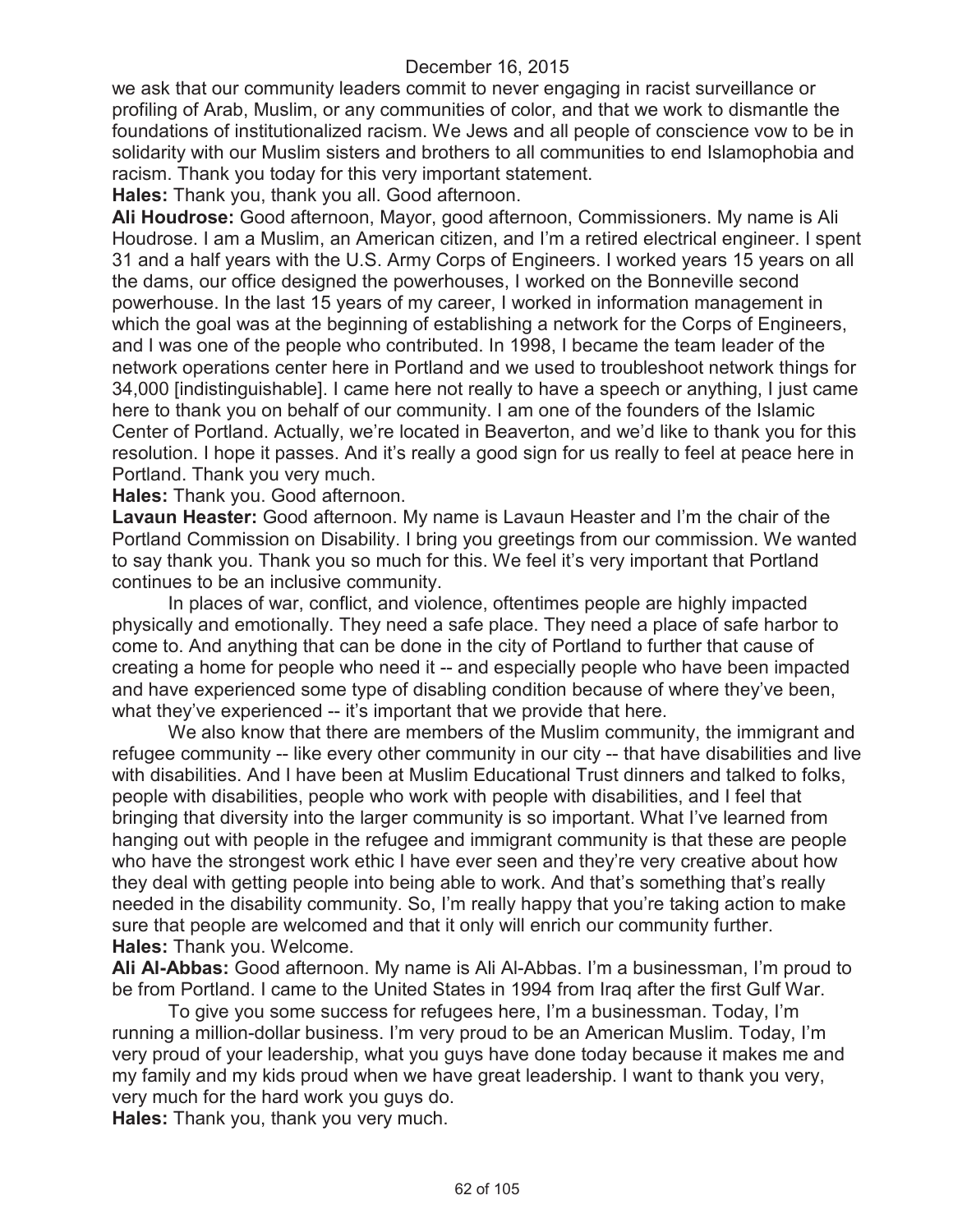we ask that our community leaders commit to never engaging in racist surveillance or profiling of Arab, Muslim, or any communities of color, and that we work to dismantle the foundations of institutionalized racism. We Jews and all people of conscience vow to be in solidarity with our Muslim sisters and brothers to all communities to end Islamophobia and racism. Thank you today for this very important statement.

**Hales:** Thank you, thank you all. Good afternoon.

**Ali Houdrose:** Good afternoon, Mayor, good afternoon, Commissioners. My name is Ali Houdrose. I am a Muslim, an American citizen, and I'm a retired electrical engineer. I spent 31 and a half years with the U.S. Army Corps of Engineers. I worked years 15 years on all the dams, our office designed the powerhouses, I worked on the Bonneville second powerhouse. In the last 15 years of my career, I worked in information management in which the goal was at the beginning of establishing a network for the Corps of Engineers, and I was one of the people who contributed. In 1998, I became the team leader of the network operations center here in Portland and we used to troubleshoot network things for 34,000 [indistinguishable]. I came here not really to have a speech or anything, I just came here to thank you on behalf of our community. I am one of the founders of the Islamic Center of Portland. Actually, we're located in Beaverton, and we'd like to thank you for this resolution. I hope it passes. And it's really a good sign for us really to feel at peace here in Portland. Thank you very much.

**Hales:** Thank you. Good afternoon.

**Lavaun Heaster:** Good afternoon. My name is Lavaun Heaster and I'm the chair of the Portland Commission on Disability. I bring you greetings from our commission. We wanted to say thank you. Thank you so much for this. We feel it's very important that Portland continues to be an inclusive community.

In places of war, conflict, and violence, oftentimes people are highly impacted physically and emotionally. They need a safe place. They need a place of safe harbor to come to. And anything that can be done in the city of Portland to further that cause of creating a home for people who need it -- and especially people who have been impacted and have experienced some type of disabling condition because of where they've been, what they've experienced -- it's important that we provide that here.

We also know that there are members of the Muslim community, the immigrant and refugee community -- like every other community in our city -- that have disabilities and live with disabilities. And I have been at Muslim Educational Trust dinners and talked to folks, people with disabilities, people who work with people with disabilities, and I feel that bringing that diversity into the larger community is so important. What I've learned from hanging out with people in the refugee and immigrant community is that these are people who have the strongest work ethic I have ever seen and they're very creative about how they deal with getting people into being able to work. And that's something that's really needed in the disability community. So, I'm really happy that you're taking action to make sure that people are welcomed and that it only will enrich our community further.

**Hales:** Thank you. Welcome.

**Ali Al-Abbas:** Good afternoon. My name is Ali Al-Abbas. I'm a businessman, I'm proud to be from Portland. I came to the United States in 1994 from Iraq after the first Gulf War.

To give you some success for refugees here, I'm a businessman. Today, I'm running a million-dollar business. I'm very proud to be an American Muslim. Today, I'm very proud of your leadership, what you guys have done today because it makes me and my family and my kids proud when we have great leadership. I want to thank you very, very much for the hard work you guys do.

**Hales:** Thank you, thank you very much.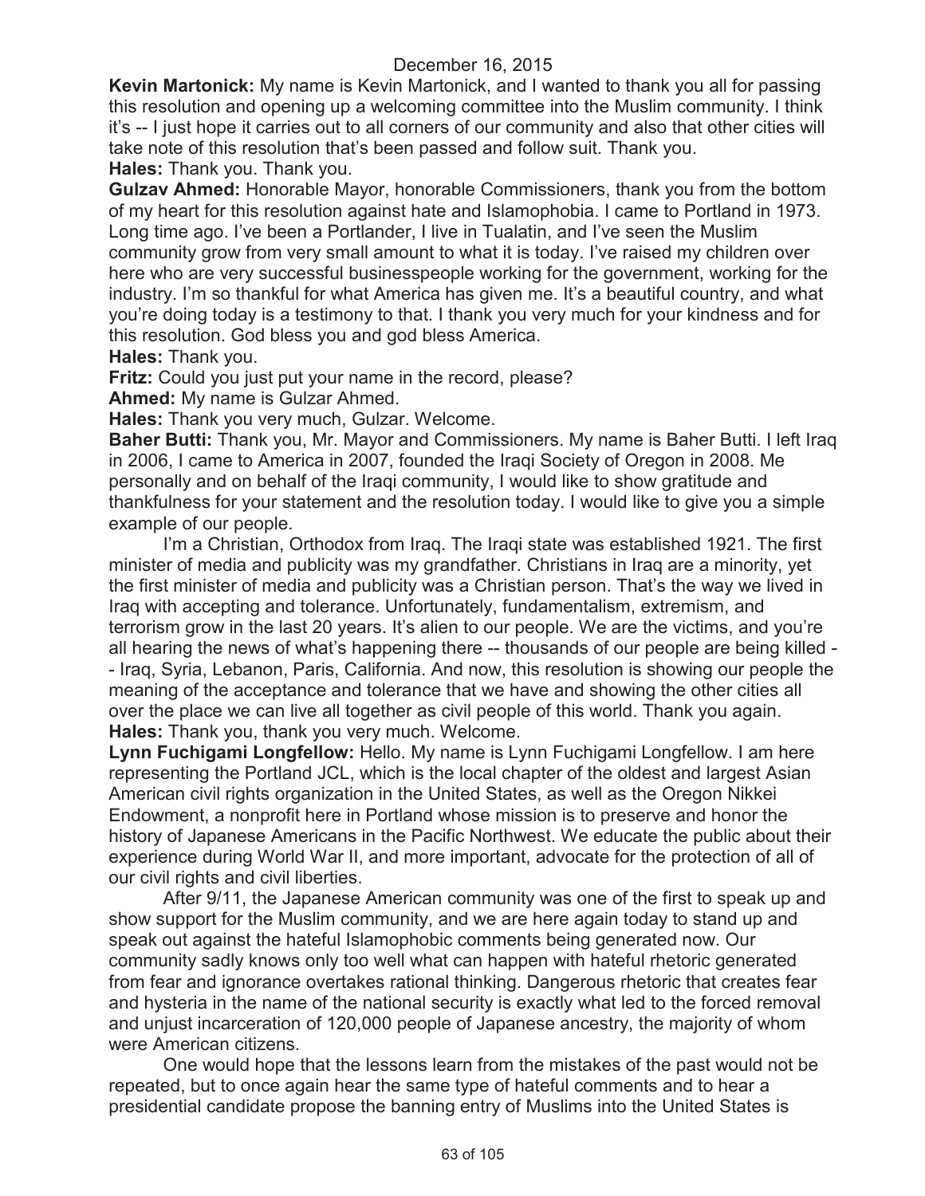December 16, 2015

**Kevin Martonick:** My name is Kevin Martonick, and I wanted to thank you all for passing this resolution and opening up a welcoming committee into the Muslim community. I think it's -- I just hope it carries out to all corners of our community and also that other cities will take note of this resolution that's been passed and follow suit. Thank you.

**Hales:** Thank you. Thank you.

**Gulzav Ahmed:** Honorable Mayor, honorable Commissioners, thank you from the bottom of my heart for this resolution against hate and Islamophobia. I came to Portland in 1973. Long time ago. I've been a Portlander, I live in Tualatin, and I've seen the Muslim community grow from very small amount to what it is today. I've raised my children over here who are very successful businesspeople working for the government, working for the industry. I'm so thankful for what America has given me. It's a beautiful country, and what you're doing today is a testimony to that. I thank you very much for your kindness and for this resolution. God bless you and god bless America.

**Hales:** Thank you.

**Fritz:** Could you just put your name in the record, please?

**Ahmed:** My name is Gulzar Ahmed.

**Hales:** Thank you very much, Gulzar. Welcome.

**Baher Butti:** Thank you, Mr. Mayor and Commissioners. My name is Baher Butti. I left Iraq in 2006, I came to America in 2007, founded the Iraqi Society of Oregon in 2008. Me personally and on behalf of the Iraqi community, I would like to show gratitude and thankfulness for your statement and the resolution today. I would like to give you a simple example of our people.

I'm a Christian, Orthodox from Iraq. The Iraqi state was established 1921. The first minister of media and publicity was my grandfather. Christians in Iraq are a minority, yet the first minister of media and publicity was a Christian person. That's the way we lived in Iraq with accepting and tolerance. Unfortunately, fundamentalism, extremism, and terrorism grow in the last 20 years. It's alien to our people. We are the victims, and you're all hearing the news of what's happening there -- thousands of our people are being killed -- Iraq, Syria, Lebanon, Paris, California. And now, this resolution is showing our people the meaning of the acceptance and tolerance that we have and showing the other cities all over the place we can live all together as civil people of this world. Thank you again.

**Hales:** Thank you, thank you very much. Welcome.

**Lynn Fuchigami Longfellow:** Hello. My name is Lynn Fuchigami Longfellow. I am here representing the Portland JCL, which is the local chapter of the oldest and largest Asian American civil rights organization in the United States, as well as the Oregon Nikkei Endowment, a nonprofit here in Portland whose mission is to preserve and honor the history of Japanese Americans in the Pacific Northwest. We educate the public about their experience during World War II, and more important, advocate for the protection of all of our civil rights and civil liberties.

After 9/11, the Japanese American community was one of the first to speak up and show support for the Muslim community, and we are here again today to stand up and speak out against the hateful Islamophobic comments being generated now. Our community sadly knows only too well what can happen with hateful rhetoric generated from fear and ignorance overtakes rational thinking. Dangerous rhetoric that creates fear and hysteria in the name of the national security is exactly what led to the forced removal and unjust incarceration of 120,000 people of Japanese ancestry, the majority of whom were American citizens.

One would hope that the lessons learn from the mistakes of the past would not be repeated, but to once again hear the same type of hateful comments and to hear a presidential candidate propose the banning entry of Muslims into the United States is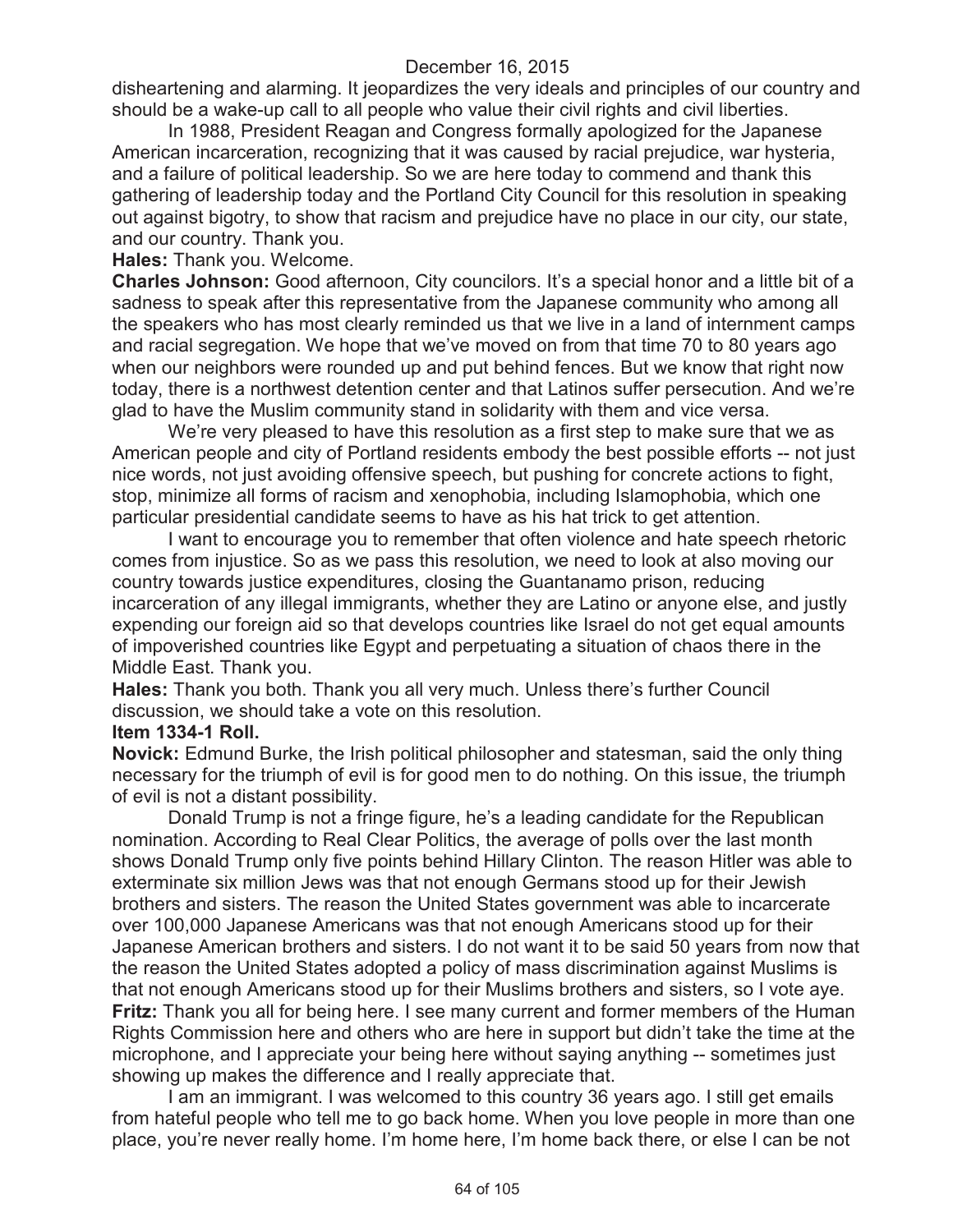disheartening and alarming. It jeopardizes the very ideals and principles of our country and should be a wake-up call to all people who value their civil rights and civil liberties.

In 1988, President Reagan and Congress formally apologized for the Japanese American incarceration, recognizing that it was caused by racial prejudice, war hysteria, and a failure of political leadership. So we are here today to commend and thank this gathering of leadership today and the Portland City Council for this resolution in speaking out against bigotry, to show that racism and prejudice have no place in our city, our state, and our country. Thank you.

**Hales:** Thank you. Welcome.

**Charles Johnson:** Good afternoon, City councilors. It's a special honor and a little bit of a sadness to speak after this representative from the Japanese community who among all the speakers who has most clearly reminded us that we live in a land of internment camps and racial segregation. We hope that we've moved on from that time 70 to 80 years ago when our neighbors were rounded up and put behind fences. But we know that right now today, there is a northwest detention center and that Latinos suffer persecution. And we're glad to have the Muslim community stand in solidarity with them and vice versa.

We're very pleased to have this resolution as a first step to make sure that we as American people and city of Portland residents embody the best possible efforts -- not just nice words, not just avoiding offensive speech, but pushing for concrete actions to fight, stop, minimize all forms of racism and xenophobia, including Islamophobia, which one particular presidential candidate seems to have as his hat trick to get attention.

I want to encourage you to remember that often violence and hate speech rhetoric comes from injustice. So as we pass this resolution, we need to look at also moving our country towards justice expenditures, closing the Guantanamo prison, reducing incarceration of any illegal immigrants, whether they are Latino or anyone else, and justly expending our foreign aid so that develops countries like Israel do not get equal amounts of impoverished countries like Egypt and perpetuating a situation of chaos there in the Middle East. Thank you.

**Hales:** Thank you both. Thank you all very much. Unless there's further Council discussion, we should take a vote on this resolution.

**Item 1334-1 Roll.**

**Novick:** Edmund Burke, the Irish political philosopher and statesman, said the only thing necessary for the triumph of evil is for good men to do nothing. On this issue, the triumph of evil is not a distant possibility.

Donald Trump is not a fringe figure, he's a leading candidate for the Republican nomination. According to Real Clear Politics, the average of polls over the last month shows Donald Trump only five points behind Hillary Clinton. The reason Hitler was able to exterminate six million Jews was that not enough Germans stood up for their Jewish brothers and sisters. The reason the United States government was able to incarcerate over 100,000 Japanese Americans was that not enough Americans stood up for their Japanese American brothers and sisters. I do not want it to be said 50 years from now that the reason the United States adopted a policy of mass discrimination against Muslims is that not enough Americans stood up for their Muslims brothers and sisters, so I vote aye.

**Fritz:** Thank you all for being here. I see many current and former members of the Human Rights Commission here and others who are here in support but didn't take the time at the microphone, and I appreciate your being here without saying anything -- sometimes just showing up makes the difference and I really appreciate that.

I am an immigrant. I was welcomed to this country 36 years ago. I still get emails from hateful people who tell me to go back home. When you love people in more than one place, you're never really home. I'm home here, I'm home back there, or else I can be not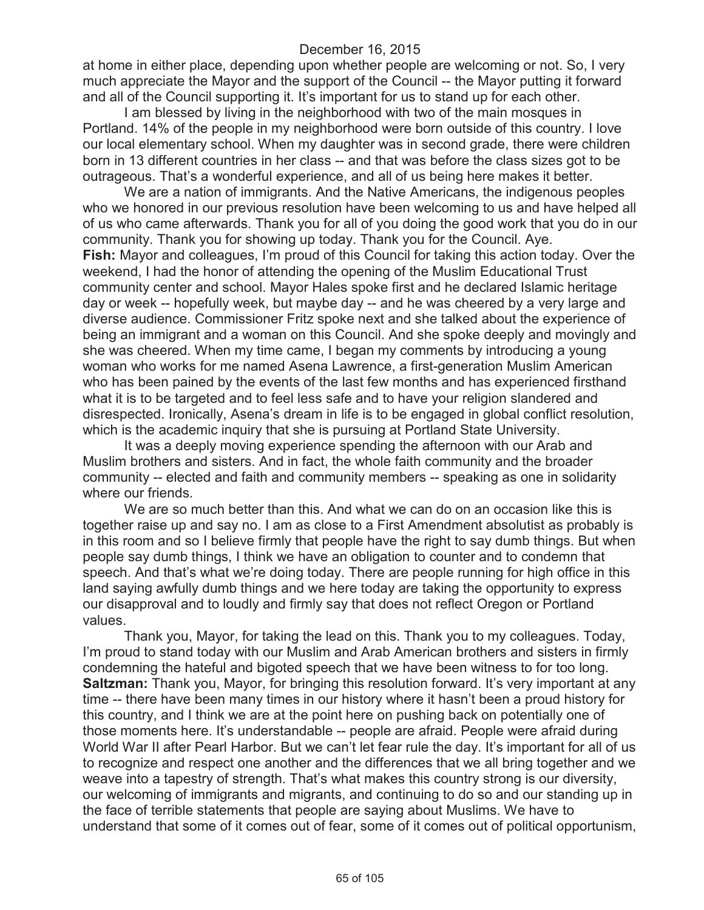at home in either place, depending upon whether people are welcoming or not. So, I very much appreciate the Mayor and the support of the Council -- the Mayor putting it forward and all of the Council supporting it. It's important for us to stand up for each other.

I am blessed by living in the neighborhood with two of the main mosques in Portland. 14% of the people in my neighborhood were born outside of this country. I love our local elementary school. When my daughter was in second grade, there were children born in 13 different countries in her class -- and that was before the class sizes got to be outrageous. That's a wonderful experience, and all of us being here makes it better.

We are a nation of immigrants. And the Native Americans, the indigenous peoples who we honored in our previous resolution have been welcoming to us and have helped all of us who came afterwards. Thank you for all of you doing the good work that you do in our community. Thank you for showing up today. Thank you for the Council. Aye.

**Fish:** Mayor and colleagues, I'm proud of this Council for taking this action today. Over the weekend, I had the honor of attending the opening of the Muslim Educational Trust community center and school. Mayor Hales spoke first and he declared Islamic heritage day or week -- hopefully week, but maybe day -- and he was cheered by a very large and diverse audience. Commissioner Fritz spoke next and she talked about the experience of being an immigrant and a woman on this Council. And she spoke deeply and movingly and she was cheered. When my time came, I began my comments by introducing a young woman who works for me named Asena Lawrence, a first-generation Muslim American who has been pained by the events of the last few months and has experienced firsthand what it is to be targeted and to feel less safe and to have your religion slandered and disrespected. Ironically, Asena's dream in life is to be engaged in global conflict resolution, which is the academic inquiry that she is pursuing at Portland State University.

It was a deeply moving experience spending the afternoon with our Arab and Muslim brothers and sisters. And in fact, the whole faith community and the broader community -- elected and faith and community members -- speaking as one in solidarity where our friends.

We are so much better than this. And what we can do on an occasion like this is together raise up and say no. I am as close to a First Amendment absolutist as probably is in this room and so I believe firmly that people have the right to say dumb things. But when people say dumb things, I think we have an obligation to counter and to condemn that speech. And that's what we're doing today. There are people running for high office in this land saying awfully dumb things and we here today are taking the opportunity to express our disapproval and to loudly and firmly say that does not reflect Oregon or Portland values.

Thank you, Mayor, for taking the lead on this. Thank you to my colleagues. Today, I'm proud to stand today with our Muslim and Arab American brothers and sisters in firmly condemning the hateful and bigoted speech that we have been witness to for too long.

**Saltzman:** Thank you, Mayor, for bringing this resolution forward. It's very important at any time -- there have been many times in our history where it hasn't been a proud history for this country, and I think we are at the point here on pushing back on potentially one of those moments here. It's understandable -- people are afraid. People were afraid during World War II after Pearl Harbor. But we can't let fear rule the day. It's important for all of us to recognize and respect one another and the differences that we all bring together and we weave into a tapestry of strength. That's what makes this country strong is our diversity, our welcoming of immigrants and migrants, and continuing to do so and our standing up in the face of terrible statements that people are saying about Muslims. We have to understand that some of it comes out of fear, some of it comes out of political opportunism,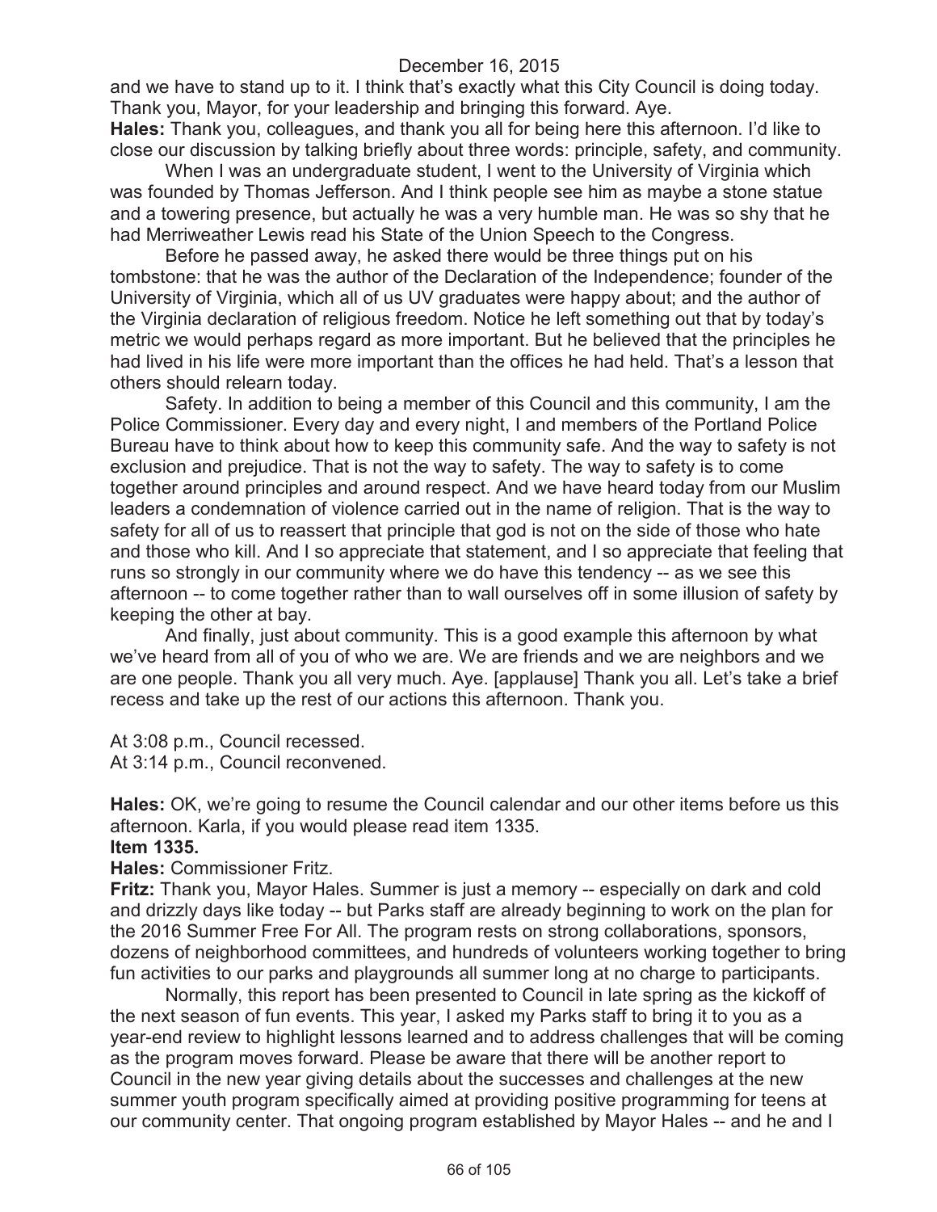and we have to stand up to it. I think that's exactly what this City Council is doing today. Thank you, Mayor, for your leadership and bringing this forward. Aye.

**Hales:** Thank you, colleagues, and thank you all for being here this afternoon. I'd like to close our discussion by talking briefly about three words: principle, safety, and community.

When I was an undergraduate student, I went to the University of Virginia which was founded by Thomas Jefferson. And I think people see him as maybe a stone statue and a towering presence, but actually he was a very humble man. He was so shy that he had Merriweather Lewis read his State of the Union Speech to the Congress.

Before he passed away, he asked there would be three things put on his tombstone: that he was the author of the Declaration of the Independence; founder of the University of Virginia, which all of us UV graduates were happy about; and the author of the Virginia declaration of religious freedom. Notice he left something out that by today's metric we would perhaps regard as more important. But he believed that the principles he had lived in his life were more important than the offices he had held. That's a lesson that others should relearn today.

Safety. In addition to being a member of this Council and this community, I am the Police Commissioner. Every day and every night, I and members of the Portland Police Bureau have to think about how to keep this community safe. And the way to safety is not exclusion and prejudice. That is not the way to safety. The way to safety is to come together around principles and around respect. And we have heard today from our Muslim leaders a condemnation of violence carried out in the name of religion. That is the way to safety for all of us to reassert that principle that god is not on the side of those who hate and those who kill. And I so appreciate that statement, and I so appreciate that feeling that runs so strongly in our community where we do have this tendency -- as we see this afternoon -- to come together rather than to wall ourselves off in some illusion of safety by keeping the other at bay.

And finally, just about community. This is a good example this afternoon by what we've heard from all of you of who we are. We are friends and we are neighbors and we are one people. Thank you all very much. Aye. [applause] Thank you all. Let's take a brief recess and take up the rest of our actions this afternoon. Thank you.

At 3:08 p.m., Council recessed.
At 3:14 p.m., Council reconvened.

**Hales:** OK, we're going to resume the Council calendar and our other items before us this afternoon. Karla, if you would please read item 1335.

**Item 1335.**

**Hales:** Commissioner Fritz.

**Fritz:** Thank you, Mayor Hales. Summer is just a memory -- especially on dark and cold and drizzly days like today -- but Parks staff are already beginning to work on the plan for the 2016 Summer Free For All. The program rests on strong collaborations, sponsors, dozens of neighborhood committees, and hundreds of volunteers working together to bring fun activities to our parks and playgrounds all summer long at no charge to participants.

Normally, this report has been presented to Council in late spring as the kickoff of the next season of fun events. This year, I asked my Parks staff to bring it to you as a year-end review to highlight lessons learned and to address challenges that will be coming as the program moves forward. Please be aware that there will be another report to Council in the new year giving details about the successes and challenges at the new summer youth program specifically aimed at providing positive programming for teens at our community center. That ongoing program established by Mayor Hales -- and he and I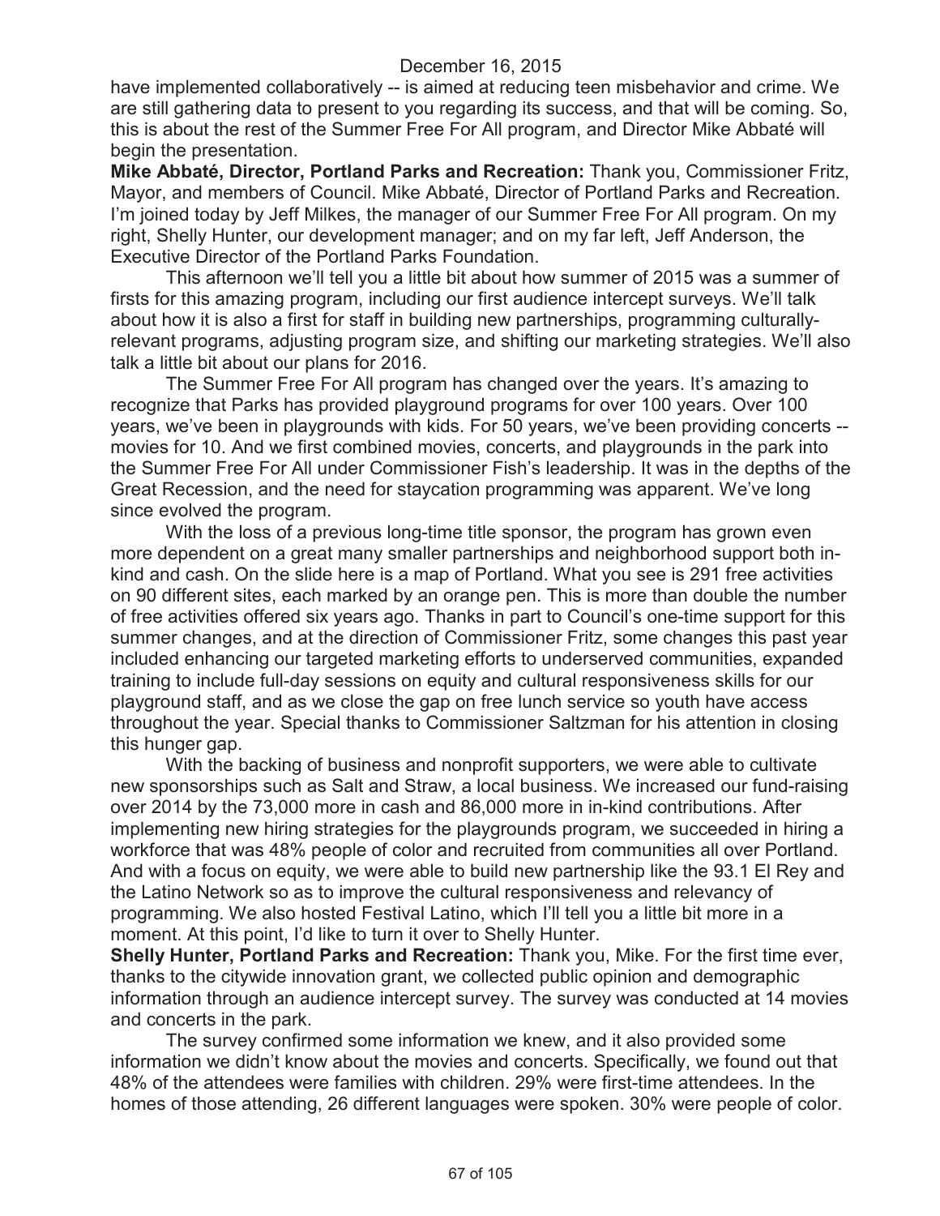have implemented collaboratively -- is aimed at reducing teen misbehavior and crime. We are still gathering data to present to you regarding its success, and that will be coming. So, this is about the rest of the Summer Free For All program, and Director Mike Abbaté will begin the presentation.

**Mike Abbaté, Director, Portland Parks and Recreation:** Thank you, Commissioner Fritz, Mayor, and members of Council. Mike Abbaté, Director of Portland Parks and Recreation. I'm joined today by Jeff Milkes, the manager of our Summer Free For All program. On my right, Shelly Hunter, our development manager; and on my far left, Jeff Anderson, the Executive Director of the Portland Parks Foundation.

This afternoon we'll tell you a little bit about how summer of 2015 was a summer of firsts for this amazing program, including our first audience intercept surveys. We'll talk about how it is also a first for staff in building new partnerships, programming culturally-relevant programs, adjusting program size, and shifting our marketing strategies. We'll also talk a little bit about our plans for 2016.

The Summer Free For All program has changed over the years. It's amazing to recognize that Parks has provided playground programs for over 100 years. Over 100 years, we've been in playgrounds with kids. For 50 years, we've been providing concerts -- movies for 10. And we first combined movies, concerts, and playgrounds in the park into the Summer Free For All under Commissioner Fish's leadership. It was in the depths of the Great Recession, and the need for staycation programming was apparent. We've long since evolved the program.

With the loss of a previous long-time title sponsor, the program has grown even more dependent on a great many smaller partnerships and neighborhood support both in-kind and cash. On the slide here is a map of Portland. What you see is 291 free activities on 90 different sites, each marked by an orange pen. This is more than double the number of free activities offered six years ago. Thanks in part to Council's one-time support for this summer changes, and at the direction of Commissioner Fritz, some changes this past year included enhancing our targeted marketing efforts to underserved communities, expanded training to include full-day sessions on equity and cultural responsiveness skills for our playground staff, and as we close the gap on free lunch service so youth have access throughout the year. Special thanks to Commissioner Saltzman for his attention in closing this hunger gap.

With the backing of business and nonprofit supporters, we were able to cultivate new sponsorships such as Salt and Straw, a local business. We increased our fund-raising over 2014 by the 73,000 more in cash and 86,000 more in in-kind contributions. After implementing new hiring strategies for the playgrounds program, we succeeded in hiring a workforce that was 48% people of color and recruited from communities all over Portland. And with a focus on equity, we were able to build new partnership like the 93.1 El Rey and the Latino Network so as to improve the cultural responsiveness and relevancy of programming. We also hosted Festival Latino, which I'll tell you a little bit more in a moment. At this point, I'd like to turn it over to Shelly Hunter.

**Shelly Hunter, Portland Parks and Recreation:** Thank you, Mike. For the first time ever, thanks to the citywide innovation grant, we collected public opinion and demographic information through an audience intercept survey. The survey was conducted at 14 movies and concerts in the park.

The survey confirmed some information we knew, and it also provided some information we didn't know about the movies and concerts. Specifically, we found out that 48% of the attendees were families with children. 29% were first-time attendees. In the homes of those attending, 26 different languages were spoken. 30% were people of color.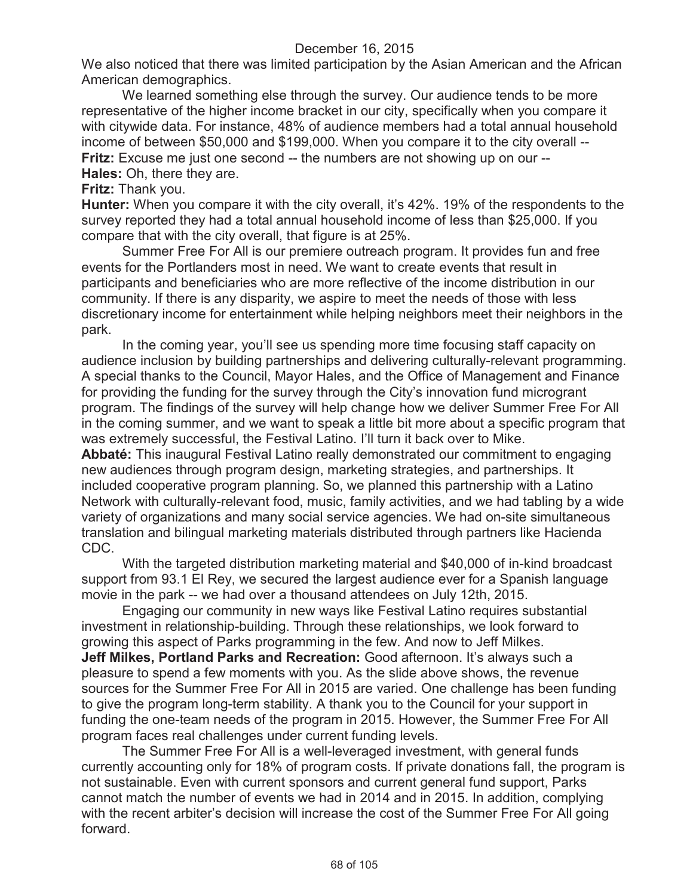We also noticed that there was limited participation by the Asian American and the African American demographics.

We learned something else through the survey. Our audience tends to be more representative of the higher income bracket in our city, specifically when you compare it with citywide data. For instance, 48% of audience members had a total annual household income of between $50,000 and $199,000. When you compare it to the city overall --

**Fritz:** Excuse me just one second -- the numbers are not showing up on our --

**Hales:** Oh, there they are.

**Fritz:** Thank you.

**Hunter:** When you compare it with the city overall, it's 42%. 19% of the respondents to the survey reported they had a total annual household income of less than $25,000. If you compare that with the city overall, that figure is at 25%.

Summer Free For All is our premiere outreach program. It provides fun and free events for the Portlanders most in need. We want to create events that result in participants and beneficiaries who are more reflective of the income distribution in our community. If there is any disparity, we aspire to meet the needs of those with less discretionary income for entertainment while helping neighbors meet their neighbors in the park.

In the coming year, you'll see us spending more time focusing staff capacity on audience inclusion by building partnerships and delivering culturally-relevant programming. A special thanks to the Council, Mayor Hales, and the Office of Management and Finance for providing the funding for the survey through the City's innovation fund microgrant program. The findings of the survey will help change how we deliver Summer Free For All in the coming summer, and we want to speak a little bit more about a specific program that was extremely successful, the Festival Latino. I'll turn it back over to Mike.

**Abbaté:** This inaugural Festival Latino really demonstrated our commitment to engaging new audiences through program design, marketing strategies, and partnerships. It included cooperative program planning. So, we planned this partnership with a Latino Network with culturally-relevant food, music, family activities, and we had tabling by a wide variety of organizations and many social service agencies. We had on-site simultaneous translation and bilingual marketing materials distributed through partners like Hacienda CDC.

With the targeted distribution marketing material and $40,000 of in-kind broadcast support from 93.1 El Rey, we secured the largest audience ever for a Spanish language movie in the park -- we had over a thousand attendees on July 12th, 2015.

Engaging our community in new ways like Festival Latino requires substantial investment in relationship-building. Through these relationships, we look forward to growing this aspect of Parks programming in the few. And now to Jeff Milkes.

**Jeff Milkes, Portland Parks and Recreation:** Good afternoon. It's always such a pleasure to spend a few moments with you. As the slide above shows, the revenue sources for the Summer Free For All in 2015 are varied. One challenge has been funding to give the program long-term stability. A thank you to the Council for your support in funding the one-team needs of the program in 2015. However, the Summer Free For All program faces real challenges under current funding levels.

The Summer Free For All is a well-leveraged investment, with general funds currently accounting only for 18% of program costs. If private donations fall, the program is not sustainable. Even with current sponsors and current general fund support, Parks cannot match the number of events we had in 2014 and in 2015. In addition, complying with the recent arbiter's decision will increase the cost of the Summer Free For All going forward.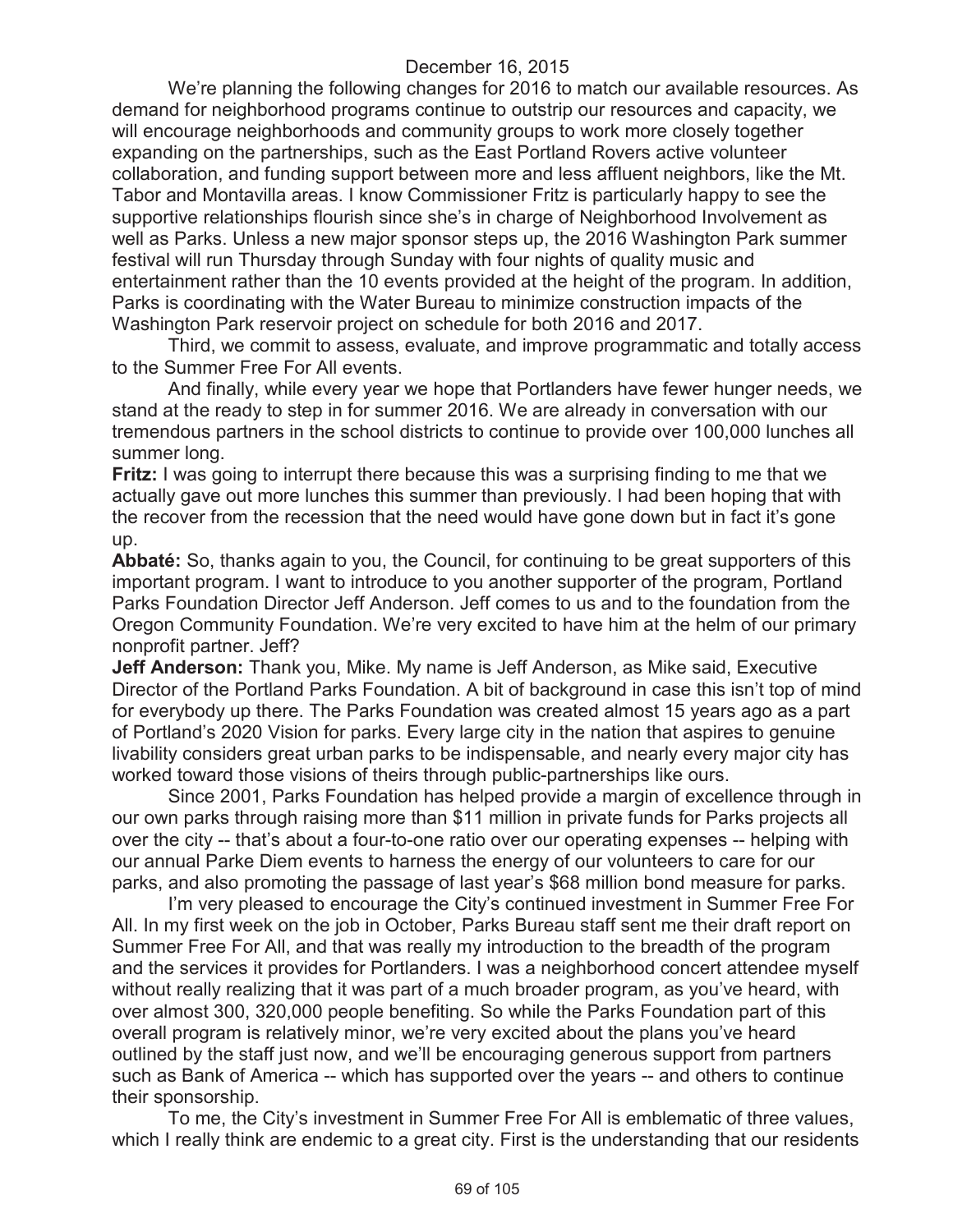We're planning the following changes for 2016 to match our available resources. As demand for neighborhood programs continue to outstrip our resources and capacity, we will encourage neighborhoods and community groups to work more closely together expanding on the partnerships, such as the East Portland Rovers active volunteer collaboration, and funding support between more and less affluent neighbors, like the Mt. Tabor and Montavilla areas. I know Commissioner Fritz is particularly happy to see the supportive relationships flourish since she's in charge of Neighborhood Involvement as well as Parks. Unless a new major sponsor steps up, the 2016 Washington Park summer festival will run Thursday through Sunday with four nights of quality music and entertainment rather than the 10 events provided at the height of the program. In addition, Parks is coordinating with the Water Bureau to minimize construction impacts of the Washington Park reservoir project on schedule for both 2016 and 2017.

Third, we commit to assess, evaluate, and improve programmatic and totally access to the Summer Free For All events.

And finally, while every year we hope that Portlanders have fewer hunger needs, we stand at the ready to step in for summer 2016. We are already in conversation with our tremendous partners in the school districts to continue to provide over 100,000 lunches all summer long.

**Fritz:** I was going to interrupt there because this was a surprising finding to me that we actually gave out more lunches this summer than previously. I had been hoping that with the recover from the recession that the need would have gone down but in fact it's gone up.

**Abbaté:** So, thanks again to you, the Council, for continuing to be great supporters of this important program. I want to introduce to you another supporter of the program, Portland Parks Foundation Director Jeff Anderson. Jeff comes to us and to the foundation from the Oregon Community Foundation. We're very excited to have him at the helm of our primary nonprofit partner. Jeff?

**Jeff Anderson:** Thank you, Mike. My name is Jeff Anderson, as Mike said, Executive Director of the Portland Parks Foundation. A bit of background in case this isn't top of mind for everybody up there. The Parks Foundation was created almost 15 years ago as a part of Portland's 2020 Vision for parks. Every large city in the nation that aspires to genuine livability considers great urban parks to be indispensable, and nearly every major city has worked toward those visions of theirs through public-partnerships like ours.

Since 2001, Parks Foundation has helped provide a margin of excellence through in our own parks through raising more than $11 million in private funds for Parks projects all over the city -- that's about a four-to-one ratio over our operating expenses -- helping with our annual Parke Diem events to harness the energy of our volunteers to care for our parks, and also promoting the passage of last year's $68 million bond measure for parks.

I'm very pleased to encourage the City's continued investment in Summer Free For All. In my first week on the job in October, Parks Bureau staff sent me their draft report on Summer Free For All, and that was really my introduction to the breadth of the program and the services it provides for Portlanders. I was a neighborhood concert attendee myself without really realizing that it was part of a much broader program, as you've heard, with over almost 300, 320,000 people benefiting. So while the Parks Foundation part of this overall program is relatively minor, we're very excited about the plans you've heard outlined by the staff just now, and we'll be encouraging generous support from partners such as Bank of America -- which has supported over the years -- and others to continue their sponsorship.

To me, the City's investment in Summer Free For All is emblematic of three values, which I really think are endemic to a great city. First is the understanding that our residents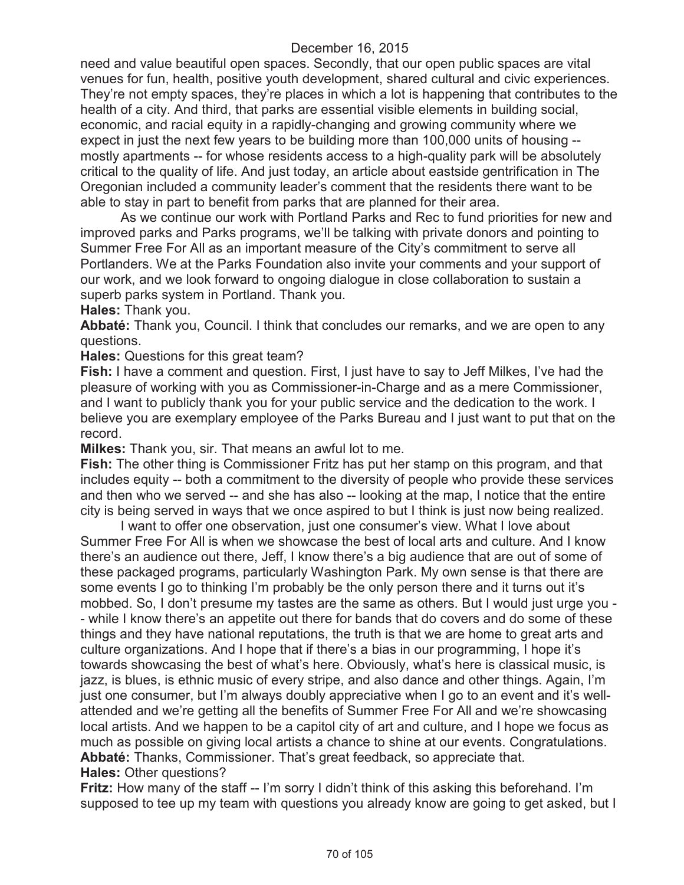need and value beautiful open spaces. Secondly, that our open public spaces are vital venues for fun, health, positive youth development, shared cultural and civic experiences. They're not empty spaces, they're places in which a lot is happening that contributes to the health of a city. And third, that parks are essential visible elements in building social, economic, and racial equity in a rapidly-changing and growing community where we expect in just the next few years to be building more than 100,000 units of housing -- mostly apartments -- for whose residents access to a high-quality park will be absolutely critical to the quality of life. And just today, an article about eastside gentrification in The Oregonian included a community leader's comment that the residents there want to be able to stay in part to benefit from parks that are planned for their area.

As we continue our work with Portland Parks and Rec to fund priorities for new and improved parks and Parks programs, we'll be talking with private donors and pointing to Summer Free For All as an important measure of the City's commitment to serve all Portlanders. We at the Parks Foundation also invite your comments and your support of our work, and we look forward to ongoing dialogue in close collaboration to sustain a superb parks system in Portland. Thank you.

**Hales:** Thank you.

**Abbaté:** Thank you, Council. I think that concludes our remarks, and we are open to any questions.

**Hales:** Questions for this great team?

**Fish:** I have a comment and question. First, I just have to say to Jeff Milkes, I've had the pleasure of working with you as Commissioner-in-Charge and as a mere Commissioner, and I want to publicly thank you for your public service and the dedication to the work. I believe you are exemplary employee of the Parks Bureau and I just want to put that on the record.

**Milkes:** Thank you, sir. That means an awful lot to me.

**Fish:** The other thing is Commissioner Fritz has put her stamp on this program, and that includes equity -- both a commitment to the diversity of people who provide these services and then who we served -- and she has also -- looking at the map, I notice that the entire city is being served in ways that we once aspired to but I think is just now being realized.

I want to offer one observation, just one consumer's view. What I love about Summer Free For All is when we showcase the best of local arts and culture. And I know there's an audience out there, Jeff, I know there's a big audience that are out of some of these packaged programs, particularly Washington Park. My own sense is that there are some events I go to thinking I'm probably be the only person there and it turns out it's mobbed. So, I don't presume my tastes are the same as others. But I would just urge you -- while I know there's an appetite out there for bands that do covers and do some of these things and they have national reputations, the truth is that we are home to great arts and culture organizations. And I hope that if there's a bias in our programming, I hope it's towards showcasing the best of what's here. Obviously, what's here is classical music, is jazz, is blues, is ethnic music of every stripe, and also dance and other things. Again, I'm just one consumer, but I'm always doubly appreciative when I go to an event and it's well-attended and we're getting all the benefits of Summer Free For All and we're showcasing local artists. And we happen to be a capitol city of art and culture, and I hope we focus as much as possible on giving local artists a chance to shine at our events. Congratulations.

**Abbaté:** Thanks, Commissioner. That's great feedback, so appreciate that.

**Hales:** Other questions?

**Fritz:** How many of the staff -- I'm sorry I didn't think of this asking this beforehand. I'm supposed to tee up my team with questions you already know are going to get asked, but I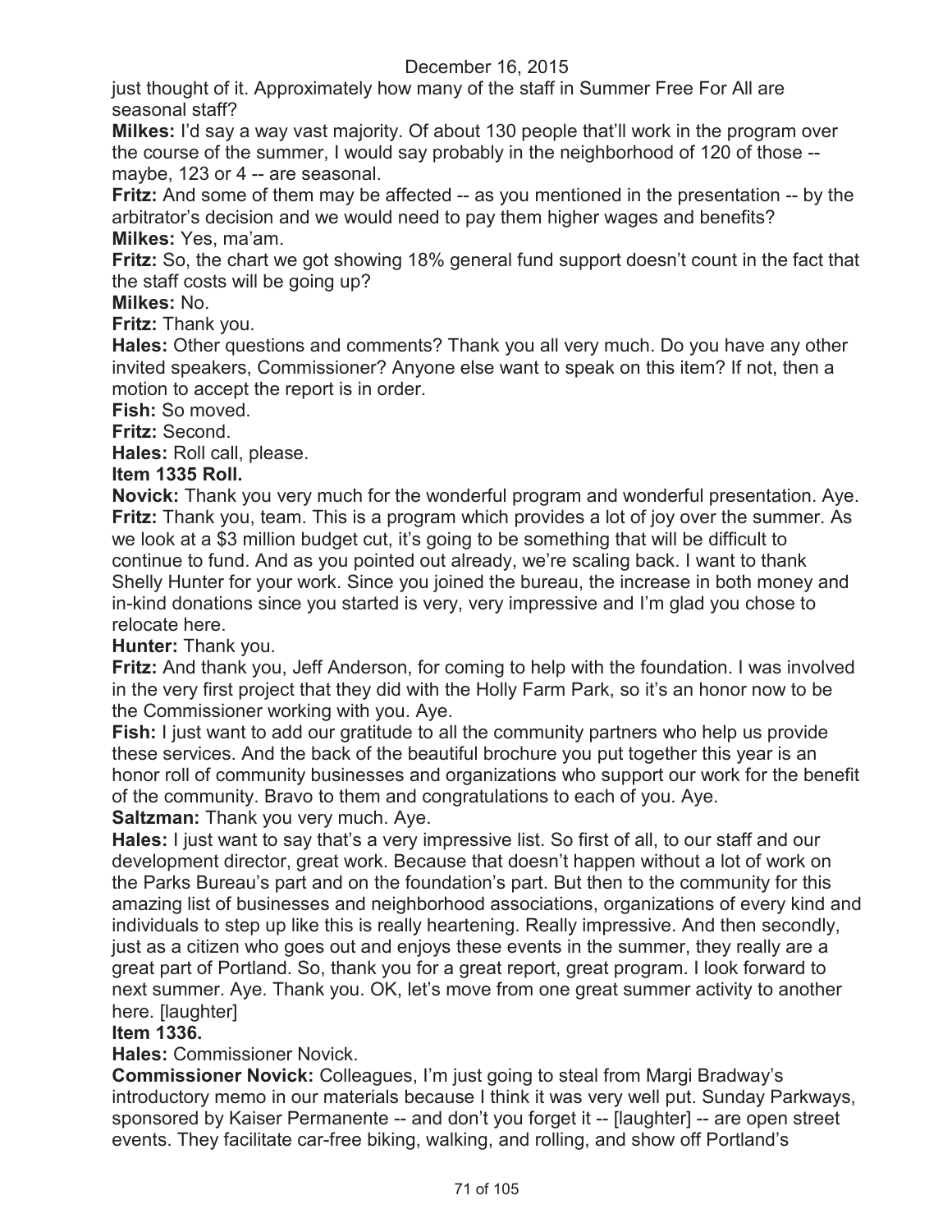just thought of it. Approximately how many of the staff in Summer Free For All are seasonal staff?

**Milkes:** I'd say a way vast majority. Of about 130 people that'll work in the program over the course of the summer, I would say probably in the neighborhood of 120 of those -- maybe, 123 or 4 -- are seasonal.

**Fritz:** And some of them may be affected -- as you mentioned in the presentation -- by the arbitrator's decision and we would need to pay them higher wages and benefits?

**Milkes:** Yes, ma'am.

**Fritz:** So, the chart we got showing 18% general fund support doesn't count in the fact that the staff costs will be going up?

**Milkes:** No.

**Fritz:** Thank you.

**Hales:** Other questions and comments? Thank you all very much. Do you have any other invited speakers, Commissioner? Anyone else want to speak on this item? If not, then a motion to accept the report is in order.

**Fish:** So moved.

**Fritz:** Second.

**Hales:** Roll call, please.

**Item 1335 Roll.**

**Novick:** Thank you very much for the wonderful program and wonderful presentation. Aye.

**Fritz:** Thank you, team. This is a program which provides a lot of joy over the summer. As we look at a $3 million budget cut, it's going to be something that will be difficult to continue to fund. And as you pointed out already, we're scaling back. I want to thank Shelly Hunter for your work. Since you joined the bureau, the increase in both money and in-kind donations since you started is very, very impressive and I'm glad you chose to relocate here.

**Hunter:** Thank you.

**Fritz:** And thank you, Jeff Anderson, for coming to help with the foundation. I was involved in the very first project that they did with the Holly Farm Park, so it's an honor now to be the Commissioner working with you. Aye.

**Fish:** I just want to add our gratitude to all the community partners who help us provide these services. And the back of the beautiful brochure you put together this year is an honor roll of community businesses and organizations who support our work for the benefit of the community. Bravo to them and congratulations to each of you. Aye.

**Saltzman:** Thank you very much. Aye.

**Hales:** I just want to say that's a very impressive list. So first of all, to our staff and our development director, great work. Because that doesn't happen without a lot of work on the Parks Bureau's part and on the foundation's part. But then to the community for this amazing list of businesses and neighborhood associations, organizations of every kind and individuals to step up like this is really heartening. Really impressive. And then secondly, just as a citizen who goes out and enjoys these events in the summer, they really are a great part of Portland. So, thank you for a great report, great program. I look forward to next summer. Aye. Thank you. OK, let's move from one great summer activity to another here. [laughter]

**Item 1336.**

**Hales:** Commissioner Novick.

**Commissioner Novick:** Colleagues, I'm just going to steal from Margi Bradway's introductory memo in our materials because I think it was very well put. Sunday Parkways, sponsored by Kaiser Permanente -- and don't you forget it -- [laughter] -- are open street events. They facilitate car-free biking, walking, and rolling, and show off Portland's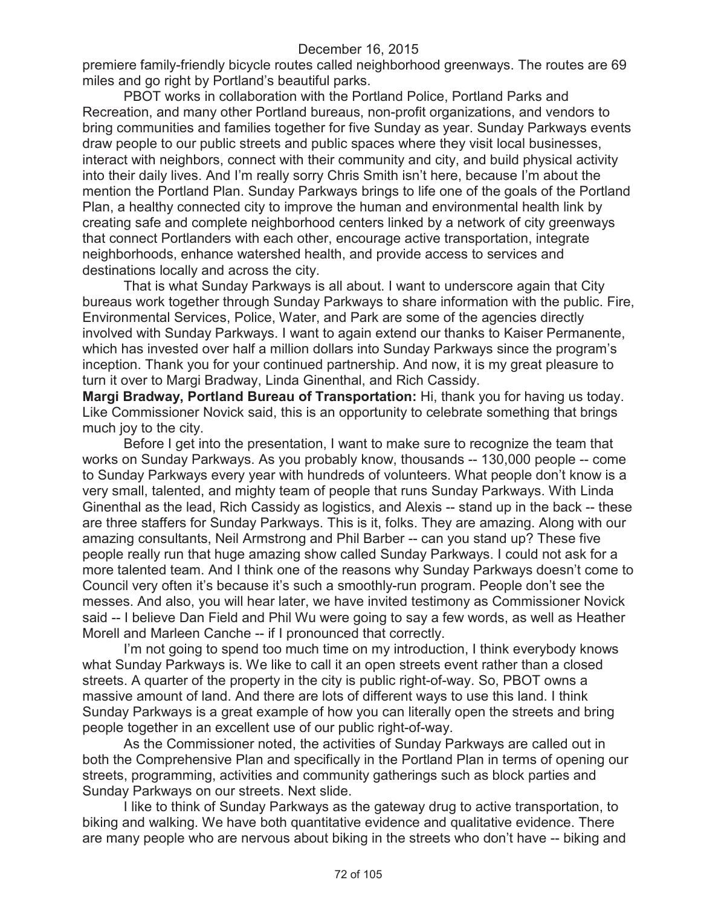premiere family-friendly bicycle routes called neighborhood greenways. The routes are 69 miles and go right by Portland's beautiful parks.

PBOT works in collaboration with the Portland Police, Portland Parks and Recreation, and many other Portland bureaus, non-profit organizations, and vendors to bring communities and families together for five Sunday as year. Sunday Parkways events draw people to our public streets and public spaces where they visit local businesses, interact with neighbors, connect with their community and city, and build physical activity into their daily lives. And I'm really sorry Chris Smith isn't here, because I'm about the mention the Portland Plan. Sunday Parkways brings to life one of the goals of the Portland Plan, a healthy connected city to improve the human and environmental health link by creating safe and complete neighborhood centers linked by a network of city greenways that connect Portlanders with each other, encourage active transportation, integrate neighborhoods, enhance watershed health, and provide access to services and destinations locally and across the city.

That is what Sunday Parkways is all about. I want to underscore again that City bureaus work together through Sunday Parkways to share information with the public. Fire, Environmental Services, Police, Water, and Park are some of the agencies directly involved with Sunday Parkways. I want to again extend our thanks to Kaiser Permanente, which has invested over half a million dollars into Sunday Parkways since the program's inception. Thank you for your continued partnership. And now, it is my great pleasure to turn it over to Margi Bradway, Linda Ginenthal, and Rich Cassidy.

**Margi Bradway, Portland Bureau of Transportation:** Hi, thank you for having us today. Like Commissioner Novick said, this is an opportunity to celebrate something that brings much joy to the city.

Before I get into the presentation, I want to make sure to recognize the team that works on Sunday Parkways. As you probably know, thousands -- 130,000 people -- come to Sunday Parkways every year with hundreds of volunteers. What people don't know is a very small, talented, and mighty team of people that runs Sunday Parkways. With Linda Ginenthal as the lead, Rich Cassidy as logistics, and Alexis -- stand up in the back -- these are three staffers for Sunday Parkways. This is it, folks. They are amazing. Along with our amazing consultants, Neil Armstrong and Phil Barber -- can you stand up? These five people really run that huge amazing show called Sunday Parkways. I could not ask for a more talented team. And I think one of the reasons why Sunday Parkways doesn't come to Council very often it's because it's such a smoothly-run program. People don't see the messes. And also, you will hear later, we have invited testimony as Commissioner Novick said -- I believe Dan Field and Phil Wu were going to say a few words, as well as Heather Morell and Marleen Canche -- if I pronounced that correctly.

I'm not going to spend too much time on my introduction, I think everybody knows what Sunday Parkways is. We like to call it an open streets event rather than a closed streets. A quarter of the property in the city is public right-of-way. So, PBOT owns a massive amount of land. And there are lots of different ways to use this land. I think Sunday Parkways is a great example of how you can literally open the streets and bring people together in an excellent use of our public right-of-way.

As the Commissioner noted, the activities of Sunday Parkways are called out in both the Comprehensive Plan and specifically in the Portland Plan in terms of opening our streets, programming, activities and community gatherings such as block parties and Sunday Parkways on our streets. Next slide.

I like to think of Sunday Parkways as the gateway drug to active transportation, to biking and walking. We have both quantitative evidence and qualitative evidence. There are many people who are nervous about biking in the streets who don't have -- biking and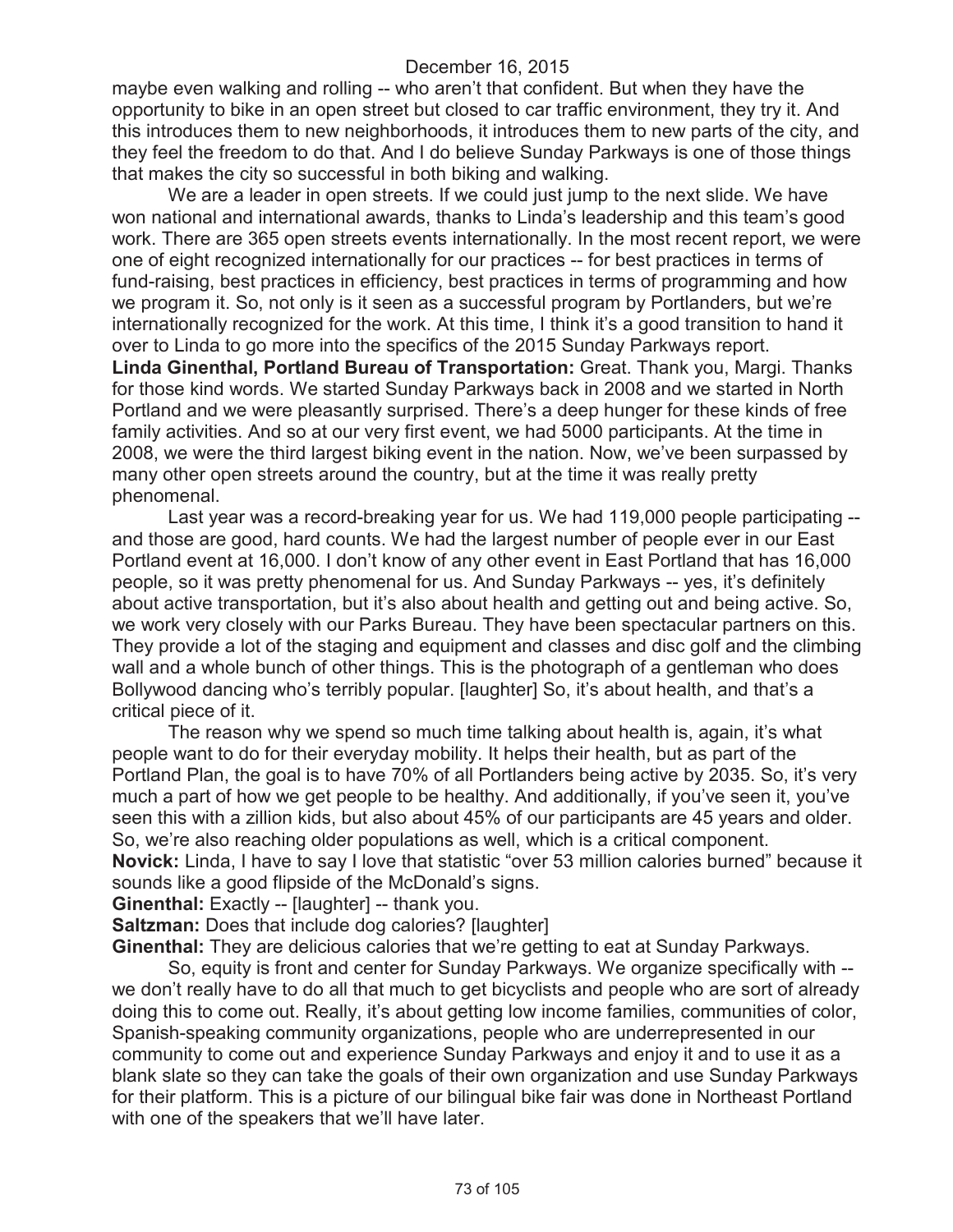maybe even walking and rolling -- who aren't that confident. But when they have the opportunity to bike in an open street but closed to car traffic environment, they try it. And this introduces them to new neighborhoods, it introduces them to new parts of the city, and they feel the freedom to do that. And I do believe Sunday Parkways is one of those things that makes the city so successful in both biking and walking.

We are a leader in open streets. If we could just jump to the next slide. We have won national and international awards, thanks to Linda's leadership and this team's good work. There are 365 open streets events internationally. In the most recent report, we were one of eight recognized internationally for our practices -- for best practices in terms of fund-raising, best practices in efficiency, best practices in terms of programming and how we program it. So, not only is it seen as a successful program by Portlanders, but we're internationally recognized for the work. At this time, I think it's a good transition to hand it over to Linda to go more into the specifics of the 2015 Sunday Parkways report.

**Linda Ginenthal, Portland Bureau of Transportation:** Great. Thank you, Margi. Thanks for those kind words. We started Sunday Parkways back in 2008 and we started in North Portland and we were pleasantly surprised. There's a deep hunger for these kinds of free family activities. And so at our very first event, we had 5000 participants. At the time in 2008, we were the third largest biking event in the nation. Now, we've been surpassed by many other open streets around the country, but at the time it was really pretty phenomenal.

Last year was a record-breaking year for us. We had 119,000 people participating -- and those are good, hard counts. We had the largest number of people ever in our East Portland event at 16,000. I don't know of any other event in East Portland that has 16,000 people, so it was pretty phenomenal for us. And Sunday Parkways -- yes, it's definitely about active transportation, but it's also about health and getting out and being active. So, we work very closely with our Parks Bureau. They have been spectacular partners on this. They provide a lot of the staging and equipment and classes and disc golf and the climbing wall and a whole bunch of other things. This is the photograph of a gentleman who does Bollywood dancing who's terribly popular. [laughter] So, it's about health, and that's a critical piece of it.

The reason why we spend so much time talking about health is, again, it's what people want to do for their everyday mobility. It helps their health, but as part of the Portland Plan, the goal is to have 70% of all Portlanders being active by 2035. So, it's very much a part of how we get people to be healthy. And additionally, if you've seen it, you've seen this with a zillion kids, but also about 45% of our participants are 45 years and older. So, we're also reaching older populations as well, which is a critical component.

**Novick:** Linda, I have to say I love that statistic "over 53 million calories burned" because it sounds like a good flipside of the McDonald's signs.

**Ginenthal:** Exactly -- [laughter] -- thank you.

**Saltzman:** Does that include dog calories? [laughter]

**Ginenthal:** They are delicious calories that we're getting to eat at Sunday Parkways.

So, equity is front and center for Sunday Parkways. We organize specifically with -- we don't really have to do all that much to get bicyclists and people who are sort of already doing this to come out. Really, it's about getting low income families, communities of color, Spanish-speaking community organizations, people who are underrepresented in our community to come out and experience Sunday Parkways and enjoy it and to use it as a blank slate so they can take the goals of their own organization and use Sunday Parkways for their platform. This is a picture of our bilingual bike fair was done in Northeast Portland with one of the speakers that we'll have later.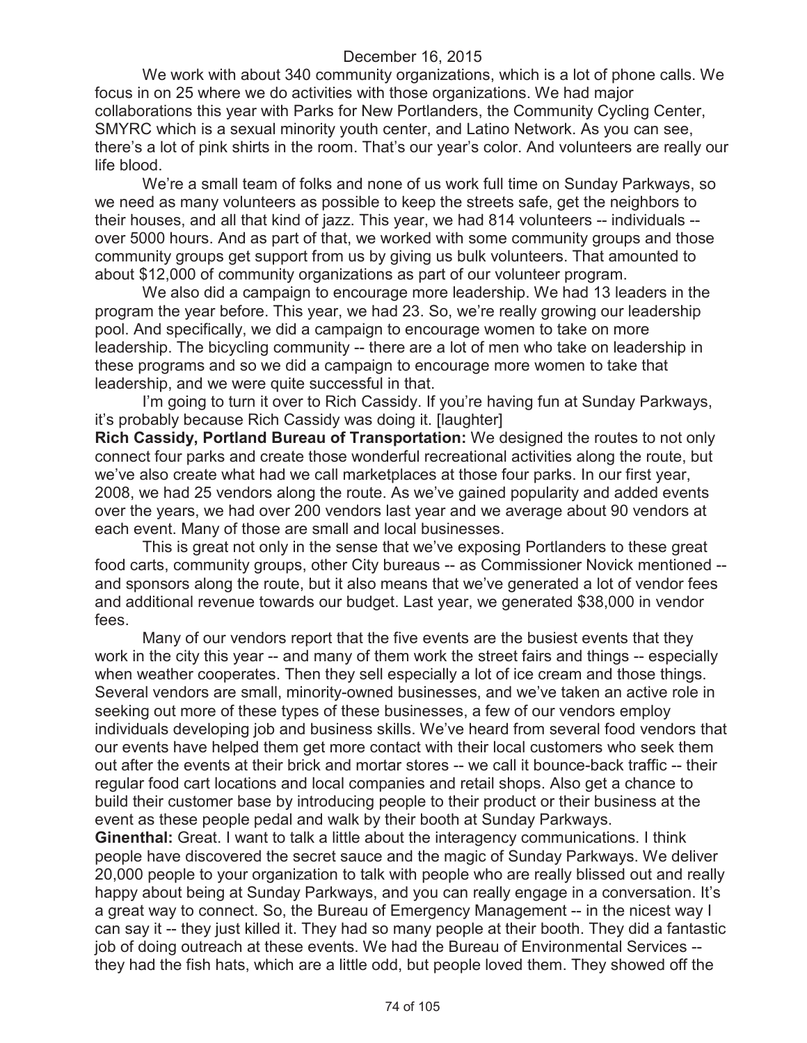We work with about 340 community organizations, which is a lot of phone calls. We focus in on 25 where we do activities with those organizations. We had major collaborations this year with Parks for New Portlanders, the Community Cycling Center, SMYRC which is a sexual minority youth center, and Latino Network. As you can see, there's a lot of pink shirts in the room. That's our year's color. And volunteers are really our life blood.

We're a small team of folks and none of us work full time on Sunday Parkways, so we need as many volunteers as possible to keep the streets safe, get the neighbors to their houses, and all that kind of jazz. This year, we had 814 volunteers -- individuals -- over 5000 hours. And as part of that, we worked with some community groups and those community groups get support from us by giving us bulk volunteers. That amounted to about $12,000 of community organizations as part of our volunteer program.

We also did a campaign to encourage more leadership. We had 13 leaders in the program the year before. This year, we had 23. So, we're really growing our leadership pool. And specifically, we did a campaign to encourage women to take on more leadership. The bicycling community -- there are a lot of men who take on leadership in these programs and so we did a campaign to encourage more women to take that leadership, and we were quite successful in that.

I'm going to turn it over to Rich Cassidy. If you're having fun at Sunday Parkways, it's probably because Rich Cassidy was doing it. [laughter]

**Rich Cassidy, Portland Bureau of Transportation:** We designed the routes to not only connect four parks and create those wonderful recreational activities along the route, but we've also create what had we call marketplaces at those four parks. In our first year, 2008, we had 25 vendors along the route. As we've gained popularity and added events over the years, we had over 200 vendors last year and we average about 90 vendors at each event. Many of those are small and local businesses.

This is great not only in the sense that we've exposing Portlanders to these great food carts, community groups, other City bureaus -- as Commissioner Novick mentioned -- and sponsors along the route, but it also means that we've generated a lot of vendor fees and additional revenue towards our budget. Last year, we generated $38,000 in vendor fees.

Many of our vendors report that the five events are the busiest events that they work in the city this year -- and many of them work the street fairs and things -- especially when weather cooperates. Then they sell especially a lot of ice cream and those things. Several vendors are small, minority-owned businesses, and we've taken an active role in seeking out more of these types of these businesses, a few of our vendors employ individuals developing job and business skills. We've heard from several food vendors that our events have helped them get more contact with their local customers who seek them out after the events at their brick and mortar stores -- we call it bounce-back traffic -- their regular food cart locations and local companies and retail shops. Also get a chance to build their customer base by introducing people to their product or their business at the event as these people pedal and walk by their booth at Sunday Parkways.

**Ginenthal:** Great. I want to talk a little about the interagency communications. I think people have discovered the secret sauce and the magic of Sunday Parkways. We deliver 20,000 people to your organization to talk with people who are really blissed out and really happy about being at Sunday Parkways, and you can really engage in a conversation. It's a great way to connect. So, the Bureau of Emergency Management -- in the nicest way I can say it -- they just killed it. They had so many people at their booth. They did a fantastic job of doing outreach at these events. We had the Bureau of Environmental Services -- they had the fish hats, which are a little odd, but people loved them. They showed off the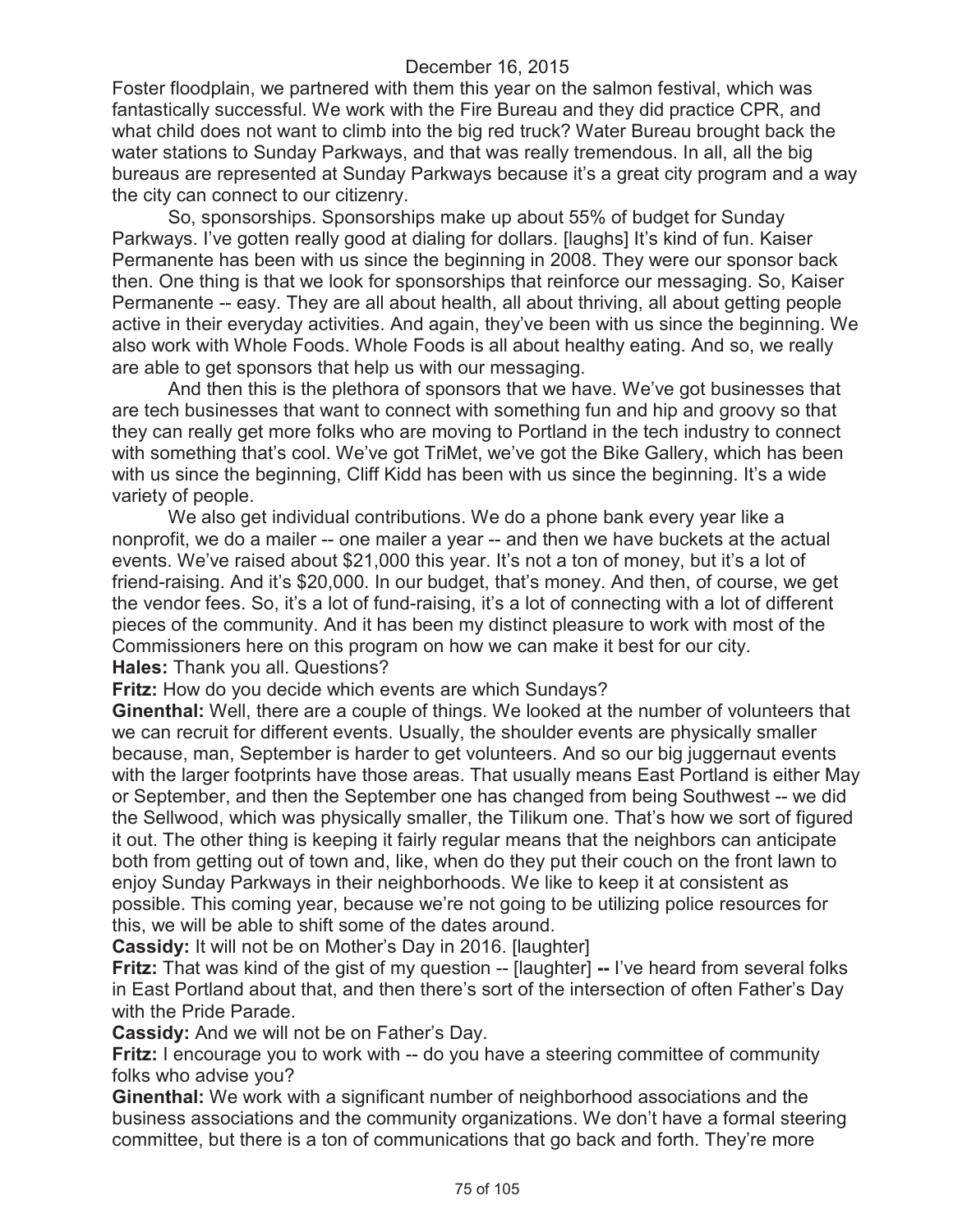Foster floodplain, we partnered with them this year on the salmon festival, which was fantastically successful. We work with the Fire Bureau and they did practice CPR, and what child does not want to climb into the big red truck? Water Bureau brought back the water stations to Sunday Parkways, and that was really tremendous. In all, all the big bureaus are represented at Sunday Parkways because it's a great city program and a way the city can connect to our citizenry.

So, sponsorships. Sponsorships make up about 55% of budget for Sunday Parkways. I've gotten really good at dialing for dollars. [laughs] It's kind of fun. Kaiser Permanente has been with us since the beginning in 2008. They were our sponsor back then. One thing is that we look for sponsorships that reinforce our messaging. So, Kaiser Permanente -- easy. They are all about health, all about thriving, all about getting people active in their everyday activities. And again, they've been with us since the beginning. We also work with Whole Foods. Whole Foods is all about healthy eating. And so, we really are able to get sponsors that help us with our messaging.

And then this is the plethora of sponsors that we have. We've got businesses that are tech businesses that want to connect with something fun and hip and groovy so that they can really get more folks who are moving to Portland in the tech industry to connect with something that's cool. We've got TriMet, we've got the Bike Gallery, which has been with us since the beginning, Cliff Kidd has been with us since the beginning. It's a wide variety of people.

We also get individual contributions. We do a phone bank every year like a nonprofit, we do a mailer -- one mailer a year -- and then we have buckets at the actual events. We've raised about $21,000 this year. It's not a ton of money, but it's a lot of friend-raising. And it's $20,000. In our budget, that's money. And then, of course, we get the vendor fees. So, it's a lot of fund-raising, it's a lot of connecting with a lot of different pieces of the community. And it has been my distinct pleasure to work with most of the Commissioners here on this program on how we can make it best for our city.

**Hales:** Thank you all. Questions?

**Fritz:** How do you decide which events are which Sundays?

**Ginenthal:** Well, there are a couple of things. We looked at the number of volunteers that we can recruit for different events. Usually, the shoulder events are physically smaller because, man, September is harder to get volunteers. And so our big juggernaut events with the larger footprints have those areas. That usually means East Portland is either May or September, and then the September one has changed from being Southwest -- we did the Sellwood, which was physically smaller, the Tilikum one. That's how we sort of figured it out. The other thing is keeping it fairly regular means that the neighbors can anticipate both from getting out of town and, like, when do they put their couch on the front lawn to enjoy Sunday Parkways in their neighborhoods. We like to keep it at consistent as possible. This coming year, because we're not going to be utilizing police resources for this, we will be able to shift some of the dates around.

**Cassidy:** It will not be on Mother's Day in 2016. [laughter]

**Fritz:** That was kind of the gist of my question -- [laughter] **--** I've heard from several folks in East Portland about that, and then there's sort of the intersection of often Father's Day with the Pride Parade.

**Cassidy:** And we will not be on Father's Day.

**Fritz:** I encourage you to work with -- do you have a steering committee of community folks who advise you?

**Ginenthal:** We work with a significant number of neighborhood associations and the business associations and the community organizations. We don't have a formal steering committee, but there is a ton of communications that go back and forth. They're more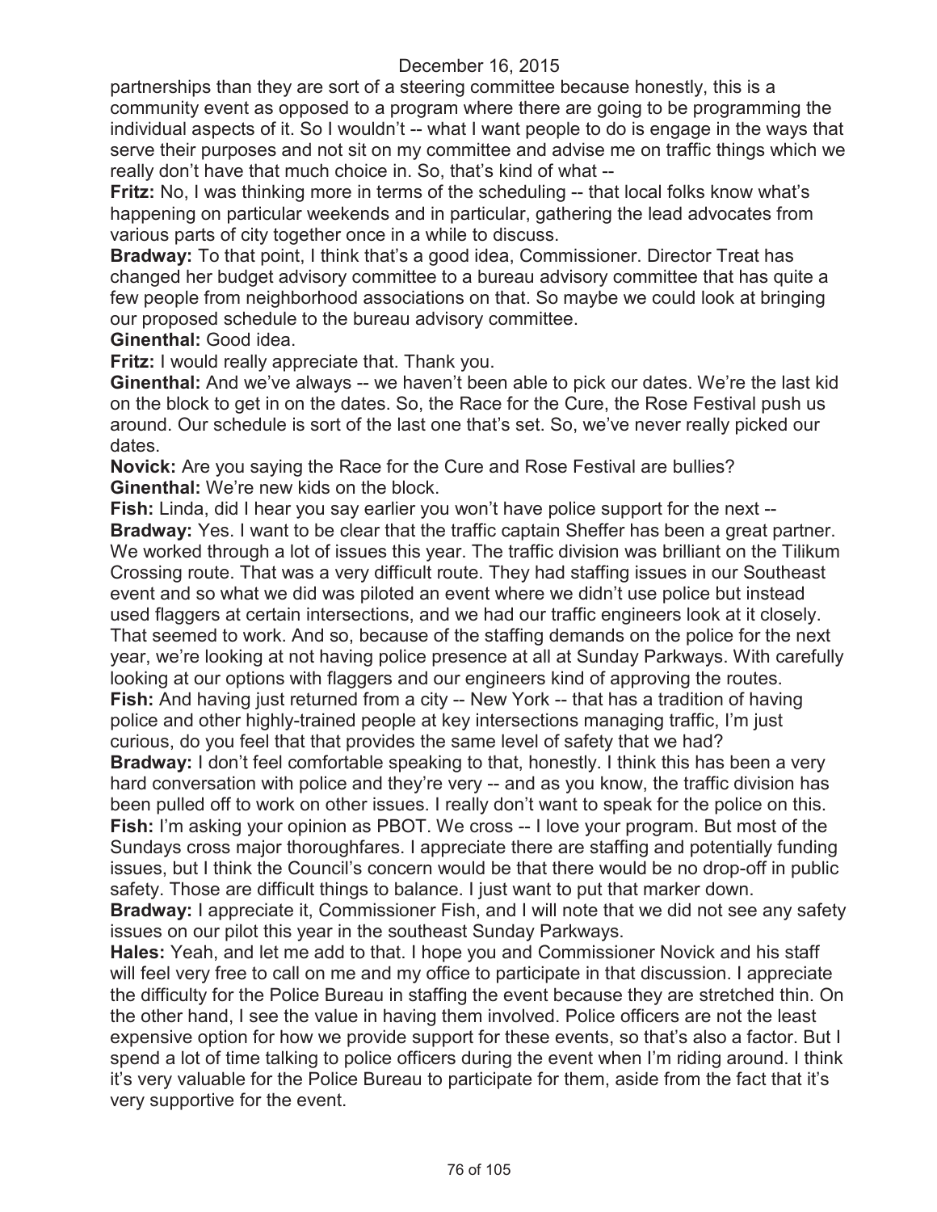partnerships than they are sort of a steering committee because honestly, this is a community event as opposed to a program where there are going to be programming the individual aspects of it. So I wouldn't -- what I want people to do is engage in the ways that serve their purposes and not sit on my committee and advise me on traffic things which we really don't have that much choice in. So, that's kind of what --

**Fritz:** No, I was thinking more in terms of the scheduling -- that local folks know what's happening on particular weekends and in particular, gathering the lead advocates from various parts of city together once in a while to discuss.

**Bradway:** To that point, I think that's a good idea, Commissioner. Director Treat has changed her budget advisory committee to a bureau advisory committee that has quite a few people from neighborhood associations on that. So maybe we could look at bringing our proposed schedule to the bureau advisory committee.

**Ginenthal:** Good idea.

**Fritz:** I would really appreciate that. Thank you.

**Ginenthal:** And we've always -- we haven't been able to pick our dates. We're the last kid on the block to get in on the dates. So, the Race for the Cure, the Rose Festival push us around. Our schedule is sort of the last one that's set. So, we've never really picked our dates.

**Novick:** Are you saying the Race for the Cure and Rose Festival are bullies?

**Ginenthal:** We're new kids on the block.

**Fish:** Linda, did I hear you say earlier you won't have police support for the next --

**Bradway:** Yes. I want to be clear that the traffic captain Sheffer has been a great partner. We worked through a lot of issues this year. The traffic division was brilliant on the Tilikum Crossing route. That was a very difficult route. They had staffing issues in our Southeast event and so what we did was piloted an event where we didn't use police but instead used flaggers at certain intersections, and we had our traffic engineers look at it closely. That seemed to work. And so, because of the staffing demands on the police for the next year, we're looking at not having police presence at all at Sunday Parkways. With carefully looking at our options with flaggers and our engineers kind of approving the routes.

**Fish:** And having just returned from a city -- New York -- that has a tradition of having police and other highly-trained people at key intersections managing traffic, I'm just curious, do you feel that that provides the same level of safety that we had?

**Bradway:** I don't feel comfortable speaking to that, honestly. I think this has been a very hard conversation with police and they're very -- and as you know, the traffic division has been pulled off to work on other issues. I really don't want to speak for the police on this.

**Fish:** I'm asking your opinion as PBOT. We cross -- I love your program. But most of the Sundays cross major thoroughfares. I appreciate there are staffing and potentially funding issues, but I think the Council's concern would be that there would be no drop-off in public safety. Those are difficult things to balance. I just want to put that marker down.

**Bradway:** I appreciate it, Commissioner Fish, and I will note that we did not see any safety issues on our pilot this year in the southeast Sunday Parkways.

**Hales:** Yeah, and let me add to that. I hope you and Commissioner Novick and his staff will feel very free to call on me and my office to participate in that discussion. I appreciate the difficulty for the Police Bureau in staffing the event because they are stretched thin. On the other hand, I see the value in having them involved. Police officers are not the least expensive option for how we provide support for these events, so that's also a factor. But I spend a lot of time talking to police officers during the event when I'm riding around. I think it's very valuable for the Police Bureau to participate for them, aside from the fact that it's very supportive for the event.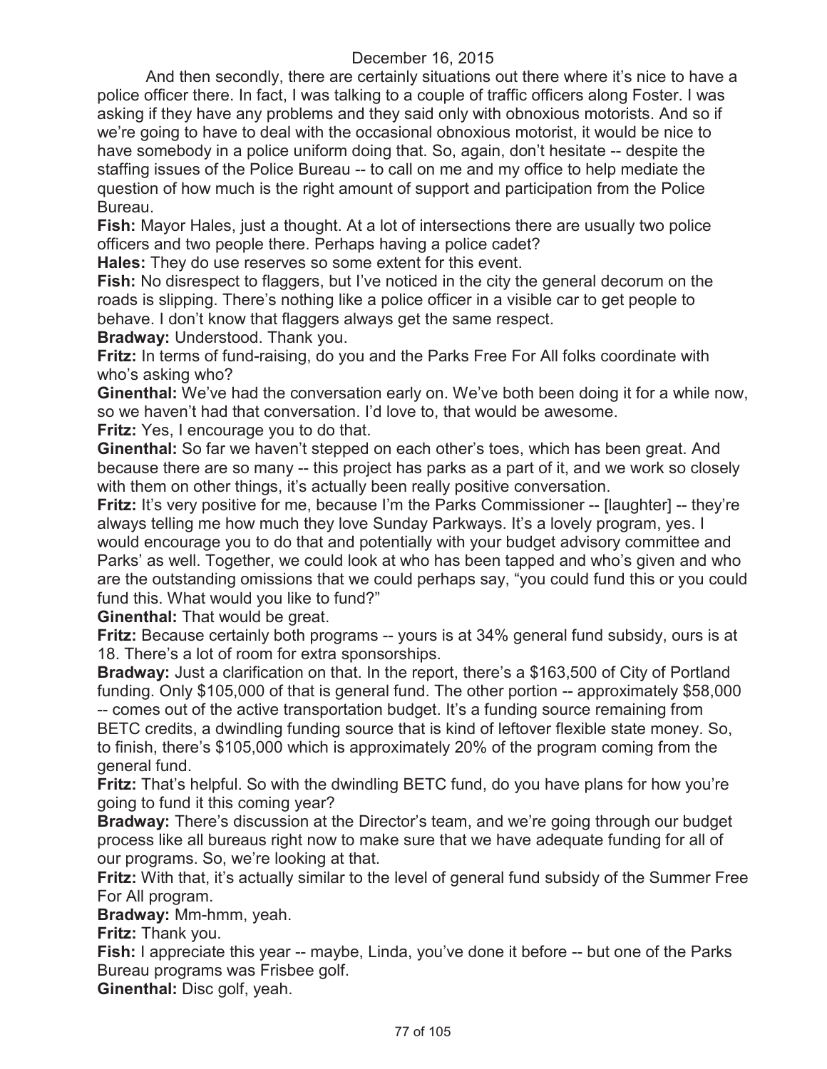And then secondly, there are certainly situations out there where it's nice to have a police officer there. In fact, I was talking to a couple of traffic officers along Foster. I was asking if they have any problems and they said only with obnoxious motorists. And so if we're going to have to deal with the occasional obnoxious motorist, it would be nice to have somebody in a police uniform doing that. So, again, don't hesitate -- despite the staffing issues of the Police Bureau -- to call on me and my office to help mediate the question of how much is the right amount of support and participation from the Police Bureau.

**Fish:** Mayor Hales, just a thought. At a lot of intersections there are usually two police officers and two people there. Perhaps having a police cadet?

**Hales:** They do use reserves so some extent for this event.

**Fish:** No disrespect to flaggers, but I've noticed in the city the general decorum on the roads is slipping. There's nothing like a police officer in a visible car to get people to behave. I don't know that flaggers always get the same respect.

**Bradway:** Understood. Thank you.

**Fritz:** In terms of fund-raising, do you and the Parks Free For All folks coordinate with who's asking who?

**Ginenthal:** We've had the conversation early on. We've both been doing it for a while now, so we haven't had that conversation. I'd love to, that would be awesome.

**Fritz:** Yes, I encourage you to do that.

**Ginenthal:** So far we haven't stepped on each other's toes, which has been great. And because there are so many -- this project has parks as a part of it, and we work so closely with them on other things, it's actually been really positive conversation.

**Fritz:** It's very positive for me, because I'm the Parks Commissioner -- [laughter] -- they're always telling me how much they love Sunday Parkways. It's a lovely program, yes. I would encourage you to do that and potentially with your budget advisory committee and Parks' as well. Together, we could look at who has been tapped and who's given and who are the outstanding omissions that we could perhaps say, "you could fund this or you could fund this. What would you like to fund?"

**Ginenthal:** That would be great.

**Fritz:** Because certainly both programs -- yours is at 34% general fund subsidy, ours is at 18. There's a lot of room for extra sponsorships.

**Bradway:** Just a clarification on that. In the report, there's a $163,500 of City of Portland funding. Only $105,000 of that is general fund. The other portion -- approximately $58,000 -- comes out of the active transportation budget. It's a funding source remaining from BETC credits, a dwindling funding source that is kind of leftover flexible state money. So, to finish, there's $105,000 which is approximately 20% of the program coming from the general fund.

**Fritz:** That's helpful. So with the dwindling BETC fund, do you have plans for how you're going to fund it this coming year?

**Bradway:** There's discussion at the Director's team, and we're going through our budget process like all bureaus right now to make sure that we have adequate funding for all of our programs. So, we're looking at that.

**Fritz:** With that, it's actually similar to the level of general fund subsidy of the Summer Free For All program.

**Bradway:** Mm-hmm, yeah.

**Fritz:** Thank you.

**Fish:** I appreciate this year -- maybe, Linda, you've done it before -- but one of the Parks Bureau programs was Frisbee golf.

**Ginenthal:** Disc golf, yeah.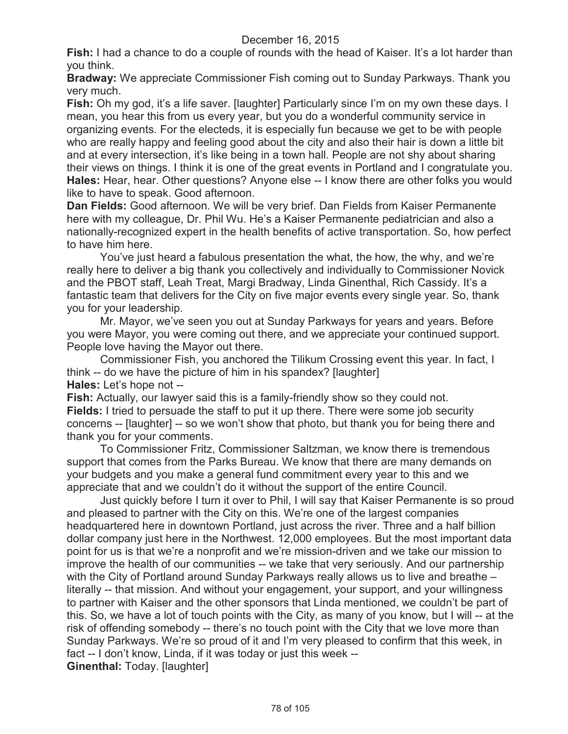**Fish:** I had a chance to do a couple of rounds with the head of Kaiser. It's a lot harder than you think.

**Bradway:** We appreciate Commissioner Fish coming out to Sunday Parkways. Thank you very much.

**Fish:** Oh my god, it's a life saver. [laughter] Particularly since I'm on my own these days. I mean, you hear this from us every year, but you do a wonderful community service in organizing events. For the electeds, it is especially fun because we get to be with people who are really happy and feeling good about the city and also their hair is down a little bit and at every intersection, it's like being in a town hall. People are not shy about sharing their views on things. I think it is one of the great events in Portland and I congratulate you.

**Hales:** Hear, hear. Other questions? Anyone else -- I know there are other folks you would like to have to speak. Good afternoon.

**Dan Fields:** Good afternoon. We will be very brief. Dan Fields from Kaiser Permanente here with my colleague, Dr. Phil Wu. He's a Kaiser Permanente pediatrician and also a nationally-recognized expert in the health benefits of active transportation. So, how perfect to have him here.

You've just heard a fabulous presentation the what, the how, the why, and we're really here to deliver a big thank you collectively and individually to Commissioner Novick and the PBOT staff, Leah Treat, Margi Bradway, Linda Ginenthal, Rich Cassidy. It's a fantastic team that delivers for the City on five major events every single year. So, thank you for your leadership.

Mr. Mayor, we've seen you out at Sunday Parkways for years and years. Before you were Mayor, you were coming out there, and we appreciate your continued support. People love having the Mayor out there.

Commissioner Fish, you anchored the Tilikum Crossing event this year. In fact, I think -- do we have the picture of him in his spandex? [laughter]

**Hales:** Let's hope not --

**Fish:** Actually, our lawyer said this is a family-friendly show so they could not.

**Fields:** I tried to persuade the staff to put it up there. There were some job security concerns -- [laughter] -- so we won't show that photo, but thank you for being there and thank you for your comments.

To Commissioner Fritz, Commissioner Saltzman, we know there is tremendous support that comes from the Parks Bureau. We know that there are many demands on your budgets and you make a general fund commitment every year to this and we appreciate that and we couldn't do it without the support of the entire Council.

Just quickly before I turn it over to Phil, I will say that Kaiser Permanente is so proud and pleased to partner with the City on this. We're one of the largest companies headquartered here in downtown Portland, just across the river. Three and a half billion dollar company just here in the Northwest. 12,000 employees. But the most important data point for us is that we're a nonprofit and we're mission-driven and we take our mission to improve the health of our communities -- we take that very seriously. And our partnership with the City of Portland around Sunday Parkways really allows us to live and breathe – literally -- that mission. And without your engagement, your support, and your willingness to partner with Kaiser and the other sponsors that Linda mentioned, we couldn't be part of this. So, we have a lot of touch points with the City, as many of you know, but I will -- at the risk of offending somebody -- there's no touch point with the City that we love more than Sunday Parkways. We're so proud of it and I'm very pleased to confirm that this week, in fact -- I don't know, Linda, if it was today or just this week --

**Ginenthal:** Today. [laughter]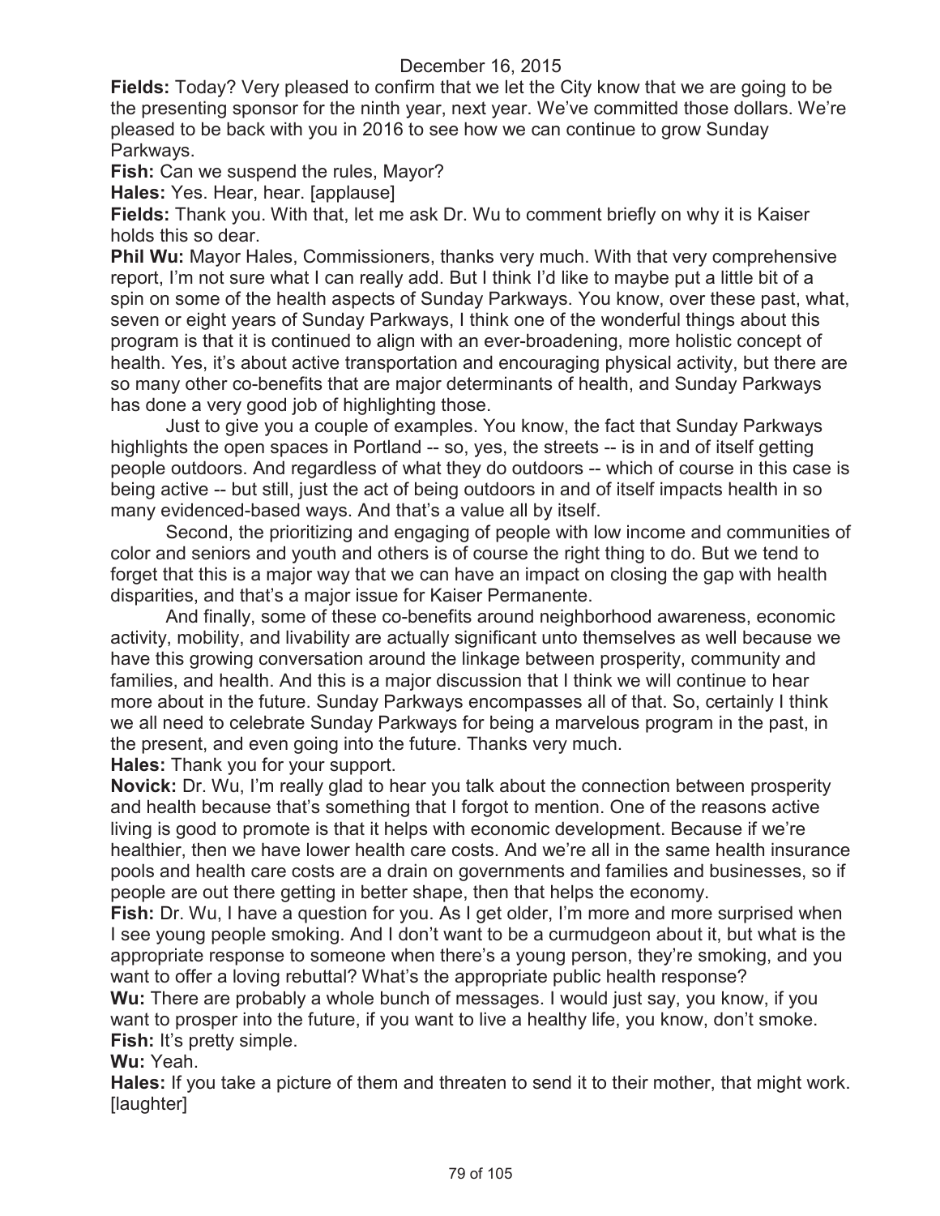**Fields:** Today? Very pleased to confirm that we let the City know that we are going to be the presenting sponsor for the ninth year, next year. We've committed those dollars. We're pleased to be back with you in 2016 to see how we can continue to grow Sunday Parkways.

**Fish:** Can we suspend the rules, Mayor?

**Hales:** Yes. Hear, hear. [applause]

**Fields:** Thank you. With that, let me ask Dr. Wu to comment briefly on why it is Kaiser holds this so dear.

**Phil Wu:** Mayor Hales, Commissioners, thanks very much. With that very comprehensive report, I'm not sure what I can really add. But I think I'd like to maybe put a little bit of a spin on some of the health aspects of Sunday Parkways. You know, over these past, what, seven or eight years of Sunday Parkways, I think one of the wonderful things about this program is that it is continued to align with an ever-broadening, more holistic concept of health. Yes, it's about active transportation and encouraging physical activity, but there are so many other co-benefits that are major determinants of health, and Sunday Parkways has done a very good job of highlighting those.

Just to give you a couple of examples. You know, the fact that Sunday Parkways highlights the open spaces in Portland -- so, yes, the streets -- is in and of itself getting people outdoors. And regardless of what they do outdoors -- which of course in this case is being active -- but still, just the act of being outdoors in and of itself impacts health in so many evidenced-based ways. And that's a value all by itself.

Second, the prioritizing and engaging of people with low income and communities of color and seniors and youth and others is of course the right thing to do. But we tend to forget that this is a major way that we can have an impact on closing the gap with health disparities, and that's a major issue for Kaiser Permanente.

And finally, some of these co-benefits around neighborhood awareness, economic activity, mobility, and livability are actually significant unto themselves as well because we have this growing conversation around the linkage between prosperity, community and families, and health. And this is a major discussion that I think we will continue to hear more about in the future. Sunday Parkways encompasses all of that. So, certainly I think we all need to celebrate Sunday Parkways for being a marvelous program in the past, in the present, and even going into the future. Thanks very much.

**Hales:** Thank you for your support.

**Novick:** Dr. Wu, I'm really glad to hear you talk about the connection between prosperity and health because that's something that I forgot to mention. One of the reasons active living is good to promote is that it helps with economic development. Because if we're healthier, then we have lower health care costs. And we're all in the same health insurance pools and health care costs are a drain on governments and families and businesses, so if people are out there getting in better shape, then that helps the economy.

**Fish:** Dr. Wu, I have a question for you. As I get older, I'm more and more surprised when I see young people smoking. And I don't want to be a curmudgeon about it, but what is the appropriate response to someone when there's a young person, they're smoking, and you want to offer a loving rebuttal? What's the appropriate public health response?

**Wu:** There are probably a whole bunch of messages. I would just say, you know, if you want to prosper into the future, if you want to live a healthy life, you know, don't smoke.

**Fish:** It's pretty simple.

**Wu:** Yeah.

**Hales:** If you take a picture of them and threaten to send it to their mother, that might work. [laughter]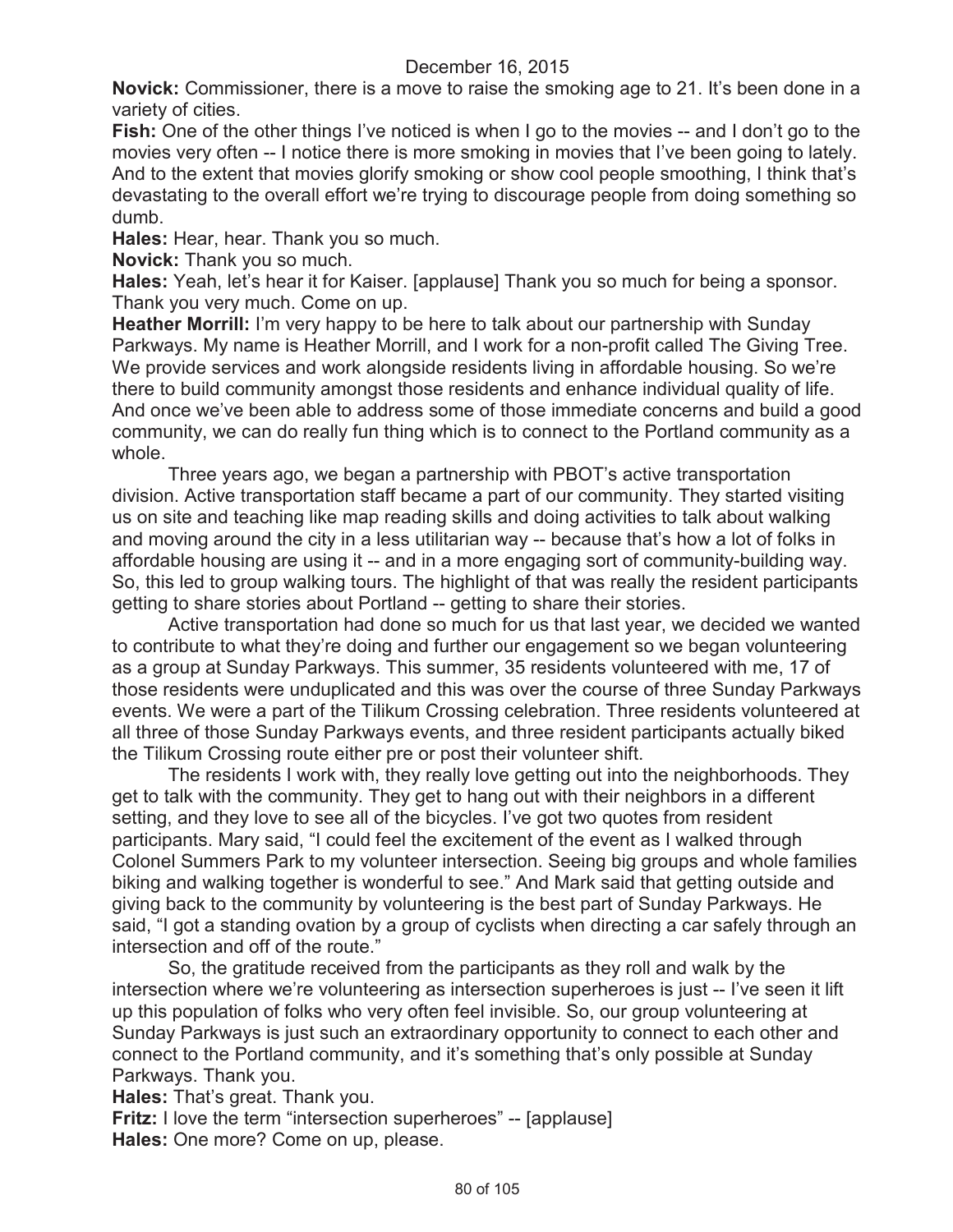**Novick:** Commissioner, there is a move to raise the smoking age to 21. It's been done in a variety of cities.

**Fish:** One of the other things I've noticed is when I go to the movies -- and I don't go to the movies very often -- I notice there is more smoking in movies that I've been going to lately. And to the extent that movies glorify smoking or show cool people smoothing, I think that's devastating to the overall effort we're trying to discourage people from doing something so dumb.

**Hales:** Hear, hear. Thank you so much.

**Novick:** Thank you so much.

**Hales:** Yeah, let's hear it for Kaiser. [applause] Thank you so much for being a sponsor. Thank you very much. Come on up.

**Heather Morrill:** I'm very happy to be here to talk about our partnership with Sunday Parkways. My name is Heather Morrill, and I work for a non-profit called The Giving Tree. We provide services and work alongside residents living in affordable housing. So we're there to build community amongst those residents and enhance individual quality of life. And once we've been able to address some of those immediate concerns and build a good community, we can do really fun thing which is to connect to the Portland community as a whole.

Three years ago, we began a partnership with PBOT's active transportation division. Active transportation staff became a part of our community. They started visiting us on site and teaching like map reading skills and doing activities to talk about walking and moving around the city in a less utilitarian way -- because that's how a lot of folks in affordable housing are using it -- and in a more engaging sort of community-building way. So, this led to group walking tours. The highlight of that was really the resident participants getting to share stories about Portland -- getting to share their stories.

Active transportation had done so much for us that last year, we decided we wanted to contribute to what they're doing and further our engagement so we began volunteering as a group at Sunday Parkways. This summer, 35 residents volunteered with me, 17 of those residents were unduplicated and this was over the course of three Sunday Parkways events. We were a part of the Tilikum Crossing celebration. Three residents volunteered at all three of those Sunday Parkways events, and three resident participants actually biked the Tilikum Crossing route either pre or post their volunteer shift.

The residents I work with, they really love getting out into the neighborhoods. They get to talk with the community. They get to hang out with their neighbors in a different setting, and they love to see all of the bicycles. I've got two quotes from resident participants. Mary said, "I could feel the excitement of the event as I walked through Colonel Summers Park to my volunteer intersection. Seeing big groups and whole families biking and walking together is wonderful to see." And Mark said that getting outside and giving back to the community by volunteering is the best part of Sunday Parkways. He said, "I got a standing ovation by a group of cyclists when directing a car safely through an intersection and off of the route."

So, the gratitude received from the participants as they roll and walk by the intersection where we're volunteering as intersection superheroes is just -- I've seen it lift up this population of folks who very often feel invisible. So, our group volunteering at Sunday Parkways is just such an extraordinary opportunity to connect to each other and connect to the Portland community, and it's something that's only possible at Sunday Parkways. Thank you.

**Hales:** That's great. Thank you.

**Fritz:** I love the term "intersection superheroes" -- [applause]

**Hales:** One more? Come on up, please.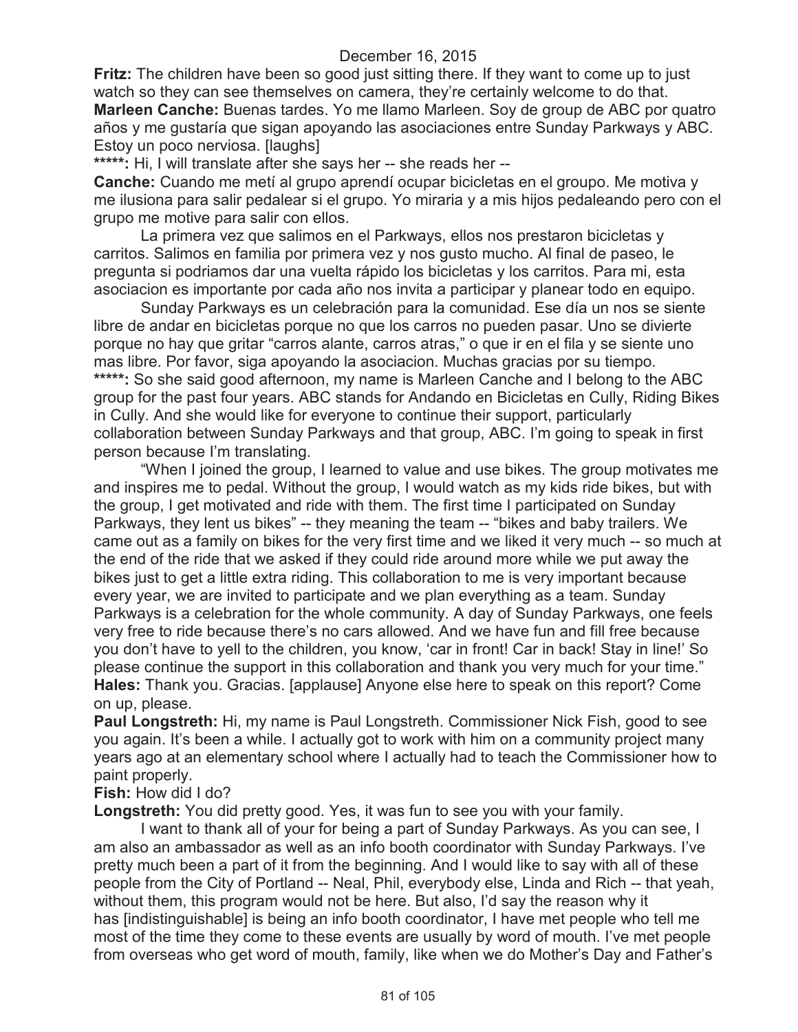**Fritz:** The children have been so good just sitting there. If they want to come up to just watch so they can see themselves on camera, they're certainly welcome to do that.

**Marleen Canche:** Buenas tardes. Yo me llamo Marleen. Soy de group de ABC por quatro años y me gustaría que sigan apoyando las asociaciones entre Sunday Parkways y ABC. Estoy un poco nerviosa. [laughs]

**\*\*\*\*\*:** Hi, I will translate after she says her -- she reads her --

**Canche:** Cuando me metí al grupo aprendí ocupar bicicletas en el groupo. Me motiva y me ilusiona para salir pedalear si el grupo. Yo miraria y a mis hijos pedaleando pero con el grupo me motive para salir con ellos.

La primera vez que salimos en el Parkways, ellos nos prestaron bicicletas y carritos. Salimos en familia por primera vez y nos gusto mucho. Al final de paseo, le pregunta si podriamos dar una vuelta rápido los bicicletas y los carritos. Para mi, esta asociacion es importante por cada año nos invita a participar y planear todo en equipo.

Sunday Parkways es un celebración para la comunidad. Ese día un nos se siente libre de andar en bicicletas porque no que los carros no pueden pasar. Uno se divierte porque no hay que gritar "carros alante, carros atras," o que ir en el fila y se siente uno mas libre. Por favor, siga apoyando la asociacion. Muchas gracias por su tiempo.

**\*\*\*\*\*:** So she said good afternoon, my name is Marleen Canche and I belong to the ABC group for the past four years. ABC stands for Andando en Bicicletas en Cully, Riding Bikes in Cully. And she would like for everyone to continue their support, particularly collaboration between Sunday Parkways and that group, ABC. I'm going to speak in first person because I'm translating.

"When I joined the group, I learned to value and use bikes. The group motivates me and inspires me to pedal. Without the group, I would watch as my kids ride bikes, but with the group, I get motivated and ride with them. The first time I participated on Sunday Parkways, they lent us bikes" -- they meaning the team -- "bikes and baby trailers. We came out as a family on bikes for the very first time and we liked it very much -- so much at the end of the ride that we asked if they could ride around more while we put away the bikes just to get a little extra riding. This collaboration to me is very important because every year, we are invited to participate and we plan everything as a team. Sunday Parkways is a celebration for the whole community. A day of Sunday Parkways, one feels very free to ride because there's no cars allowed. And we have fun and fill free because you don't have to yell to the children, you know, 'car in front! Car in back! Stay in line!' So please continue the support in this collaboration and thank you very much for your time."

**Hales:** Thank you. Gracias. [applause] Anyone else here to speak on this report? Come on up, please.

**Paul Longstreth:** Hi, my name is Paul Longstreth. Commissioner Nick Fish, good to see you again. It's been a while. I actually got to work with him on a community project many years ago at an elementary school where I actually had to teach the Commissioner how to paint properly.

**Fish:** How did I do?

**Longstreth:** You did pretty good. Yes, it was fun to see you with your family.

I want to thank all of your for being a part of Sunday Parkways. As you can see, I am also an ambassador as well as an info booth coordinator with Sunday Parkways. I've pretty much been a part of it from the beginning. And I would like to say with all of these people from the City of Portland -- Neal, Phil, everybody else, Linda and Rich -- that yeah, without them, this program would not be here. But also, I'd say the reason why it has [indistinguishable] is being an info booth coordinator, I have met people who tell me most of the time they come to these events are usually by word of mouth. I've met people from overseas who get word of mouth, family, like when we do Mother's Day and Father's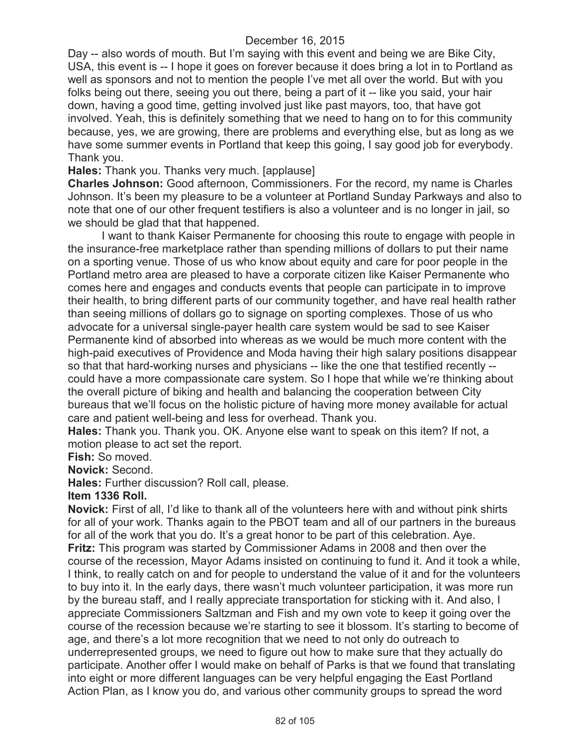Day -- also words of mouth. But I'm saying with this event and being we are Bike City, USA, this event is -- I hope it goes on forever because it does bring a lot in to Portland as well as sponsors and not to mention the people I've met all over the world. But with you folks being out there, seeing you out there, being a part of it -- like you said, your hair down, having a good time, getting involved just like past mayors, too, that have got involved. Yeah, this is definitely something that we need to hang on to for this community because, yes, we are growing, there are problems and everything else, but as long as we have some summer events in Portland that keep this going, I say good job for everybody. Thank you.

**Hales:** Thank you. Thanks very much. [applause]

**Charles Johnson:** Good afternoon, Commissioners. For the record, my name is Charles Johnson. It's been my pleasure to be a volunteer at Portland Sunday Parkways and also to note that one of our other frequent testifiers is also a volunteer and is no longer in jail, so we should be glad that that happened.

I want to thank Kaiser Permanente for choosing this route to engage with people in the insurance-free marketplace rather than spending millions of dollars to put their name on a sporting venue. Those of us who know about equity and care for poor people in the Portland metro area are pleased to have a corporate citizen like Kaiser Permanente who comes here and engages and conducts events that people can participate in to improve their health, to bring different parts of our community together, and have real health rather than seeing millions of dollars go to signage on sporting complexes. Those of us who advocate for a universal single-payer health care system would be sad to see Kaiser Permanente kind of absorbed into whereas as we would be much more content with the high-paid executives of Providence and Moda having their high salary positions disappear so that that hard-working nurses and physicians -- like the one that testified recently -- could have a more compassionate care system. So I hope that while we're thinking about the overall picture of biking and health and balancing the cooperation between City bureaus that we'll focus on the holistic picture of having more money available for actual care and patient well-being and less for overhead. Thank you.

**Hales:** Thank you. Thank you. OK. Anyone else want to speak on this item? If not, a motion please to act set the report.

**Fish:** So moved.

**Novick:** Second.

**Hales:** Further discussion? Roll call, please.

**Item 1336 Roll.**

**Novick:** First of all, I'd like to thank all of the volunteers here with and without pink shirts for all of your work. Thanks again to the PBOT team and all of our partners in the bureaus for all of the work that you do. It's a great honor to be part of this celebration. Aye.

**Fritz:** This program was started by Commissioner Adams in 2008 and then over the course of the recession, Mayor Adams insisted on continuing to fund it. And it took a while, I think, to really catch on and for people to understand the value of it and for the volunteers to buy into it. In the early days, there wasn't much volunteer participation, it was more run by the bureau staff, and I really appreciate transportation for sticking with it. And also, I appreciate Commissioners Saltzman and Fish and my own vote to keep it going over the course of the recession because we're starting to see it blossom. It's starting to become of age, and there's a lot more recognition that we need to not only do outreach to underrepresented groups, we need to figure out how to make sure that they actually do participate. Another offer I would make on behalf of Parks is that we found that translating into eight or more different languages can be very helpful engaging the East Portland Action Plan, as I know you do, and various other community groups to spread the word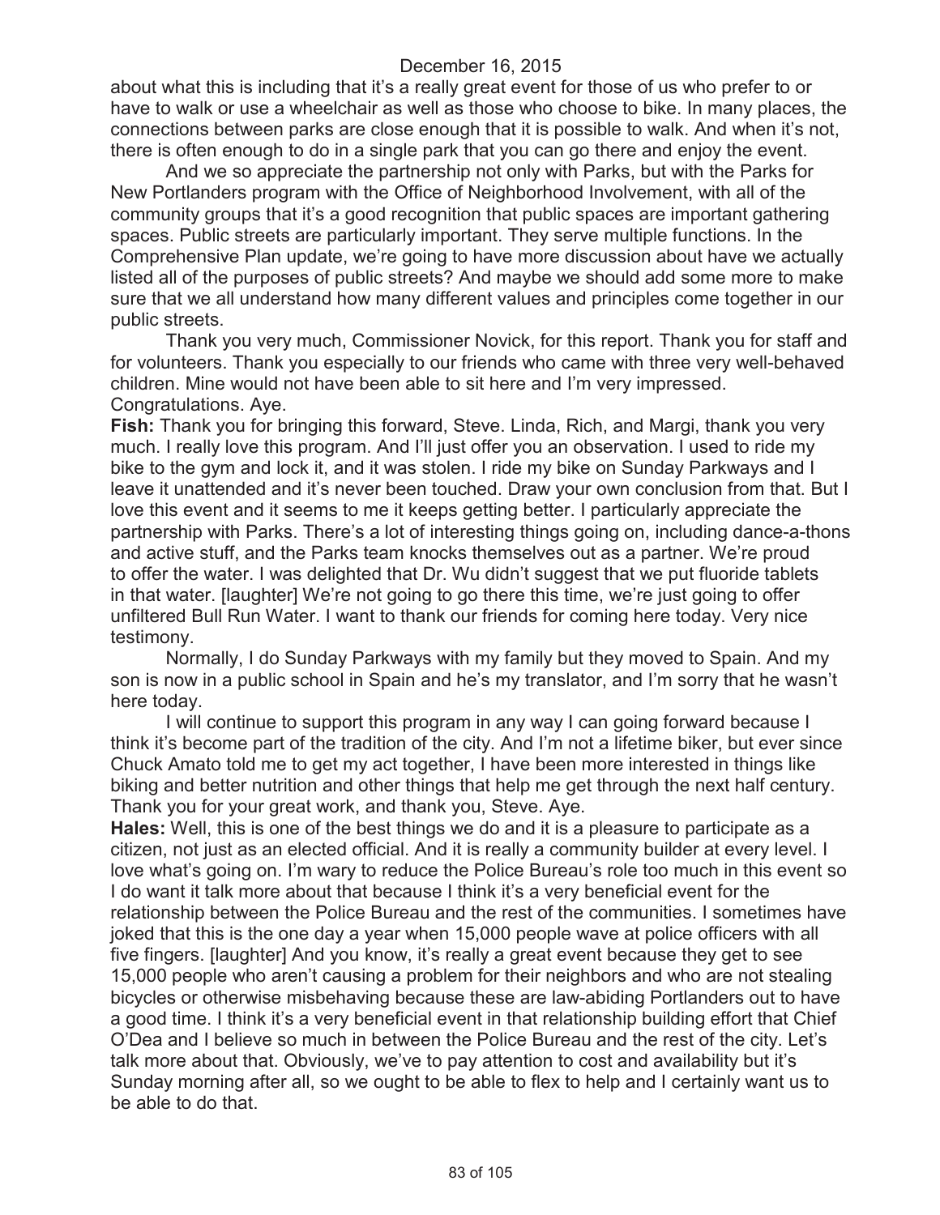about what this is including that it's a really great event for those of us who prefer to or have to walk or use a wheelchair as well as those who choose to bike. In many places, the connections between parks are close enough that it is possible to walk. And when it's not, there is often enough to do in a single park that you can go there and enjoy the event.

And we so appreciate the partnership not only with Parks, but with the Parks for New Portlanders program with the Office of Neighborhood Involvement, with all of the community groups that it's a good recognition that public spaces are important gathering spaces. Public streets are particularly important. They serve multiple functions. In the Comprehensive Plan update, we're going to have more discussion about have we actually listed all of the purposes of public streets? And maybe we should add some more to make sure that we all understand how many different values and principles come together in our public streets.

Thank you very much, Commissioner Novick, for this report. Thank you for staff and for volunteers. Thank you especially to our friends who came with three very well-behaved children. Mine would not have been able to sit here and I'm very impressed. Congratulations. Aye.

**Fish:** Thank you for bringing this forward, Steve. Linda, Rich, and Margi, thank you very much. I really love this program. And I'll just offer you an observation. I used to ride my bike to the gym and lock it, and it was stolen. I ride my bike on Sunday Parkways and I leave it unattended and it's never been touched. Draw your own conclusion from that. But I love this event and it seems to me it keeps getting better. I particularly appreciate the partnership with Parks. There's a lot of interesting things going on, including dance-a-thons and active stuff, and the Parks team knocks themselves out as a partner. We're proud to offer the water. I was delighted that Dr. Wu didn't suggest that we put fluoride tablets in that water. [laughter] We're not going to go there this time, we're just going to offer unfiltered Bull Run Water. I want to thank our friends for coming here today. Very nice testimony.

Normally, I do Sunday Parkways with my family but they moved to Spain. And my son is now in a public school in Spain and he's my translator, and I'm sorry that he wasn't here today.

I will continue to support this program in any way I can going forward because I think it's become part of the tradition of the city. And I'm not a lifetime biker, but ever since Chuck Amato told me to get my act together, I have been more interested in things like biking and better nutrition and other things that help me get through the next half century. Thank you for your great work, and thank you, Steve. Aye.

**Hales:** Well, this is one of the best things we do and it is a pleasure to participate as a citizen, not just as an elected official. And it is really a community builder at every level. I love what's going on. I'm wary to reduce the Police Bureau's role too much in this event so I do want it talk more about that because I think it's a very beneficial event for the relationship between the Police Bureau and the rest of the communities. I sometimes have joked that this is the one day a year when 15,000 people wave at police officers with all five fingers. [laughter] And you know, it's really a great event because they get to see 15,000 people who aren't causing a problem for their neighbors and who are not stealing bicycles or otherwise misbehaving because these are law-abiding Portlanders out to have a good time. I think it's a very beneficial event in that relationship building effort that Chief O'Dea and I believe so much in between the Police Bureau and the rest of the city. Let's talk more about that. Obviously, we've to pay attention to cost and availability but it's Sunday morning after all, so we ought to be able to flex to help and I certainly want us to be able to do that.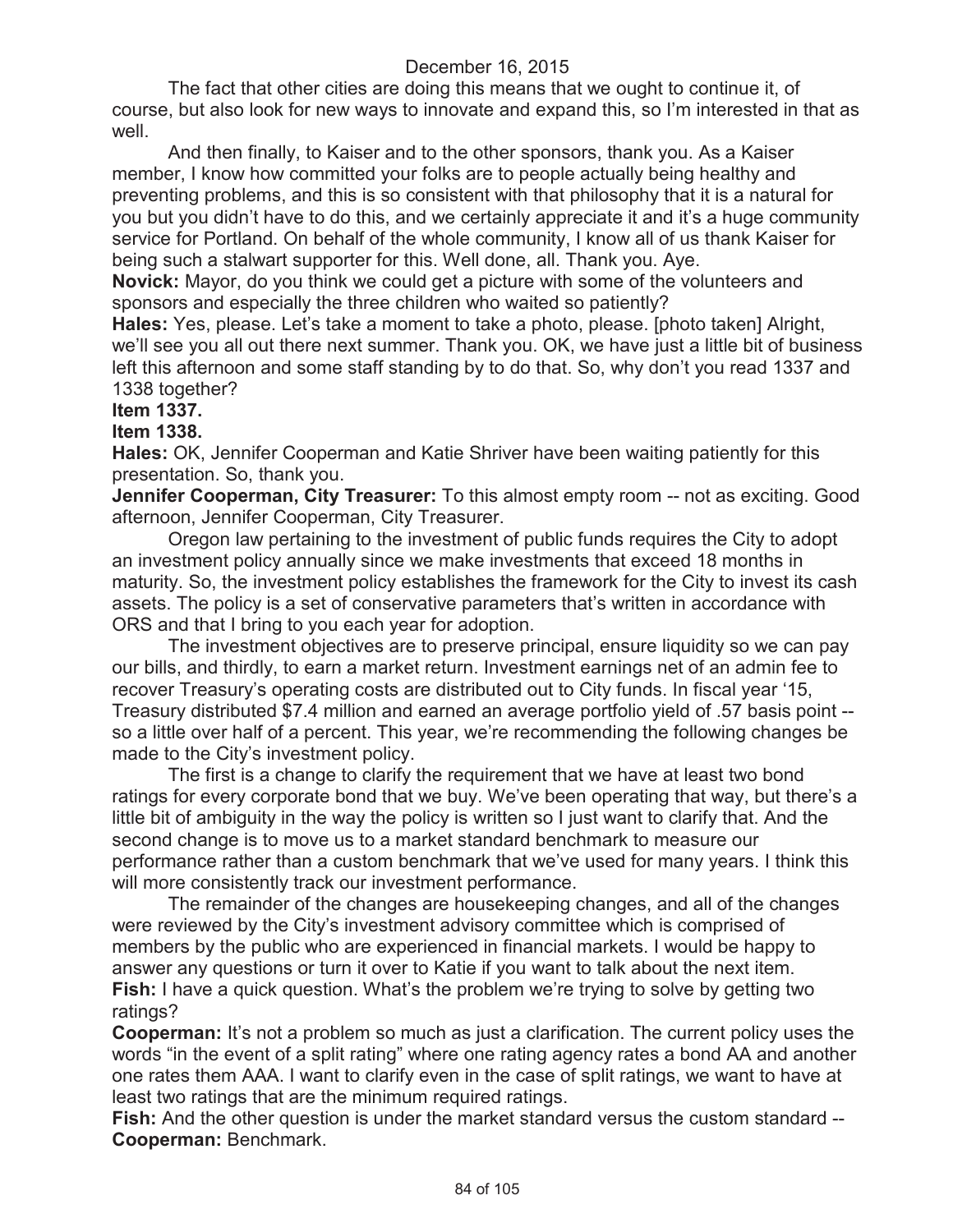The fact that other cities are doing this means that we ought to continue it, of course, but also look for new ways to innovate and expand this, so I'm interested in that as well.

And then finally, to Kaiser and to the other sponsors, thank you. As a Kaiser member, I know how committed your folks are to people actually being healthy and preventing problems, and this is so consistent with that philosophy that it is a natural for you but you didn't have to do this, and we certainly appreciate it and it's a huge community service for Portland. On behalf of the whole community, I know all of us thank Kaiser for being such a stalwart supporter for this. Well done, all. Thank you. Aye.

**Novick:** Mayor, do you think we could get a picture with some of the volunteers and sponsors and especially the three children who waited so patiently?

**Hales:** Yes, please. Let's take a moment to take a photo, please. [photo taken] Alright, we'll see you all out there next summer. Thank you. OK, we have just a little bit of business left this afternoon and some staff standing by to do that. So, why don't you read 1337 and 1338 together?

**Item 1337.**

**Item 1338.**

**Hales:** OK, Jennifer Cooperman and Katie Shriver have been waiting patiently for this presentation. So, thank you.

**Jennifer Cooperman, City Treasurer:** To this almost empty room -- not as exciting. Good afternoon, Jennifer Cooperman, City Treasurer.

Oregon law pertaining to the investment of public funds requires the City to adopt an investment policy annually since we make investments that exceed 18 months in maturity. So, the investment policy establishes the framework for the City to invest its cash assets. The policy is a set of conservative parameters that's written in accordance with ORS and that I bring to you each year for adoption.

The investment objectives are to preserve principal, ensure liquidity so we can pay our bills, and thirdly, to earn a market return. Investment earnings net of an admin fee to recover Treasury's operating costs are distributed out to City funds. In fiscal year '15, Treasury distributed $7.4 million and earned an average portfolio yield of .57 basis point -- so a little over half of a percent. This year, we're recommending the following changes be made to the City's investment policy.

The first is a change to clarify the requirement that we have at least two bond ratings for every corporate bond that we buy. We've been operating that way, but there's a little bit of ambiguity in the way the policy is written so I just want to clarify that. And the second change is to move us to a market standard benchmark to measure our performance rather than a custom benchmark that we've used for many years. I think this will more consistently track our investment performance.

The remainder of the changes are housekeeping changes, and all of the changes were reviewed by the City's investment advisory committee which is comprised of members by the public who are experienced in financial markets. I would be happy to answer any questions or turn it over to Katie if you want to talk about the next item.

**Fish:** I have a quick question. What's the problem we're trying to solve by getting two ratings?

**Cooperman:** It's not a problem so much as just a clarification. The current policy uses the words "in the event of a split rating" where one rating agency rates a bond AA and another one rates them AAA. I want to clarify even in the case of split ratings, we want to have at least two ratings that are the minimum required ratings.

**Fish:** And the other question is under the market standard versus the custom standard --

**Cooperman:** Benchmark.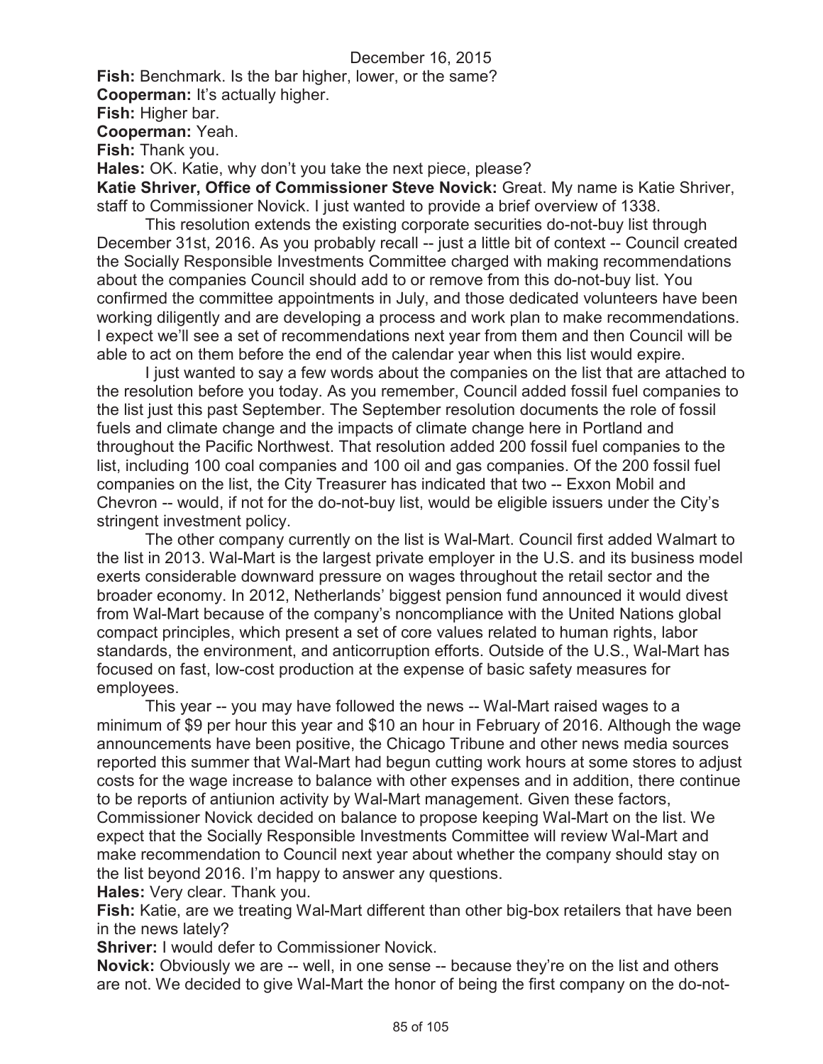**Fish:** Benchmark. Is the bar higher, lower, or the same?

**Cooperman:** It's actually higher.

**Fish:** Higher bar.

**Cooperman:** Yeah.

**Fish:** Thank you.

**Hales:** OK. Katie, why don't you take the next piece, please?

**Katie Shriver, Office of Commissioner Steve Novick:** Great. My name is Katie Shriver, staff to Commissioner Novick. I just wanted to provide a brief overview of 1338.

This resolution extends the existing corporate securities do-not-buy list through December 31st, 2016. As you probably recall -- just a little bit of context -- Council created the Socially Responsible Investments Committee charged with making recommendations about the companies Council should add to or remove from this do-not-buy list. You confirmed the committee appointments in July, and those dedicated volunteers have been working diligently and are developing a process and work plan to make recommendations. I expect we'll see a set of recommendations next year from them and then Council will be able to act on them before the end of the calendar year when this list would expire.

I just wanted to say a few words about the companies on the list that are attached to the resolution before you today. As you remember, Council added fossil fuel companies to the list just this past September. The September resolution documents the role of fossil fuels and climate change and the impacts of climate change here in Portland and throughout the Pacific Northwest. That resolution added 200 fossil fuel companies to the list, including 100 coal companies and 100 oil and gas companies. Of the 200 fossil fuel companies on the list, the City Treasurer has indicated that two -- Exxon Mobil and Chevron -- would, if not for the do-not-buy list, would be eligible issuers under the City's stringent investment policy.

The other company currently on the list is Wal-Mart. Council first added Walmart to the list in 2013. Wal-Mart is the largest private employer in the U.S. and its business model exerts considerable downward pressure on wages throughout the retail sector and the broader economy. In 2012, Netherlands' biggest pension fund announced it would divest from Wal-Mart because of the company's noncompliance with the United Nations global compact principles, which present a set of core values related to human rights, labor standards, the environment, and anticorruption efforts. Outside of the U.S., Wal-Mart has focused on fast, low-cost production at the expense of basic safety measures for employees.

This year -- you may have followed the news -- Wal-Mart raised wages to a minimum of $9 per hour this year and $10 an hour in February of 2016. Although the wage announcements have been positive, the Chicago Tribune and other news media sources reported this summer that Wal-Mart had begun cutting work hours at some stores to adjust costs for the wage increase to balance with other expenses and in addition, there continue to be reports of antiunion activity by Wal-Mart management. Given these factors, Commissioner Novick decided on balance to propose keeping Wal-Mart on the list. We expect that the Socially Responsible Investments Committee will review Wal-Mart and make recommendation to Council next year about whether the company should stay on the list beyond 2016. I'm happy to answer any questions.

**Hales:** Very clear. Thank you.

**Fish:** Katie, are we treating Wal-Mart different than other big-box retailers that have been in the news lately?

**Shriver:** I would defer to Commissioner Novick.

**Novick:** Obviously we are -- well, in one sense -- because they're on the list and others are not. We decided to give Wal-Mart the honor of being the first company on the do-not-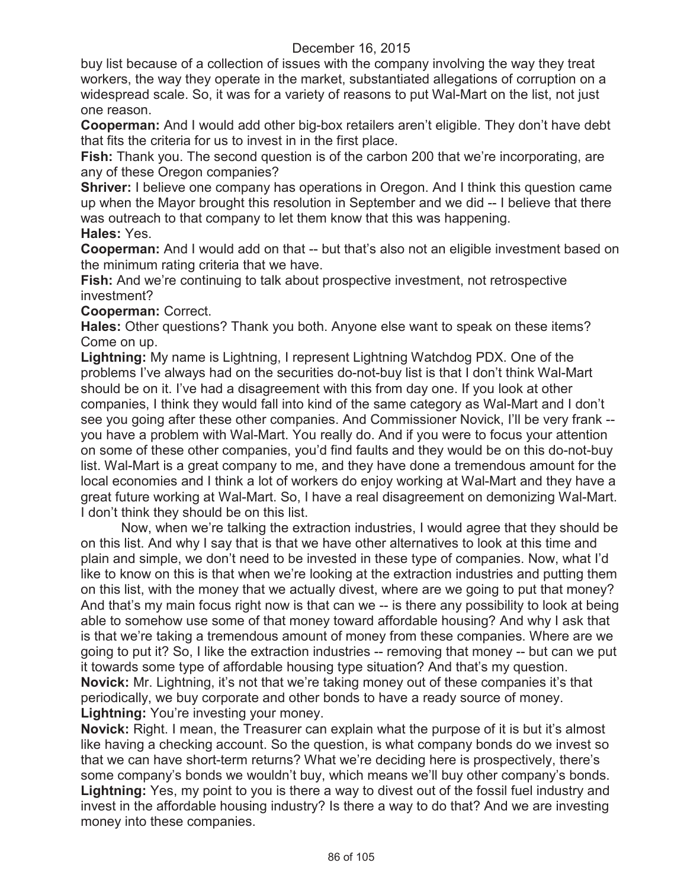buy list because of a collection of issues with the company involving the way they treat workers, the way they operate in the market, substantiated allegations of corruption on a widespread scale. So, it was for a variety of reasons to put Wal-Mart on the list, not just one reason.

**Cooperman:** And I would add other big-box retailers aren't eligible. They don't have debt that fits the criteria for us to invest in in the first place.

**Fish:** Thank you. The second question is of the carbon 200 that we're incorporating, are any of these Oregon companies?

**Shriver:** I believe one company has operations in Oregon. And I think this question came up when the Mayor brought this resolution in September and we did -- I believe that there was outreach to that company to let them know that this was happening.

**Hales:** Yes.

**Cooperman:** And I would add on that -- but that's also not an eligible investment based on the minimum rating criteria that we have.

**Fish:** And we're continuing to talk about prospective investment, not retrospective investment?

**Cooperman:** Correct.

**Hales:** Other questions? Thank you both. Anyone else want to speak on these items? Come on up.

**Lightning:** My name is Lightning, I represent Lightning Watchdog PDX. One of the problems I've always had on the securities do-not-buy list is that I don't think Wal-Mart should be on it. I've had a disagreement with this from day one. If you look at other companies, I think they would fall into kind of the same category as Wal-Mart and I don't see you going after these other companies. And Commissioner Novick, I'll be very frank -- you have a problem with Wal-Mart. You really do. And if you were to focus your attention on some of these other companies, you'd find faults and they would be on this do-not-buy list. Wal-Mart is a great company to me, and they have done a tremendous amount for the local economies and I think a lot of workers do enjoy working at Wal-Mart and they have a great future working at Wal-Mart. So, I have a real disagreement on demonizing Wal-Mart. I don't think they should be on this list.

Now, when we're talking the extraction industries, I would agree that they should be on this list. And why I say that is that we have other alternatives to look at this time and plain and simple, we don't need to be invested in these type of companies. Now, what I'd like to know on this is that when we're looking at the extraction industries and putting them on this list, with the money that we actually divest, where are we going to put that money? And that's my main focus right now is that can we -- is there any possibility to look at being able to somehow use some of that money toward affordable housing? And why I ask that is that we're taking a tremendous amount of money from these companies. Where are we going to put it? So, I like the extraction industries -- removing that money -- but can we put it towards some type of affordable housing type situation? And that's my question.

**Novick:** Mr. Lightning, it's not that we're taking money out of these companies it's that periodically, we buy corporate and other bonds to have a ready source of money.

**Lightning:** You're investing your money.

**Novick:** Right. I mean, the Treasurer can explain what the purpose of it is but it's almost like having a checking account. So the question, is what company bonds do we invest so that we can have short-term returns? What we're deciding here is prospectively, there's some company's bonds we wouldn't buy, which means we'll buy other company's bonds.

**Lightning:** Yes, my point to you is there a way to divest out of the fossil fuel industry and invest in the affordable housing industry? Is there a way to do that? And we are investing money into these companies.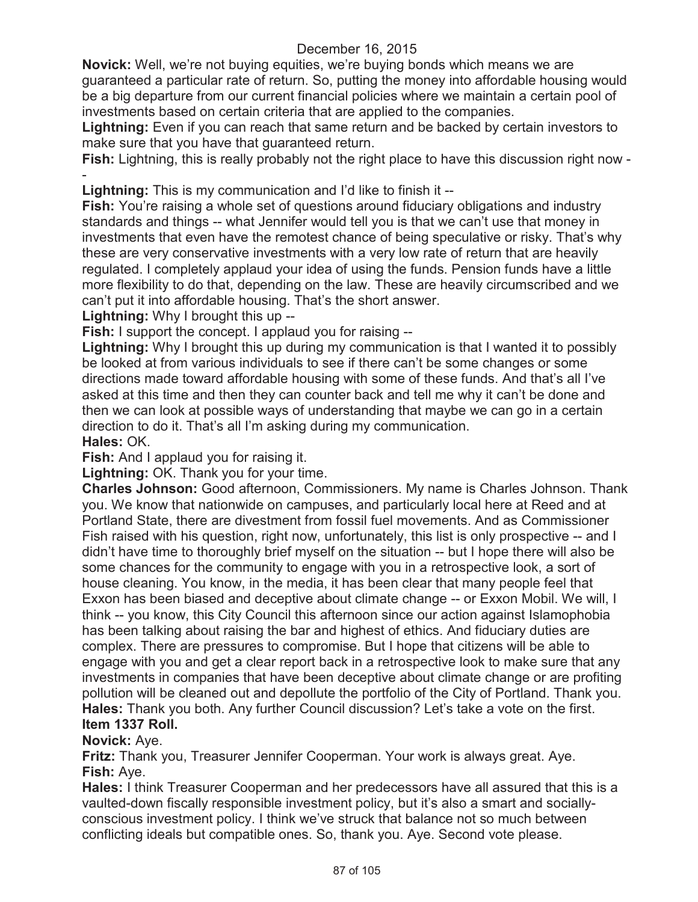December 16, 2015

**Novick:** Well, we're not buying equities, we're buying bonds which means we are guaranteed a particular rate of return. So, putting the money into affordable housing would be a big departure from our current financial policies where we maintain a certain pool of investments based on certain criteria that are applied to the companies.

**Lightning:** Even if you can reach that same return and be backed by certain investors to make sure that you have that guaranteed return.

**Fish:** Lightning, this is really probably not the right place to have this discussion right now --

**Lightning:** This is my communication and I'd like to finish it --

**Fish:** You're raising a whole set of questions around fiduciary obligations and industry standards and things -- what Jennifer would tell you is that we can't use that money in investments that even have the remotest chance of being speculative or risky. That's why these are very conservative investments with a very low rate of return that are heavily regulated. I completely applaud your idea of using the funds. Pension funds have a little more flexibility to do that, depending on the law. These are heavily circumscribed and we can't put it into affordable housing. That's the short answer.

**Lightning:** Why I brought this up --

**Fish:** I support the concept. I applaud you for raising --

**Lightning:** Why I brought this up during my communication is that I wanted it to possibly be looked at from various individuals to see if there can't be some changes or some directions made toward affordable housing with some of these funds. And that's all I've asked at this time and then they can counter back and tell me why it can't be done and then we can look at possible ways of understanding that maybe we can go in a certain direction to do it. That's all I'm asking during my communication.

**Hales:** OK.

**Fish:** And I applaud you for raising it.

**Lightning:** OK. Thank you for your time.

**Charles Johnson:** Good afternoon, Commissioners. My name is Charles Johnson. Thank you. We know that nationwide on campuses, and particularly local here at Reed and at Portland State, there are divestment from fossil fuel movements. And as Commissioner Fish raised with his question, right now, unfortunately, this list is only prospective -- and I didn't have time to thoroughly brief myself on the situation -- but I hope there will also be some chances for the community to engage with you in a retrospective look, a sort of house cleaning. You know, in the media, it has been clear that many people feel that Exxon has been biased and deceptive about climate change -- or Exxon Mobil. We will, I think -- you know, this City Council this afternoon since our action against Islamophobia has been talking about raising the bar and highest of ethics. And fiduciary duties are complex. There are pressures to compromise. But I hope that citizens will be able to engage with you and get a clear report back in a retrospective look to make sure that any investments in companies that have been deceptive about climate change or are profiting pollution will be cleaned out and depollute the portfolio of the City of Portland. Thank you.

**Hales:** Thank you both. Any further Council discussion? Let's take a vote on the first.

**Item 1337 Roll.**

**Novick:** Aye.

**Fritz:** Thank you, Treasurer Jennifer Cooperman. Your work is always great. Aye.

**Fish:** Aye.

**Hales:** I think Treasurer Cooperman and her predecessors have all assured that this is a vaulted-down fiscally responsible investment policy, but it's also a smart and socially-conscious investment policy. I think we've struck that balance not so much between conflicting ideals but compatible ones. So, thank you. Aye. Second vote please.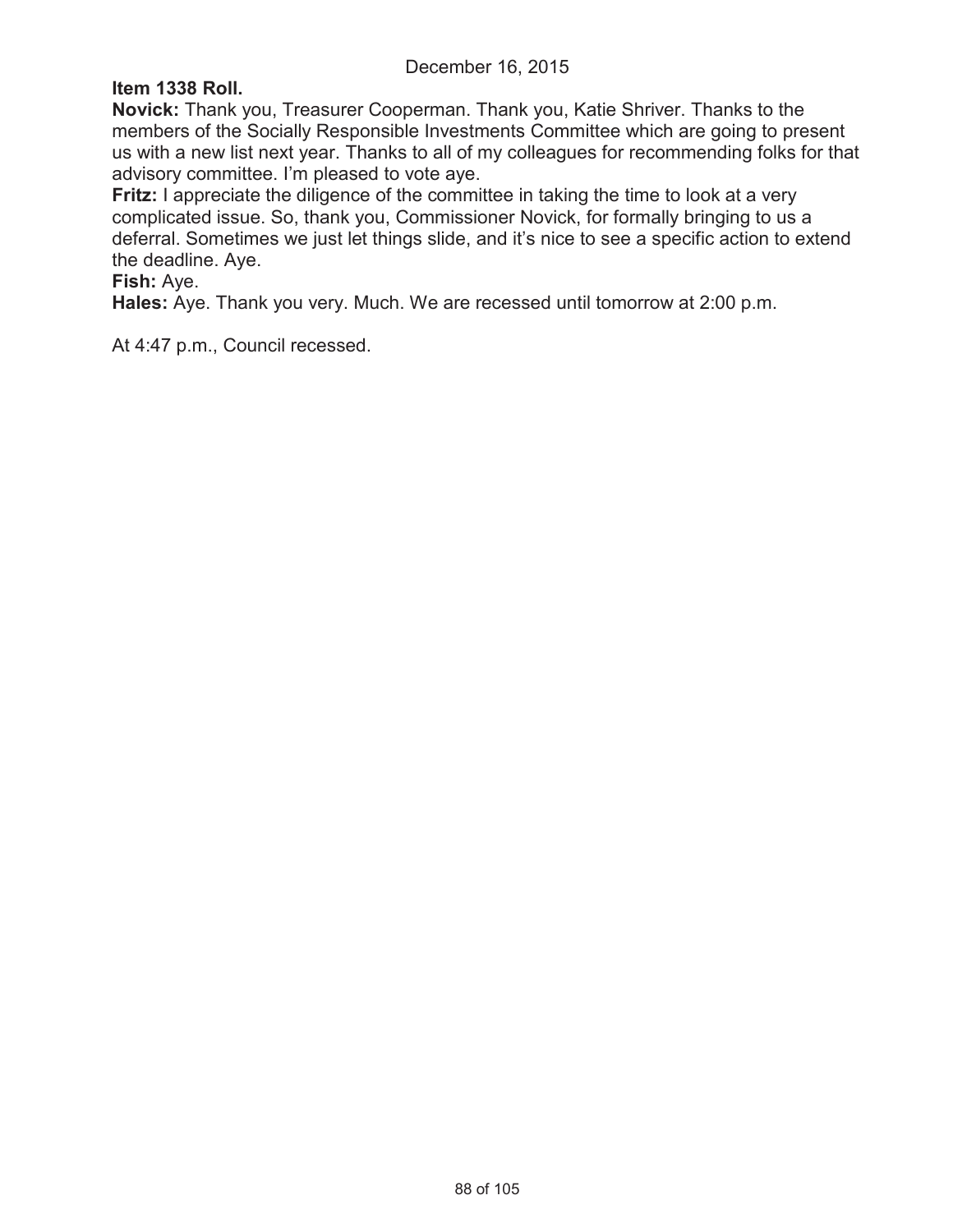**Item 1338 Roll.**

**Novick:** Thank you, Treasurer Cooperman. Thank you, Katie Shriver. Thanks to the members of the Socially Responsible Investments Committee which are going to present us with a new list next year. Thanks to all of my colleagues for recommending folks for that advisory committee. I'm pleased to vote aye.

**Fritz:** I appreciate the diligence of the committee in taking the time to look at a very complicated issue. So, thank you, Commissioner Novick, for formally bringing to us a deferral. Sometimes we just let things slide, and it's nice to see a specific action to extend the deadline. Aye.

**Fish:** Aye.

**Hales:** Aye. Thank you very. Much. We are recessed until tomorrow at 2:00 p.m.

At 4:47 p.m., Council recessed.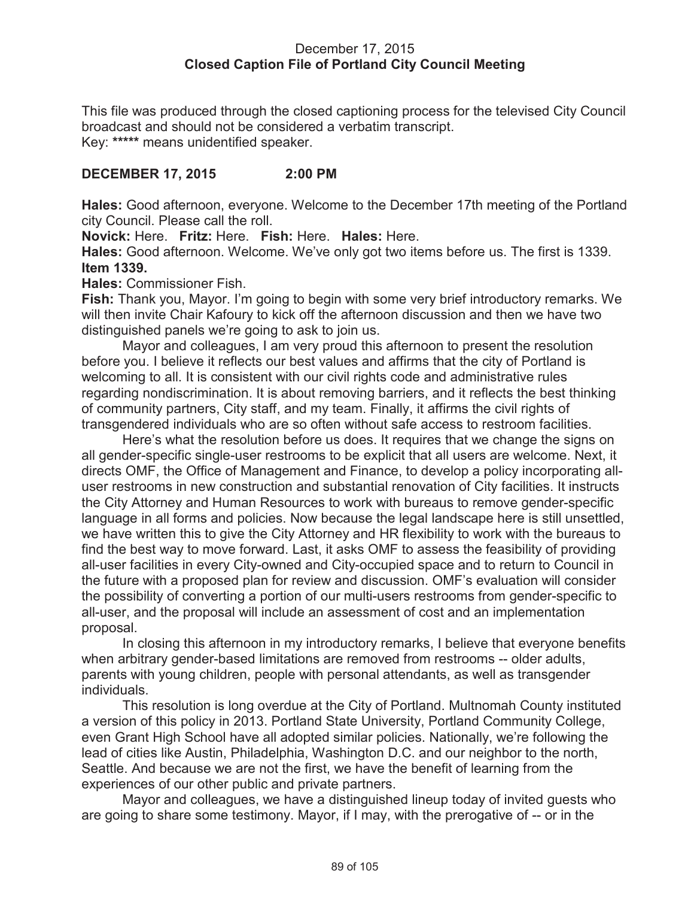December 17, 2015
**Closed Caption File of Portland City Council Meeting**

This file was produced through the closed captioning process for the televised City Council broadcast and should not be considered a verbatim transcript.
Key: ***** means unidentified speaker.

**DECEMBER 17, 2015 2:00 PM**

**Hales:** Good afternoon, everyone. Welcome to the December 17th meeting of the Portland city Council. Please call the roll.

**Novick:** Here. **Fritz:** Here. **Fish:** Here. **Hales:** Here.

**Hales:** Good afternoon. Welcome. We've only got two items before us. The first is 1339.

**Item 1339.**

**Hales:** Commissioner Fish.

**Fish:** Thank you, Mayor. I'm going to begin with some very brief introductory remarks. We will then invite Chair Kafoury to kick off the afternoon discussion and then we have two distinguished panels we're going to ask to join us.

Mayor and colleagues, I am very proud this afternoon to present the resolution before you. I believe it reflects our best values and affirms that the city of Portland is welcoming to all. It is consistent with our civil rights code and administrative rules regarding nondiscrimination. It is about removing barriers, and it reflects the best thinking of community partners, City staff, and my team. Finally, it affirms the civil rights of transgendered individuals who are so often without safe access to restroom facilities.

Here's what the resolution before us does. It requires that we change the signs on all gender-specific single-user restrooms to be explicit that all users are welcome. Next, it directs OMF, the Office of Management and Finance, to develop a policy incorporating all-user restrooms in new construction and substantial renovation of City facilities. It instructs the City Attorney and Human Resources to work with bureaus to remove gender-specific language in all forms and policies. Now because the legal landscape here is still unsettled, we have written this to give the City Attorney and HR flexibility to work with the bureaus to find the best way to move forward. Last, it asks OMF to assess the feasibility of providing all-user facilities in every City-owned and City-occupied space and to return to Council in the future with a proposed plan for review and discussion. OMF's evaluation will consider the possibility of converting a portion of our multi-users restrooms from gender-specific to all-user, and the proposal will include an assessment of cost and an implementation proposal.

In closing this afternoon in my introductory remarks, I believe that everyone benefits when arbitrary gender-based limitations are removed from restrooms -- older adults, parents with young children, people with personal attendants, as well as transgender individuals.

This resolution is long overdue at the City of Portland. Multnomah County instituted a version of this policy in 2013. Portland State University, Portland Community College, even Grant High School have all adopted similar policies. Nationally, we're following the lead of cities like Austin, Philadelphia, Washington D.C. and our neighbor to the north, Seattle. And because we are not the first, we have the benefit of learning from the experiences of our other public and private partners.

Mayor and colleagues, we have a distinguished lineup today of invited guests who are going to share some testimony. Mayor, if I may, with the prerogative of -- or in the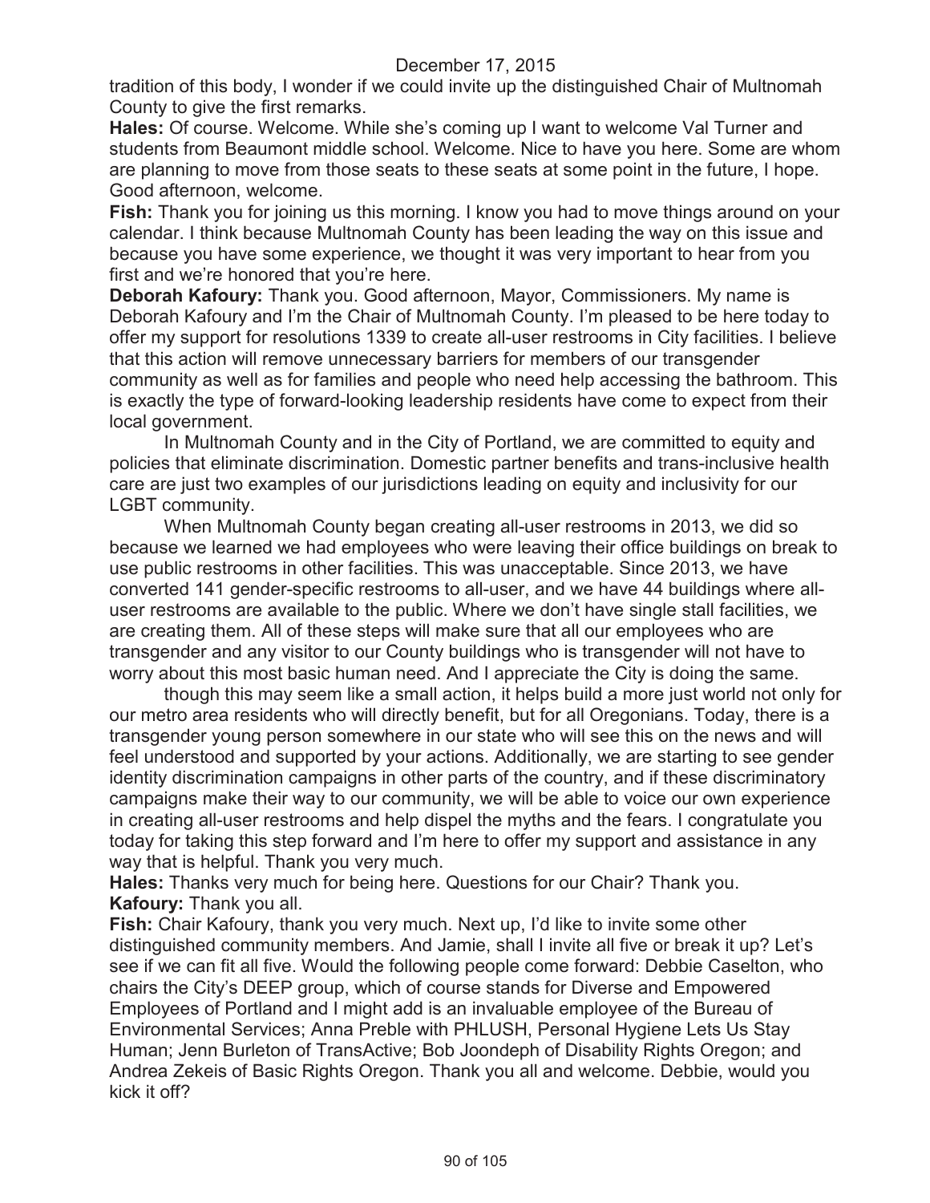tradition of this body, I wonder if we could invite up the distinguished Chair of Multnomah County to give the first remarks.

**Hales:** Of course. Welcome. While she's coming up I want to welcome Val Turner and students from Beaumont middle school. Welcome. Nice to have you here. Some are whom are planning to move from those seats to these seats at some point in the future, I hope. Good afternoon, welcome.

**Fish:** Thank you for joining us this morning. I know you had to move things around on your calendar. I think because Multnomah County has been leading the way on this issue and because you have some experience, we thought it was very important to hear from you first and we're honored that you're here.

**Deborah Kafoury:** Thank you. Good afternoon, Mayor, Commissioners. My name is Deborah Kafoury and I'm the Chair of Multnomah County. I'm pleased to be here today to offer my support for resolutions 1339 to create all-user restrooms in City facilities. I believe that this action will remove unnecessary barriers for members of our transgender community as well as for families and people who need help accessing the bathroom. This is exactly the type of forward-looking leadership residents have come to expect from their local government.

In Multnomah County and in the City of Portland, we are committed to equity and policies that eliminate discrimination. Domestic partner benefits and trans-inclusive health care are just two examples of our jurisdictions leading on equity and inclusivity for our LGBT community.

When Multnomah County began creating all-user restrooms in 2013, we did so because we learned we had employees who were leaving their office buildings on break to use public restrooms in other facilities. This was unacceptable. Since 2013, we have converted 141 gender-specific restrooms to all-user, and we have 44 buildings where all-user restrooms are available to the public. Where we don't have single stall facilities, we are creating them. All of these steps will make sure that all our employees who are transgender and any visitor to our County buildings who is transgender will not have to worry about this most basic human need. And I appreciate the City is doing the same.

though this may seem like a small action, it helps build a more just world not only for our metro area residents who will directly benefit, but for all Oregonians. Today, there is a transgender young person somewhere in our state who will see this on the news and will feel understood and supported by your actions. Additionally, we are starting to see gender identity discrimination campaigns in other parts of the country, and if these discriminatory campaigns make their way to our community, we will be able to voice our own experience in creating all-user restrooms and help dispel the myths and the fears. I congratulate you today for taking this step forward and I'm here to offer my support and assistance in any way that is helpful. Thank you very much.

**Hales:** Thanks very much for being here. Questions for our Chair? Thank you.

**Kafoury:** Thank you all.

**Fish:** Chair Kafoury, thank you very much. Next up, I'd like to invite some other distinguished community members. And Jamie, shall I invite all five or break it up? Let's see if we can fit all five. Would the following people come forward: Debbie Caselton, who chairs the City's DEEP group, which of course stands for Diverse and Empowered Employees of Portland and I might add is an invaluable employee of the Bureau of Environmental Services; Anna Preble with PHLUSH, Personal Hygiene Lets Us Stay Human; Jenn Burleton of TransActive; Bob Joondeph of Disability Rights Oregon; and Andrea Zekeis of Basic Rights Oregon. Thank you all and welcome. Debbie, would you kick it off?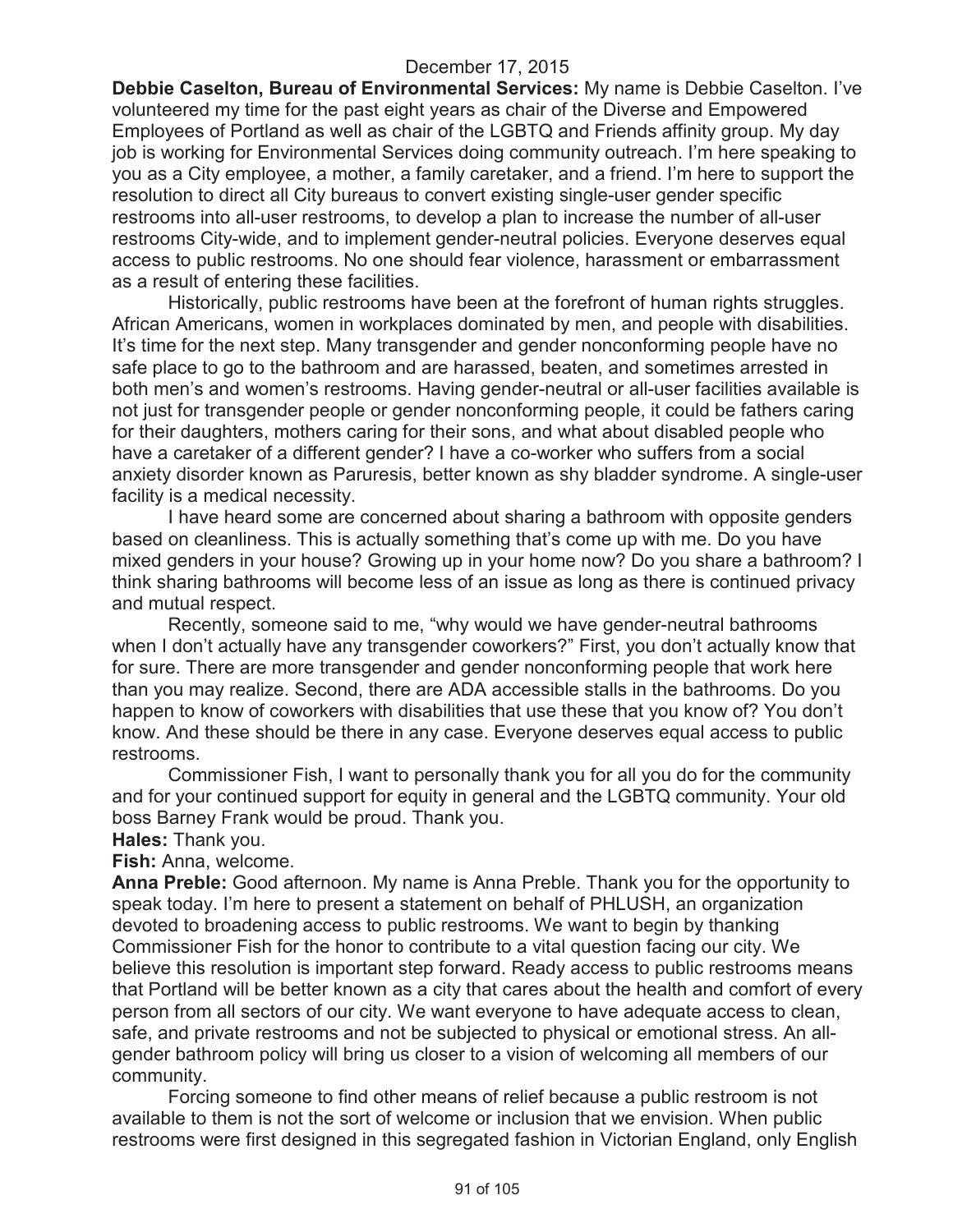**Debbie Caselton, Bureau of Environmental Services:** My name is Debbie Caselton. I've volunteered my time for the past eight years as chair of the Diverse and Empowered Employees of Portland as well as chair of the LGBTQ and Friends affinity group. My day job is working for Environmental Services doing community outreach. I'm here speaking to you as a City employee, a mother, a family caretaker, and a friend. I'm here to support the resolution to direct all City bureaus to convert existing single-user gender specific restrooms into all-user restrooms, to develop a plan to increase the number of all-user restrooms City-wide, and to implement gender-neutral policies. Everyone deserves equal access to public restrooms. No one should fear violence, harassment or embarrassment as a result of entering these facilities.

Historically, public restrooms have been at the forefront of human rights struggles. African Americans, women in workplaces dominated by men, and people with disabilities. It's time for the next step. Many transgender and gender nonconforming people have no safe place to go to the bathroom and are harassed, beaten, and sometimes arrested in both men's and women's restrooms. Having gender-neutral or all-user facilities available is not just for transgender people or gender nonconforming people, it could be fathers caring for their daughters, mothers caring for their sons, and what about disabled people who have a caretaker of a different gender? I have a co-worker who suffers from a social anxiety disorder known as Paruresis, better known as shy bladder syndrome. A single-user facility is a medical necessity.

I have heard some are concerned about sharing a bathroom with opposite genders based on cleanliness. This is actually something that's come up with me. Do you have mixed genders in your house? Growing up in your home now? Do you share a bathroom? I think sharing bathrooms will become less of an issue as long as there is continued privacy and mutual respect.

Recently, someone said to me, "why would we have gender-neutral bathrooms when I don't actually have any transgender coworkers?" First, you don't actually know that for sure. There are more transgender and gender nonconforming people that work here than you may realize. Second, there are ADA accessible stalls in the bathrooms. Do you happen to know of coworkers with disabilities that use these that you know of? You don't know. And these should be there in any case. Everyone deserves equal access to public restrooms.

Commissioner Fish, I want to personally thank you for all you do for the community and for your continued support for equity in general and the LGBTQ community. Your old boss Barney Frank would be proud. Thank you.

**Hales:** Thank you.

**Fish:** Anna, welcome.

**Anna Preble:** Good afternoon. My name is Anna Preble. Thank you for the opportunity to speak today. I'm here to present a statement on behalf of PHLUSH, an organization devoted to broadening access to public restrooms. We want to begin by thanking Commissioner Fish for the honor to contribute to a vital question facing our city. We believe this resolution is important step forward. Ready access to public restrooms means that Portland will be better known as a city that cares about the health and comfort of every person from all sectors of our city. We want everyone to have adequate access to clean, safe, and private restrooms and not be subjected to physical or emotional stress. An all-gender bathroom policy will bring us closer to a vision of welcoming all members of our community.

Forcing someone to find other means of relief because a public restroom is not available to them is not the sort of welcome or inclusion that we envision. When public restrooms were first designed in this segregated fashion in Victorian England, only English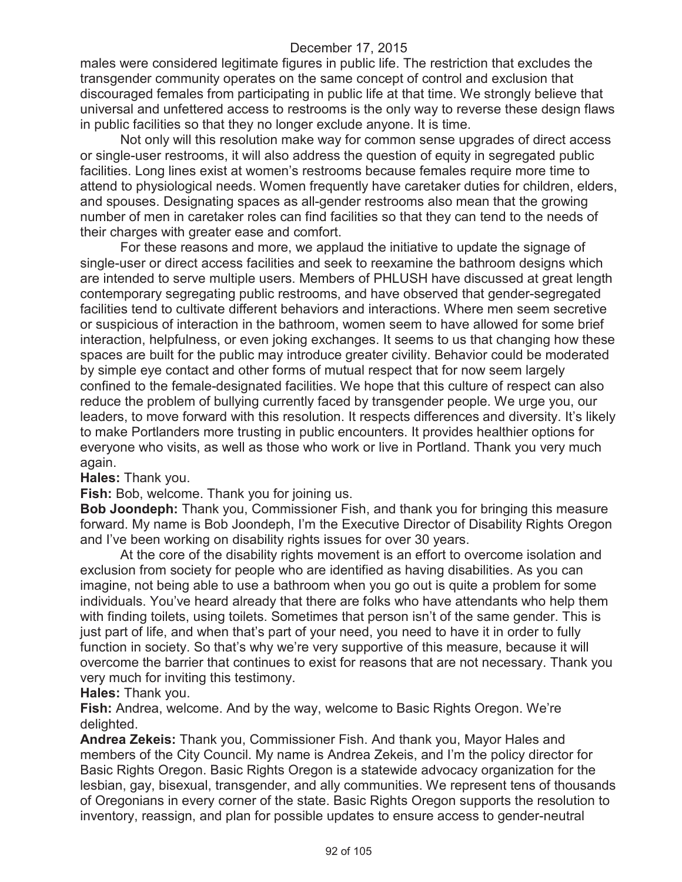males were considered legitimate figures in public life. The restriction that excludes the transgender community operates on the same concept of control and exclusion that discouraged females from participating in public life at that time. We strongly believe that universal and unfettered access to restrooms is the only way to reverse these design flaws in public facilities so that they no longer exclude anyone. It is time.

Not only will this resolution make way for common sense upgrades of direct access or single-user restrooms, it will also address the question of equity in segregated public facilities. Long lines exist at women's restrooms because females require more time to attend to physiological needs. Women frequently have caretaker duties for children, elders, and spouses. Designating spaces as all-gender restrooms also mean that the growing number of men in caretaker roles can find facilities so that they can tend to the needs of their charges with greater ease and comfort.

For these reasons and more, we applaud the initiative to update the signage of single-user or direct access facilities and seek to reexamine the bathroom designs which are intended to serve multiple users. Members of PHLUSH have discussed at great length contemporary segregating public restrooms, and have observed that gender-segregated facilities tend to cultivate different behaviors and interactions. Where men seem secretive or suspicious of interaction in the bathroom, women seem to have allowed for some brief interaction, helpfulness, or even joking exchanges. It seems to us that changing how these spaces are built for the public may introduce greater civility. Behavior could be moderated by simple eye contact and other forms of mutual respect that for now seem largely confined to the female-designated facilities. We hope that this culture of respect can also reduce the problem of bullying currently faced by transgender people. We urge you, our leaders, to move forward with this resolution. It respects differences and diversity. It's likely to make Portlanders more trusting in public encounters. It provides healthier options for everyone who visits, as well as those who work or live in Portland. Thank you very much again.

**Hales:** Thank you.

**Fish:** Bob, welcome. Thank you for joining us.

**Bob Joondeph:** Thank you, Commissioner Fish, and thank you for bringing this measure forward. My name is Bob Joondeph, I'm the Executive Director of Disability Rights Oregon and I've been working on disability rights issues for over 30 years.

At the core of the disability rights movement is an effort to overcome isolation and exclusion from society for people who are identified as having disabilities. As you can imagine, not being able to use a bathroom when you go out is quite a problem for some individuals. You've heard already that there are folks who have attendants who help them with finding toilets, using toilets. Sometimes that person isn't of the same gender. This is just part of life, and when that's part of your need, you need to have it in order to fully function in society. So that's why we're very supportive of this measure, because it will overcome the barrier that continues to exist for reasons that are not necessary. Thank you very much for inviting this testimony.

**Hales:** Thank you.

**Fish:** Andrea, welcome. And by the way, welcome to Basic Rights Oregon. We're delighted.

**Andrea Zekeis:** Thank you, Commissioner Fish. And thank you, Mayor Hales and members of the City Council. My name is Andrea Zekeis, and I'm the policy director for Basic Rights Oregon. Basic Rights Oregon is a statewide advocacy organization for the lesbian, gay, bisexual, transgender, and ally communities. We represent tens of thousands of Oregonians in every corner of the state. Basic Rights Oregon supports the resolution to inventory, reassign, and plan for possible updates to ensure access to gender-neutral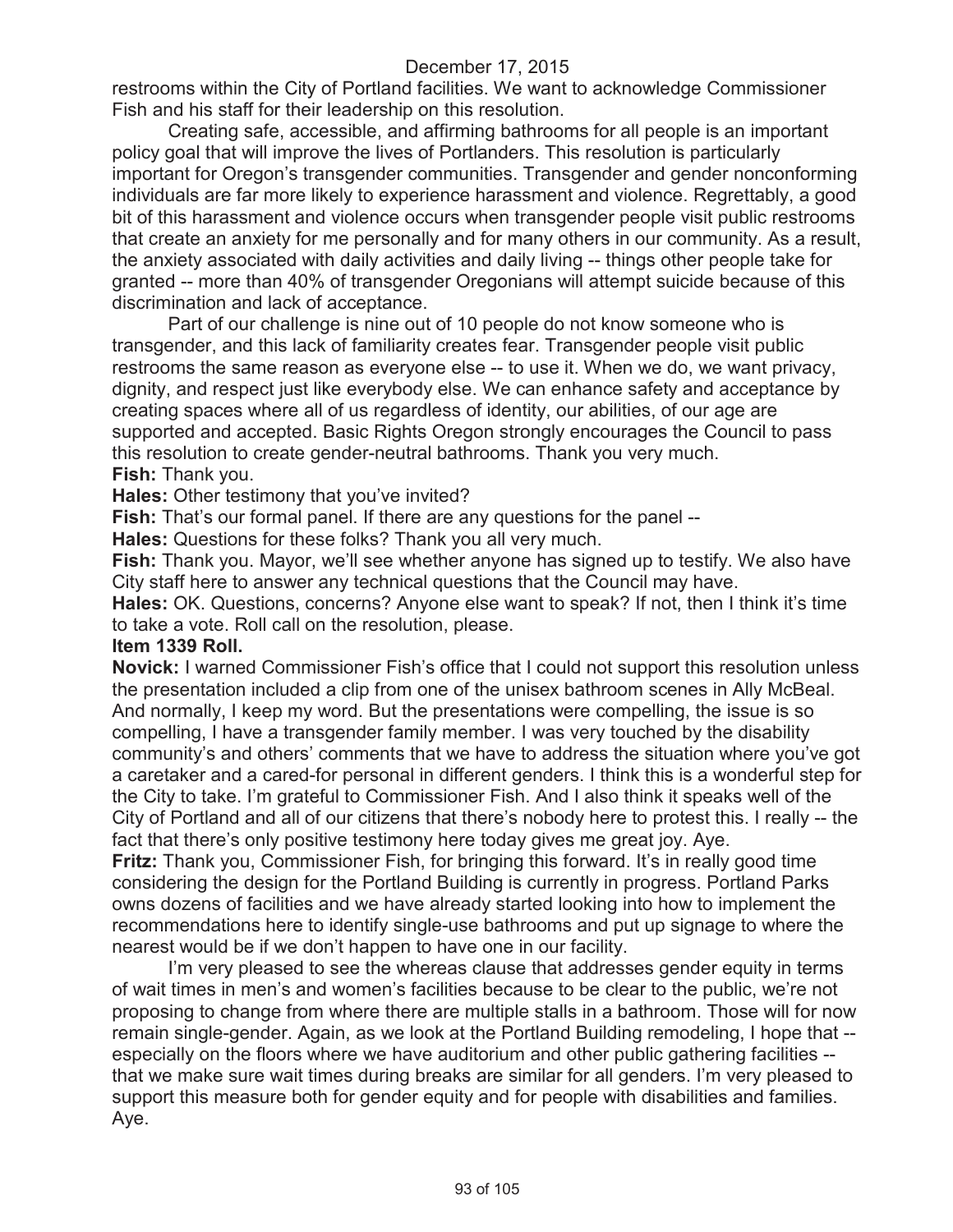restrooms within the City of Portland facilities. We want to acknowledge Commissioner Fish and his staff for their leadership on this resolution.

Creating safe, accessible, and affirming bathrooms for all people is an important policy goal that will improve the lives of Portlanders. This resolution is particularly important for Oregon's transgender communities. Transgender and gender nonconforming individuals are far more likely to experience harassment and violence. Regrettably, a good bit of this harassment and violence occurs when transgender people visit public restrooms that create an anxiety for me personally and for many others in our community. As a result, the anxiety associated with daily activities and daily living -- things other people take for granted -- more than 40% of transgender Oregonians will attempt suicide because of this discrimination and lack of acceptance.

Part of our challenge is nine out of 10 people do not know someone who is transgender, and this lack of familiarity creates fear. Transgender people visit public restrooms the same reason as everyone else -- to use it. When we do, we want privacy, dignity, and respect just like everybody else. We can enhance safety and acceptance by creating spaces where all of us regardless of identity, our abilities, of our age are supported and accepted. Basic Rights Oregon strongly encourages the Council to pass this resolution to create gender-neutral bathrooms. Thank you very much.

**Fish:** Thank you.

**Hales:** Other testimony that you've invited?

**Fish:** That's our formal panel. If there are any questions for the panel --

**Hales:** Questions for these folks? Thank you all very much.

**Fish:** Thank you. Mayor, we'll see whether anyone has signed up to testify. We also have City staff here to answer any technical questions that the Council may have.

**Hales:** OK. Questions, concerns? Anyone else want to speak? If not, then I think it's time to take a vote. Roll call on the resolution, please.

**Item 1339 Roll.**

**Novick:** I warned Commissioner Fish's office that I could not support this resolution unless the presentation included a clip from one of the unisex bathroom scenes in Ally McBeal. And normally, I keep my word. But the presentations were compelling, the issue is so compelling, I have a transgender family member. I was very touched by the disability community's and others' comments that we have to address the situation where you've got a caretaker and a cared-for personal in different genders. I think this is a wonderful step for the City to take. I'm grateful to Commissioner Fish. And I also think it speaks well of the City of Portland and all of our citizens that there's nobody here to protest this. I really -- the fact that there's only positive testimony here today gives me great joy. Aye.

**Fritz:** Thank you, Commissioner Fish, for bringing this forward. It's in really good time considering the design for the Portland Building is currently in progress. Portland Parks owns dozens of facilities and we have already started looking into how to implement the recommendations here to identify single-use bathrooms and put up signage to where the nearest would be if we don't happen to have one in our facility.

I'm very pleased to see the whereas clause that addresses gender equity in terms of wait times in men's and women's facilities because to be clear to the public, we're not proposing to change from where there are multiple stalls in a bathroom. Those will for now remain single-gender. Again, as we look at the Portland Building remodeling, I hope that -- especially on the floors where we have auditorium and other public gathering facilities -- that we make sure wait times during breaks are similar for all genders. I'm very pleased to support this measure both for gender equity and for people with disabilities and families. Aye.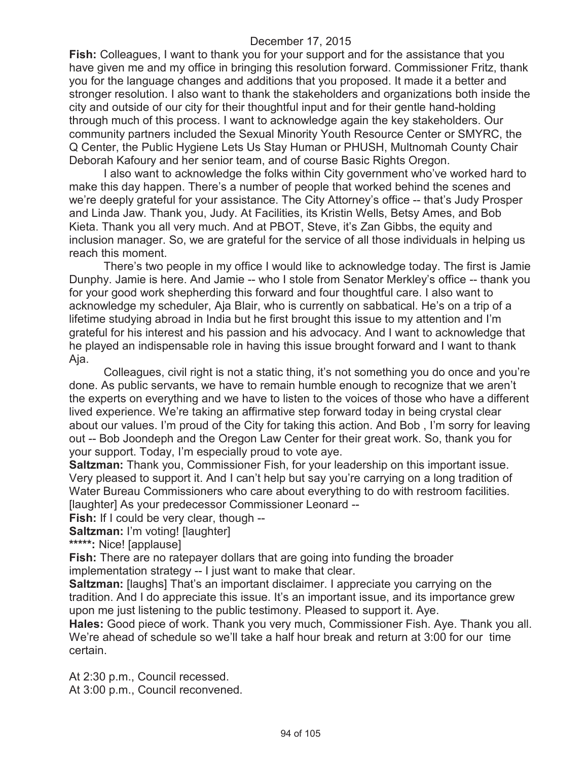December 17, 2015

**Fish:** Colleagues, I want to thank you for your support and for the assistance that you have given me and my office in bringing this resolution forward. Commissioner Fritz, thank you for the language changes and additions that you proposed. It made it a better and stronger resolution. I also want to thank the stakeholders and organizations both inside the city and outside of our city for their thoughtful input and for their gentle hand-holding through much of this process. I want to acknowledge again the key stakeholders. Our community partners included the Sexual Minority Youth Resource Center or SMYRC, the Q Center, the Public Hygiene Lets Us Stay Human or PHUSH, Multnomah County Chair Deborah Kafoury and her senior team, and of course Basic Rights Oregon.

I also want to acknowledge the folks within City government who've worked hard to make this day happen. There's a number of people that worked behind the scenes and we're deeply grateful for your assistance. The City Attorney's office -- that's Judy Prosper and Linda Jaw. Thank you, Judy. At Facilities, its Kristin Wells, Betsy Ames, and Bob Kieta. Thank you all very much. And at PBOT, Steve, it's Zan Gibbs, the equity and inclusion manager. So, we are grateful for the service of all those individuals in helping us reach this moment.

There's two people in my office I would like to acknowledge today. The first is Jamie Dunphy. Jamie is here. And Jamie -- who I stole from Senator Merkley's office -- thank you for your good work shepherding this forward and four thoughtful care. I also want to acknowledge my scheduler, Aja Blair, who is currently on sabbatical. He's on a trip of a lifetime studying abroad in India but he first brought this issue to my attention and I'm grateful for his interest and his passion and his advocacy. And I want to acknowledge that he played an indispensable role in having this issue brought forward and I want to thank Aja.

Colleagues, civil right is not a static thing, it's not something you do once and you're done. As public servants, we have to remain humble enough to recognize that we aren't the experts on everything and we have to listen to the voices of those who have a different lived experience. We're taking an affirmative step forward today in being crystal clear about our values. I'm proud of the City for taking this action. And Bob , I'm sorry for leaving out -- Bob Joondeph and the Oregon Law Center for their great work. So, thank you for your support. Today, I'm especially proud to vote aye.

**Saltzman:** Thank you, Commissioner Fish, for your leadership on this important issue. Very pleased to support it. And I can't help but say you're carrying on a long tradition of Water Bureau Commissioners who care about everything to do with restroom facilities. [laughter] As your predecessor Commissioner Leonard --

**Fish:** If I could be very clear, though --

**Saltzman:** I'm voting! [laughter]

**\*\*\*\*\*:** Nice! [applause]

**Fish:** There are no ratepayer dollars that are going into funding the broader implementation strategy -- I just want to make that clear.

**Saltzman:** [laughs] That's an important disclaimer. I appreciate you carrying on the tradition. And I do appreciate this issue. It's an important issue, and its importance grew upon me just listening to the public testimony. Pleased to support it. Aye.

**Hales:** Good piece of work. Thank you very much, Commissioner Fish. Aye. Thank you all. We're ahead of schedule so we'll take a half hour break and return at 3:00 for our time certain.

At 2:30 p.m., Council recessed.
At 3:00 p.m., Council reconvened.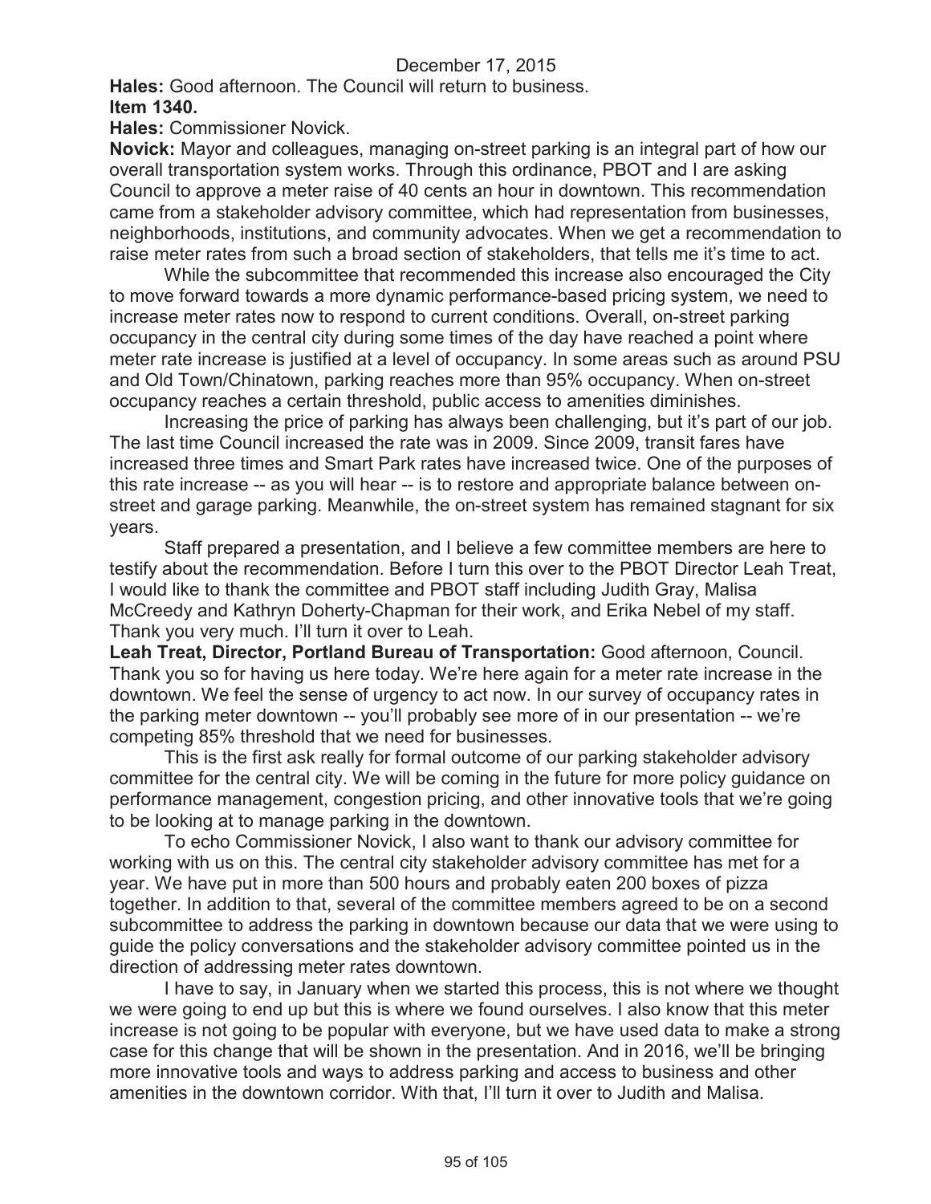December 17, 2015

**Hales:** Good afternoon. The Council will return to business.

**Item 1340.**

**Hales:** Commissioner Novick.

**Novick:** Mayor and colleagues, managing on-street parking is an integral part of how our overall transportation system works. Through this ordinance, PBOT and I are asking Council to approve a meter raise of 40 cents an hour in downtown. This recommendation came from a stakeholder advisory committee, which had representation from businesses, neighborhoods, institutions, and community advocates. When we get a recommendation to raise meter rates from such a broad section of stakeholders, that tells me it's time to act.

While the subcommittee that recommended this increase also encouraged the City to move forward towards a more dynamic performance-based pricing system, we need to increase meter rates now to respond to current conditions. Overall, on-street parking occupancy in the central city during some times of the day have reached a point where meter rate increase is justified at a level of occupancy. In some areas such as around PSU and Old Town/Chinatown, parking reaches more than 95% occupancy. When on-street occupancy reaches a certain threshold, public access to amenities diminishes.

Increasing the price of parking has always been challenging, but it's part of our job. The last time Council increased the rate was in 2009. Since 2009, transit fares have increased three times and Smart Park rates have increased twice. One of the purposes of this rate increase -- as you will hear -- is to restore and appropriate balance between on-street and garage parking. Meanwhile, the on-street system has remained stagnant for six years.

Staff prepared a presentation, and I believe a few committee members are here to testify about the recommendation. Before I turn this over to the PBOT Director Leah Treat, I would like to thank the committee and PBOT staff including Judith Gray, Malisa McCreedy and Kathryn Doherty-Chapman for their work, and Erika Nebel of my staff. Thank you very much. I'll turn it over to Leah.

**Leah Treat, Director, Portland Bureau of Transportation:** Good afternoon, Council. Thank you so for having us here today. We're here again for a meter rate increase in the downtown. We feel the sense of urgency to act now. In our survey of occupancy rates in the parking meter downtown -- you'll probably see more of in our presentation -- we're competing 85% threshold that we need for businesses.

This is the first ask really for formal outcome of our parking stakeholder advisory committee for the central city. We will be coming in the future for more policy guidance on performance management, congestion pricing, and other innovative tools that we're going to be looking at to manage parking in the downtown.

To echo Commissioner Novick, I also want to thank our advisory committee for working with us on this. The central city stakeholder advisory committee has met for a year. We have put in more than 500 hours and probably eaten 200 boxes of pizza together. In addition to that, several of the committee members agreed to be on a second subcommittee to address the parking in downtown because our data that we were using to guide the policy conversations and the stakeholder advisory committee pointed us in the direction of addressing meter rates downtown.

I have to say, in January when we started this process, this is not where we thought we were going to end up but this is where we found ourselves. I also know that this meter increase is not going to be popular with everyone, but we have used data to make a strong case for this change that will be shown in the presentation. And in 2016, we'll be bringing more innovative tools and ways to address parking and access to business and other amenities in the downtown corridor. With that, I'll turn it over to Judith and Malisa.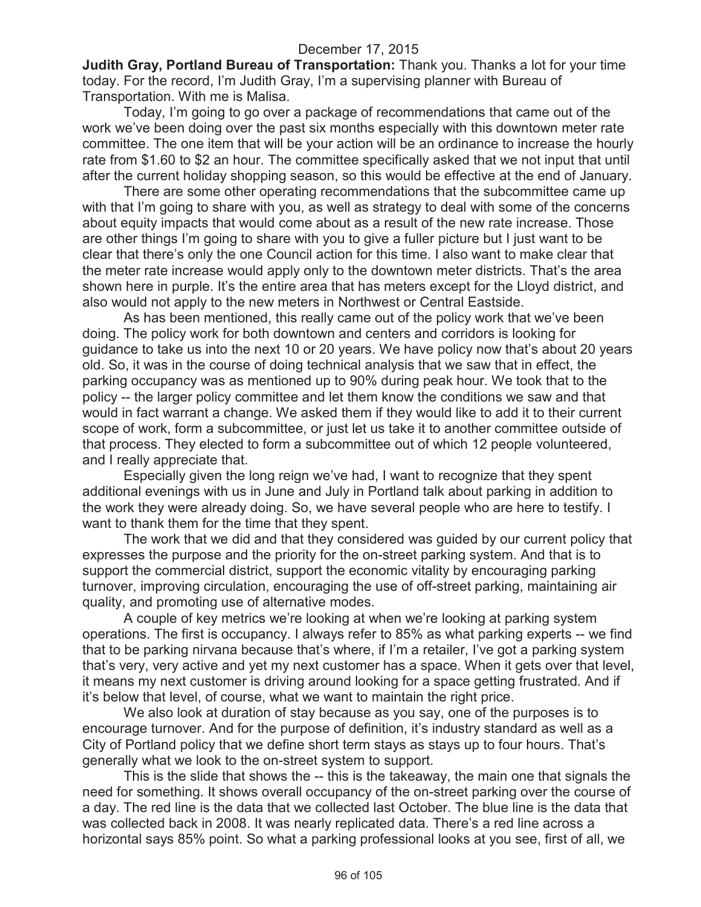December 17, 2015

**Judith Gray, Portland Bureau of Transportation:** Thank you. Thanks a lot for your time today. For the record, I'm Judith Gray, I'm a supervising planner with Bureau of Transportation. With me is Malisa.

Today, I'm going to go over a package of recommendations that came out of the work we've been doing over the past six months especially with this downtown meter rate committee. The one item that will be your action will be an ordinance to increase the hourly rate from $1.60 to $2 an hour. The committee specifically asked that we not input that until after the current holiday shopping season, so this would be effective at the end of January.

There are some other operating recommendations that the subcommittee came up with that I'm going to share with you, as well as strategy to deal with some of the concerns about equity impacts that would come about as a result of the new rate increase. Those are other things I'm going to share with you to give a fuller picture but I just want to be clear that there's only the one Council action for this time. I also want to make clear that the meter rate increase would apply only to the downtown meter districts. That's the area shown here in purple. It's the entire area that has meters except for the Lloyd district, and also would not apply to the new meters in Northwest or Central Eastside.

As has been mentioned, this really came out of the policy work that we've been doing. The policy work for both downtown and centers and corridors is looking for guidance to take us into the next 10 or 20 years. We have policy now that's about 20 years old. So, it was in the course of doing technical analysis that we saw that in effect, the parking occupancy was as mentioned up to 90% during peak hour. We took that to the policy -- the larger policy committee and let them know the conditions we saw and that would in fact warrant a change. We asked them if they would like to add it to their current scope of work, form a subcommittee, or just let us take it to another committee outside of that process. They elected to form a subcommittee out of which 12 people volunteered, and I really appreciate that.

Especially given the long reign we've had, I want to recognize that they spent additional evenings with us in June and July in Portland talk about parking in addition to the work they were already doing. So, we have several people who are here to testify. I want to thank them for the time that they spent.

The work that we did and that they considered was guided by our current policy that expresses the purpose and the priority for the on-street parking system. And that is to support the commercial district, support the economic vitality by encouraging parking turnover, improving circulation, encouraging the use of off-street parking, maintaining air quality, and promoting use of alternative modes.

A couple of key metrics we're looking at when we're looking at parking system operations. The first is occupancy. I always refer to 85% as what parking experts -- we find that to be parking nirvana because that's where, if I'm a retailer, I've got a parking system that's very, very active and yet my next customer has a space. When it gets over that level, it means my next customer is driving around looking for a space getting frustrated. And if it's below that level, of course, what we want to maintain the right price.

We also look at duration of stay because as you say, one of the purposes is to encourage turnover. And for the purpose of definition, it's industry standard as well as a City of Portland policy that we define short term stays as stays up to four hours. That's generally what we look to the on-street system to support.

This is the slide that shows the -- this is the takeaway, the main one that signals the need for something. It shows overall occupancy of the on-street parking over the course of a day. The red line is the data that we collected last October. The blue line is the data that was collected back in 2008. It was nearly replicated data. There's a red line across a horizontal says 85% point. So what a parking professional looks at you see, first of all, we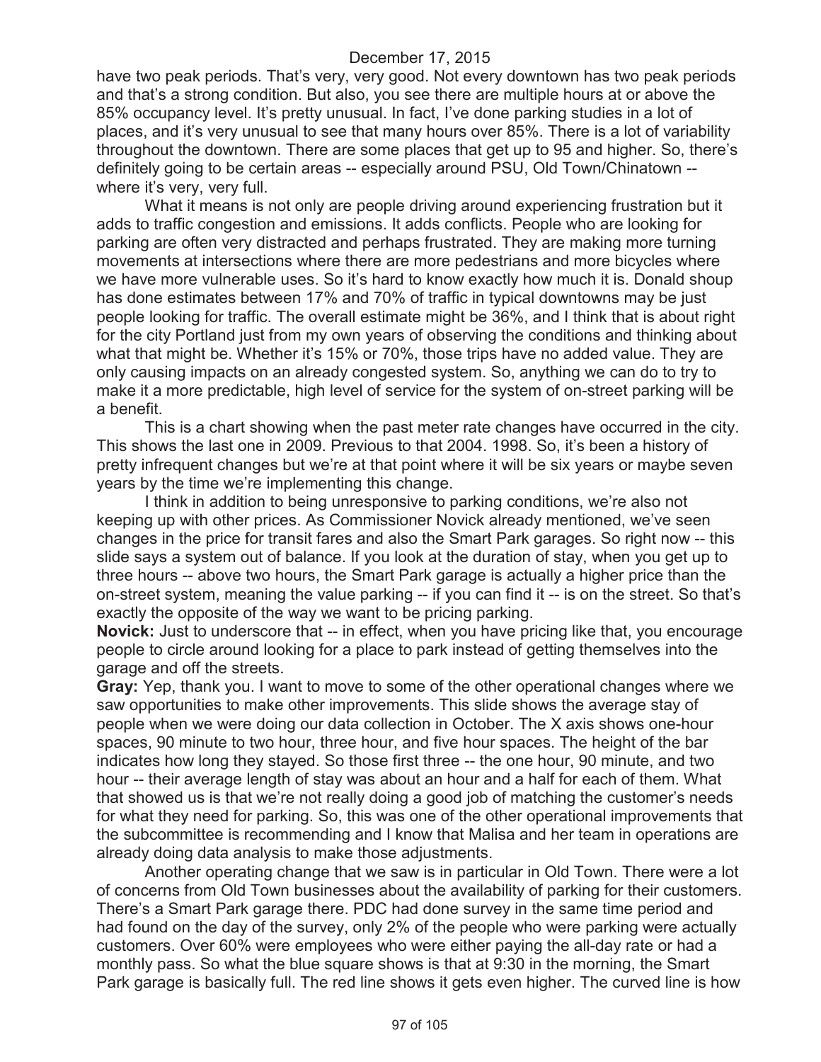have two peak periods. That's very, very good. Not every downtown has two peak periods and that's a strong condition. But also, you see there are multiple hours at or above the 85% occupancy level. It's pretty unusual. In fact, I've done parking studies in a lot of places, and it's very unusual to see that many hours over 85%. There is a lot of variability throughout the downtown. There are some places that get up to 95 and higher. So, there's definitely going to be certain areas -- especially around PSU, Old Town/Chinatown -- where it's very, very full.

What it means is not only are people driving around experiencing frustration but it adds to traffic congestion and emissions. It adds conflicts. People who are looking for parking are often very distracted and perhaps frustrated. They are making more turning movements at intersections where there are more pedestrians and more bicycles where we have more vulnerable uses. So it's hard to know exactly how much it is. Donald shoup has done estimates between 17% and 70% of traffic in typical downtowns may be just people looking for traffic. The overall estimate might be 36%, and I think that is about right for the city Portland just from my own years of observing the conditions and thinking about what that might be. Whether it's 15% or 70%, those trips have no added value. They are only causing impacts on an already congested system. So, anything we can do to try to make it a more predictable, high level of service for the system of on-street parking will be a benefit.

This is a chart showing when the past meter rate changes have occurred in the city. This shows the last one in 2009. Previous to that 2004. 1998. So, it's been a history of pretty infrequent changes but we're at that point where it will be six years or maybe seven years by the time we're implementing this change.

I think in addition to being unresponsive to parking conditions, we're also not keeping up with other prices. As Commissioner Novick already mentioned, we've seen changes in the price for transit fares and also the Smart Park garages. So right now -- this slide says a system out of balance. If you look at the duration of stay, when you get up to three hours -- above two hours, the Smart Park garage is actually a higher price than the on-street system, meaning the value parking -- if you can find it -- is on the street. So that's exactly the opposite of the way we want to be pricing parking.

**Novick:** Just to underscore that -- in effect, when you have pricing like that, you encourage people to circle around looking for a place to park instead of getting themselves into the garage and off the streets.

**Gray:** Yep, thank you. I want to move to some of the other operational changes where we saw opportunities to make other improvements. This slide shows the average stay of people when we were doing our data collection in October. The X axis shows one-hour spaces, 90 minute to two hour, three hour, and five hour spaces. The height of the bar indicates how long they stayed. So those first three -- the one hour, 90 minute, and two hour -- their average length of stay was about an hour and a half for each of them. What that showed us is that we're not really doing a good job of matching the customer's needs for what they need for parking. So, this was one of the other operational improvements that the subcommittee is recommending and I know that Malisa and her team in operations are already doing data analysis to make those adjustments.

Another operating change that we saw is in particular in Old Town. There were a lot of concerns from Old Town businesses about the availability of parking for their customers. There's a Smart Park garage there. PDC had done survey in the same time period and had found on the day of the survey, only 2% of the people who were parking were actually customers. Over 60% were employees who were either paying the all-day rate or had a monthly pass. So what the blue square shows is that at 9:30 in the morning, the Smart Park garage is basically full. The red line shows it gets even higher. The curved line is how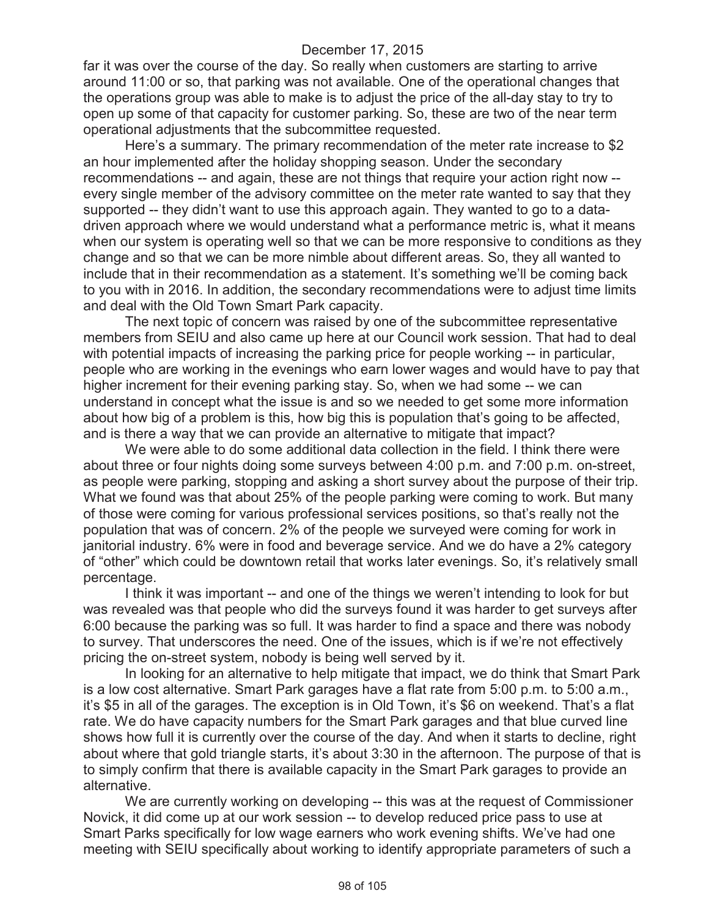far it was over the course of the day. So really when customers are starting to arrive around 11:00 or so, that parking was not available. One of the operational changes that the operations group was able to make is to adjust the price of the all-day stay to try to open up some of that capacity for customer parking. So, these are two of the near term operational adjustments that the subcommittee requested.

Here's a summary. The primary recommendation of the meter rate increase to $2 an hour implemented after the holiday shopping season. Under the secondary recommendations -- and again, these are not things that require your action right now -- every single member of the advisory committee on the meter rate wanted to say that they supported -- they didn't want to use this approach again. They wanted to go to a data-driven approach where we would understand what a performance metric is, what it means when our system is operating well so that we can be more responsive to conditions as they change and so that we can be more nimble about different areas. So, they all wanted to include that in their recommendation as a statement. It's something we'll be coming back to you with in 2016. In addition, the secondary recommendations were to adjust time limits and deal with the Old Town Smart Park capacity.

The next topic of concern was raised by one of the subcommittee representative members from SEIU and also came up here at our Council work session. That had to deal with potential impacts of increasing the parking price for people working -- in particular, people who are working in the evenings who earn lower wages and would have to pay that higher increment for their evening parking stay. So, when we had some -- we can understand in concept what the issue is and so we needed to get some more information about how big of a problem is this, how big this is population that's going to be affected, and is there a way that we can provide an alternative to mitigate that impact?

We were able to do some additional data collection in the field. I think there were about three or four nights doing some surveys between 4:00 p.m. and 7:00 p.m. on-street, as people were parking, stopping and asking a short survey about the purpose of their trip. What we found was that about 25% of the people parking were coming to work. But many of those were coming for various professional services positions, so that's really not the population that was of concern. 2% of the people we surveyed were coming for work in janitorial industry. 6% were in food and beverage service. And we do have a 2% category of "other" which could be downtown retail that works later evenings. So, it's relatively small percentage.

I think it was important -- and one of the things we weren't intending to look for but was revealed was that people who did the surveys found it was harder to get surveys after 6:00 because the parking was so full. It was harder to find a space and there was nobody to survey. That underscores the need. One of the issues, which is if we're not effectively pricing the on-street system, nobody is being well served by it.

In looking for an alternative to help mitigate that impact, we do think that Smart Park is a low cost alternative. Smart Park garages have a flat rate from 5:00 p.m. to 5:00 a.m., it's $5 in all of the garages. The exception is in Old Town, it's $6 on weekend. That's a flat rate. We do have capacity numbers for the Smart Park garages and that blue curved line shows how full it is currently over the course of the day. And when it starts to decline, right about where that gold triangle starts, it's about 3:30 in the afternoon. The purpose of that is to simply confirm that there is available capacity in the Smart Park garages to provide an alternative.

We are currently working on developing -- this was at the request of Commissioner Novick, it did come up at our work session -- to develop reduced price pass to use at Smart Parks specifically for low wage earners who work evening shifts. We've had one meeting with SEIU specifically about working to identify appropriate parameters of such a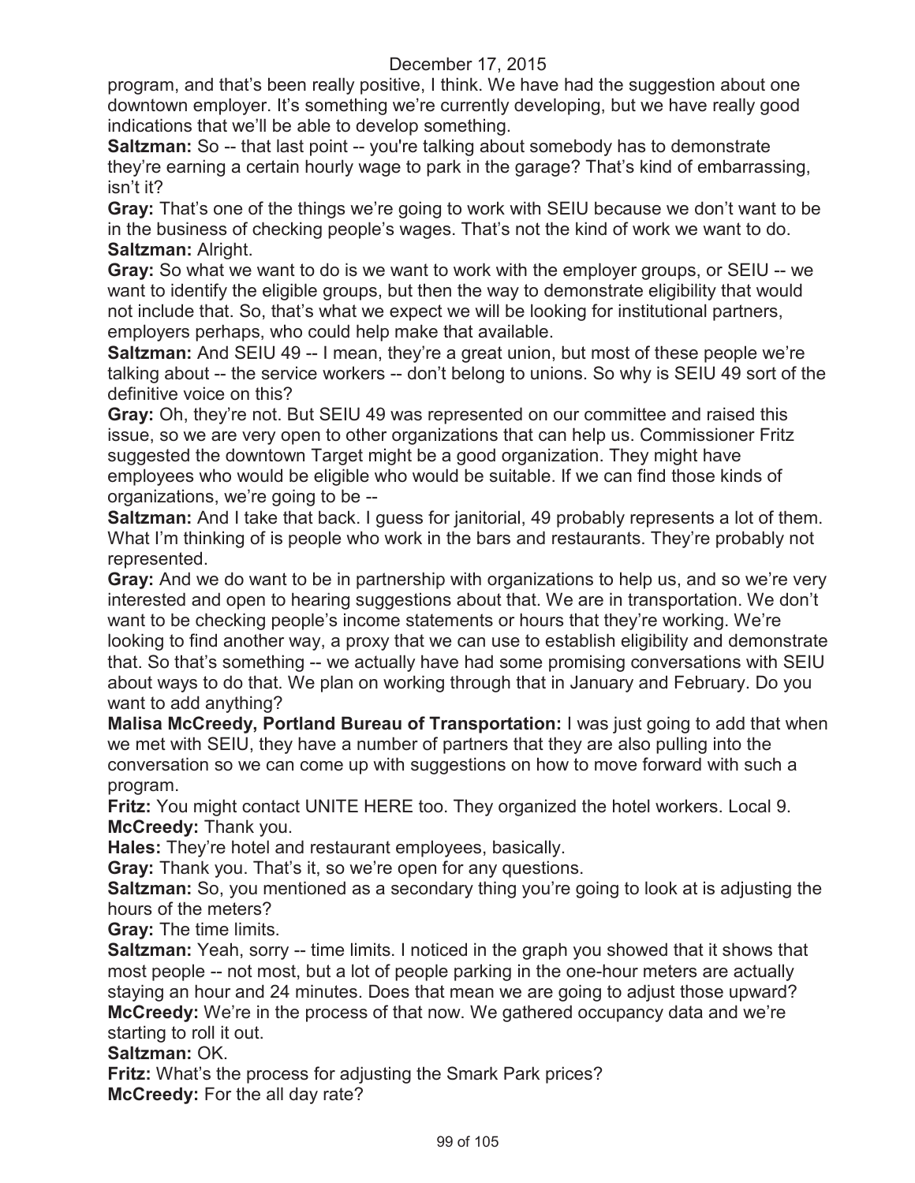program, and that's been really positive, I think. We have had the suggestion about one downtown employer. It's something we're currently developing, but we have really good indications that we'll be able to develop something.

**Saltzman:** So -- that last point -- you're talking about somebody has to demonstrate they're earning a certain hourly wage to park in the garage? That's kind of embarrassing, isn't it?

**Gray:** That's one of the things we're going to work with SEIU because we don't want to be in the business of checking people's wages. That's not the kind of work we want to do.

**Saltzman:** Alright.

**Gray:** So what we want to do is we want to work with the employer groups, or SEIU -- we want to identify the eligible groups, but then the way to demonstrate eligibility that would not include that. So, that's what we expect we will be looking for institutional partners, employers perhaps, who could help make that available.

**Saltzman:** And SEIU 49 -- I mean, they're a great union, but most of these people we're talking about -- the service workers -- don't belong to unions. So why is SEIU 49 sort of the definitive voice on this?

**Gray:** Oh, they're not. But SEIU 49 was represented on our committee and raised this issue, so we are very open to other organizations that can help us. Commissioner Fritz suggested the downtown Target might be a good organization. They might have employees who would be eligible who would be suitable. If we can find those kinds of organizations, we're going to be --

**Saltzman:** And I take that back. I guess for janitorial, 49 probably represents a lot of them. What I'm thinking of is people who work in the bars and restaurants. They're probably not represented.

**Gray:** And we do want to be in partnership with organizations to help us, and so we're very interested and open to hearing suggestions about that. We are in transportation. We don't want to be checking people's income statements or hours that they're working. We're looking to find another way, a proxy that we can use to establish eligibility and demonstrate that. So that's something -- we actually have had some promising conversations with SEIU about ways to do that. We plan on working through that in January and February. Do you want to add anything?

**Malisa McCreedy, Portland Bureau of Transportation:** I was just going to add that when we met with SEIU, they have a number of partners that they are also pulling into the conversation so we can come up with suggestions on how to move forward with such a program.

**Fritz:** You might contact UNITE HERE too. They organized the hotel workers. Local 9.

**McCreedy:** Thank you.

**Hales:** They're hotel and restaurant employees, basically.

**Gray:** Thank you. That's it, so we're open for any questions.

**Saltzman:** So, you mentioned as a secondary thing you're going to look at is adjusting the hours of the meters?

**Gray:** The time limits.

**Saltzman:** Yeah, sorry -- time limits. I noticed in the graph you showed that it shows that most people -- not most, but a lot of people parking in the one-hour meters are actually staying an hour and 24 minutes. Does that mean we are going to adjust those upward?

**McCreedy:** We're in the process of that now. We gathered occupancy data and we're starting to roll it out.

**Saltzman:** OK.

**Fritz:** What's the process for adjusting the Smark Park prices?

**McCreedy:** For the all day rate?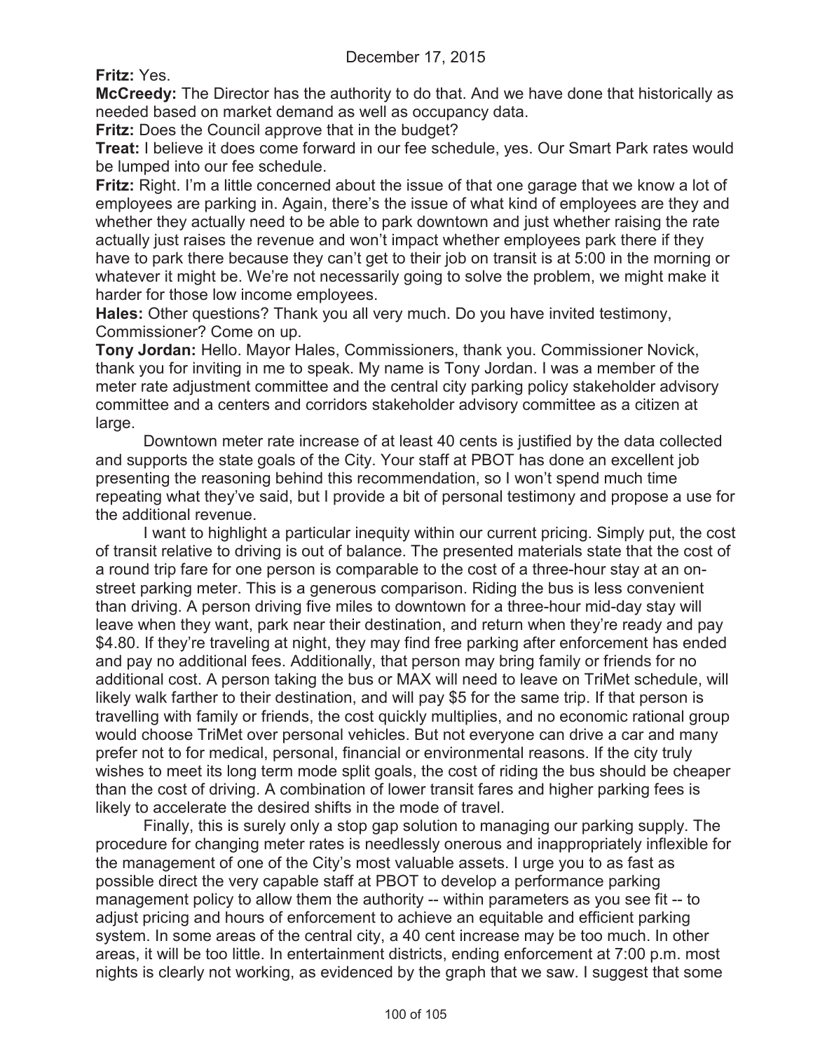**Fritz:** Yes.

**McCreedy:** The Director has the authority to do that. And we have done that historically as needed based on market demand as well as occupancy data.

**Fritz:** Does the Council approve that in the budget?

**Treat:** I believe it does come forward in our fee schedule, yes. Our Smart Park rates would be lumped into our fee schedule.

**Fritz:** Right. I'm a little concerned about the issue of that one garage that we know a lot of employees are parking in. Again, there's the issue of what kind of employees are they and whether they actually need to be able to park downtown and just whether raising the rate actually just raises the revenue and won't impact whether employees park there if they have to park there because they can't get to their job on transit is at 5:00 in the morning or whatever it might be. We're not necessarily going to solve the problem, we might make it harder for those low income employees.

**Hales:** Other questions? Thank you all very much. Do you have invited testimony, Commissioner? Come on up.

**Tony Jordan:** Hello. Mayor Hales, Commissioners, thank you. Commissioner Novick, thank you for inviting in me to speak. My name is Tony Jordan. I was a member of the meter rate adjustment committee and the central city parking policy stakeholder advisory committee and a centers and corridors stakeholder advisory committee as a citizen at large.

Downtown meter rate increase of at least 40 cents is justified by the data collected and supports the state goals of the City. Your staff at PBOT has done an excellent job presenting the reasoning behind this recommendation, so I won't spend much time repeating what they've said, but I provide a bit of personal testimony and propose a use for the additional revenue.

I want to highlight a particular inequity within our current pricing. Simply put, the cost of transit relative to driving is out of balance. The presented materials state that the cost of a round trip fare for one person is comparable to the cost of a three-hour stay at an on-street parking meter. This is a generous comparison. Riding the bus is less convenient than driving. A person driving five miles to downtown for a three-hour mid-day stay will leave when they want, park near their destination, and return when they're ready and pay \$4.80. If they're traveling at night, they may find free parking after enforcement has ended and pay no additional fees. Additionally, that person may bring family or friends for no additional cost. A person taking the bus or MAX will need to leave on TriMet schedule, will likely walk farther to their destination, and will pay \$5 for the same trip. If that person is travelling with family or friends, the cost quickly multiplies, and no economic rational group would choose TriMet over personal vehicles. But not everyone can drive a car and many prefer not to for medical, personal, financial or environmental reasons. If the city truly wishes to meet its long term mode split goals, the cost of riding the bus should be cheaper than the cost of driving. A combination of lower transit fares and higher parking fees is likely to accelerate the desired shifts in the mode of travel.

Finally, this is surely only a stop gap solution to managing our parking supply. The procedure for changing meter rates is needlessly onerous and inappropriately inflexible for the management of one of the City's most valuable assets. I urge you to as fast as possible direct the very capable staff at PBOT to develop a performance parking management policy to allow them the authority -- within parameters as you see fit -- to adjust pricing and hours of enforcement to achieve an equitable and efficient parking system. In some areas of the central city, a 40 cent increase may be too much. In other areas, it will be too little. In entertainment districts, ending enforcement at 7:00 p.m. most nights is clearly not working, as evidenced by the graph that we saw. I suggest that some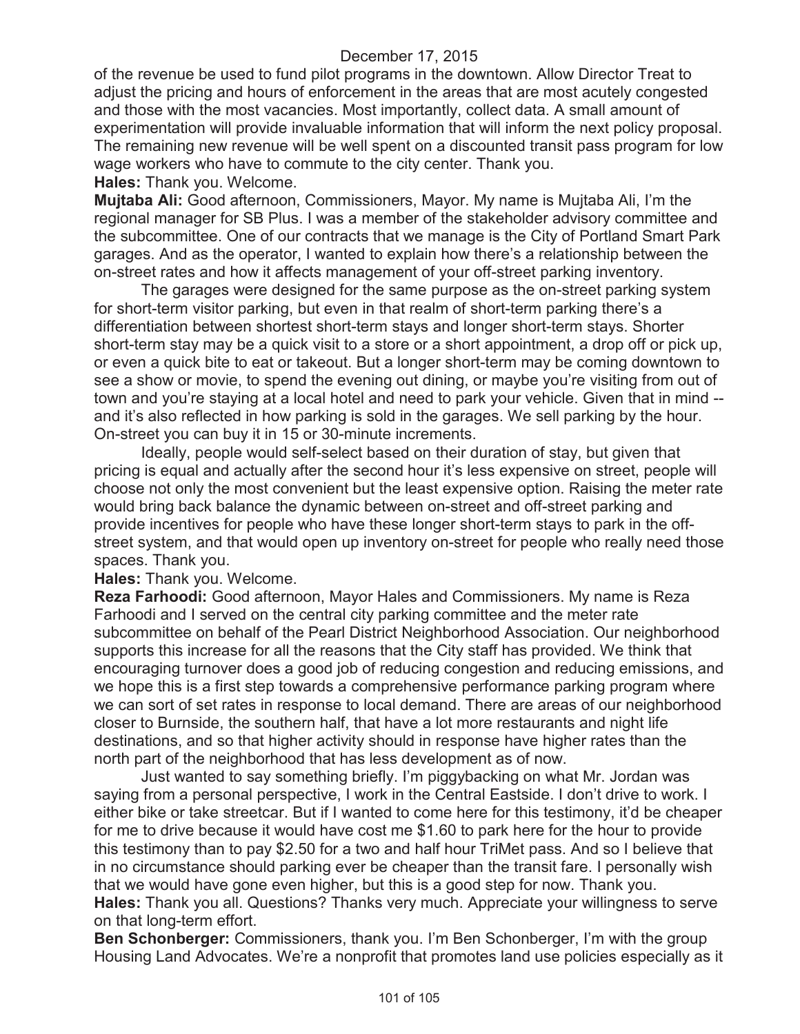of the revenue be used to fund pilot programs in the downtown. Allow Director Treat to adjust the pricing and hours of enforcement in the areas that are most acutely congested and those with the most vacancies. Most importantly, collect data. A small amount of experimentation will provide invaluable information that will inform the next policy proposal. The remaining new revenue will be well spent on a discounted transit pass program for low wage workers who have to commute to the city center. Thank you.

**Hales:** Thank you. Welcome.

**Mujtaba Ali:** Good afternoon, Commissioners, Mayor. My name is Mujtaba Ali, I'm the regional manager for SB Plus. I was a member of the stakeholder advisory committee and the subcommittee. One of our contracts that we manage is the City of Portland Smart Park garages. And as the operator, I wanted to explain how there's a relationship between the on-street rates and how it affects management of your off-street parking inventory.

The garages were designed for the same purpose as the on-street parking system for short-term visitor parking, but even in that realm of short-term parking there's a differentiation between shortest short-term stays and longer short-term stays. Shorter short-term stay may be a quick visit to a store or a short appointment, a drop off or pick up, or even a quick bite to eat or takeout. But a longer short-term may be coming downtown to see a show or movie, to spend the evening out dining, or maybe you're visiting from out of town and you're staying at a local hotel and need to park your vehicle. Given that in mind -- and it's also reflected in how parking is sold in the garages. We sell parking by the hour. On-street you can buy it in 15 or 30-minute increments.

Ideally, people would self-select based on their duration of stay, but given that pricing is equal and actually after the second hour it's less expensive on street, people will choose not only the most convenient but the least expensive option. Raising the meter rate would bring back balance the dynamic between on-street and off-street parking and provide incentives for people who have these longer short-term stays to park in the off-street system, and that would open up inventory on-street for people who really need those spaces. Thank you.

**Hales:** Thank you. Welcome.

**Reza Farhoodi:** Good afternoon, Mayor Hales and Commissioners. My name is Reza Farhoodi and I served on the central city parking committee and the meter rate subcommittee on behalf of the Pearl District Neighborhood Association. Our neighborhood supports this increase for all the reasons that the City staff has provided. We think that encouraging turnover does a good job of reducing congestion and reducing emissions, and we hope this is a first step towards a comprehensive performance parking program where we can sort of set rates in response to local demand. There are areas of our neighborhood closer to Burnside, the southern half, that have a lot more restaurants and night life destinations, and so that higher activity should in response have higher rates than the north part of the neighborhood that has less development as of now.

Just wanted to say something briefly. I'm piggybacking on what Mr. Jordan was saying from a personal perspective, I work in the Central Eastside. I don't drive to work. I either bike or take streetcar. But if I wanted to come here for this testimony, it'd be cheaper for me to drive because it would have cost me $1.60 to park here for the hour to provide this testimony than to pay $2.50 for a two and half hour TriMet pass. And so I believe that in no circumstance should parking ever be cheaper than the transit fare. I personally wish that we would have gone even higher, but this is a good step for now. Thank you.

**Hales:** Thank you all. Questions? Thanks very much. Appreciate your willingness to serve on that long-term effort.

**Ben Schonberger:** Commissioners, thank you. I'm Ben Schonberger, I'm with the group Housing Land Advocates. We're a nonprofit that promotes land use policies especially as it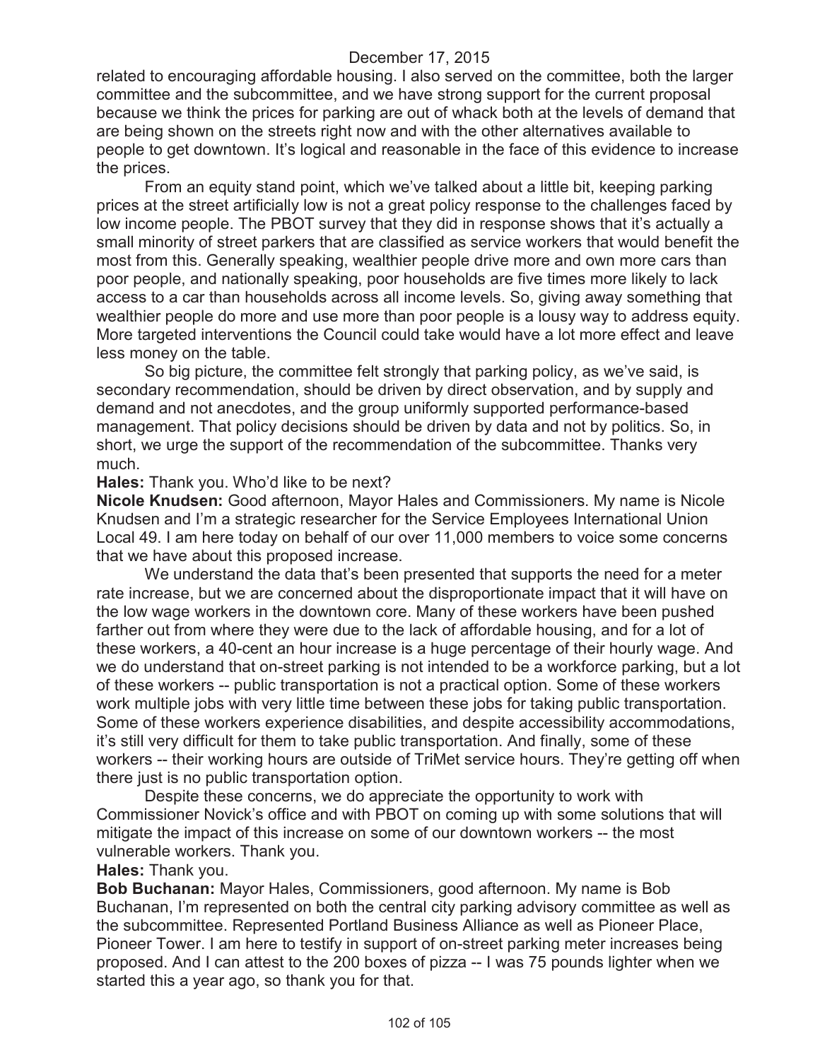related to encouraging affordable housing. I also served on the committee, both the larger committee and the subcommittee, and we have strong support for the current proposal because we think the prices for parking are out of whack both at the levels of demand that are being shown on the streets right now and with the other alternatives available to people to get downtown. It's logical and reasonable in the face of this evidence to increase the prices.

From an equity stand point, which we've talked about a little bit, keeping parking prices at the street artificially low is not a great policy response to the challenges faced by low income people. The PBOT survey that they did in response shows that it's actually a small minority of street parkers that are classified as service workers that would benefit the most from this. Generally speaking, wealthier people drive more and own more cars than poor people, and nationally speaking, poor households are five times more likely to lack access to a car than households across all income levels. So, giving away something that wealthier people do more and use more than poor people is a lousy way to address equity. More targeted interventions the Council could take would have a lot more effect and leave less money on the table.

So big picture, the committee felt strongly that parking policy, as we've said, is secondary recommendation, should be driven by direct observation, and by supply and demand and not anecdotes, and the group uniformly supported performance-based management. That policy decisions should be driven by data and not by politics. So, in short, we urge the support of the recommendation of the subcommittee. Thanks very much.

**Hales:** Thank you. Who'd like to be next?

**Nicole Knudsen:** Good afternoon, Mayor Hales and Commissioners. My name is Nicole Knudsen and I'm a strategic researcher for the Service Employees International Union Local 49. I am here today on behalf of our over 11,000 members to voice some concerns that we have about this proposed increase.

We understand the data that's been presented that supports the need for a meter rate increase, but we are concerned about the disproportionate impact that it will have on the low wage workers in the downtown core. Many of these workers have been pushed farther out from where they were due to the lack of affordable housing, and for a lot of these workers, a 40-cent an hour increase is a huge percentage of their hourly wage. And we do understand that on-street parking is not intended to be a workforce parking, but a lot of these workers -- public transportation is not a practical option. Some of these workers work multiple jobs with very little time between these jobs for taking public transportation. Some of these workers experience disabilities, and despite accessibility accommodations, it's still very difficult for them to take public transportation. And finally, some of these workers -- their working hours are outside of TriMet service hours. They're getting off when there just is no public transportation option.

Despite these concerns, we do appreciate the opportunity to work with Commissioner Novick's office and with PBOT on coming up with some solutions that will mitigate the impact of this increase on some of our downtown workers -- the most vulnerable workers. Thank you.

**Hales:** Thank you.

**Bob Buchanan:** Mayor Hales, Commissioners, good afternoon. My name is Bob Buchanan, I'm represented on both the central city parking advisory committee as well as the subcommittee. Represented Portland Business Alliance as well as Pioneer Place, Pioneer Tower. I am here to testify in support of on-street parking meter increases being proposed. And I can attest to the 200 boxes of pizza -- I was 75 pounds lighter when we started this a year ago, so thank you for that.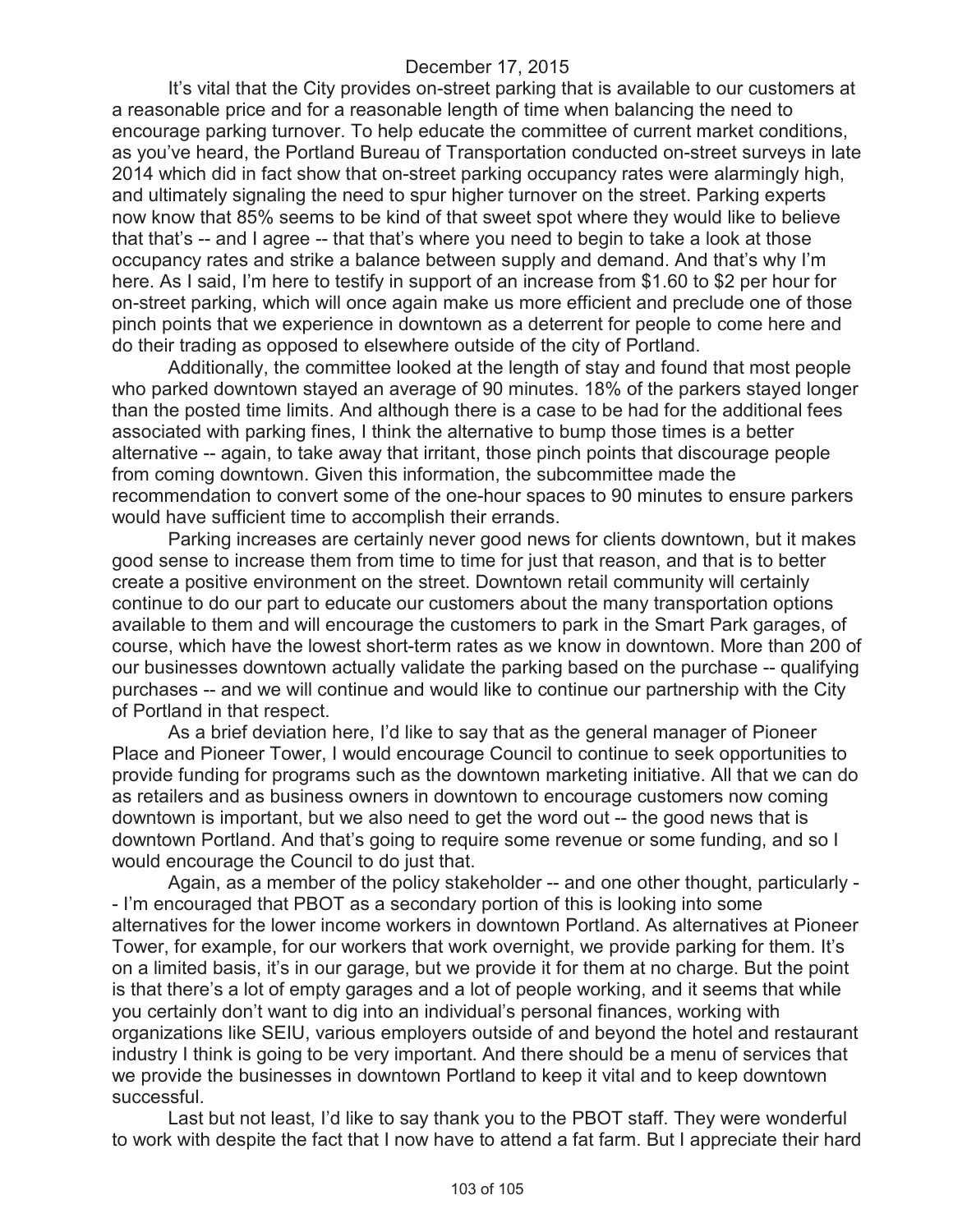It's vital that the City provides on-street parking that is available to our customers at a reasonable price and for a reasonable length of time when balancing the need to encourage parking turnover. To help educate the committee of current market conditions, as you've heard, the Portland Bureau of Transportation conducted on-street surveys in late 2014 which did in fact show that on-street parking occupancy rates were alarmingly high, and ultimately signaling the need to spur higher turnover on the street. Parking experts now know that 85% seems to be kind of that sweet spot where they would like to believe that that's -- and I agree -- that that's where you need to begin to take a look at those occupancy rates and strike a balance between supply and demand. And that's why I'm here. As I said, I'm here to testify in support of an increase from $1.60 to $2 per hour for on-street parking, which will once again make us more efficient and preclude one of those pinch points that we experience in downtown as a deterrent for people to come here and do their trading as opposed to elsewhere outside of the city of Portland.

Additionally, the committee looked at the length of stay and found that most people who parked downtown stayed an average of 90 minutes. 18% of the parkers stayed longer than the posted time limits. And although there is a case to be had for the additional fees associated with parking fines, I think the alternative to bump those times is a better alternative -- again, to take away that irritant, those pinch points that discourage people from coming downtown. Given this information, the subcommittee made the recommendation to convert some of the one-hour spaces to 90 minutes to ensure parkers would have sufficient time to accomplish their errands.

Parking increases are certainly never good news for clients downtown, but it makes good sense to increase them from time to time for just that reason, and that is to better create a positive environment on the street. Downtown retail community will certainly continue to do our part to educate our customers about the many transportation options available to them and will encourage the customers to park in the Smart Park garages, of course, which have the lowest short-term rates as we know in downtown. More than 200 of our businesses downtown actually validate the parking based on the purchase -- qualifying purchases -- and we will continue and would like to continue our partnership with the City of Portland in that respect.

As a brief deviation here, I'd like to say that as the general manager of Pioneer Place and Pioneer Tower, I would encourage Council to continue to seek opportunities to provide funding for programs such as the downtown marketing initiative. All that we can do as retailers and as business owners in downtown to encourage customers now coming downtown is important, but we also need to get the word out -- the good news that is downtown Portland. And that's going to require some revenue or some funding, and so I would encourage the Council to do just that.

Again, as a member of the policy stakeholder -- and one other thought, particularly -- I'm encouraged that PBOT as a secondary portion of this is looking into some alternatives for the lower income workers in downtown Portland. As alternatives at Pioneer Tower, for example, for our workers that work overnight, we provide parking for them. It's on a limited basis, it's in our garage, but we provide it for them at no charge. But the point is that there's a lot of empty garages and a lot of people working, and it seems that while you certainly don't want to dig into an individual's personal finances, working with organizations like SEIU, various employers outside of and beyond the hotel and restaurant industry I think is going to be very important. And there should be a menu of services that we provide the businesses in downtown Portland to keep it vital and to keep downtown successful.

Last but not least, I'd like to say thank you to the PBOT staff. They were wonderful to work with despite the fact that I now have to attend a fat farm. But I appreciate their hard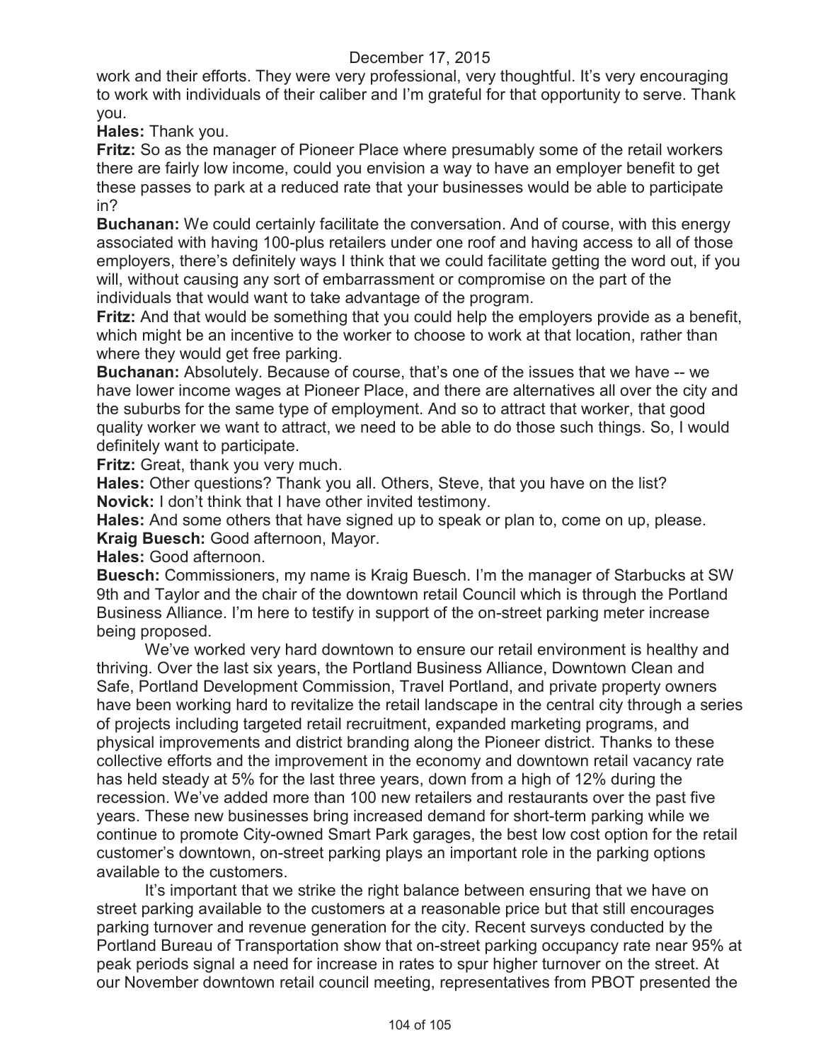work and their efforts. They were very professional, very thoughtful. It's very encouraging to work with individuals of their caliber and I'm grateful for that opportunity to serve. Thank you.

**Hales:** Thank you.

**Fritz:** So as the manager of Pioneer Place where presumably some of the retail workers there are fairly low income, could you envision a way to have an employer benefit to get these passes to park at a reduced rate that your businesses would be able to participate in?

**Buchanan:** We could certainly facilitate the conversation. And of course, with this energy associated with having 100-plus retailers under one roof and having access to all of those employers, there's definitely ways I think that we could facilitate getting the word out, if you will, without causing any sort of embarrassment or compromise on the part of the individuals that would want to take advantage of the program.

**Fritz:** And that would be something that you could help the employers provide as a benefit, which might be an incentive to the worker to choose to work at that location, rather than where they would get free parking.

**Buchanan:** Absolutely. Because of course, that's one of the issues that we have -- we have lower income wages at Pioneer Place, and there are alternatives all over the city and the suburbs for the same type of employment. And so to attract that worker, that good quality worker we want to attract, we need to be able to do those such things. So, I would definitely want to participate.

**Fritz:** Great, thank you very much.

**Hales:** Other questions? Thank you all. Others, Steve, that you have on the list?

**Novick:** I don't think that I have other invited testimony.

**Hales:** And some others that have signed up to speak or plan to, come on up, please.

**Kraig Buesch:** Good afternoon, Mayor.

**Hales:** Good afternoon.

**Buesch:** Commissioners, my name is Kraig Buesch. I'm the manager of Starbucks at SW 9th and Taylor and the chair of the downtown retail Council which is through the Portland Business Alliance. I'm here to testify in support of the on-street parking meter increase being proposed.

We've worked very hard downtown to ensure our retail environment is healthy and thriving. Over the last six years, the Portland Business Alliance, Downtown Clean and Safe, Portland Development Commission, Travel Portland, and private property owners have been working hard to revitalize the retail landscape in the central city through a series of projects including targeted retail recruitment, expanded marketing programs, and physical improvements and district branding along the Pioneer district. Thanks to these collective efforts and the improvement in the economy and downtown retail vacancy rate has held steady at 5% for the last three years, down from a high of 12% during the recession. We've added more than 100 new retailers and restaurants over the past five years. These new businesses bring increased demand for short-term parking while we continue to promote City-owned Smart Park garages, the best low cost option for the retail customer's downtown, on-street parking plays an important role in the parking options available to the customers.

It's important that we strike the right balance between ensuring that we have on street parking available to the customers at a reasonable price but that still encourages parking turnover and revenue generation for the city. Recent surveys conducted by the Portland Bureau of Transportation show that on-street parking occupancy rate near 95% at peak periods signal a need for increase in rates to spur higher turnover on the street. At our November downtown retail council meeting, representatives from PBOT presented the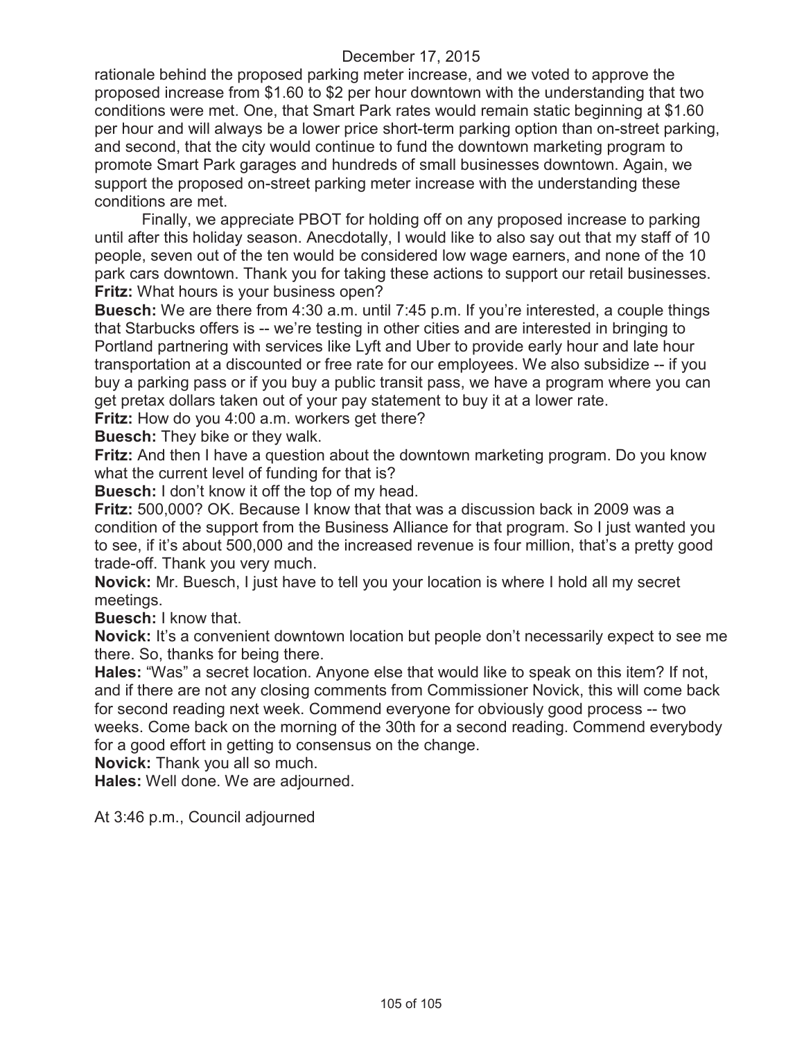rationale behind the proposed parking meter increase, and we voted to approve the proposed increase from $1.60 to $2 per hour downtown with the understanding that two conditions were met. One, that Smart Park rates would remain static beginning at $1.60 per hour and will always be a lower price short-term parking option than on-street parking, and second, that the city would continue to fund the downtown marketing program to promote Smart Park garages and hundreds of small businesses downtown. Again, we support the proposed on-street parking meter increase with the understanding these conditions are met.

Finally, we appreciate PBOT for holding off on any proposed increase to parking until after this holiday season. Anecdotally, I would like to also say out that my staff of 10 people, seven out of the ten would be considered low wage earners, and none of the 10 park cars downtown. Thank you for taking these actions to support our retail businesses.

**Fritz:** What hours is your business open?

**Buesch:** We are there from 4:30 a.m. until 7:45 p.m. If you're interested, a couple things that Starbucks offers is -- we're testing in other cities and are interested in bringing to Portland partnering with services like Lyft and Uber to provide early hour and late hour transportation at a discounted or free rate for our employees. We also subsidize -- if you buy a parking pass or if you buy a public transit pass, we have a program where you can get pretax dollars taken out of your pay statement to buy it at a lower rate.

**Fritz:** How do you 4:00 a.m. workers get there?

**Buesch:** They bike or they walk.

**Fritz:** And then I have a question about the downtown marketing program. Do you know what the current level of funding for that is?

**Buesch:** I don't know it off the top of my head.

**Fritz:** 500,000? OK. Because I know that that was a discussion back in 2009 was a condition of the support from the Business Alliance for that program. So I just wanted you to see, if it's about 500,000 and the increased revenue is four million, that's a pretty good trade-off. Thank you very much.

**Novick:** Mr. Buesch, I just have to tell you your location is where I hold all my secret meetings.

**Buesch:** I know that.

**Novick:** It's a convenient downtown location but people don't necessarily expect to see me there. So, thanks for being there.

**Hales:** "Was" a secret location. Anyone else that would like to speak on this item? If not, and if there are not any closing comments from Commissioner Novick, this will come back for second reading next week. Commend everyone for obviously good process -- two weeks. Come back on the morning of the 30th for a second reading. Commend everybody for a good effort in getting to consensus on the change.

**Novick:** Thank you all so much.

**Hales:** Well done. We are adjourned.

At 3:46 p.m., Council adjourned